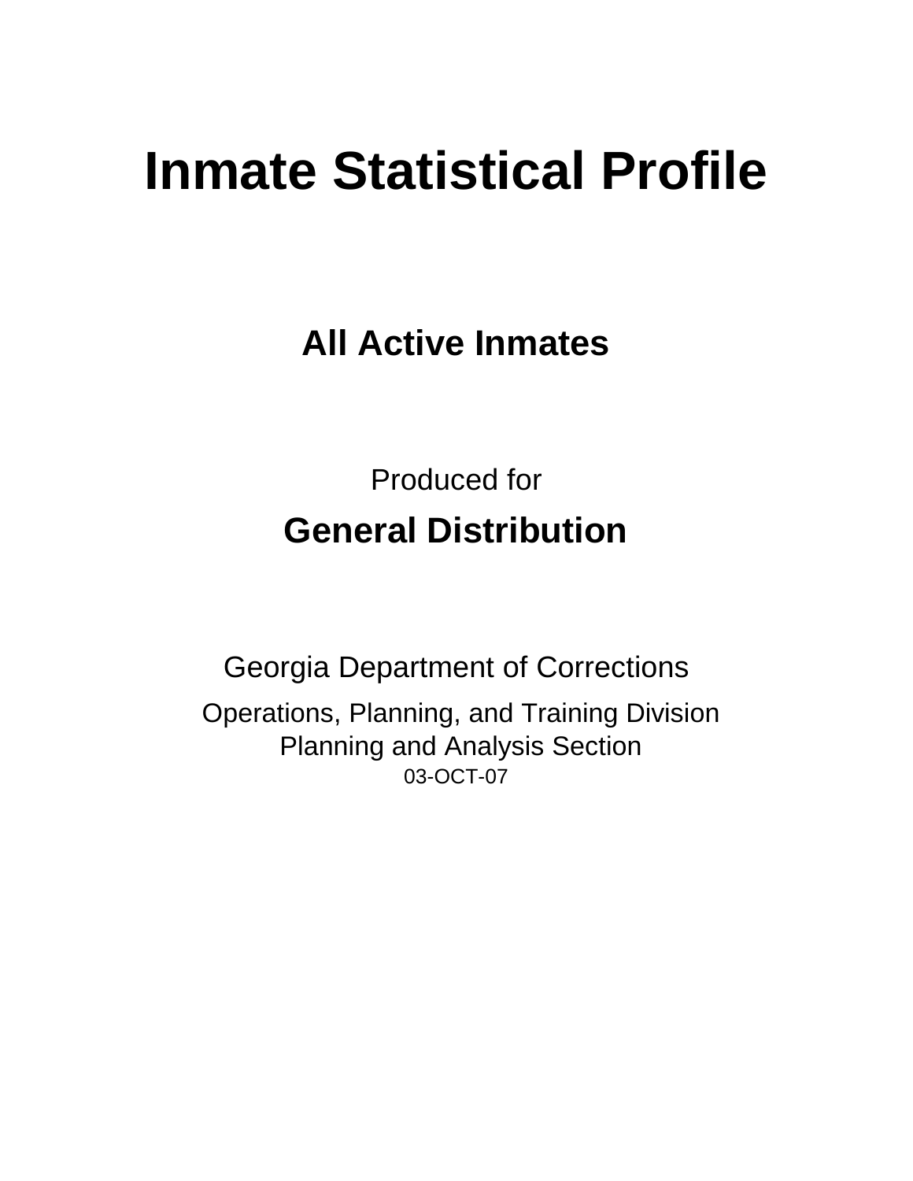# Inmate Statistical Profile

## All Active Inmates

Produced for

## General Distribution

Georgia Department of Corrections

Operations, Planning, and Training Division
Planning and Analysis Section
03-OCT-07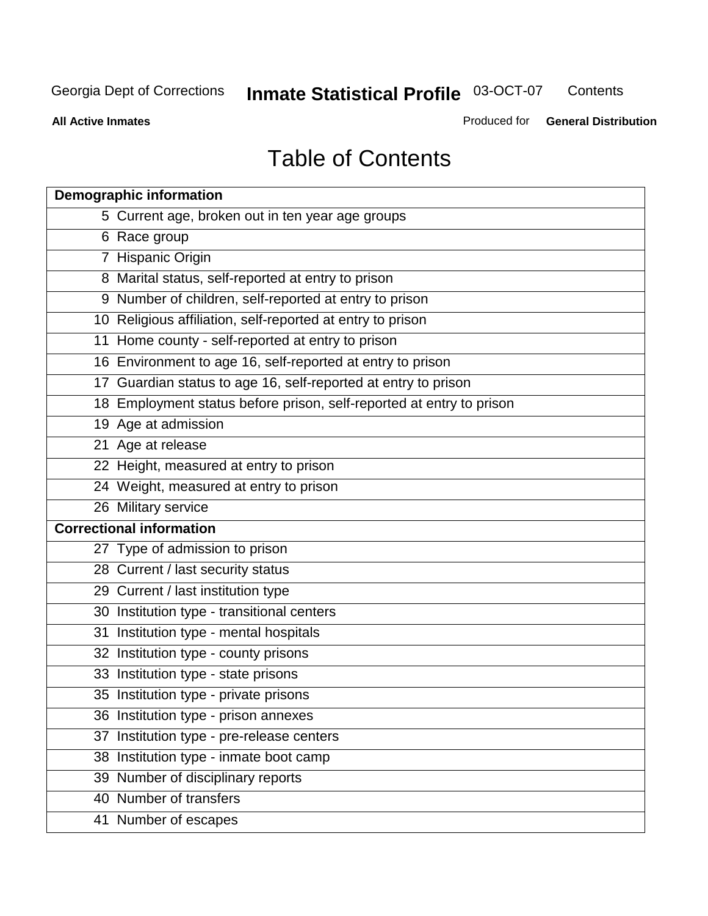# Table of Contents

| Demographic information | |
|---|---|
| 5 | Current age, broken out in ten year age groups |
| 6 | Race group |
| 7 | Hispanic Origin |
| 8 | Marital status, self-reported at entry to prison |
| 9 | Number of children, self-reported at entry to prison |
| 10 | Religious affiliation, self-reported at entry to prison |
| 11 | Home county - self-reported at entry to prison |
| 16 | Environment to age 16, self-reported at entry to prison |
| 17 | Guardian status to age 16, self-reported at entry to prison |
| 18 | Employment status before prison, self-reported at entry to prison |
| 19 | Age at admission |
| 21 | Age at release |
| 22 | Height, measured at entry to prison |
| 24 | Weight, measured at entry to prison |
| 26 | Military service |
| **Correctional information** | |
| 27 | Type of admission to prison |
| 28 | Current / last security status |
| 29 | Current / last institution type |
| 30 | Institution type - transitional centers |
| 31 | Institution type - mental hospitals |
| 32 | Institution type - county prisons |
| 33 | Institution type - state prisons |
| 35 | Institution type - private prisons |
| 36 | Institution type - prison annexes |
| 37 | Institution type - pre-release centers |
| 38 | Institution type - inmate boot camp |
| 39 | Number of disciplinary reports |
| 40 | Number of transfers |
| 41 | Number of escapes |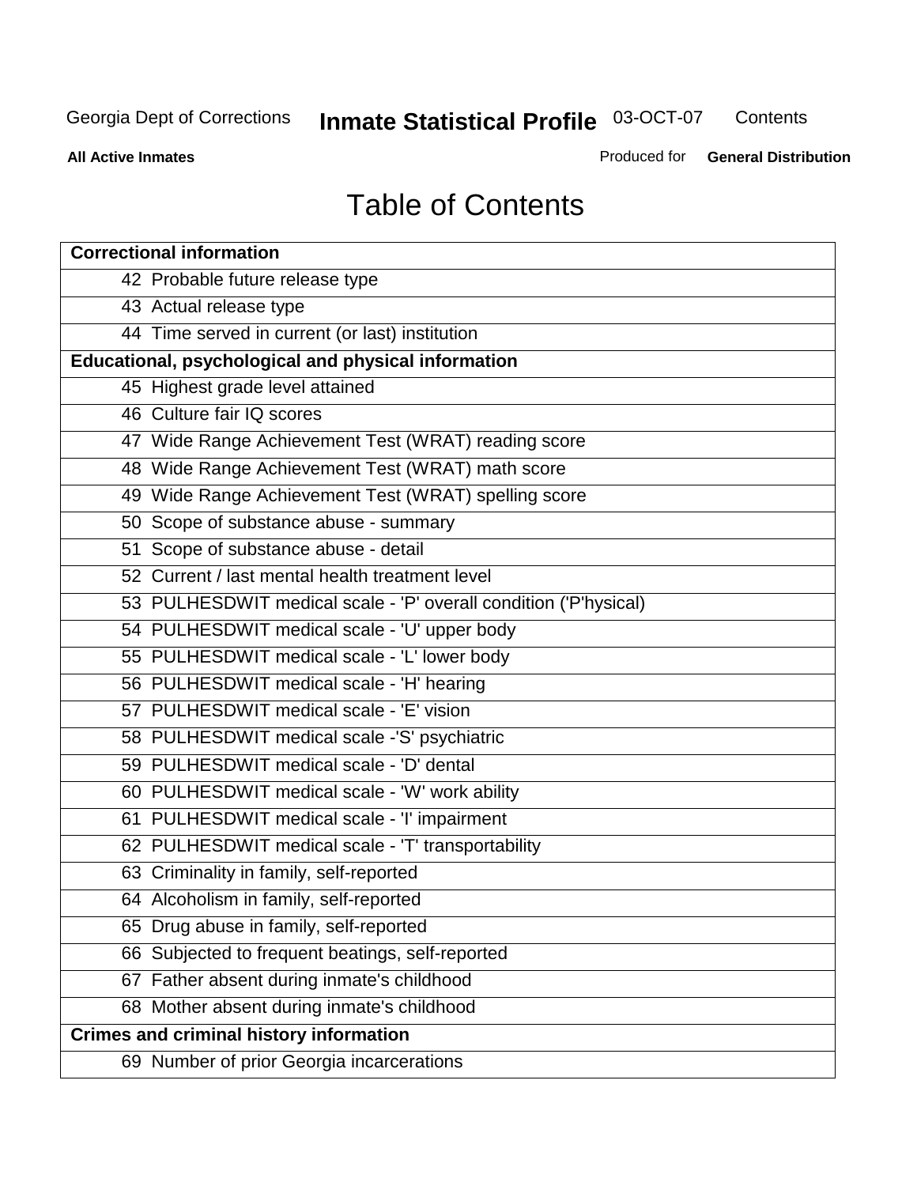# Table of Contents

| Correctional information |
|---|
| 42 Probable future release type |
| 43 Actual release type |
| 44 Time served in current (or last) institution |
| **Educational, psychological and physical information** |
| 45 Highest grade level attained |
| 46 Culture fair IQ scores |
| 47 Wide Range Achievement Test (WRAT) reading score |
| 48 Wide Range Achievement Test (WRAT) math score |
| 49 Wide Range Achievement Test (WRAT) spelling score |
| 50 Scope of substance abuse - summary |
| 51 Scope of substance abuse - detail |
| 52 Current / last mental health treatment level |
| 53 PULHESDWIT medical scale - 'P' overall condition ('P'hysical) |
| 54 PULHESDWIT medical scale - 'U' upper body |
| 55 PULHESDWIT medical scale - 'L' lower body |
| 56 PULHESDWIT medical scale - 'H' hearing |
| 57 PULHESDWIT medical scale - 'E' vision |
| 58 PULHESDWIT medical scale -'S' psychiatric |
| 59 PULHESDWIT medical scale - 'D' dental |
| 60 PULHESDWIT medical scale - 'W' work ability |
| 61 PULHESDWIT medical scale - 'I' impairment |
| 62 PULHESDWIT medical scale - 'T' transportability |
| 63 Criminality in family, self-reported |
| 64 Alcoholism in family, self-reported |
| 65 Drug abuse in family, self-reported |
| 66 Subjected to frequent beatings, self-reported |
| 67 Father absent during inmate's childhood |
| 68 Mother absent during inmate's childhood |
| **Crimes and criminal history information** |
| 69 Number of prior Georgia incarcerations |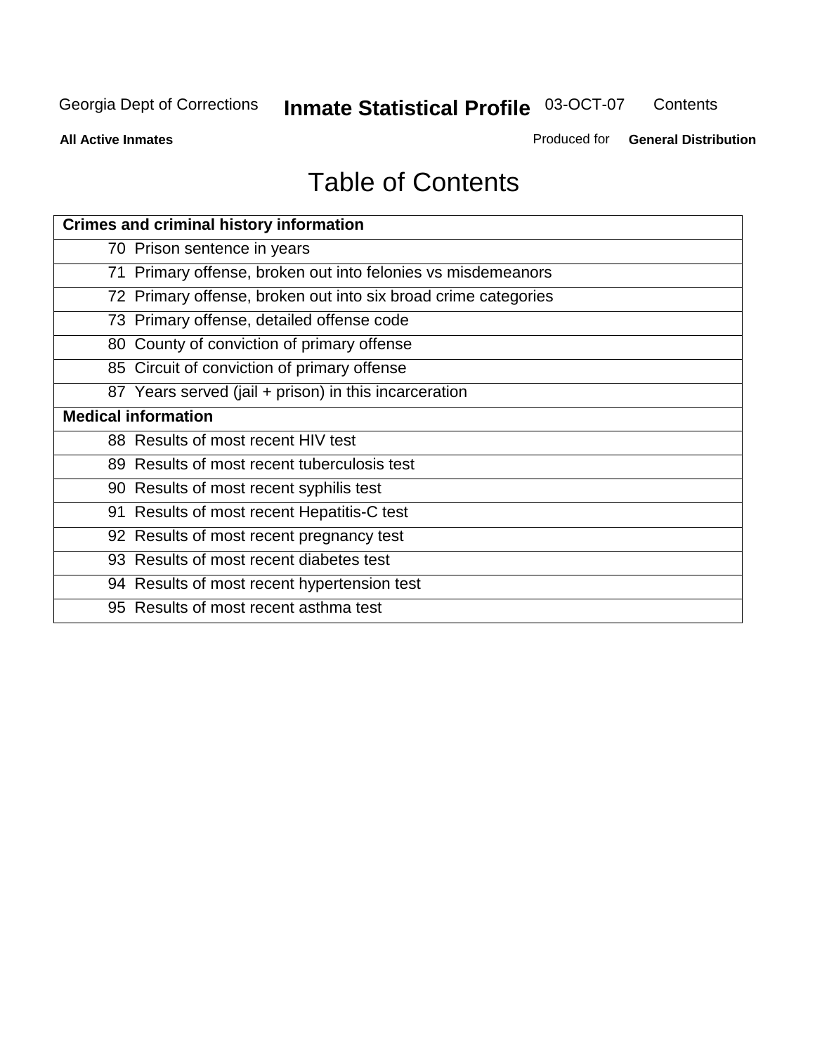# Table of Contents

| Crimes and criminal history information | |
|---|---|
| 70 | Prison sentence in years |
| 71 | Primary offense, broken out into felonies vs misdemeanors |
| 72 | Primary offense, broken out into six broad crime categories |
| 73 | Primary offense, detailed offense code |
| 80 | County of conviction of primary offense |
| 85 | Circuit of conviction of primary offense |
| 87 | Years served (jail + prison) in this incarceration |
| **Medical information** | |
| 88 | Results of most recent HIV test |
| 89 | Results of most recent tuberculosis test |
| 90 | Results of most recent syphilis test |
| 91 | Results of most recent Hepatitis-C test |
| 92 | Results of most recent pregnancy test |
| 93 | Results of most recent diabetes test |
| 94 | Results of most recent hypertension test |
| 95 | Results of most recent asthma test |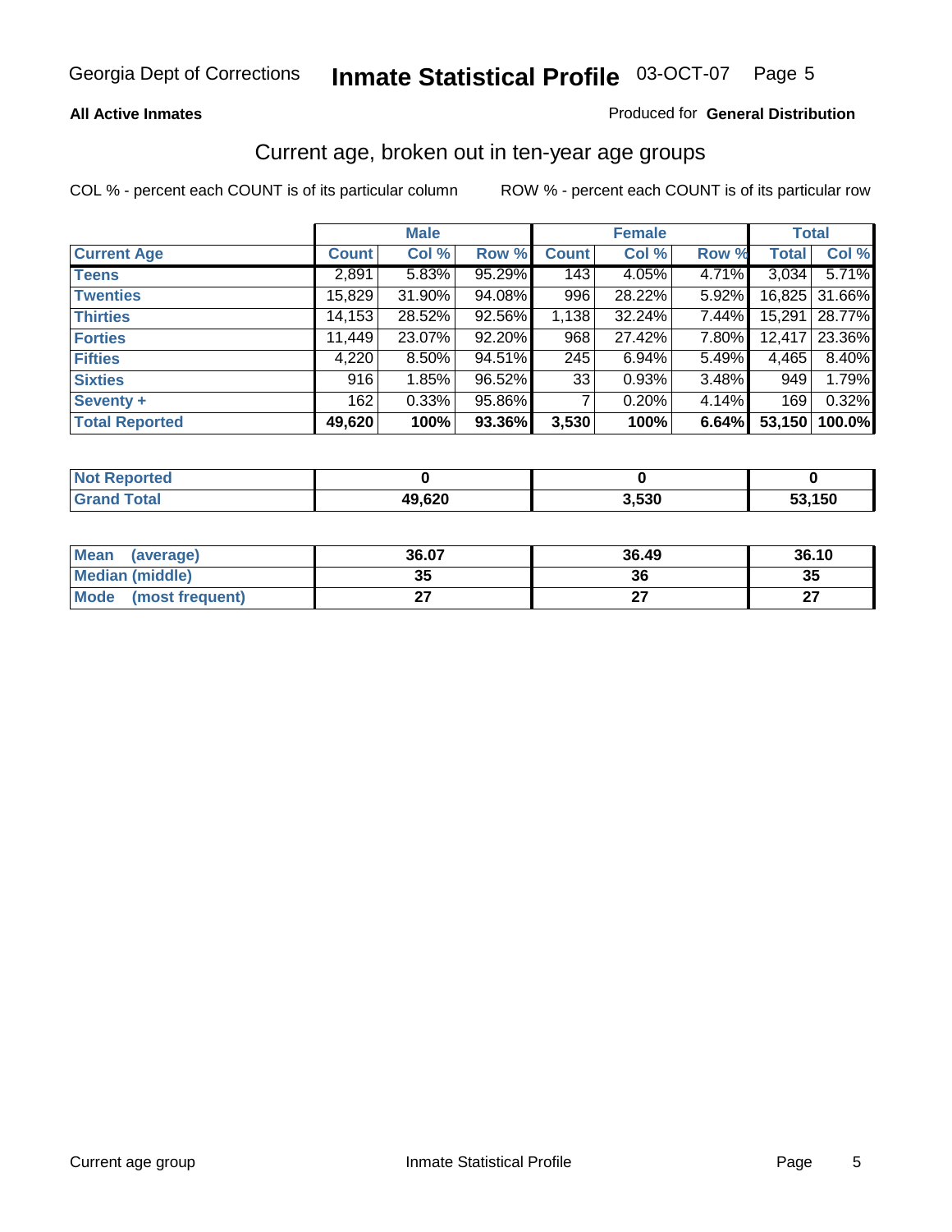Georgia Dept of Corrections **Inmate Statistical Profile** 03-OCT-07

**All Active Inmates**

Produced for **General Distribution**

## Current age, broken out in ten-year age groups

COL % - percent each COUNT is of its particular column

ROW % - percent each COUNT is of its particular row

| | Male | | | Female | | | Total | |
|---|---|---|---|---|---|---|---|---|
| Current Age | Count | Col % | Row % | Count | Col % | Row % | Total | Col % |
| Teens | 2,891 | 5.83% | 95.29% | 143 | 4.05% | 4.71% | 3,034 | 5.71% |
| Twenties | 15,829 | 31.90% | 94.08% | 996 | 28.22% | 5.92% | 16,825 | 31.66% |
| Thirties | 14,153 | 28.52% | 92.56% | 1,138 | 32.24% | 7.44% | 15,291 | 28.77% |
| Forties | 11,449 | 23.07% | 92.20% | 968 | 27.42% | 7.80% | 12,417 | 23.36% |
| Fifties | 4,220 | 8.50% | 94.51% | 245 | 6.94% | 5.49% | 4,465 | 8.40% |
| Sixties | 916 | 1.85% | 96.52% | 33 | 0.93% | 3.48% | 949 | 1.79% |
| Seventy + | 162 | 0.33% | 95.86% | 7 | 0.20% | 4.14% | 169 | 0.32% |
| **Total Reported** | **49,620** | **100%** | **93.36%** | **3,530** | **100%** | **6.64%** | **53,150** | **100.0%** |

| | Male | Female | Total |
|---|---|---|---|
| Not Reported | **0** | **0** | **0** |
| Grand Total | **49,620** | **3,530** | **53,150** |

| | Male | Female | Total |
|---|---|---|---|
| Mean (average) | **36.07** | **36.49** | **36.10** |
| Median (middle) | **35** | **36** | **35** |
| Mode (most frequent) | **27** | **27** | **27** |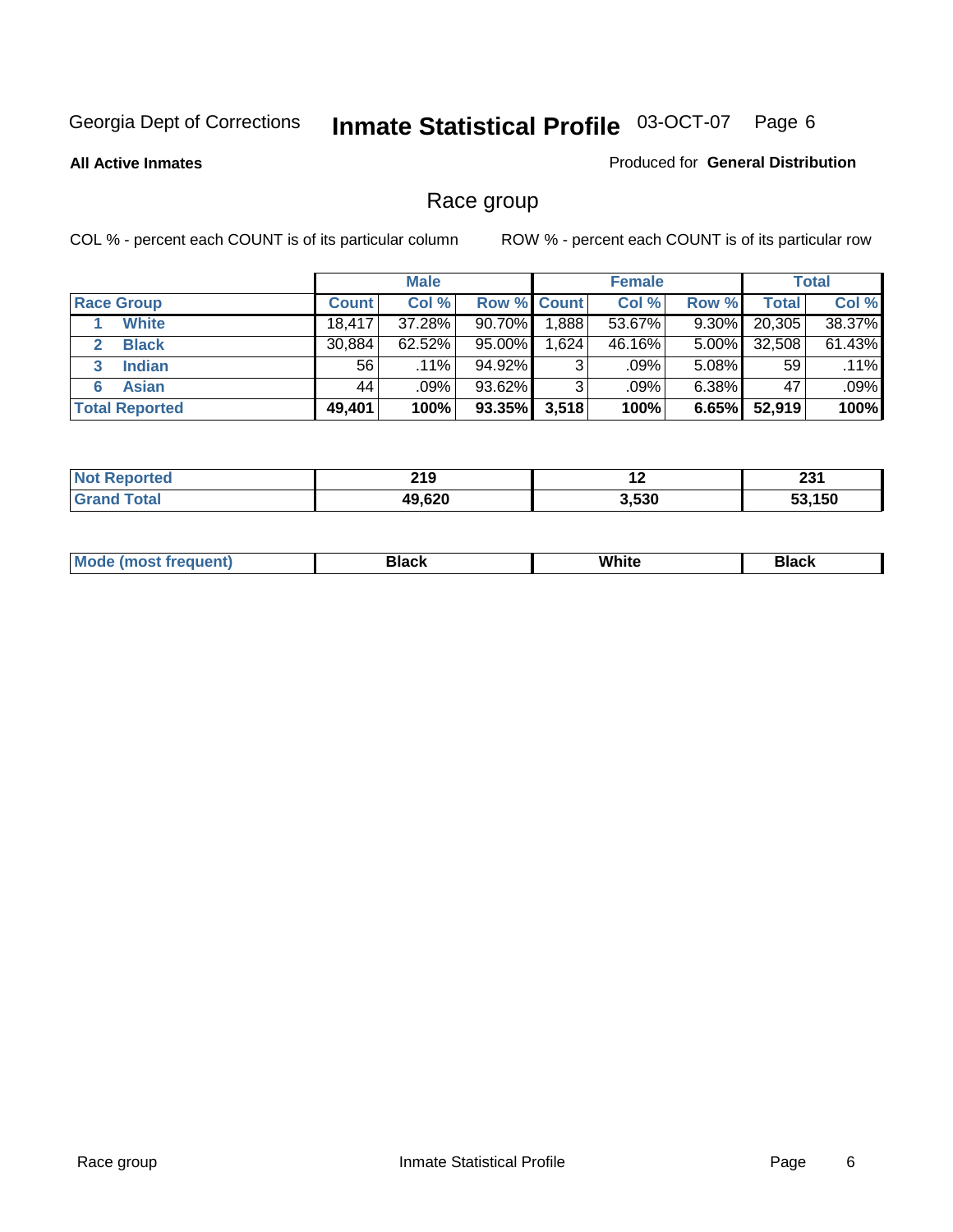Georgia Dept of Corrections **Inmate Statistical Profile** 03-OCT-07 Page 6

**All Active Inmates**

Produced for **General Distribution**

## Race group

COL % - percent each COUNT is of its particular column

ROW % - percent each COUNT is of its particular row

| | Male | | | Female | | | Total | |
|---|---|---|---|---|---|---|---|---|
| **Race Group** | **Count** | **Col %** | **Row %** | **Count** | **Col %** | **Row %** | **Total** | **Col %** |
| 1 **White** | 18,417 | 37.28% | 90.70% | 1,888 | 53.67% | 9.30% | 20,305 | 38.37% |
| 2 **Black** | 30,884 | 62.52% | 95.00% | 1,624 | 46.16% | 5.00% | 32,508 | 61.43% |
| 3 **Indian** | 56 | .11% | 94.92% | 3 | .09% | 5.08% | 59 | .11% |
| 6 **Asian** | 44 | .09% | 93.62% | 3 | .09% | 6.38% | 47 | .09% |
| **Total Reported** | **49,401** | **100%** | **93.35%** | **3,518** | **100%** | **6.65%** | **52,919** | **100%** |

| | Male | Female | Total |
|---|---|---|---|
| **Not Reported** | **219** | **12** | **231** |
| **Grand Total** | **49,620** | **3,530** | **53,150** |

| | Male | Female | Total |
|---|---|---|---|
| **Mode (most frequent)** | **Black** | **White** | **Black** |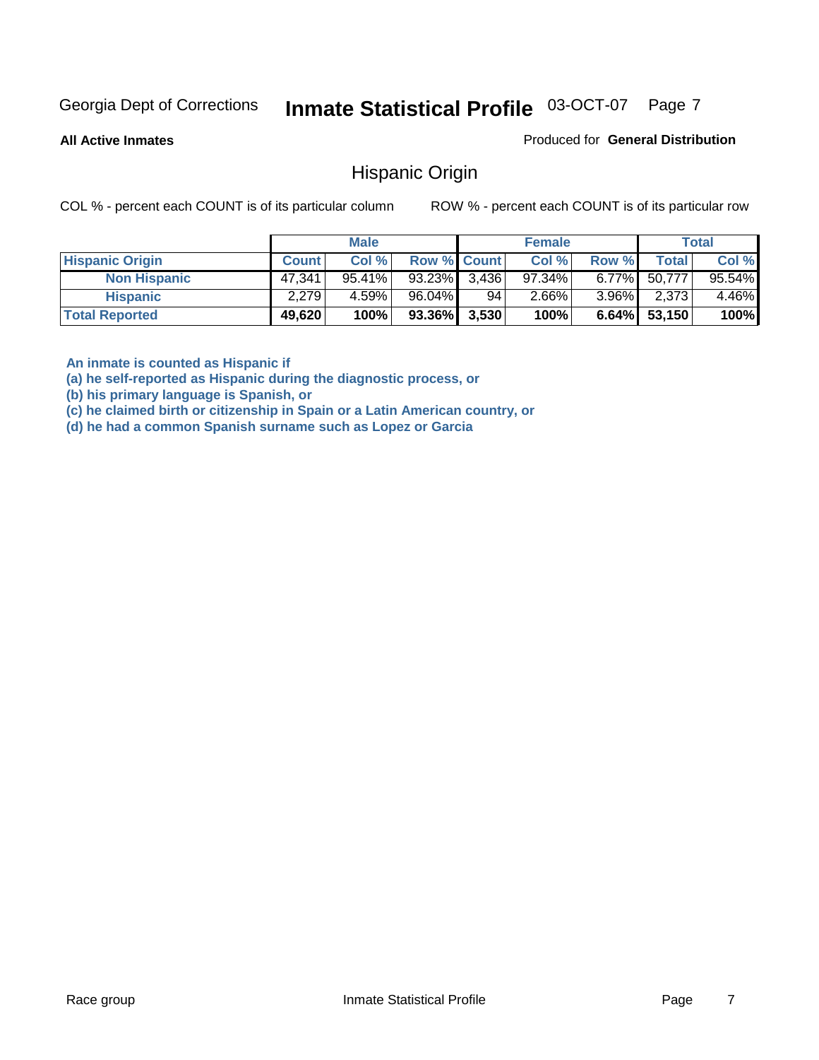Georgia Dept of Corrections **Inmate Statistical Profile** 03-OCT-07

**All Active Inmates**

Produced for **General Distribution**

## Hispanic Origin

COL % - percent each COUNT is of its particular column

ROW % - percent each COUNT is of its particular row

| | Male | | | Female | | | Total | |
|---|---|---|---|---|---|---|---|---|
| **Hispanic Origin** | **Count** | **Col %** | **Row %** | **Count** | **Col %** | **Row %** | **Total** | **Col %** |
| **Non Hispanic** | 47,341 | 95.41% | 93.23% | 3,436 | 97.34% | 6.77% | 50,777 | 95.54% |
| **Hispanic** | 2,279 | 4.59% | 96.04% | 94 | 2.66% | 3.96% | 2,373 | 4.46% |
| **Total Reported** | **49,620** | **100%** | **93.36%** | **3,530** | **100%** | **6.64%** | **53,150** | **100%** |

**An inmate is counted as Hispanic if**
**(a) he self-reported as Hispanic during the diagnostic process, or**
**(b) his primary language is Spanish, or**
**(c) he claimed birth or citizenship in Spain or a Latin American country, or**
**(d) he had a common Spanish surname such as Lopez or Garcia**

Race group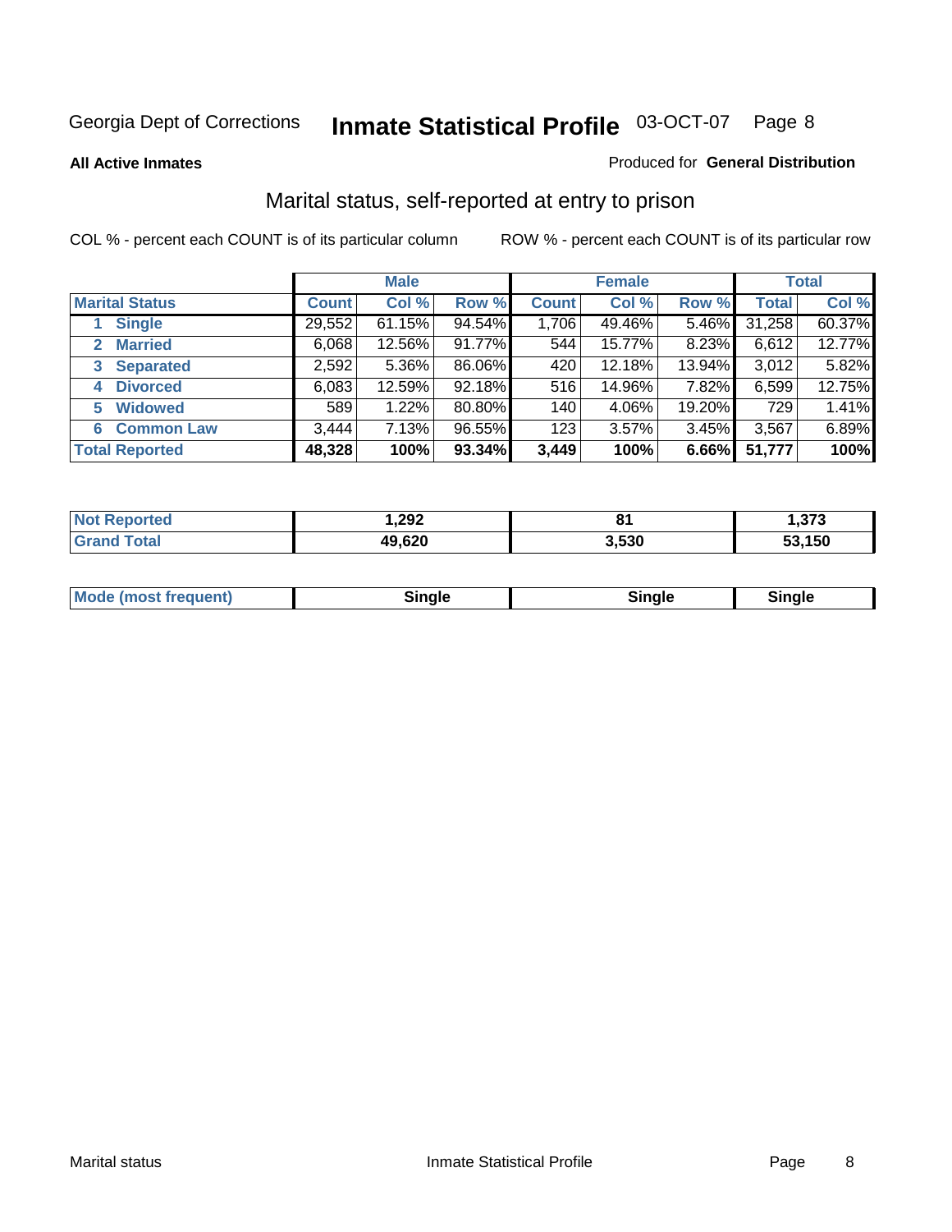Georgia Dept of Corrections **Inmate Statistical Profile** 03-OCT-07

**All Active Inmates**

Produced for **General Distribution**

## Marital status, self-reported at entry to prison

COL % - percent each COUNT is of its particular column

ROW % - percent each COUNT is of its particular row

| | Male | | | Female | | | Total | |
|---|---|---|---|---|---|---|---|---|
| **Marital Status** | **Count** | **Col %** | **Row %** | **Count** | **Col %** | **Row %** | **Total** | **Col %** |
| 1 **Single** | 29,552 | 61.15% | 94.54% | 1,706 | 49.46% | 5.46% | 31,258 | 60.37% |
| 2 **Married** | 6,068 | 12.56% | 91.77% | 544 | 15.77% | 8.23% | 6,612 | 12.77% |
| 3 **Separated** | 2,592 | 5.36% | 86.06% | 420 | 12.18% | 13.94% | 3,012 | 5.82% |
| 4 **Divorced** | 6,083 | 12.59% | 92.18% | 516 | 14.96% | 7.82% | 6,599 | 12.75% |
| 5 **Widowed** | 589 | 1.22% | 80.80% | 140 | 4.06% | 19.20% | 729 | 1.41% |
| 6 **Common Law** | 3,444 | 7.13% | 96.55% | 123 | 3.57% | 3.45% | 3,567 | 6.89% |
| **Total Reported** | **48,328** | **100%** | **93.34%** | **3,449** | **100%** | **6.66%** | **51,777** | **100%** |

| | Male | Female | Total |
|---|---|---|---|
| **Not Reported** | **1,292** | **81** | **1,373** |
| **Grand Total** | **49,620** | **3,530** | **53,150** |

| | Male | Female | Total |
|---|---|---|---|
| **Mode (most frequent)** | **Single** | **Single** | **Single** |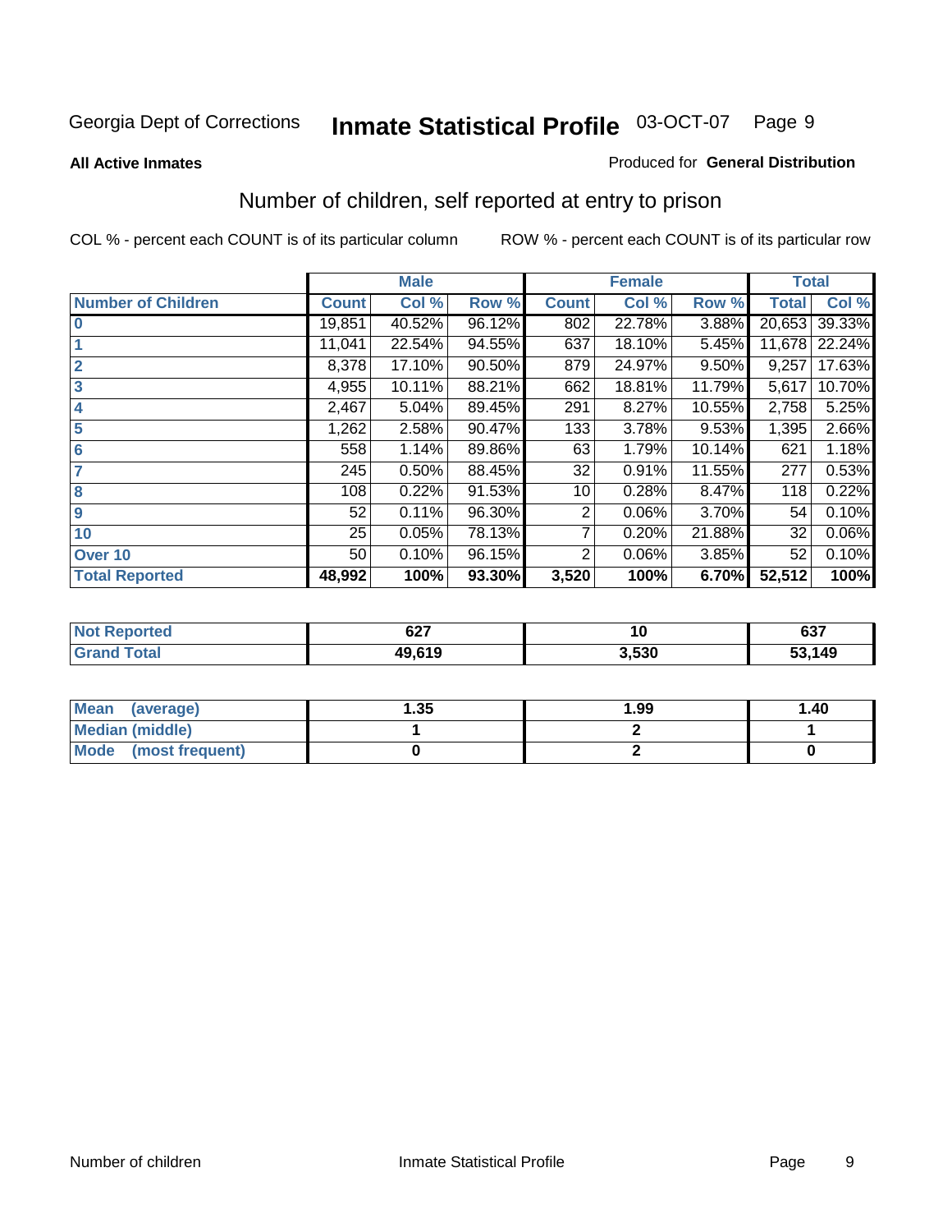Georgia Dept of Corrections **Inmate Statistical Profile** 03-OCT-07

**All Active Inmates** Produced for **General Distribution**

## Number of children, self reported at entry to prison

COL % - percent each COUNT is of its particular column    ROW % - percent each COUNT is of its particular row

| | Male | | | Female | | | Total | |
|---|---|---|---|---|---|---|---|---|
| **Number of Children** | **Count** | **Col %** | **Row %** | **Count** | **Col %** | **Row %** | **Total** | **Col %** |
| **0** | 19,851 | 40.52% | 96.12% | 802 | 22.78% | 3.88% | 20,653 | 39.33% |
| **1** | 11,041 | 22.54% | 94.55% | 637 | 18.10% | 5.45% | 11,678 | 22.24% |
| **2** | 8,378 | 17.10% | 90.50% | 879 | 24.97% | 9.50% | 9,257 | 17.63% |
| **3** | 4,955 | 10.11% | 88.21% | 662 | 18.81% | 11.79% | 5,617 | 10.70% |
| **4** | 2,467 | 5.04% | 89.45% | 291 | 8.27% | 10.55% | 2,758 | 5.25% |
| **5** | 1,262 | 2.58% | 90.47% | 133 | 3.78% | 9.53% | 1,395 | 2.66% |
| **6** | 558 | 1.14% | 89.86% | 63 | 1.79% | 10.14% | 621 | 1.18% |
| **7** | 245 | 0.50% | 88.45% | 32 | 0.91% | 11.55% | 277 | 0.53% |
| **8** | 108 | 0.22% | 91.53% | 10 | 0.28% | 8.47% | 118 | 0.22% |
| **9** | 52 | 0.11% | 96.30% | 2 | 0.06% | 3.70% | 54 | 0.10% |
| **10** | 25 | 0.05% | 78.13% | 7 | 0.20% | 21.88% | 32 | 0.06% |
| **Over 10** | 50 | 0.10% | 96.15% | 2 | 0.06% | 3.85% | 52 | 0.10% |
| **Total Reported** | **48,992** | **100%** | **93.30%** | **3,520** | **100%** | **6.70%** | **52,512** | **100%** |

| | Male | Female | Total |
|---|---|---|---|
| **Not Reported** | **627** | **10** | **637** |
| **Grand Total** | **49,619** | **3,530** | **53,149** |

| | Male | Female | Total |
|---|---|---|---|
| **Mean (average)** | **1.35** | **1.99** | **1.40** |
| **Median (middle)** | **1** | **2** | **1** |
| **Mode (most frequent)** | **0** | **2** | **0** |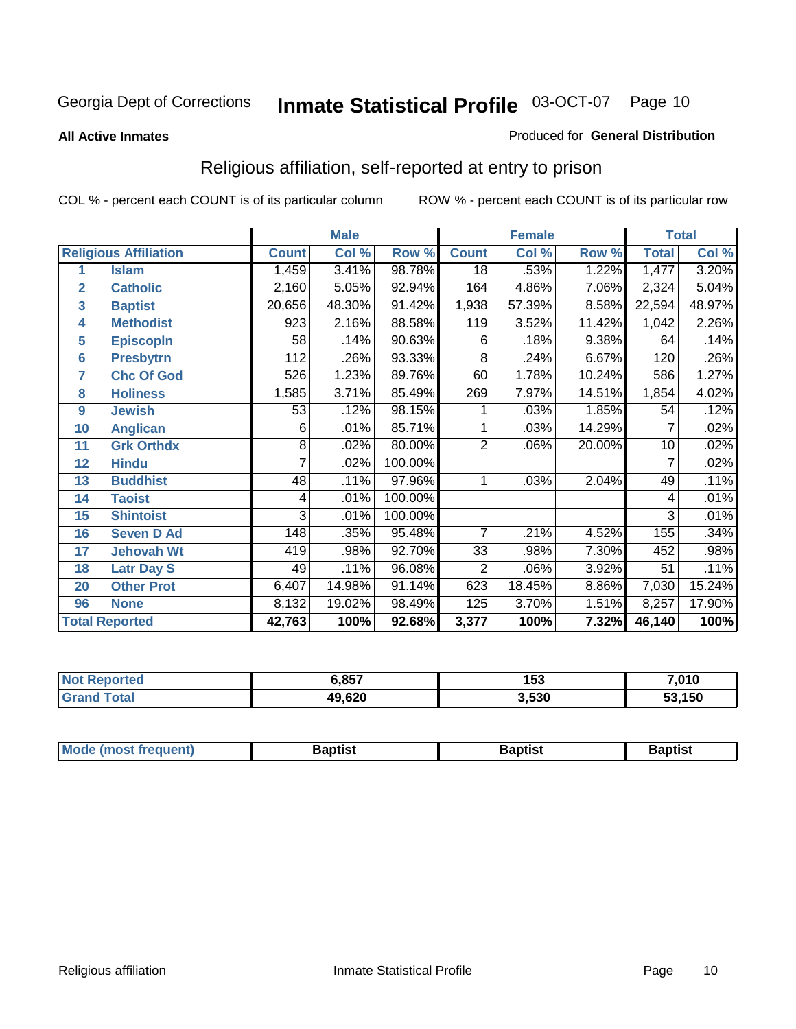Georgia Dept of Corrections **Inmate Statistical Profile** 03-OCT-07

**All Active Inmates** Produced for **General Distribution**

## Religious affiliation, self-reported at entry to prison

COL % - percent each COUNT is of its particular column ROW % - percent each COUNT is of its particular row

| | | Male | | | Female | | | Total | |
|---|---|---|---|---|---|---|---|---|---|
| **Religious Affiliation** | | **Count** | **Col %** | **Row %** | **Count** | **Col %** | **Row %** | **Total** | **Col %** |
| 1 | Islam | 1,459 | 3.41% | 98.78% | 18 | .53% | 1.22% | 1,477 | 3.20% |
| 2 | Catholic | 2,160 | 5.05% | 92.94% | 164 | 4.86% | 7.06% | 2,324 | 5.04% |
| 3 | Baptist | 20,656 | 48.30% | 91.42% | 1,938 | 57.39% | 8.58% | 22,594 | 48.97% |
| 4 | Methodist | 923 | 2.16% | 88.58% | 119 | 3.52% | 11.42% | 1,042 | 2.26% |
| 5 | Episcopln | 58 | .14% | 90.63% | 6 | .18% | 9.38% | 64 | .14% |
| 6 | Presbytrn | 112 | .26% | 93.33% | 8 | .24% | 6.67% | 120 | .26% |
| 7 | Chc Of God | 526 | 1.23% | 89.76% | 60 | 1.78% | 10.24% | 586 | 1.27% |
| 8 | Holiness | 1,585 | 3.71% | 85.49% | 269 | 7.97% | 14.51% | 1,854 | 4.02% |
| 9 | Jewish | 53 | .12% | 98.15% | 1 | .03% | 1.85% | 54 | .12% |
| 10 | Anglican | 6 | .01% | 85.71% | 1 | .03% | 14.29% | 7 | .02% |
| 11 | Grk Orthdx | 8 | .02% | 80.00% | 2 | .06% | 20.00% | 10 | .02% |
| 12 | Hindu | 7 | .02% | 100.00% | | | | 7 | .02% |
| 13 | Buddhist | 48 | .11% | 97.96% | 1 | .03% | 2.04% | 49 | .11% |
| 14 | Taoist | 4 | .01% | 100.00% | | | | 4 | .01% |
| 15 | Shintoist | 3 | .01% | 100.00% | | | | 3 | .01% |
| 16 | Seven D Ad | 148 | .35% | 95.48% | 7 | .21% | 4.52% | 155 | .34% |
| 17 | Jehovah Wt | 419 | .98% | 92.70% | 33 | .98% | 7.30% | 452 | .98% |
| 18 | Latr Day S | 49 | .11% | 96.08% | 2 | .06% | 3.92% | 51 | .11% |
| 20 | Other Prot | 6,407 | 14.98% | 91.14% | 623 | 18.45% | 8.86% | 7,030 | 15.24% |
| 96 | None | 8,132 | 19.02% | 98.49% | 125 | 3.70% | 1.51% | 8,257 | 17.90% |
| **Total Reported** | | **42,763** | **100%** | **92.68%** | **3,377** | **100%** | **7.32%** | **46,140** | **100%** |

| | Male | Female | Total |
|---|---|---|---|
| Not Reported | **6,857** | **153** | **7,010** |
| Grand Total | **49,620** | **3,530** | **53,150** |

| | Male | Female | Total |
|---|---|---|---|
| Mode (most frequent) | **Baptist** | **Baptist** | **Baptist** |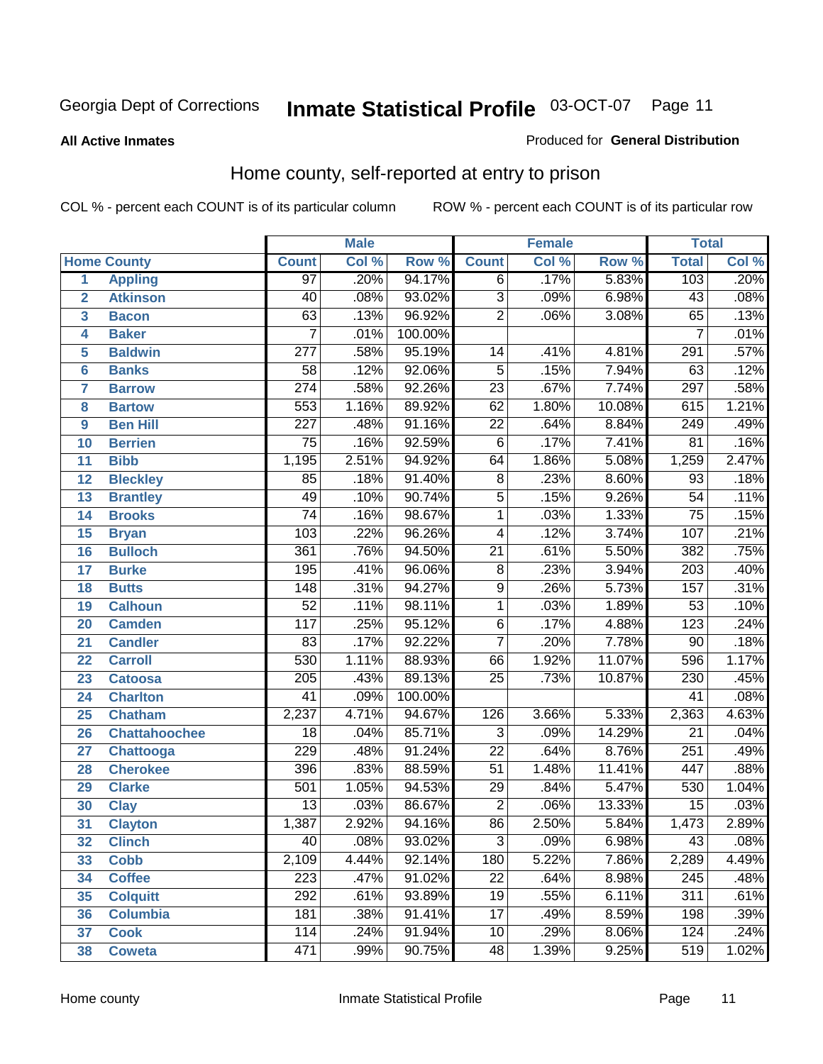Georgia Dept of Corrections **Inmate Statistical Profile** 03-OCT-07

**All Active Inmates**

Produced for **General Distribution**

## Home county, self-reported at entry to prison

COL % - percent each COUNT is of its particular column

ROW % - percent each COUNT is of its particular row

| | | Male | | | Female | | | Total | |
|---|---|---|---|---|---|---|---|---|---|
| Home County | | Count | Col % | Row % | Count | Col % | Row % | Total | Col % |
| 1 | Appling | 97 | .20% | 94.17% | 6 | .17% | 5.83% | 103 | .20% |
| 2 | Atkinson | 40 | .08% | 93.02% | 3 | .09% | 6.98% | 43 | .08% |
| 3 | Bacon | 63 | .13% | 96.92% | 2 | .06% | 3.08% | 65 | .13% |
| 4 | Baker | 7 | .01% | 100.00% | | | | 7 | .01% |
| 5 | Baldwin | 277 | .58% | 95.19% | 14 | .41% | 4.81% | 291 | .57% |
| 6 | Banks | 58 | .12% | 92.06% | 5 | .15% | 7.94% | 63 | .12% |
| 7 | Barrow | 274 | .58% | 92.26% | 23 | .67% | 7.74% | 297 | .58% |
| 8 | Bartow | 553 | 1.16% | 89.92% | 62 | 1.80% | 10.08% | 615 | 1.21% |
| 9 | Ben Hill | 227 | .48% | 91.16% | 22 | .64% | 8.84% | 249 | .49% |
| 10 | Berrien | 75 | .16% | 92.59% | 6 | .17% | 7.41% | 81 | .16% |
| 11 | Bibb | 1,195 | 2.51% | 94.92% | 64 | 1.86% | 5.08% | 1,259 | 2.47% |
| 12 | Bleckley | 85 | .18% | 91.40% | 8 | .23% | 8.60% | 93 | .18% |
| 13 | Brantley | 49 | .10% | 90.74% | 5 | .15% | 9.26% | 54 | .11% |
| 14 | Brooks | 74 | .16% | 98.67% | 1 | .03% | 1.33% | 75 | .15% |
| 15 | Bryan | 103 | .22% | 96.26% | 4 | .12% | 3.74% | 107 | .21% |
| 16 | Bulloch | 361 | .76% | 94.50% | 21 | .61% | 5.50% | 382 | .75% |
| 17 | Burke | 195 | .41% | 96.06% | 8 | .23% | 3.94% | 203 | .40% |
| 18 | Butts | 148 | .31% | 94.27% | 9 | .26% | 5.73% | 157 | .31% |
| 19 | Calhoun | 52 | .11% | 98.11% | 1 | .03% | 1.89% | 53 | .10% |
| 20 | Camden | 117 | .25% | 95.12% | 6 | .17% | 4.88% | 123 | .24% |
| 21 | Candler | 83 | .17% | 92.22% | 7 | .20% | 7.78% | 90 | .18% |
| 22 | Carroll | 530 | 1.11% | 88.93% | 66 | 1.92% | 11.07% | 596 | 1.17% |
| 23 | Catoosa | 205 | .43% | 89.13% | 25 | .73% | 10.87% | 230 | .45% |
| 24 | Charlton | 41 | .09% | 100.00% | | | | 41 | .08% |
| 25 | Chatham | 2,237 | 4.71% | 94.67% | 126 | 3.66% | 5.33% | 2,363 | 4.63% |
| 26 | Chattahoochee | 18 | .04% | 85.71% | 3 | .09% | 14.29% | 21 | .04% |
| 27 | Chattooga | 229 | .48% | 91.24% | 22 | .64% | 8.76% | 251 | .49% |
| 28 | Cherokee | 396 | .83% | 88.59% | 51 | 1.48% | 11.41% | 447 | .88% |
| 29 | Clarke | 501 | 1.05% | 94.53% | 29 | .84% | 5.47% | 530 | 1.04% |
| 30 | Clay | 13 | .03% | 86.67% | 2 | .06% | 13.33% | 15 | .03% |
| 31 | Clayton | 1,387 | 2.92% | 94.16% | 86 | 2.50% | 5.84% | 1,473 | 2.89% |
| 32 | Clinch | 40 | .08% | 93.02% | 3 | .09% | 6.98% | 43 | .08% |
| 33 | Cobb | 2,109 | 4.44% | 92.14% | 180 | 5.22% | 7.86% | 2,289 | 4.49% |
| 34 | Coffee | 223 | .47% | 91.02% | 22 | .64% | 8.98% | 245 | .48% |
| 35 | Colquitt | 292 | .61% | 93.89% | 19 | .55% | 6.11% | 311 | .61% |
| 36 | Columbia | 181 | .38% | 91.41% | 17 | .49% | 8.59% | 198 | .39% |
| 37 | Cook | 114 | .24% | 91.94% | 10 | .29% | 8.06% | 124 | .24% |
| 38 | Coweta | 471 | .99% | 90.75% | 48 | 1.39% | 9.25% | 519 | 1.02% |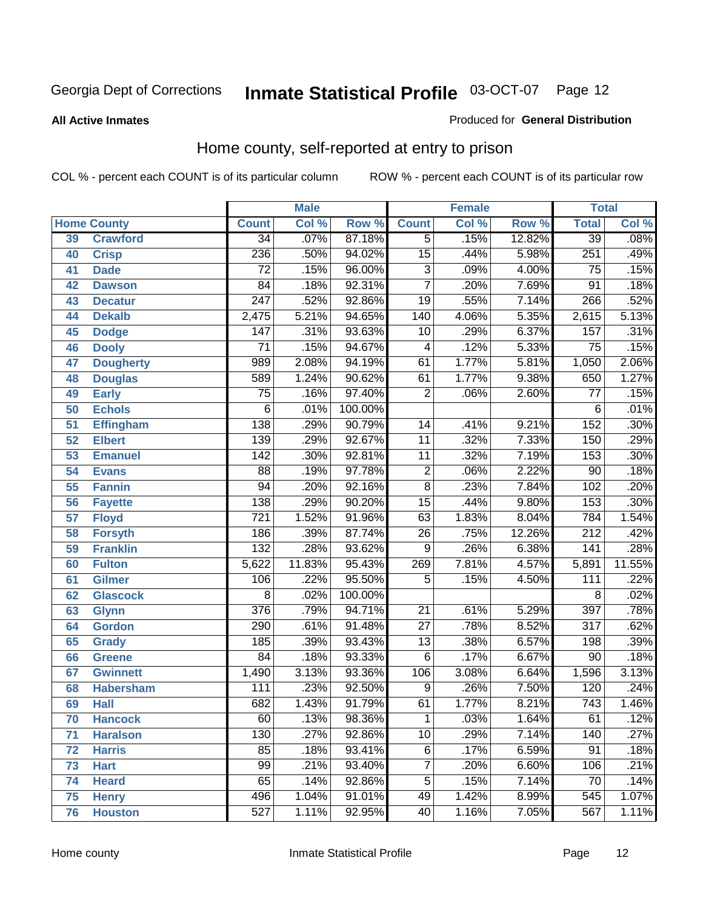Georgia Dept of Corrections **Inmate Statistical Profile** 03-OCT-07

**All Active Inmates**

Produced for **General Distribution**

## Home county, self-reported at entry to prison

COL % - percent each COUNT is of its particular column ROW % - percent each COUNT is of its particular row

| Home County | | Male | | | Female | | | Total | |
|---|---|---|---|---|---|---|---|---|---|
| | | Count | Col % | Row % | Count | Col % | Row % | Total | Col % |
| 39 | Crawford | 34 | .07% | 87.18% | 5 | .15% | 12.82% | 39 | .08% |
| 40 | Crisp | 236 | .50% | 94.02% | 15 | .44% | 5.98% | 251 | .49% |
| 41 | Dade | 72 | .15% | 96.00% | 3 | .09% | 4.00% | 75 | .15% |
| 42 | Dawson | 84 | .18% | 92.31% | 7 | .20% | 7.69% | 91 | .18% |
| 43 | Decatur | 247 | .52% | 92.86% | 19 | .55% | 7.14% | 266 | .52% |
| 44 | Dekalb | 2,475 | 5.21% | 94.65% | 140 | 4.06% | 5.35% | 2,615 | 5.13% |
| 45 | Dodge | 147 | .31% | 93.63% | 10 | .29% | 6.37% | 157 | .31% |
| 46 | Dooly | 71 | .15% | 94.67% | 4 | .12% | 5.33% | 75 | .15% |
| 47 | Dougherty | 989 | 2.08% | 94.19% | 61 | 1.77% | 5.81% | 1,050 | 2.06% |
| 48 | Douglas | 589 | 1.24% | 90.62% | 61 | 1.77% | 9.38% | 650 | 1.27% |
| 49 | Early | 75 | .16% | 97.40% | 2 | .06% | 2.60% | 77 | .15% |
| 50 | Echols | 6 | .01% | 100.00% | | | | 6 | .01% |
| 51 | Effingham | 138 | .29% | 90.79% | 14 | .41% | 9.21% | 152 | .30% |
| 52 | Elbert | 139 | .29% | 92.67% | 11 | .32% | 7.33% | 150 | .29% |
| 53 | Emanuel | 142 | .30% | 92.81% | 11 | .32% | 7.19% | 153 | .30% |
| 54 | Evans | 88 | .19% | 97.78% | 2 | .06% | 2.22% | 90 | .18% |
| 55 | Fannin | 94 | .20% | 92.16% | 8 | .23% | 7.84% | 102 | .20% |
| 56 | Fayette | 138 | .29% | 90.20% | 15 | .44% | 9.80% | 153 | .30% |
| 57 | Floyd | 721 | 1.52% | 91.96% | 63 | 1.83% | 8.04% | 784 | 1.54% |
| 58 | Forsyth | 186 | .39% | 87.74% | 26 | .75% | 12.26% | 212 | .42% |
| 59 | Franklin | 132 | .28% | 93.62% | 9 | .26% | 6.38% | 141 | .28% |
| 60 | Fulton | 5,622 | 11.83% | 95.43% | 269 | 7.81% | 4.57% | 5,891 | 11.55% |
| 61 | Gilmer | 106 | .22% | 95.50% | 5 | .15% | 4.50% | 111 | .22% |
| 62 | Glascock | 8 | .02% | 100.00% | | | | 8 | .02% |
| 63 | Glynn | 376 | .79% | 94.71% | 21 | .61% | 5.29% | 397 | .78% |
| 64 | Gordon | 290 | .61% | 91.48% | 27 | .78% | 8.52% | 317 | .62% |
| 65 | Grady | 185 | .39% | 93.43% | 13 | .38% | 6.57% | 198 | .39% |
| 66 | Greene | 84 | .18% | 93.33% | 6 | .17% | 6.67% | 90 | .18% |
| 67 | Gwinnett | 1,490 | 3.13% | 93.36% | 106 | 3.08% | 6.64% | 1,596 | 3.13% |
| 68 | Habersham | 111 | .23% | 92.50% | 9 | .26% | 7.50% | 120 | .24% |
| 69 | Hall | 682 | 1.43% | 91.79% | 61 | 1.77% | 8.21% | 743 | 1.46% |
| 70 | Hancock | 60 | .13% | 98.36% | 1 | .03% | 1.64% | 61 | .12% |
| 71 | Haralson | 130 | .27% | 92.86% | 10 | .29% | 7.14% | 140 | .27% |
| 72 | Harris | 85 | .18% | 93.41% | 6 | .17% | 6.59% | 91 | .18% |
| 73 | Hart | 99 | .21% | 93.40% | 7 | .20% | 6.60% | 106 | .21% |
| 74 | Heard | 65 | .14% | 92.86% | 5 | .15% | 7.14% | 70 | .14% |
| 75 | Henry | 496 | 1.04% | 91.01% | 49 | 1.42% | 8.99% | 545 | 1.07% |
| 76 | Houston | 527 | 1.11% | 92.95% | 40 | 1.16% | 7.05% | 567 | 1.11% |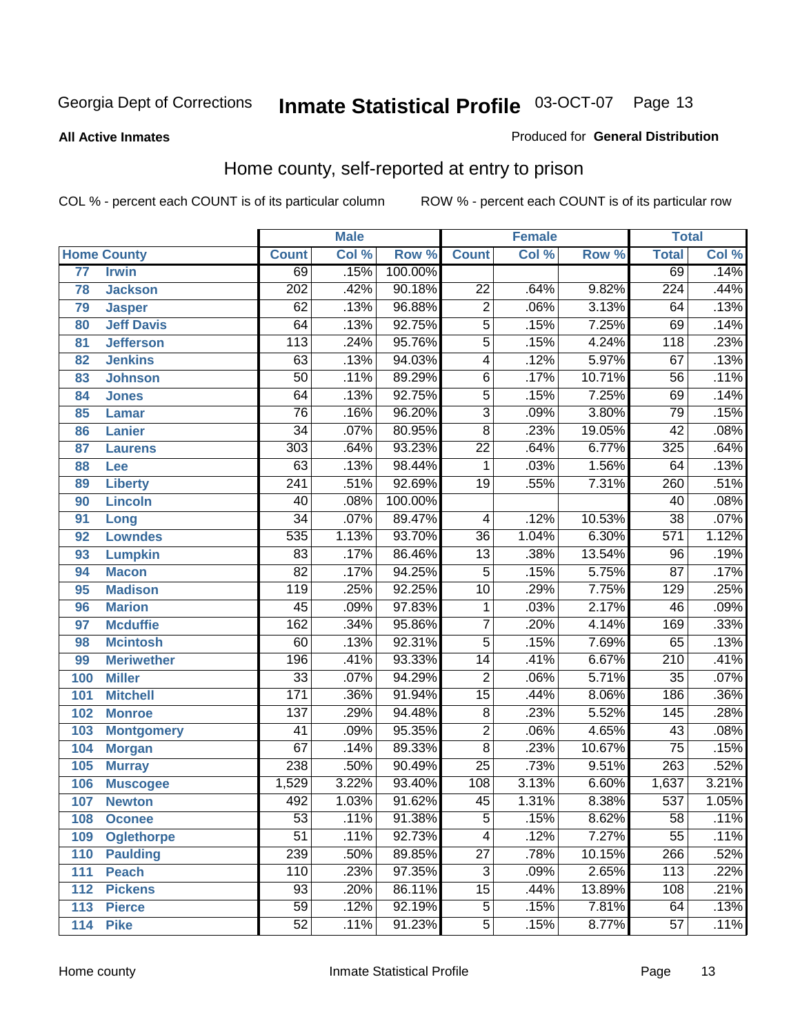Georgia Dept of Corrections **Inmate Statistical Profile** 03-OCT-07

**All Active Inmates**

Produced for **General Distribution**

## Home county, self-reported at entry to prison

COL % - percent each COUNT is of its particular column ROW % - percent each COUNT is of its particular row

| | | Male | | | Female | | | Total | |
|---|---|---|---|---|---|---|---|---|---|
| **Home County** | | **Count** | **Col %** | **Row %** | **Count** | **Col %** | **Row %** | **Total** | **Col %** |
| 77 | Irwin | 69 | .15% | 100.00% | | | | 69 | .14% |
| 78 | Jackson | 202 | .42% | 90.18% | 22 | .64% | 9.82% | 224 | .44% |
| 79 | Jasper | 62 | .13% | 96.88% | 2 | .06% | 3.13% | 64 | .13% |
| 80 | Jeff Davis | 64 | .13% | 92.75% | 5 | .15% | 7.25% | 69 | .14% |
| 81 | Jefferson | 113 | .24% | 95.76% | 5 | .15% | 4.24% | 118 | .23% |
| 82 | Jenkins | 63 | .13% | 94.03% | 4 | .12% | 5.97% | 67 | .13% |
| 83 | Johnson | 50 | .11% | 89.29% | 6 | .17% | 10.71% | 56 | .11% |
| 84 | Jones | 64 | .13% | 92.75% | 5 | .15% | 7.25% | 69 | .14% |
| 85 | Lamar | 76 | .16% | 96.20% | 3 | .09% | 3.80% | 79 | .15% |
| 86 | Lanier | 34 | .07% | 80.95% | 8 | .23% | 19.05% | 42 | .08% |
| 87 | Laurens | 303 | .64% | 93.23% | 22 | .64% | 6.77% | 325 | .64% |
| 88 | Lee | 63 | .13% | 98.44% | 1 | .03% | 1.56% | 64 | .13% |
| 89 | Liberty | 241 | .51% | 92.69% | 19 | .55% | 7.31% | 260 | .51% |
| 90 | Lincoln | 40 | .08% | 100.00% | | | | 40 | .08% |
| 91 | Long | 34 | .07% | 89.47% | 4 | .12% | 10.53% | 38 | .07% |
| 92 | Lowndes | 535 | 1.13% | 93.70% | 36 | 1.04% | 6.30% | 571 | 1.12% |
| 93 | Lumpkin | 83 | .17% | 86.46% | 13 | .38% | 13.54% | 96 | .19% |
| 94 | Macon | 82 | .17% | 94.25% | 5 | .15% | 5.75% | 87 | .17% |
| 95 | Madison | 119 | .25% | 92.25% | 10 | .29% | 7.75% | 129 | .25% |
| 96 | Marion | 45 | .09% | 97.83% | 1 | .03% | 2.17% | 46 | .09% |
| 97 | Mcduffie | 162 | .34% | 95.86% | 7 | .20% | 4.14% | 169 | .33% |
| 98 | Mcintosh | 60 | .13% | 92.31% | 5 | .15% | 7.69% | 65 | .13% |
| 99 | Meriwether | 196 | .41% | 93.33% | 14 | .41% | 6.67% | 210 | .41% |
| 100 | Miller | 33 | .07% | 94.29% | 2 | .06% | 5.71% | 35 | .07% |
| 101 | Mitchell | 171 | .36% | 91.94% | 15 | .44% | 8.06% | 186 | .36% |
| 102 | Monroe | 137 | .29% | 94.48% | 8 | .23% | 5.52% | 145 | .28% |
| 103 | Montgomery | 41 | .09% | 95.35% | 2 | .06% | 4.65% | 43 | .08% |
| 104 | Morgan | 67 | .14% | 89.33% | 8 | .23% | 10.67% | 75 | .15% |
| 105 | Murray | 238 | .50% | 90.49% | 25 | .73% | 9.51% | 263 | .52% |
| 106 | Muscogee | 1,529 | 3.22% | 93.40% | 108 | 3.13% | 6.60% | 1,637 | 3.21% |
| 107 | Newton | 492 | 1.03% | 91.62% | 45 | 1.31% | 8.38% | 537 | 1.05% |
| 108 | Oconee | 53 | .11% | 91.38% | 5 | .15% | 8.62% | 58 | .11% |
| 109 | Oglethorpe | 51 | .11% | 92.73% | 4 | .12% | 7.27% | 55 | .11% |
| 110 | Paulding | 239 | .50% | 89.85% | 27 | .78% | 10.15% | 266 | .52% |
| 111 | Peach | 110 | .23% | 97.35% | 3 | .09% | 2.65% | 113 | .22% |
| 112 | Pickens | 93 | .20% | 86.11% | 15 | .44% | 13.89% | 108 | .21% |
| 113 | Pierce | 59 | .12% | 92.19% | 5 | .15% | 7.81% | 64 | .13% |
| 114 | Pike | 52 | .11% | 91.23% | 5 | .15% | 8.77% | 57 | .11% |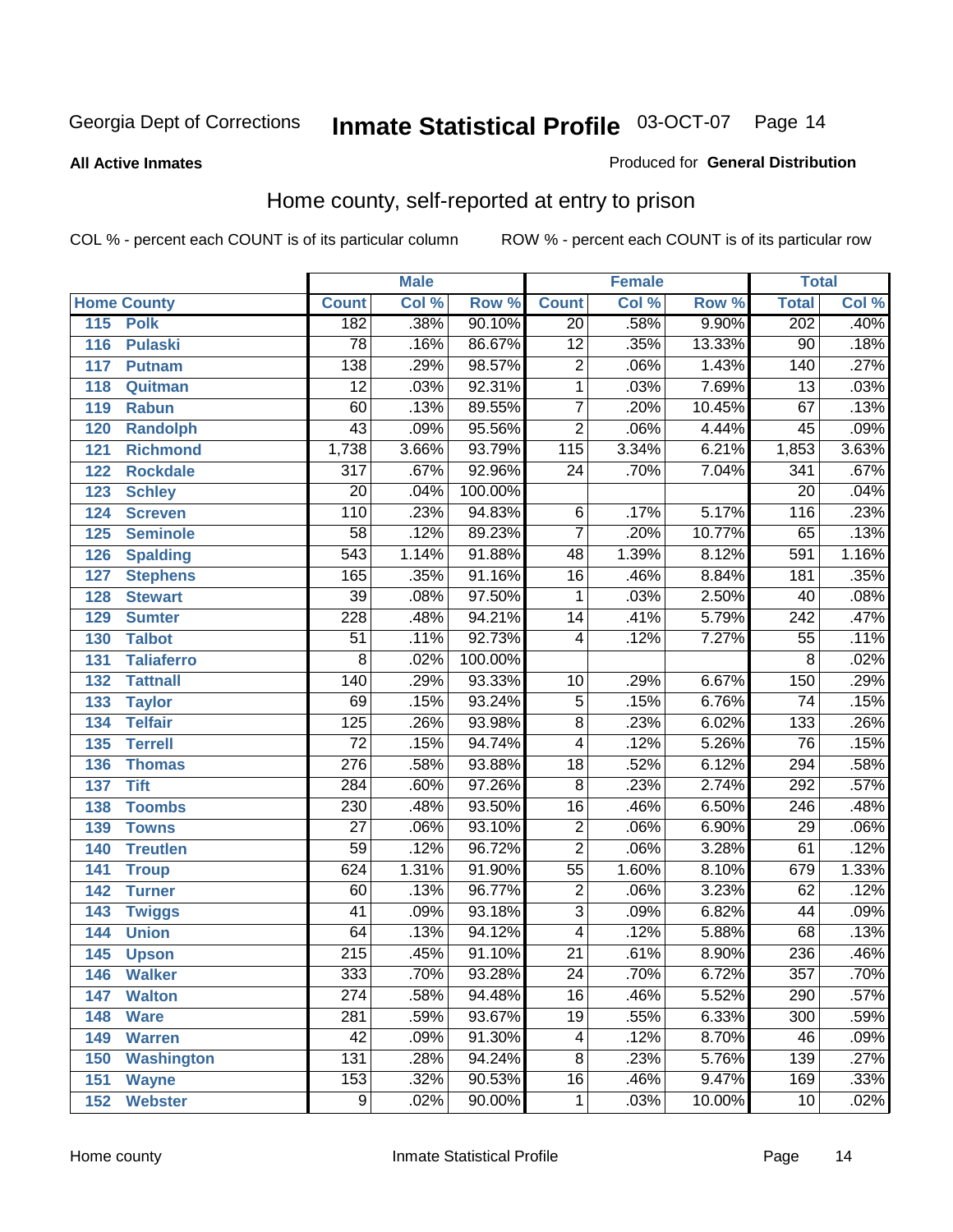Georgia Dept of Corrections **Inmate Statistical Profile** 03-OCT-07

**All Active Inmates**

Produced for **General Distribution**

## Home county, self-reported at entry to prison

COL % - percent each COUNT is of its particular column ROW % - percent each COUNT is of its particular row

| Home County | | Male | | | Female | | | Total | |
|---|---|---|---|---|---|---|---|---|---|
| | | Count | Col % | Row % | Count | Col % | Row % | Total | Col % |
| 115 | Polk | 182 | .38% | 90.10% | 20 | .58% | 9.90% | 202 | .40% |
| 116 | Pulaski | 78 | .16% | 86.67% | 12 | .35% | 13.33% | 90 | .18% |
| 117 | Putnam | 138 | .29% | 98.57% | 2 | .06% | 1.43% | 140 | .27% |
| 118 | Quitman | 12 | .03% | 92.31% | 1 | .03% | 7.69% | 13 | .03% |
| 119 | Rabun | 60 | .13% | 89.55% | 7 | .20% | 10.45% | 67 | .13% |
| 120 | Randolph | 43 | .09% | 95.56% | 2 | .06% | 4.44% | 45 | .09% |
| 121 | Richmond | 1,738 | 3.66% | 93.79% | 115 | 3.34% | 6.21% | 1,853 | 3.63% |
| 122 | Rockdale | 317 | .67% | 92.96% | 24 | .70% | 7.04% | 341 | .67% |
| 123 | Schley | 20 | .04% | 100.00% | | | | 20 | .04% |
| 124 | Screven | 110 | .23% | 94.83% | 6 | .17% | 5.17% | 116 | .23% |
| 125 | Seminole | 58 | .12% | 89.23% | 7 | .20% | 10.77% | 65 | .13% |
| 126 | Spalding | 543 | 1.14% | 91.88% | 48 | 1.39% | 8.12% | 591 | 1.16% |
| 127 | Stephens | 165 | .35% | 91.16% | 16 | .46% | 8.84% | 181 | .35% |
| 128 | Stewart | 39 | .08% | 97.50% | 1 | .03% | 2.50% | 40 | .08% |
| 129 | Sumter | 228 | .48% | 94.21% | 14 | .41% | 5.79% | 242 | .47% |
| 130 | Talbot | 51 | .11% | 92.73% | 4 | .12% | 7.27% | 55 | .11% |
| 131 | Taliaferro | 8 | .02% | 100.00% | | | | 8 | .02% |
| 132 | Tattnall | 140 | .29% | 93.33% | 10 | .29% | 6.67% | 150 | .29% |
| 133 | Taylor | 69 | .15% | 93.24% | 5 | .15% | 6.76% | 74 | .15% |
| 134 | Telfair | 125 | .26% | 93.98% | 8 | .23% | 6.02% | 133 | .26% |
| 135 | Terrell | 72 | .15% | 94.74% | 4 | .12% | 5.26% | 76 | .15% |
| 136 | Thomas | 276 | .58% | 93.88% | 18 | .52% | 6.12% | 294 | .58% |
| 137 | Tift | 284 | .60% | 97.26% | 8 | .23% | 2.74% | 292 | .57% |
| 138 | Toombs | 230 | .48% | 93.50% | 16 | .46% | 6.50% | 246 | .48% |
| 139 | Towns | 27 | .06% | 93.10% | 2 | .06% | 6.90% | 29 | .06% |
| 140 | Treutlen | 59 | .12% | 96.72% | 2 | .06% | 3.28% | 61 | .12% |
| 141 | Troup | 624 | 1.31% | 91.90% | 55 | 1.60% | 8.10% | 679 | 1.33% |
| 142 | Turner | 60 | .13% | 96.77% | 2 | .06% | 3.23% | 62 | .12% |
| 143 | Twiggs | 41 | .09% | 93.18% | 3 | .09% | 6.82% | 44 | .09% |
| 144 | Union | 64 | .13% | 94.12% | 4 | .12% | 5.88% | 68 | .13% |
| 145 | Upson | 215 | .45% | 91.10% | 21 | .61% | 8.90% | 236 | .46% |
| 146 | Walker | 333 | .70% | 93.28% | 24 | .70% | 6.72% | 357 | .70% |
| 147 | Walton | 274 | .58% | 94.48% | 16 | .46% | 5.52% | 290 | .57% |
| 148 | Ware | 281 | .59% | 93.67% | 19 | .55% | 6.33% | 300 | .59% |
| 149 | Warren | 42 | .09% | 91.30% | 4 | .12% | 8.70% | 46 | .09% |
| 150 | Washington | 131 | .28% | 94.24% | 8 | .23% | 5.76% | 139 | .27% |
| 151 | Wayne | 153 | .32% | 90.53% | 16 | .46% | 9.47% | 169 | .33% |
| 152 | Webster | 9 | .02% | 90.00% | 1 | .03% | 10.00% | 10 | .02% |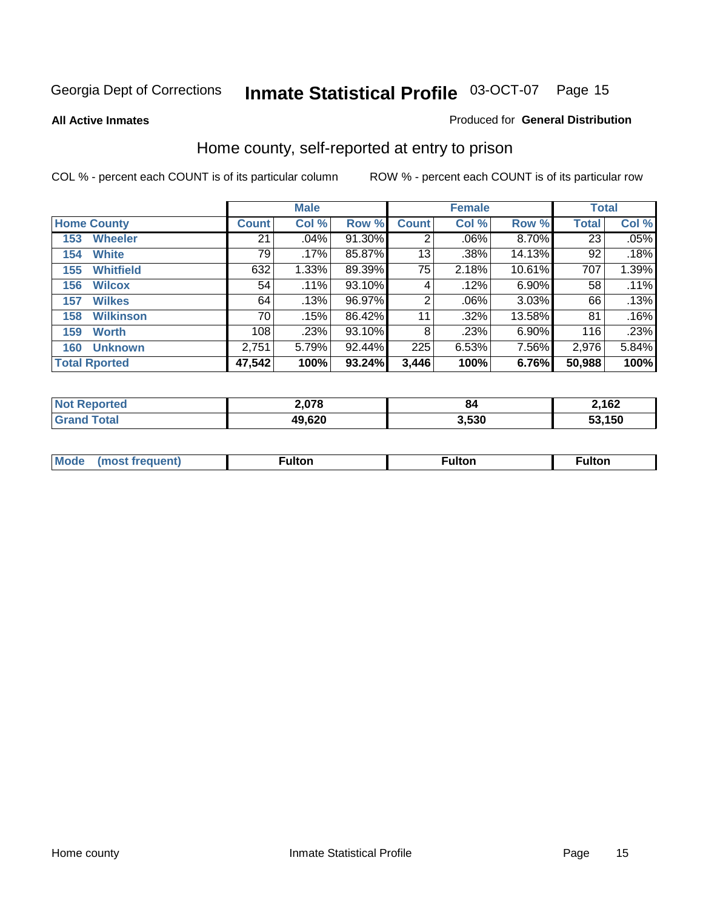Georgia Dept of Corrections **Inmate Statistical Profile** 03-OCT-07

**All Active Inmates**

Produced for **General Distribution**

## Home county, self-reported at entry to prison

COL % - percent each COUNT is of its particular column

ROW % - percent each COUNT is of its particular row

| Home County | Male | | | Female | | | Total | |
|---|---|---|---|---|---|---|---|---|
| | Count | Col % | Row % | Count | Col % | Row % | Total | Col % |
| 153 Wheeler | 21 | .04% | 91.30% | 2 | .06% | 8.70% | 23 | .05% |
| 154 White | 79 | .17% | 85.87% | 13 | .38% | 14.13% | 92 | .18% |
| 155 Whitfield | 632 | 1.33% | 89.39% | 75 | 2.18% | 10.61% | 707 | 1.39% |
| 156 Wilcox | 54 | .11% | 93.10% | 4 | .12% | 6.90% | 58 | .11% |
| 157 Wilkes | 64 | .13% | 96.97% | 2 | .06% | 3.03% | 66 | .13% |
| 158 Wilkinson | 70 | .15% | 86.42% | 11 | .32% | 13.58% | 81 | .16% |
| 159 Worth | 108 | .23% | 93.10% | 8 | .23% | 6.90% | 116 | .23% |
| 160 Unknown | 2,751 | 5.79% | 92.44% | 225 | 6.53% | 7.56% | 2,976 | 5.84% |
| **Total Rported** | **47,542** | **100%** | **93.24%** | **3,446** | **100%** | **6.76%** | **50,988** | **100%** |

| | Male | Female | Total |
|---|---|---|---|
| Not Reported | 2,078 | 84 | 2,162 |
| Grand Total | 49,620 | 3,530 | 53,150 |

| | Male | Female | Total |
|---|---|---|---|
| Mode (most frequent) | Fulton | Fulton | Fulton |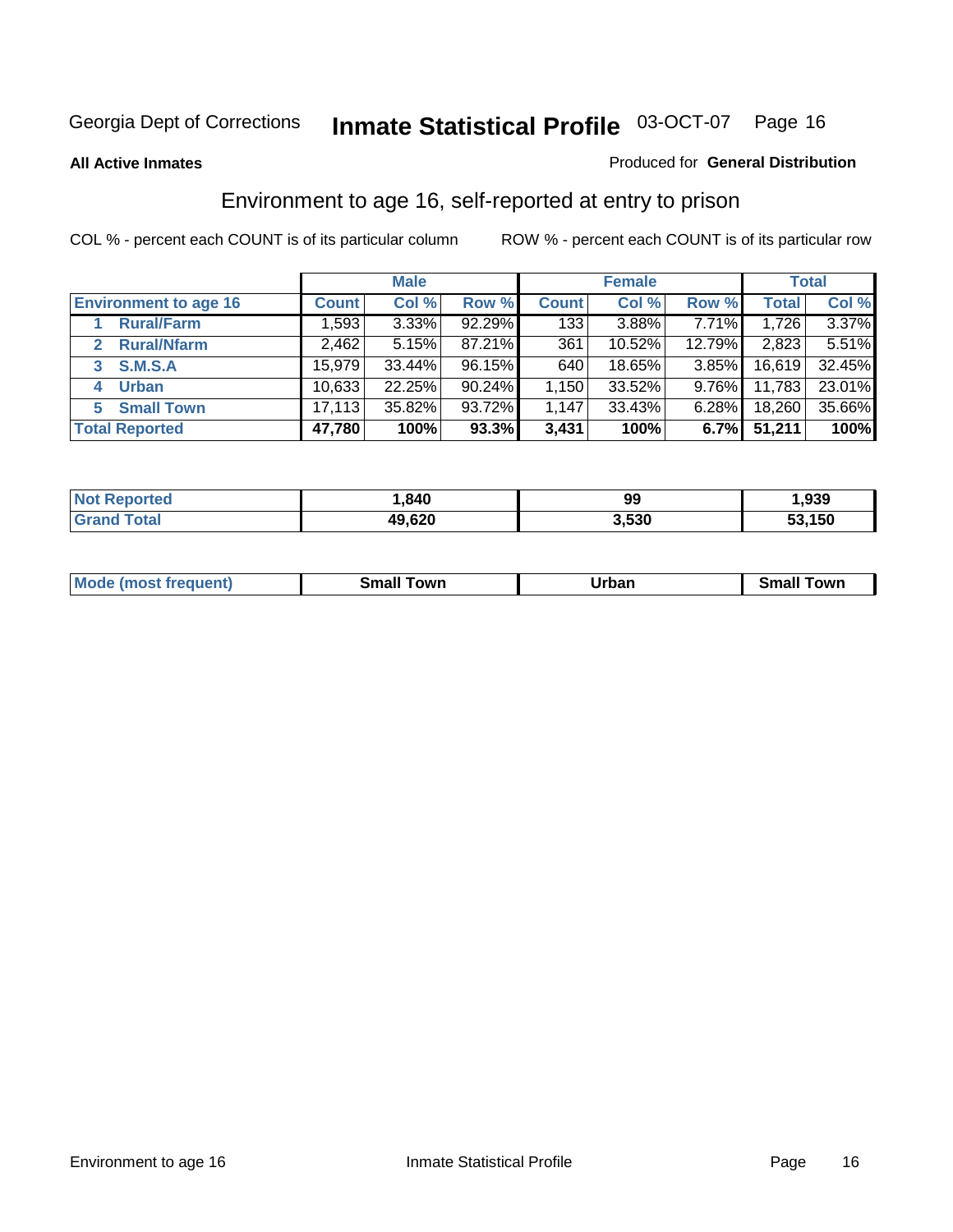Georgia Dept of Corrections **Inmate Statistical Profile** 03-OCT-07

**All Active Inmates**

Produced for **General Distribution**

## Environment to age 16, self-reported at entry to prison

COL % - percent each COUNT is of its particular column

ROW % - percent each COUNT is of its particular row

| | Male | | | Female | | | Total | |
|---|---|---|---|---|---|---|---|---|
| **Environment to age 16** | **Count** | **Col %** | **Row %** | **Count** | **Col %** | **Row %** | **Total** | **Col %** |
| 1 **Rural/Farm** | 1,593 | 3.33% | 92.29% | 133 | 3.88% | 7.71% | 1,726 | 3.37% |
| 2 **Rural/Nfarm** | 2,462 | 5.15% | 87.21% | 361 | 10.52% | 12.79% | 2,823 | 5.51% |
| 3 **S.M.S.A** | 15,979 | 33.44% | 96.15% | 640 | 18.65% | 3.85% | 16,619 | 32.45% |
| 4 **Urban** | 10,633 | 22.25% | 90.24% | 1,150 | 33.52% | 9.76% | 11,783 | 23.01% |
| 5 **Small Town** | 17,113 | 35.82% | 93.72% | 1,147 | 33.43% | 6.28% | 18,260 | 35.66% |
| **Total Reported** | **47,780** | **100%** | **93.3%** | **3,431** | **100%** | **6.7%** | **51,211** | **100%** |

| | Male | Female | Total |
|---|---|---|---|
| **Not Reported** | **1,840** | **99** | **1,939** |
| **Grand Total** | **49,620** | **3,530** | **53,150** |

| | Male | Female | Total |
|---|---|---|---|
| **Mode (most frequent)** | **Small Town** | **Urban** | **Small Town** |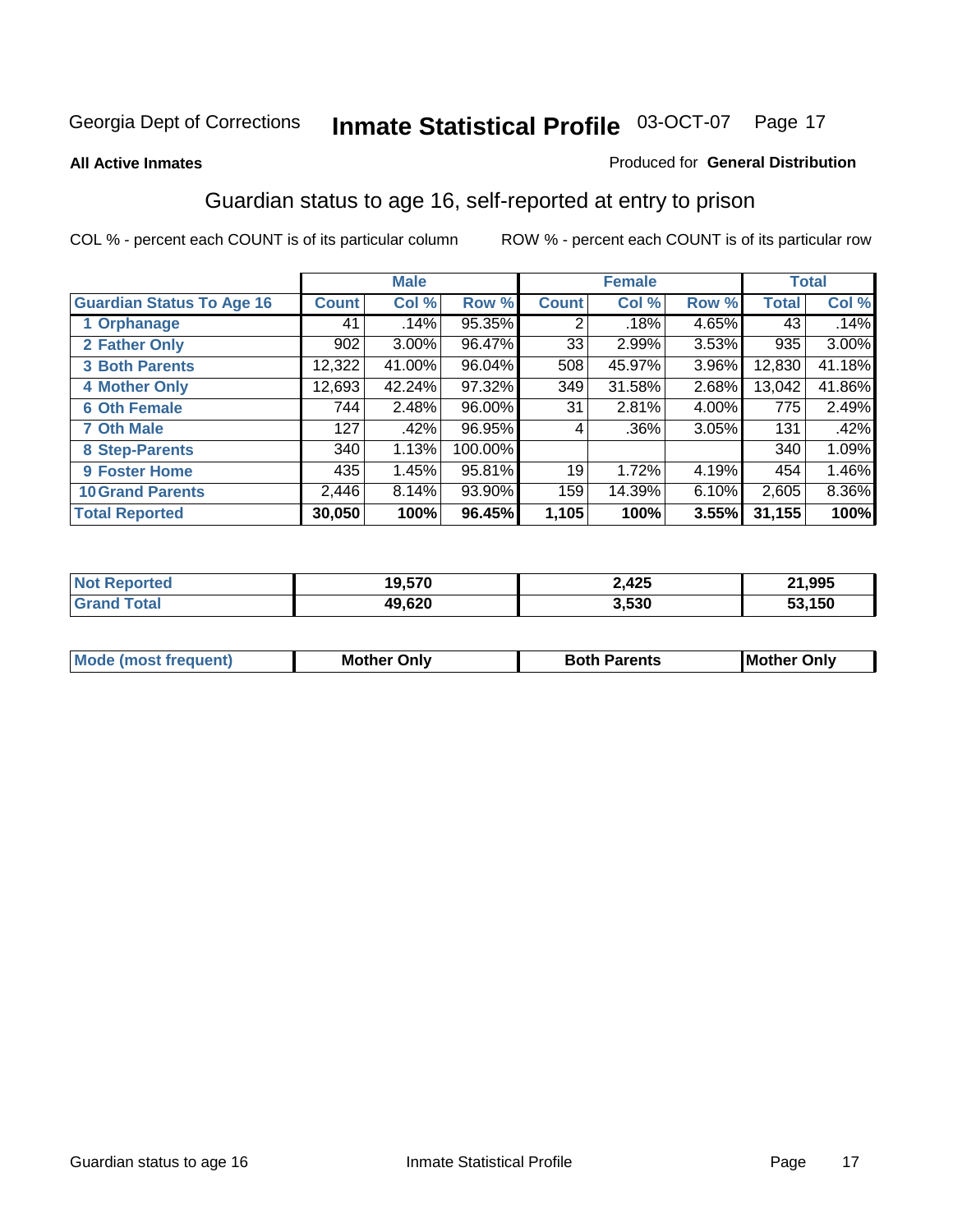Georgia Dept of Corrections **Inmate Statistical Profile** 03-OCT-07

**All Active Inmates**

Produced for **General Distribution**

## Guardian status to age 16, self-reported at entry to prison

COL % - percent each COUNT is of its particular column ROW % - percent each COUNT is of its particular row

| | Male | | | Female | | | Total | |
|---|---|---|---|---|---|---|---|---|
| **Guardian Status To Age 16** | **Count** | **Col %** | **Row %** | **Count** | **Col %** | **Row %** | **Total** | **Col %** |
| 1 Orphanage | 41 | .14% | 95.35% | 2 | .18% | 4.65% | 43 | .14% |
| 2 Father Only | 902 | 3.00% | 96.47% | 33 | 2.99% | 3.53% | 935 | 3.00% |
| 3 Both Parents | 12,322 | 41.00% | 96.04% | 508 | 45.97% | 3.96% | 12,830 | 41.18% |
| 4 Mother Only | 12,693 | 42.24% | 97.32% | 349 | 31.58% | 2.68% | 13,042 | 41.86% |
| 6 Oth Female | 744 | 2.48% | 96.00% | 31 | 2.81% | 4.00% | 775 | 2.49% |
| 7 Oth Male | 127 | .42% | 96.95% | 4 | .36% | 3.05% | 131 | .42% |
| 8 Step-Parents | 340 | 1.13% | 100.00% | | | | 340 | 1.09% |
| 9 Foster Home | 435 | 1.45% | 95.81% | 19 | 1.72% | 4.19% | 454 | 1.46% |
| 10 Grand Parents | 2,446 | 8.14% | 93.90% | 159 | 14.39% | 6.10% | 2,605 | 8.36% |
| **Total Reported** | **30,050** | **100%** | **96.45%** | **1,105** | **100%** | **3.55%** | **31,155** | **100%** |

| | Male | Female | Total |
|---|---|---|---|
| Not Reported | **19,570** | **2,425** | **21,995** |
| Grand Total | **49,620** | **3,530** | **53,150** |

| | Male | Female | Total |
|---|---|---|---|
| Mode (most frequent) | **Mother Only** | **Both Parents** | **Mother Only** |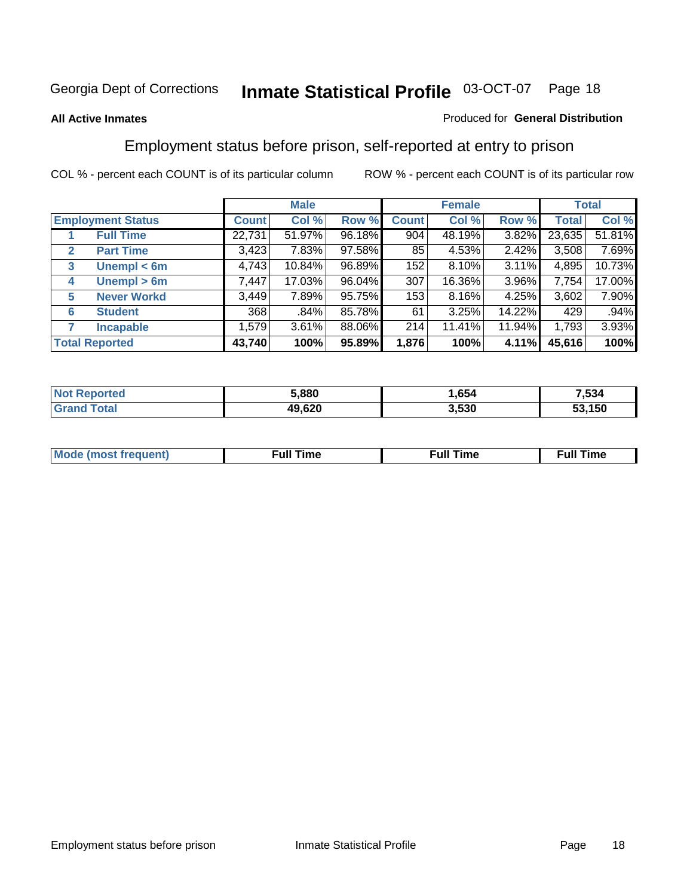Georgia Dept of Corrections **Inmate Statistical Profile** 03-OCT-07

**All Active Inmates**

Produced for **General Distribution**

## Employment status before prison, self-reported at entry to prison

COL % - percent each COUNT is of its particular column

ROW % - percent each COUNT is of its particular row

| Employment Status | | Male | | | Female | | | Total | |
|---|---|---|---|---|---|---|---|---|---|
| | | Count | Col % | Row % | Count | Col % | Row % | Total | Col % |
| 1 | Full Time | 22,731 | 51.97% | 96.18% | 904 | 48.19% | 3.82% | 23,635 | 51.81% |
| 2 | Part Time | 3,423 | 7.83% | 97.58% | 85 | 4.53% | 2.42% | 3,508 | 7.69% |
| 3 | Unempl < 6m | 4,743 | 10.84% | 96.89% | 152 | 8.10% | 3.11% | 4,895 | 10.73% |
| 4 | Unempl > 6m | 7,447 | 17.03% | 96.04% | 307 | 16.36% | 3.96% | 7,754 | 17.00% |
| 5 | Never Workd | 3,449 | 7.89% | 95.75% | 153 | 8.16% | 4.25% | 3,602 | 7.90% |
| 6 | Student | 368 | .84% | 85.78% | 61 | 3.25% | 14.22% | 429 | .94% |
| 7 | Incapable | 1,579 | 3.61% | 88.06% | 214 | 11.41% | 11.94% | 1,793 | 3.93% |
| **Total Reported** | | **43,740** | **100%** | **95.89%** | **1,876** | **100%** | **4.11%** | **45,616** | **100%** |

| | Male | Female | Total |
|---|---|---|---|
| Not Reported | 5,880 | 1,654 | 7,534 |
| Grand Total | 49,620 | 3,530 | 53,150 |

| | Male | Female | Total |
|---|---|---|---|
| Mode (most frequent) | Full Time | Full Time | Full Time |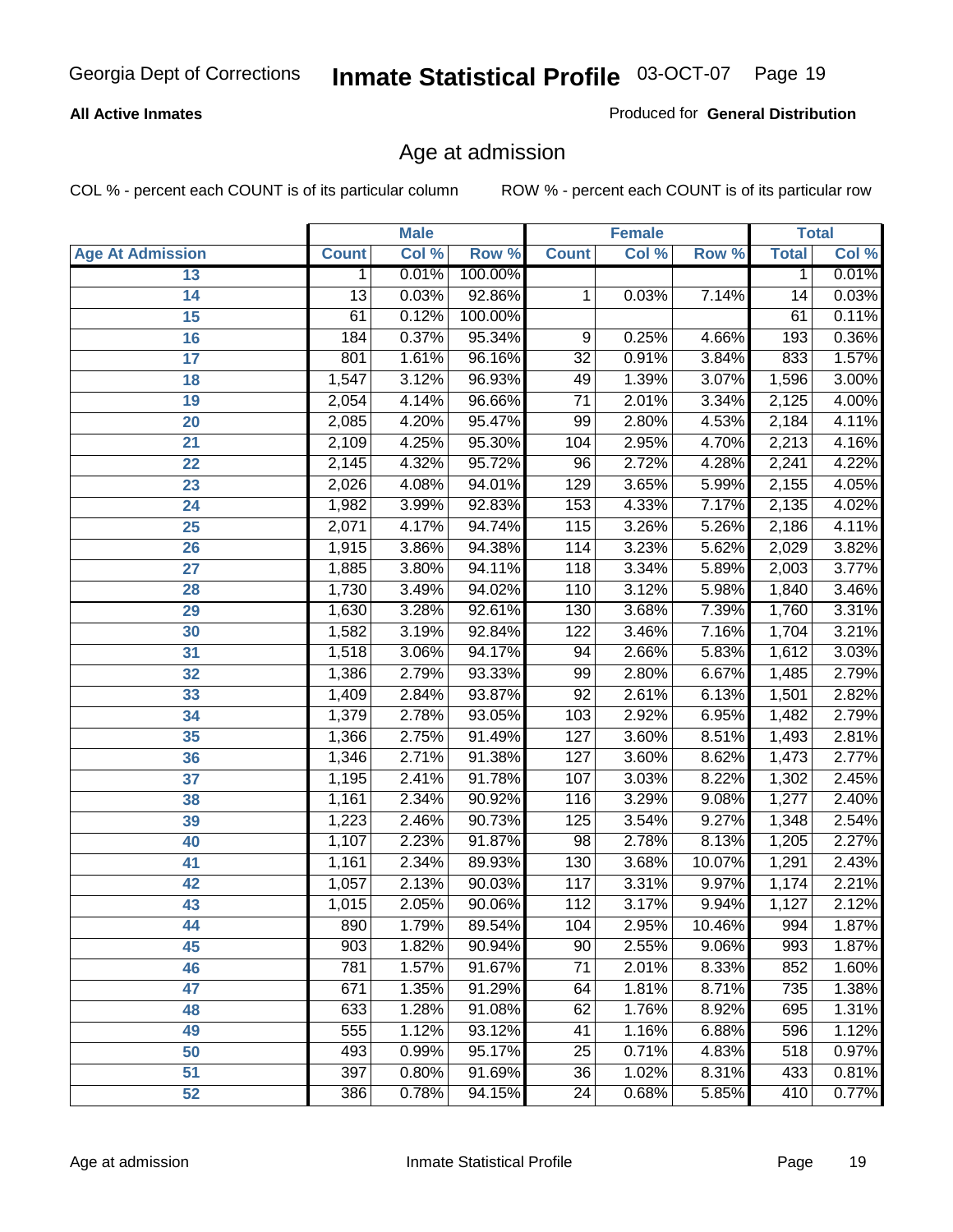Georgia Dept of Corrections **Inmate Statistical Profile** 03-OCT-07

**All Active Inmates** Produced for **General Distribution**

## Age at admission

COL % - percent each COUNT is of its particular column ROW % - percent each COUNT is of its particular row

| | Male | | | Female | | | Total | |
|---|---|---|---|---|---|---|---|---|
| **Age At Admission** | **Count** | **Col %** | **Row %** | **Count** | **Col %** | **Row %** | **Total** | **Col %** |
| 13 | 1 | 0.01% | 100.00% | | | | 1 | 0.01% |
| 14 | 13 | 0.03% | 92.86% | 1 | 0.03% | 7.14% | 14 | 0.03% |
| 15 | 61 | 0.12% | 100.00% | | | | 61 | 0.11% |
| 16 | 184 | 0.37% | 95.34% | 9 | 0.25% | 4.66% | 193 | 0.36% |
| 17 | 801 | 1.61% | 96.16% | 32 | 0.91% | 3.84% | 833 | 1.57% |
| 18 | 1,547 | 3.12% | 96.93% | 49 | 1.39% | 3.07% | 1,596 | 3.00% |
| 19 | 2,054 | 4.14% | 96.66% | 71 | 2.01% | 3.34% | 2,125 | 4.00% |
| 20 | 2,085 | 4.20% | 95.47% | 99 | 2.80% | 4.53% | 2,184 | 4.11% |
| 21 | 2,109 | 4.25% | 95.30% | 104 | 2.95% | 4.70% | 2,213 | 4.16% |
| 22 | 2,145 | 4.32% | 95.72% | 96 | 2.72% | 4.28% | 2,241 | 4.22% |
| 23 | 2,026 | 4.08% | 94.01% | 129 | 3.65% | 5.99% | 2,155 | 4.05% |
| 24 | 1,982 | 3.99% | 92.83% | 153 | 4.33% | 7.17% | 2,135 | 4.02% |
| 25 | 2,071 | 4.17% | 94.74% | 115 | 3.26% | 5.26% | 2,186 | 4.11% |
| 26 | 1,915 | 3.86% | 94.38% | 114 | 3.23% | 5.62% | 2,029 | 3.82% |
| 27 | 1,885 | 3.80% | 94.11% | 118 | 3.34% | 5.89% | 2,003 | 3.77% |
| 28 | 1,730 | 3.49% | 94.02% | 110 | 3.12% | 5.98% | 1,840 | 3.46% |
| 29 | 1,630 | 3.28% | 92.61% | 130 | 3.68% | 7.39% | 1,760 | 3.31% |
| 30 | 1,582 | 3.19% | 92.84% | 122 | 3.46% | 7.16% | 1,704 | 3.21% |
| 31 | 1,518 | 3.06% | 94.17% | 94 | 2.66% | 5.83% | 1,612 | 3.03% |
| 32 | 1,386 | 2.79% | 93.33% | 99 | 2.80% | 6.67% | 1,485 | 2.79% |
| 33 | 1,409 | 2.84% | 93.87% | 92 | 2.61% | 6.13% | 1,501 | 2.82% |
| 34 | 1,379 | 2.78% | 93.05% | 103 | 2.92% | 6.95% | 1,482 | 2.79% |
| 35 | 1,366 | 2.75% | 91.49% | 127 | 3.60% | 8.51% | 1,493 | 2.81% |
| 36 | 1,346 | 2.71% | 91.38% | 127 | 3.60% | 8.62% | 1,473 | 2.77% |
| 37 | 1,195 | 2.41% | 91.78% | 107 | 3.03% | 8.22% | 1,302 | 2.45% |
| 38 | 1,161 | 2.34% | 90.92% | 116 | 3.29% | 9.08% | 1,277 | 2.40% |
| 39 | 1,223 | 2.46% | 90.73% | 125 | 3.54% | 9.27% | 1,348 | 2.54% |
| 40 | 1,107 | 2.23% | 91.87% | 98 | 2.78% | 8.13% | 1,205 | 2.27% |
| 41 | 1,161 | 2.34% | 89.93% | 130 | 3.68% | 10.07% | 1,291 | 2.43% |
| 42 | 1,057 | 2.13% | 90.03% | 117 | 3.31% | 9.97% | 1,174 | 2.21% |
| 43 | 1,015 | 2.05% | 90.06% | 112 | 3.17% | 9.94% | 1,127 | 2.12% |
| 44 | 890 | 1.79% | 89.54% | 104 | 2.95% | 10.46% | 994 | 1.87% |
| 45 | 903 | 1.82% | 90.94% | 90 | 2.55% | 9.06% | 993 | 1.87% |
| 46 | 781 | 1.57% | 91.67% | 71 | 2.01% | 8.33% | 852 | 1.60% |
| 47 | 671 | 1.35% | 91.29% | 64 | 1.81% | 8.71% | 735 | 1.38% |
| 48 | 633 | 1.28% | 91.08% | 62 | 1.76% | 8.92% | 695 | 1.31% |
| 49 | 555 | 1.12% | 93.12% | 41 | 1.16% | 6.88% | 596 | 1.12% |
| 50 | 493 | 0.99% | 95.17% | 25 | 0.71% | 4.83% | 518 | 0.97% |
| 51 | 397 | 0.80% | 91.69% | 36 | 1.02% | 8.31% | 433 | 0.81% |
| 52 | 386 | 0.78% | 94.15% | 24 | 0.68% | 5.85% | 410 | 0.77% |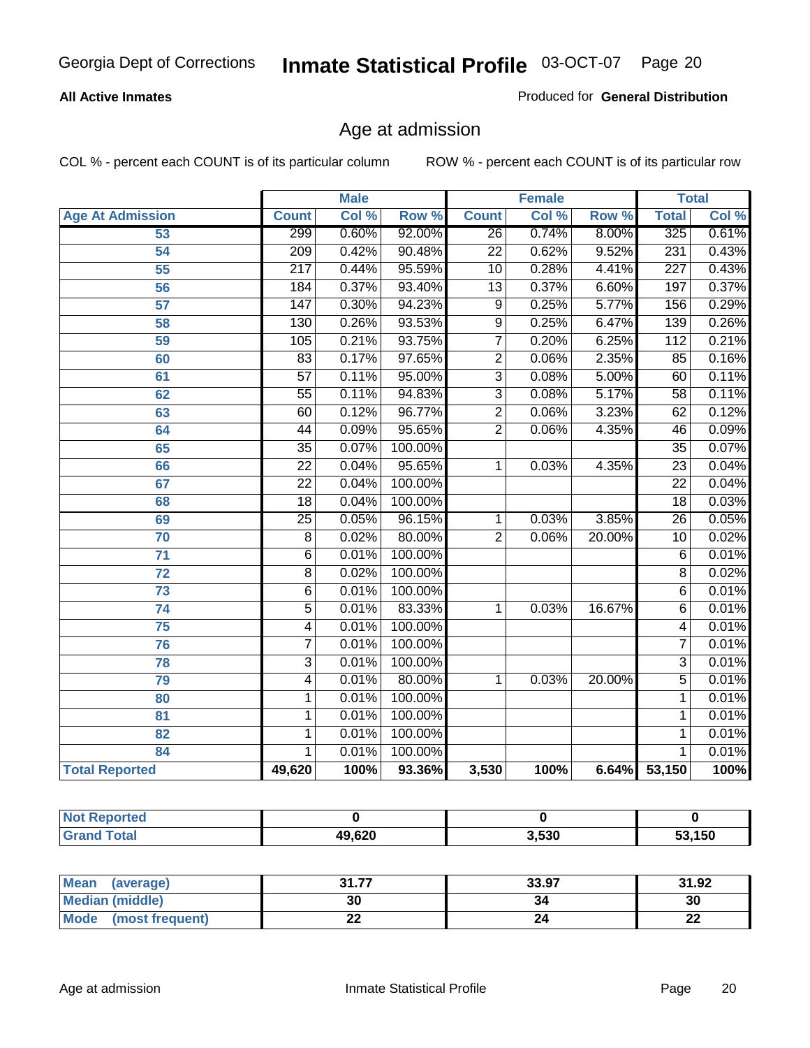Georgia Dept of Corrections **Inmate Statistical Profile** 03-OCT-07

**All Active Inmates**

Produced for **General Distribution**

## Age at admission

COL % - percent each COUNT is of its particular column

ROW % - percent each COUNT is of its particular row

| | Male | | | Female | | | Total | |
|---|---|---|---|---|---|---|---|---|
| **Age At Admission** | **Count** | **Col %** | **Row %** | **Count** | **Col %** | **Row %** | **Total** | **Col %** |
| 53 | 299 | 0.60% | 92.00% | 26 | 0.74% | 8.00% | 325 | 0.61% |
| 54 | 209 | 0.42% | 90.48% | 22 | 0.62% | 9.52% | 231 | 0.43% |
| 55 | 217 | 0.44% | 95.59% | 10 | 0.28% | 4.41% | 227 | 0.43% |
| 56 | 184 | 0.37% | 93.40% | 13 | 0.37% | 6.60% | 197 | 0.37% |
| 57 | 147 | 0.30% | 94.23% | 9 | 0.25% | 5.77% | 156 | 0.29% |
| 58 | 130 | 0.26% | 93.53% | 9 | 0.25% | 6.47% | 139 | 0.26% |
| 59 | 105 | 0.21% | 93.75% | 7 | 0.20% | 6.25% | 112 | 0.21% |
| 60 | 83 | 0.17% | 97.65% | 2 | 0.06% | 2.35% | 85 | 0.16% |
| 61 | 57 | 0.11% | 95.00% | 3 | 0.08% | 5.00% | 60 | 0.11% |
| 62 | 55 | 0.11% | 94.83% | 3 | 0.08% | 5.17% | 58 | 0.11% |
| 63 | 60 | 0.12% | 96.77% | 2 | 0.06% | 3.23% | 62 | 0.12% |
| 64 | 44 | 0.09% | 95.65% | 2 | 0.06% | 4.35% | 46 | 0.09% |
| 65 | 35 | 0.07% | 100.00% | | | | 35 | 0.07% |
| 66 | 22 | 0.04% | 95.65% | 1 | 0.03% | 4.35% | 23 | 0.04% |
| 67 | 22 | 0.04% | 100.00% | | | | 22 | 0.04% |
| 68 | 18 | 0.04% | 100.00% | | | | 18 | 0.03% |
| 69 | 25 | 0.05% | 96.15% | 1 | 0.03% | 3.85% | 26 | 0.05% |
| 70 | 8 | 0.02% | 80.00% | 2 | 0.06% | 20.00% | 10 | 0.02% |
| 71 | 6 | 0.01% | 100.00% | | | | 6 | 0.01% |
| 72 | 8 | 0.02% | 100.00% | | | | 8 | 0.02% |
| 73 | 6 | 0.01% | 100.00% | | | | 6 | 0.01% |
| 74 | 5 | 0.01% | 83.33% | 1 | 0.03% | 16.67% | 6 | 0.01% |
| 75 | 4 | 0.01% | 100.00% | | | | 4 | 0.01% |
| 76 | 7 | 0.01% | 100.00% | | | | 7 | 0.01% |
| 78 | 3 | 0.01% | 100.00% | | | | 3 | 0.01% |
| 79 | 4 | 0.01% | 80.00% | 1 | 0.03% | 20.00% | 5 | 0.01% |
| 80 | 1 | 0.01% | 100.00% | | | | 1 | 0.01% |
| 81 | 1 | 0.01% | 100.00% | | | | 1 | 0.01% |
| 82 | 1 | 0.01% | 100.00% | | | | 1 | 0.01% |
| 84 | 1 | 0.01% | 100.00% | | | | 1 | 0.01% |
| **Total Reported** | **49,620** | **100%** | **93.36%** | **3,530** | **100%** | **6.64%** | **53,150** | **100%** |

| | Male | Female | Total |
|---|---|---|---|
| **Not Reported** | **0** | **0** | **0** |
| **Grand Total** | **49,620** | **3,530** | **53,150** |

| | Male | Female | Total |
|---|---|---|---|
| **Mean (average)** | **31.77** | **33.97** | **31.92** |
| **Median (middle)** | **30** | **34** | **30** |
| **Mode (most frequent)** | **22** | **24** | **22** |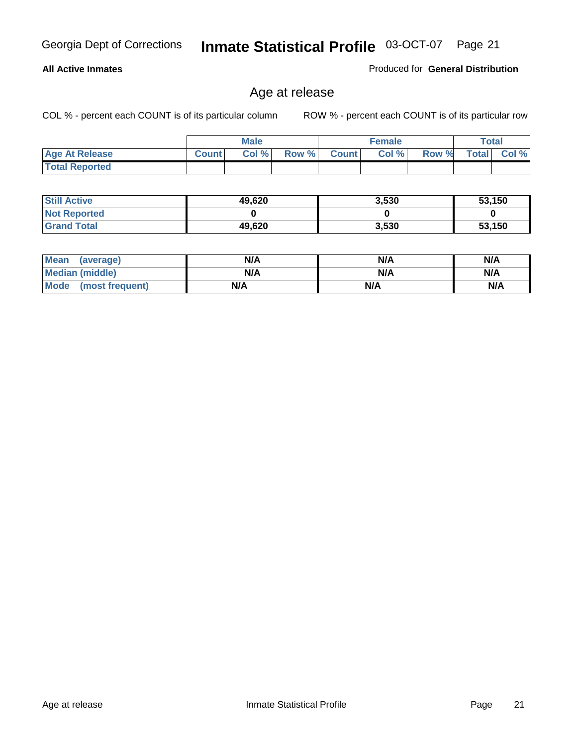Georgia Dept of Corrections **Inmate Statistical Profile** 03-OCT-07

**All Active Inmates**

Produced for **General Distribution**

## Age at release

COL % - percent each COUNT is of its particular column

ROW % - percent each COUNT is of its particular row

| | Male | | | Female | | | Total | |
|---|---|---|---|---|---|---|---|---|
| Age At Release | Count | Col % | Row % | Count | Col % | Row % | Total | Col % |
| Total Reported | | | | | | | | |

| | Male | Female | Total |
|---|---|---|---|
| Still Active | 49,620 | 3,530 | 53,150 |
| Not Reported | 0 | 0 | 0 |
| Grand Total | 49,620 | 3,530 | 53,150 |

| | Male | Female | Total |
|---|---|---|---|
| Mean (average) | N/A | N/A | N/A |
| Median (middle) | N/A | N/A | N/A |
| Mode (most frequent) | N/A | N/A | N/A |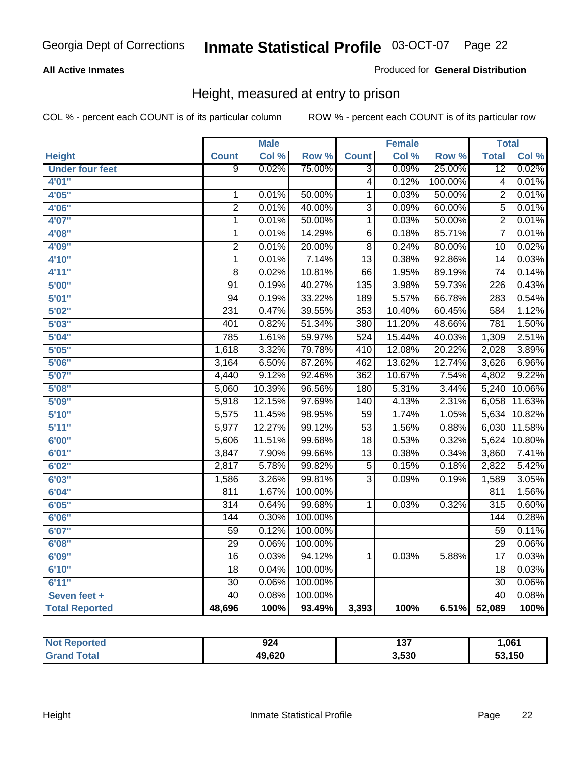Georgia Dept of Corrections **Inmate Statistical Profile** 03-OCT-07

**All Active Inmates**

Produced for **General Distribution**

## Height, measured at entry to prison

COL % - percent each COUNT is of its particular column

ROW % - percent each COUNT is of its particular row

| | Male | | | Female | | | Total | |
|---|---|---|---|---|---|---|---|---|
| **Height** | **Count** | **Col %** | **Row %** | **Count** | **Col %** | **Row %** | **Total** | **Col %** |
| **Under four feet** | 9 | 0.02% | 75.00% | 3 | 0.09% | 25.00% | 12 | 0.02% |
| **4'01"** | | | | 4 | 0.12% | 100.00% | 4 | 0.01% |
| **4'05"** | 1 | 0.01% | 50.00% | 1 | 0.03% | 50.00% | 2 | 0.01% |
| **4'06"** | 2 | 0.01% | 40.00% | 3 | 0.09% | 60.00% | 5 | 0.01% |
| **4'07"** | 1 | 0.01% | 50.00% | 1 | 0.03% | 50.00% | 2 | 0.01% |
| **4'08"** | 1 | 0.01% | 14.29% | 6 | 0.18% | 85.71% | 7 | 0.01% |
| **4'09"** | 2 | 0.01% | 20.00% | 8 | 0.24% | 80.00% | 10 | 0.02% |
| **4'10"** | 1 | 0.01% | 7.14% | 13 | 0.38% | 92.86% | 14 | 0.03% |
| **4'11"** | 8 | 0.02% | 10.81% | 66 | 1.95% | 89.19% | 74 | 0.14% |
| **5'00"** | 91 | 0.19% | 40.27% | 135 | 3.98% | 59.73% | 226 | 0.43% |
| **5'01"** | 94 | 0.19% | 33.22% | 189 | 5.57% | 66.78% | 283 | 0.54% |
| **5'02"** | 231 | 0.47% | 39.55% | 353 | 10.40% | 60.45% | 584 | 1.12% |
| **5'03"** | 401 | 0.82% | 51.34% | 380 | 11.20% | 48.66% | 781 | 1.50% |
| **5'04"** | 785 | 1.61% | 59.97% | 524 | 15.44% | 40.03% | 1,309 | 2.51% |
| **5'05"** | 1,618 | 3.32% | 79.78% | 410 | 12.08% | 20.22% | 2,028 | 3.89% |
| **5'06"** | 3,164 | 6.50% | 87.26% | 462 | 13.62% | 12.74% | 3,626 | 6.96% |
| **5'07"** | 4,440 | 9.12% | 92.46% | 362 | 10.67% | 7.54% | 4,802 | 9.22% |
| **5'08"** | 5,060 | 10.39% | 96.56% | 180 | 5.31% | 3.44% | 5,240 | 10.06% |
| **5'09"** | 5,918 | 12.15% | 97.69% | 140 | 4.13% | 2.31% | 6,058 | 11.63% |
| **5'10"** | 5,575 | 11.45% | 98.95% | 59 | 1.74% | 1.05% | 5,634 | 10.82% |
| **5'11"** | 5,977 | 12.27% | 99.12% | 53 | 1.56% | 0.88% | 6,030 | 11.58% |
| **6'00"** | 5,606 | 11.51% | 99.68% | 18 | 0.53% | 0.32% | 5,624 | 10.80% |
| **6'01"** | 3,847 | 7.90% | 99.66% | 13 | 0.38% | 0.34% | 3,860 | 7.41% |
| **6'02"** | 2,817 | 5.78% | 99.82% | 5 | 0.15% | 0.18% | 2,822 | 5.42% |
| **6'03"** | 1,586 | 3.26% | 99.81% | 3 | 0.09% | 0.19% | 1,589 | 3.05% |
| **6'04"** | 811 | 1.67% | 100.00% | | | | 811 | 1.56% |
| **6'05"** | 314 | 0.64% | 99.68% | 1 | 0.03% | 0.32% | 315 | 0.60% |
| **6'06"** | 144 | 0.30% | 100.00% | | | | 144 | 0.28% |
| **6'07"** | 59 | 0.12% | 100.00% | | | | 59 | 0.11% |
| **6'08"** | 29 | 0.06% | 100.00% | | | | 29 | 0.06% |
| **6'09"** | 16 | 0.03% | 94.12% | 1 | 0.03% | 5.88% | 17 | 0.03% |
| **6'10"** | 18 | 0.04% | 100.00% | | | | 18 | 0.03% |
| **6'11"** | 30 | 0.06% | 100.00% | | | | 30 | 0.06% |
| **Seven feet +** | 40 | 0.08% | 100.00% | | | | 40 | 0.08% |
| **Total Reported** | **48,696** | **100%** | **93.49%** | **3,393** | **100%** | **6.51%** | **52,089** | **100%** |

| | Male | Female | Total |
|---|---|---|---|
| **Not Reported** | **924** | **137** | **1,061** |
| **Grand Total** | **49,620** | **3,530** | **53,150** |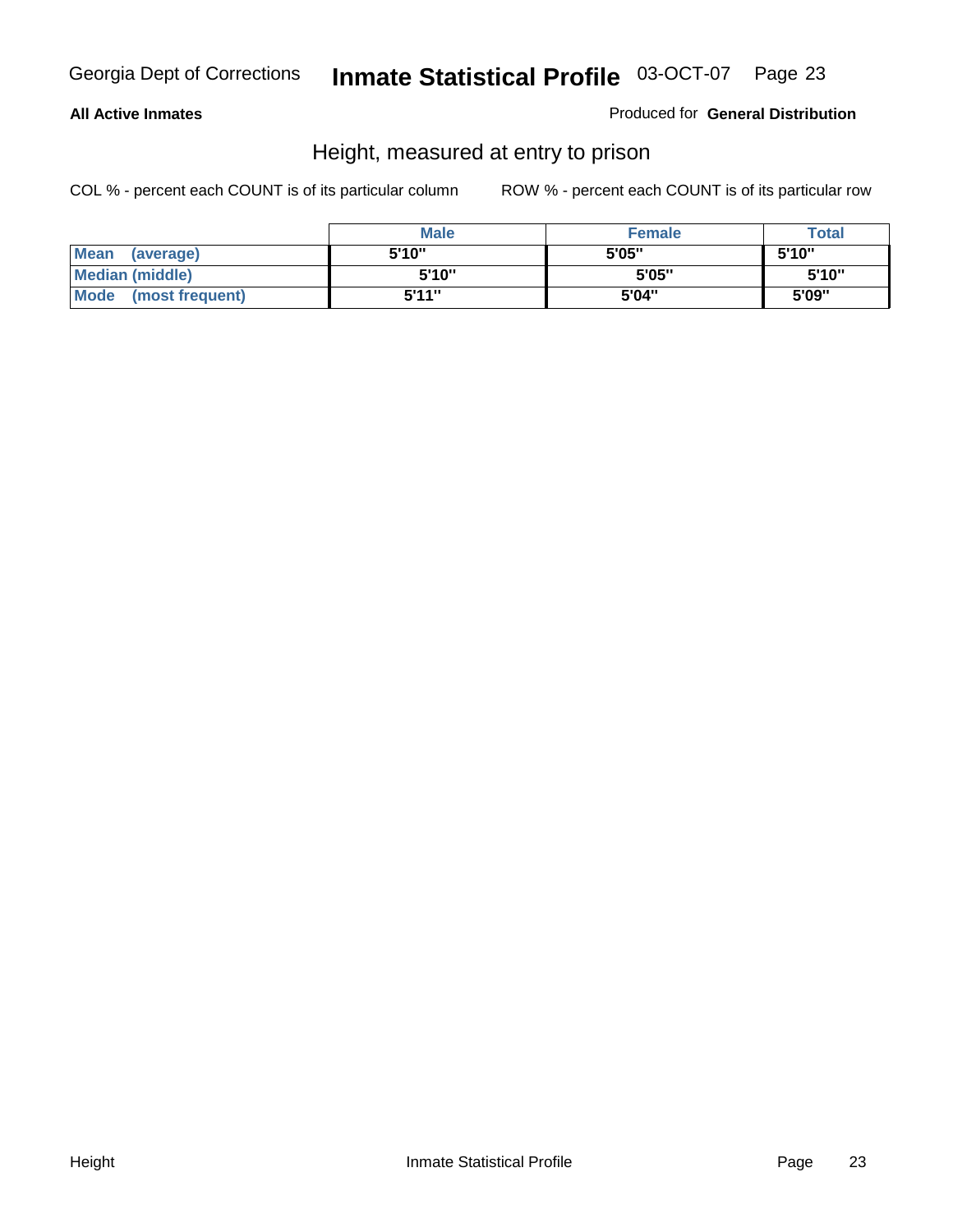**All Active Inmates** Produced for **General Distribution**

## Height, measured at entry to prison

COL % - percent each COUNT is of its particular column ROW % - percent each COUNT is of its particular row

| | Male | Female | Total |
|---|---|---|---|
| **Mean (average)** | 5'10" | 5'05" | 5'10" |
| **Median (middle)** | 5'10" | 5'05" | 5'10" |
| **Mode (most frequent)** | 5'11" | 5'04" | 5'09" |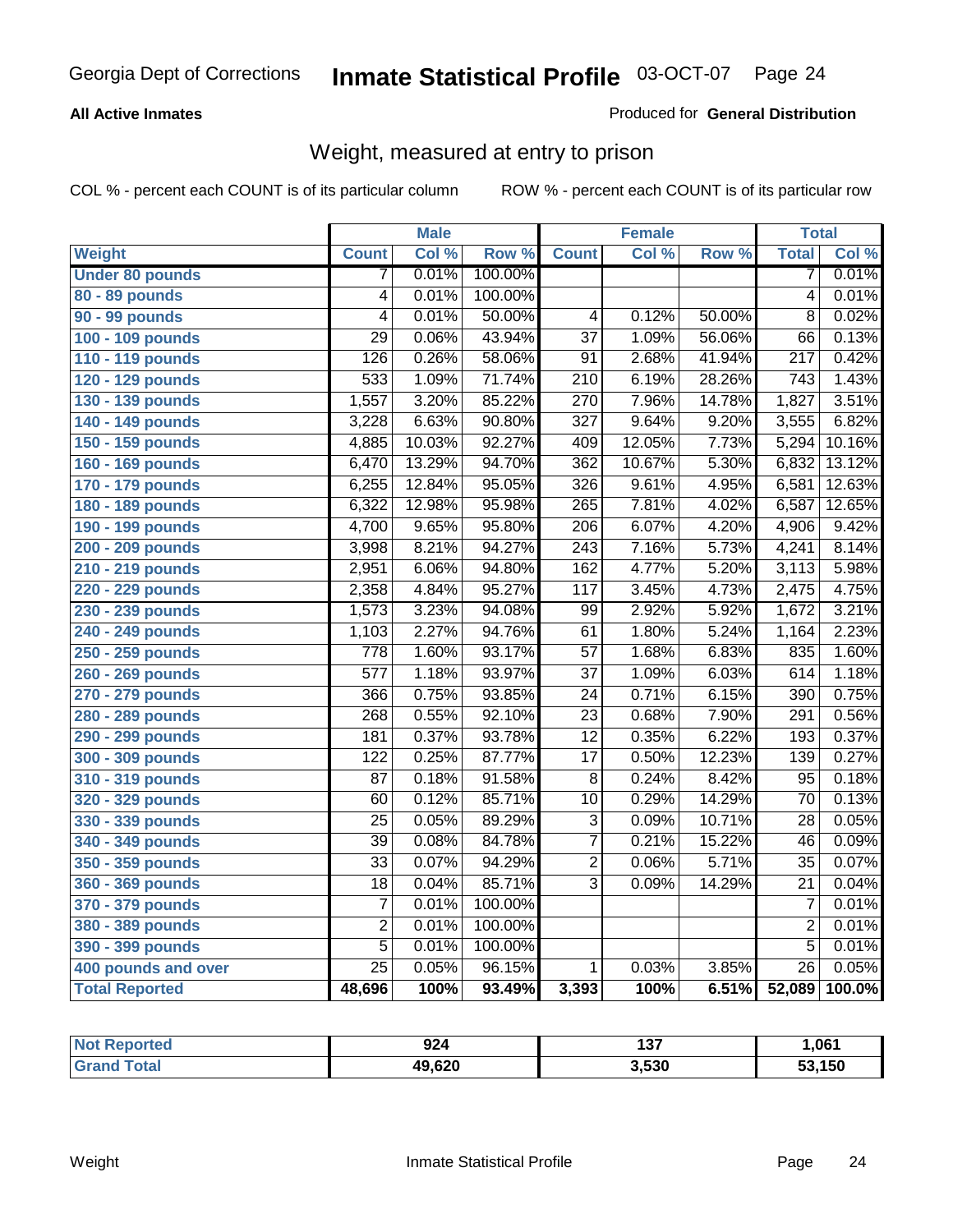**All Active Inmates**

Produced for **General Distribution**

## Weight, measured at entry to prison

COL % - percent each COUNT is of its particular column

ROW % - percent each COUNT is of its particular row

| Weight | Male | | | Female | | | Total | |
|---|---|---|---|---|---|---|---|---|
| | Count | Col % | Row % | Count | Col % | Row % | Total | Col % |
| Under 80 pounds | 7 | 0.01% | 100.00% | | | | 7 | 0.01% |
| 80 - 89 pounds | 4 | 0.01% | 100.00% | | | | 4 | 0.01% |
| 90 - 99 pounds | 4 | 0.01% | 50.00% | 4 | 0.12% | 50.00% | 8 | 0.02% |
| 100 - 109 pounds | 29 | 0.06% | 43.94% | 37 | 1.09% | 56.06% | 66 | 0.13% |
| 110 - 119 pounds | 126 | 0.26% | 58.06% | 91 | 2.68% | 41.94% | 217 | 0.42% |
| 120 - 129 pounds | 533 | 1.09% | 71.74% | 210 | 6.19% | 28.26% | 743 | 1.43% |
| 130 - 139 pounds | 1,557 | 3.20% | 85.22% | 270 | 7.96% | 14.78% | 1,827 | 3.51% |
| 140 - 149 pounds | 3,228 | 6.63% | 90.80% | 327 | 9.64% | 9.20% | 3,555 | 6.82% |
| 150 - 159 pounds | 4,885 | 10.03% | 92.27% | 409 | 12.05% | 7.73% | 5,294 | 10.16% |
| 160 - 169 pounds | 6,470 | 13.29% | 94.70% | 362 | 10.67% | 5.30% | 6,832 | 13.12% |
| 170 - 179 pounds | 6,255 | 12.84% | 95.05% | 326 | 9.61% | 4.95% | 6,581 | 12.63% |
| 180 - 189 pounds | 6,322 | 12.98% | 95.98% | 265 | 7.81% | 4.02% | 6,587 | 12.65% |
| 190 - 199 pounds | 4,700 | 9.65% | 95.80% | 206 | 6.07% | 4.20% | 4,906 | 9.42% |
| 200 - 209 pounds | 3,998 | 8.21% | 94.27% | 243 | 7.16% | 5.73% | 4,241 | 8.14% |
| 210 - 219 pounds | 2,951 | 6.06% | 94.80% | 162 | 4.77% | 5.20% | 3,113 | 5.98% |
| 220 - 229 pounds | 2,358 | 4.84% | 95.27% | 117 | 3.45% | 4.73% | 2,475 | 4.75% |
| 230 - 239 pounds | 1,573 | 3.23% | 94.08% | 99 | 2.92% | 5.92% | 1,672 | 3.21% |
| 240 - 249 pounds | 1,103 | 2.27% | 94.76% | 61 | 1.80% | 5.24% | 1,164 | 2.23% |
| 250 - 259 pounds | 778 | 1.60% | 93.17% | 57 | 1.68% | 6.83% | 835 | 1.60% |
| 260 - 269 pounds | 577 | 1.18% | 93.97% | 37 | 1.09% | 6.03% | 614 | 1.18% |
| 270 - 279 pounds | 366 | 0.75% | 93.85% | 24 | 0.71% | 6.15% | 390 | 0.75% |
| 280 - 289 pounds | 268 | 0.55% | 92.10% | 23 | 0.68% | 7.90% | 291 | 0.56% |
| 290 - 299 pounds | 181 | 0.37% | 93.78% | 12 | 0.35% | 6.22% | 193 | 0.37% |
| 300 - 309 pounds | 122 | 0.25% | 87.77% | 17 | 0.50% | 12.23% | 139 | 0.27% |
| 310 - 319 pounds | 87 | 0.18% | 91.58% | 8 | 0.24% | 8.42% | 95 | 0.18% |
| 320 - 329 pounds | 60 | 0.12% | 85.71% | 10 | 0.29% | 14.29% | 70 | 0.13% |
| 330 - 339 pounds | 25 | 0.05% | 89.29% | 3 | 0.09% | 10.71% | 28 | 0.05% |
| 340 - 349 pounds | 39 | 0.08% | 84.78% | 7 | 0.21% | 15.22% | 46 | 0.09% |
| 350 - 359 pounds | 33 | 0.07% | 94.29% | 2 | 0.06% | 5.71% | 35 | 0.07% |
| 360 - 369 pounds | 18 | 0.04% | 85.71% | 3 | 0.09% | 14.29% | 21 | 0.04% |
| 370 - 379 pounds | 7 | 0.01% | 100.00% | | | | 7 | 0.01% |
| 380 - 389 pounds | 2 | 0.01% | 100.00% | | | | 2 | 0.01% |
| 390 - 399 pounds | 5 | 0.01% | 100.00% | | | | 5 | 0.01% |
| 400 pounds and over | 25 | 0.05% | 96.15% | 1 | 0.03% | 3.85% | 26 | 0.05% |
| **Total Reported** | **48,696** | **100%** | **93.49%** | **3,393** | **100%** | **6.51%** | **52,089** | **100.0%** |

| | Male | Female | Total |
|---|---|---|---|
| **Not Reported** | **924** | **137** | **1,061** |
| **Grand Total** | **49,620** | **3,530** | **53,150** |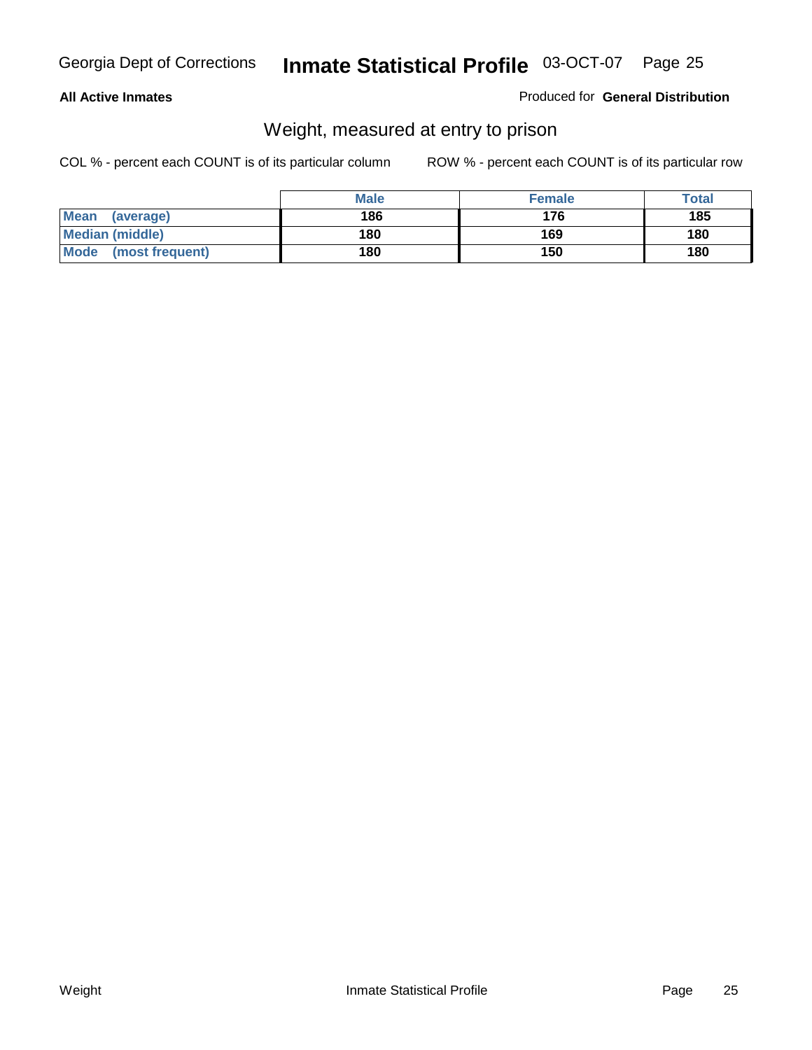**All Active Inmates**

Produced for **General Distribution**

## Weight, measured at entry to prison

COL % - percent each COUNT is of its particular column

ROW % - percent each COUNT is of its particular row

| | Male | Female | Total |
|---|---|---|---|
| **Mean (average)** | 186 | 176 | 185 |
| **Median (middle)** | 180 | 169 | 180 |
| **Mode (most frequent)** | 180 | 150 | 180 |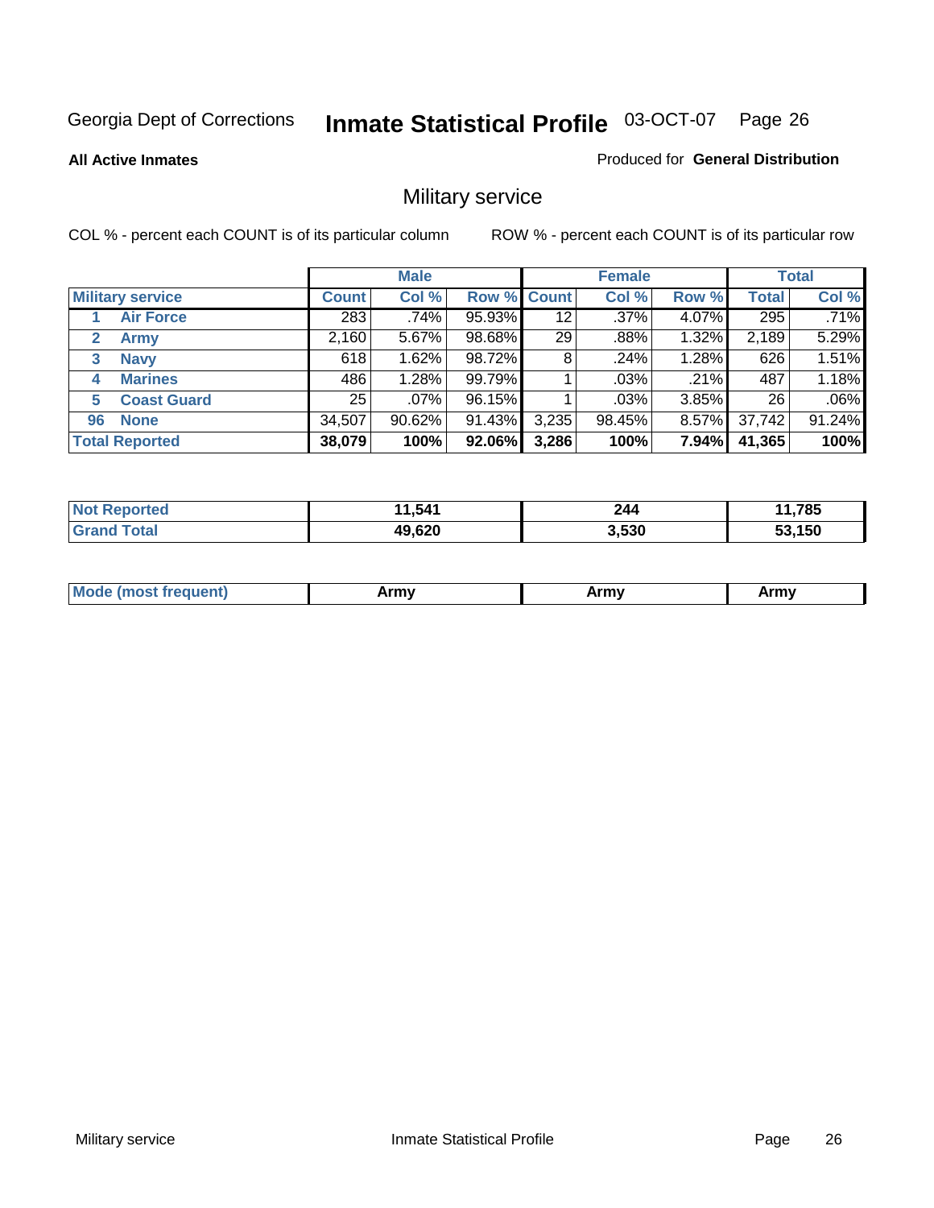Georgia Dept of Corrections **Inmate Statistical Profile** 03-OCT-07 Page 26

**All Active Inmates**

Produced for **General Distribution**

# Military service

COL % - percent each COUNT is of its particular column

ROW % - percent each COUNT is of its particular row

| | Male | | | Female | | | Total | |
|---|---|---|---|---|---|---|---|---|
| **Military service** | **Count** | **Col %** | **Row %** | **Count** | **Col %** | **Row %** | **Total** | **Col %** |
| 1 **Air Force** | 283 | .74% | 95.93% | 12 | .37% | 4.07% | 295 | .71% |
| 2 **Army** | 2,160 | 5.67% | 98.68% | 29 | .88% | 1.32% | 2,189 | 5.29% |
| 3 **Navy** | 618 | 1.62% | 98.72% | 8 | .24% | 1.28% | 626 | 1.51% |
| 4 **Marines** | 486 | 1.28% | 99.79% | 1 | .03% | .21% | 487 | 1.18% |
| 5 **Coast Guard** | 25 | .07% | 96.15% | 1 | .03% | 3.85% | 26 | .06% |
| 96 **None** | 34,507 | 90.62% | 91.43% | 3,235 | 98.45% | 8.57% | 37,742 | 91.24% |
| **Total Reported** | **38,079** | **100%** | **92.06%** | **3,286** | **100%** | **7.94%** | **41,365** | **100%** |

| | Male | Female | Total |
|---|---|---|---|
| **Not Reported** | **11,541** | **244** | **11,785** |
| **Grand Total** | **49,620** | **3,530** | **53,150** |

| | Male | Female | Total |
|---|---|---|---|
| **Mode (most frequent)** | **Army** | **Army** | **Army** |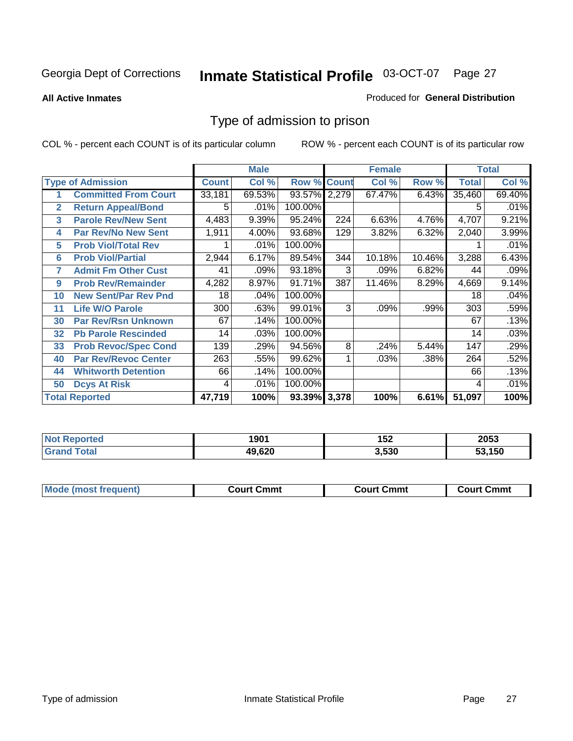Georgia Dept of Corrections **Inmate Statistical Profile** 03-OCT-07

**All Active Inmates**

Produced for **General Distribution**

## Type of admission to prison

COL % - percent each COUNT is of its particular column ROW % - percent each COUNT is of its particular row

| Type of Admission | | Male | | | Female | | | Total | |
|---|---|---|---|---|---|---|---|---|---|
| | | Count | Col % | Row % | Count | Col % | Row % | Total | Col % |
| 1 | Committed From Court | 33,181 | 69.53% | 93.57% | 2,279 | 67.47% | 6.43% | 35,460 | 69.40% |
| 2 | Return Appeal/Bond | 5 | .01% | 100.00% | | | | 5 | .01% |
| 3 | Parole Rev/New Sent | 4,483 | 9.39% | 95.24% | 224 | 6.63% | 4.76% | 4,707 | 9.21% |
| 4 | Par Rev/No New Sent | 1,911 | 4.00% | 93.68% | 129 | 3.82% | 6.32% | 2,040 | 3.99% |
| 5 | Prob Viol/Total Rev | 1 | .01% | 100.00% | | | | 1 | .01% |
| 6 | Prob Viol/Partial | 2,944 | 6.17% | 89.54% | 344 | 10.18% | 10.46% | 3,288 | 6.43% |
| 7 | Admit Fm Other Cust | 41 | .09% | 93.18% | 3 | .09% | 6.82% | 44 | .09% |
| 9 | Prob Rev/Remainder | 4,282 | 8.97% | 91.71% | 387 | 11.46% | 8.29% | 4,669 | 9.14% |
| 10 | New Sent/Par Rev Pnd | 18 | .04% | 100.00% | | | | 18 | .04% |
| 11 | Life W/O Parole | 300 | .63% | 99.01% | 3 | .09% | .99% | 303 | .59% |
| 30 | Par Rev/Rsn Unknown | 67 | .14% | 100.00% | | | | 67 | .13% |
| 32 | Pb Parole Rescinded | 14 | .03% | 100.00% | | | | 14 | .03% |
| 33 | Prob Revoc/Spec Cond | 139 | .29% | 94.56% | 8 | .24% | 5.44% | 147 | .29% |
| 40 | Par Rev/Revoc Center | 263 | .55% | 99.62% | 1 | .03% | .38% | 264 | .52% |
| 44 | Whitworth Detention | 66 | .14% | 100.00% | | | | 66 | .13% |
| 50 | Dcys At Risk | 4 | .01% | 100.00% | | | | 4 | .01% |
| **Total Reported** | | **47,719** | **100%** | **93.39%** | **3,378** | **100%** | **6.61%** | **51,097** | **100%** |

| | Male | Female | Total |
|---|---|---|---|
| Not Reported | 1901 | 152 | 2053 |
| Grand Total | 49,620 | 3,530 | 53,150 |

| | Male | Female | Total |
|---|---|---|---|
| Mode (most frequent) | Court Cmmt | Court Cmmt | Court Cmmt |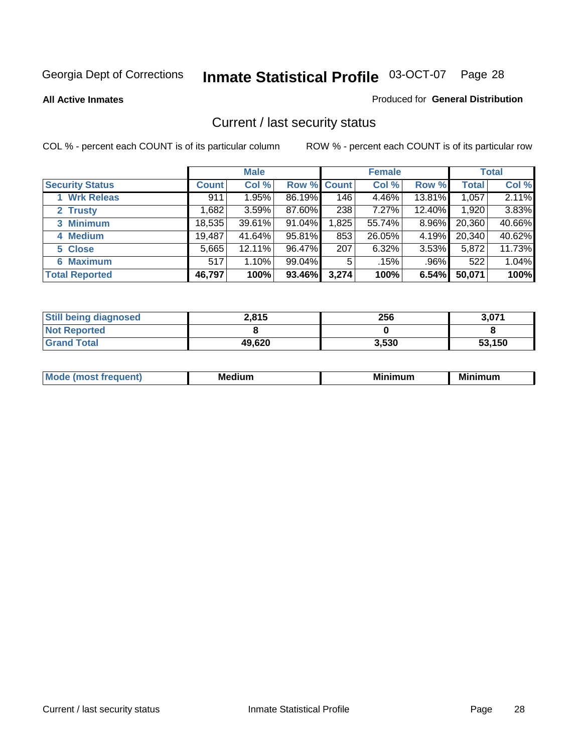Georgia Dept of Corrections **Inmate Statistical Profile** 03-OCT-07

**All Active Inmates**

Produced for **General Distribution**

## Current / last security status

COL % - percent each COUNT is of its particular column

ROW % - percent each COUNT is of its particular row

| | Male | | | Female | | | Total | |
|---|---|---|---|---|---|---|---|---|
| **Security Status** | **Count** | **Col %** | **Row %** | **Count** | **Col %** | **Row %** | **Total** | **Col %** |
| 1 Wrk Releas | 911 | 1.95% | 86.19% | 146 | 4.46% | 13.81% | 1,057 | 2.11% |
| 2 Trusty | 1,682 | 3.59% | 87.60% | 238 | 7.27% | 12.40% | 1,920 | 3.83% |
| 3 Minimum | 18,535 | 39.61% | 91.04% | 1,825 | 55.74% | 8.96% | 20,360 | 40.66% |
| 4 Medium | 19,487 | 41.64% | 95.81% | 853 | 26.05% | 4.19% | 20,340 | 40.62% |
| 5 Close | 5,665 | 12.11% | 96.47% | 207 | 6.32% | 3.53% | 5,872 | 11.73% |
| 6 Maximum | 517 | 1.10% | 99.04% | 5 | .15% | .96% | 522 | 1.04% |
| **Total Reported** | **46,797** | **100%** | **93.46%** | **3,274** | **100%** | **6.54%** | **50,071** | **100%** |

| | Male | Female | Total |
|---|---|---|---|
| Still being diagnosed | 2,815 | 256 | 3,071 |
| Not Reported | 8 | 0 | 8 |
| Grand Total | 49,620 | 3,530 | 53,150 |

| | Male | Female | Total |
|---|---|---|---|
| Mode (most frequent) | Medium | Minimum | Minimum |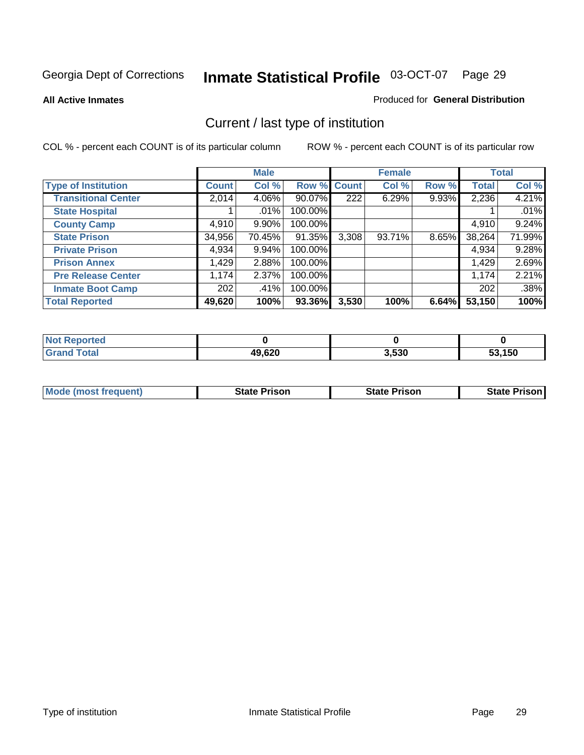Georgia Dept of Corrections **Inmate Statistical Profile** 03-OCT-07

**All Active Inmates**

Produced for **General Distribution**

## Current / last type of institution

COL % - percent each COUNT is of its particular column

ROW % - percent each COUNT is of its particular row

| | Male | | | Female | | | Total | |
|---|---|---|---|---|---|---|---|---|
| **Type of Institution** | **Count** | **Col %** | **Row %** | **Count** | **Col %** | **Row %** | **Total** | **Col %** |
| **Transitional Center** | 2,014 | 4.06% | 90.07% | 222 | 6.29% | 9.93% | 2,236 | 4.21% |
| **State Hospital** | 1 | .01% | 100.00% | | | | 1 | .01% |
| **County Camp** | 4,910 | 9.90% | 100.00% | | | | 4,910 | 9.24% |
| **State Prison** | 34,956 | 70.45% | 91.35% | 3,308 | 93.71% | 8.65% | 38,264 | 71.99% |
| **Private Prison** | 4,934 | 9.94% | 100.00% | | | | 4,934 | 9.28% |
| **Prison Annex** | 1,429 | 2.88% | 100.00% | | | | 1,429 | 2.69% |
| **Pre Release Center** | 1,174 | 2.37% | 100.00% | | | | 1,174 | 2.21% |
| **Inmate Boot Camp** | 202 | .41% | 100.00% | | | | 202 | .38% |
| **Total Reported** | **49,620** | **100%** | **93.36%** | **3,530** | **100%** | **6.64%** | **53,150** | **100%** |

| | Male | Female | Total |
|---|---|---|---|
| **Not Reported** | **0** | **0** | **0** |
| **Grand Total** | **49,620** | **3,530** | **53,150** |

| | Male | Female | Total |
|---|---|---|---|
| **Mode (most frequent)** | **State Prison** | **State Prison** | **State Prison** |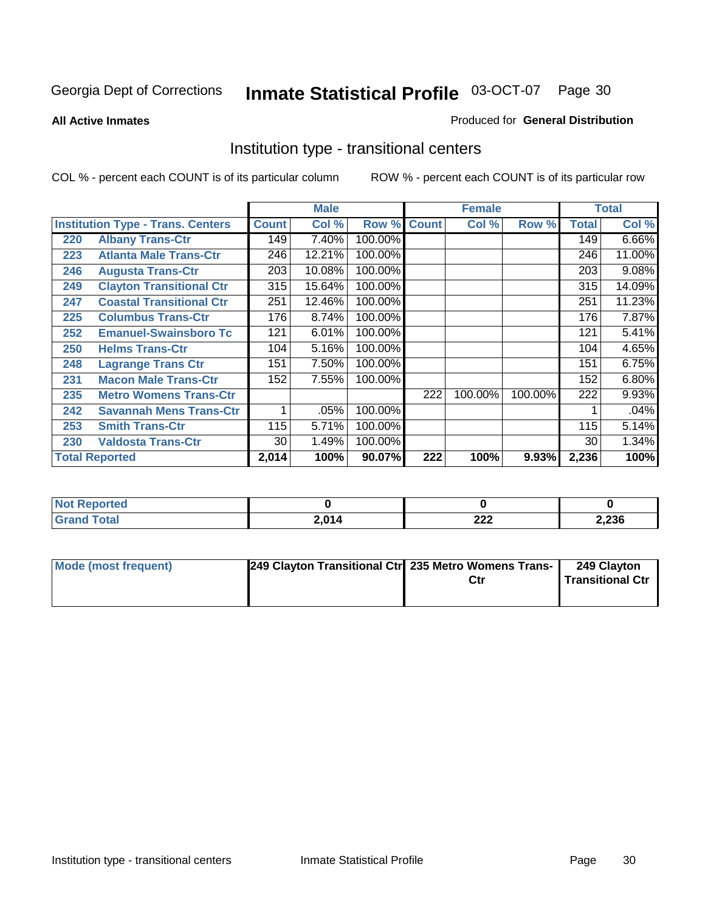Georgia Dept of Corrections **Inmate Statistical Profile** 03-OCT-07

**All Active Inmates**

Produced for **General Distribution**

## Institution type - transitional centers

COL % - percent each COUNT is of its particular column

ROW % - percent each COUNT is of its particular row

| | | Male | | | Female | | | Total | |
|---|---|---|---|---|---|---|---|---|---|
| **Institution Type - Trans. Centers** | | **Count** | **Col %** | **Row %** | **Count** | **Col %** | **Row %** | **Total** | **Col %** |
| 220 | Albany Trans-Ctr | 149 | 7.40% | 100.00% | | | | 149 | 6.66% |
| 223 | Atlanta Male Trans-Ctr | 246 | 12.21% | 100.00% | | | | 246 | 11.00% |
| 246 | Augusta Trans-Ctr | 203 | 10.08% | 100.00% | | | | 203 | 9.08% |
| 249 | Clayton Transitional Ctr | 315 | 15.64% | 100.00% | | | | 315 | 14.09% |
| 247 | Coastal Transitional Ctr | 251 | 12.46% | 100.00% | | | | 251 | 11.23% |
| 225 | Columbus Trans-Ctr | 176 | 8.74% | 100.00% | | | | 176 | 7.87% |
| 252 | Emanuel-Swainsboro Tc | 121 | 6.01% | 100.00% | | | | 121 | 5.41% |
| 250 | Helms Trans-Ctr | 104 | 5.16% | 100.00% | | | | 104 | 4.65% |
| 248 | Lagrange Trans Ctr | 151 | 7.50% | 100.00% | | | | 151 | 6.75% |
| 231 | Macon Male Trans-Ctr | 152 | 7.55% | 100.00% | | | | 152 | 6.80% |
| 235 | Metro Womens Trans-Ctr | | | | 222 | 100.00% | 100.00% | 222 | 9.93% |
| 242 | Savannah Mens Trans-Ctr | 1 | .05% | 100.00% | | | | 1 | .04% |
| 253 | Smith Trans-Ctr | 115 | 5.71% | 100.00% | | | | 115 | 5.14% |
| 230 | Valdosta Trans-Ctr | 30 | 1.49% | 100.00% | | | | 30 | 1.34% |
| **Total Reported** | | **2,014** | **100%** | **90.07%** | **222** | **100%** | **9.93%** | **2,236** | **100%** |

| | Male | Female | Total |
|---|---|---|---|
| **Not Reported** | **0** | **0** | **0** |
| **Grand Total** | **2,014** | **222** | **2,236** |

| | Male | Female | Total |
|---|---|---|---|
| **Mode (most frequent)** | **249 Clayton Transitional Ctr** | **235 Metro Womens Trans-Ctr** | **249 Clayton Transitional Ctr** |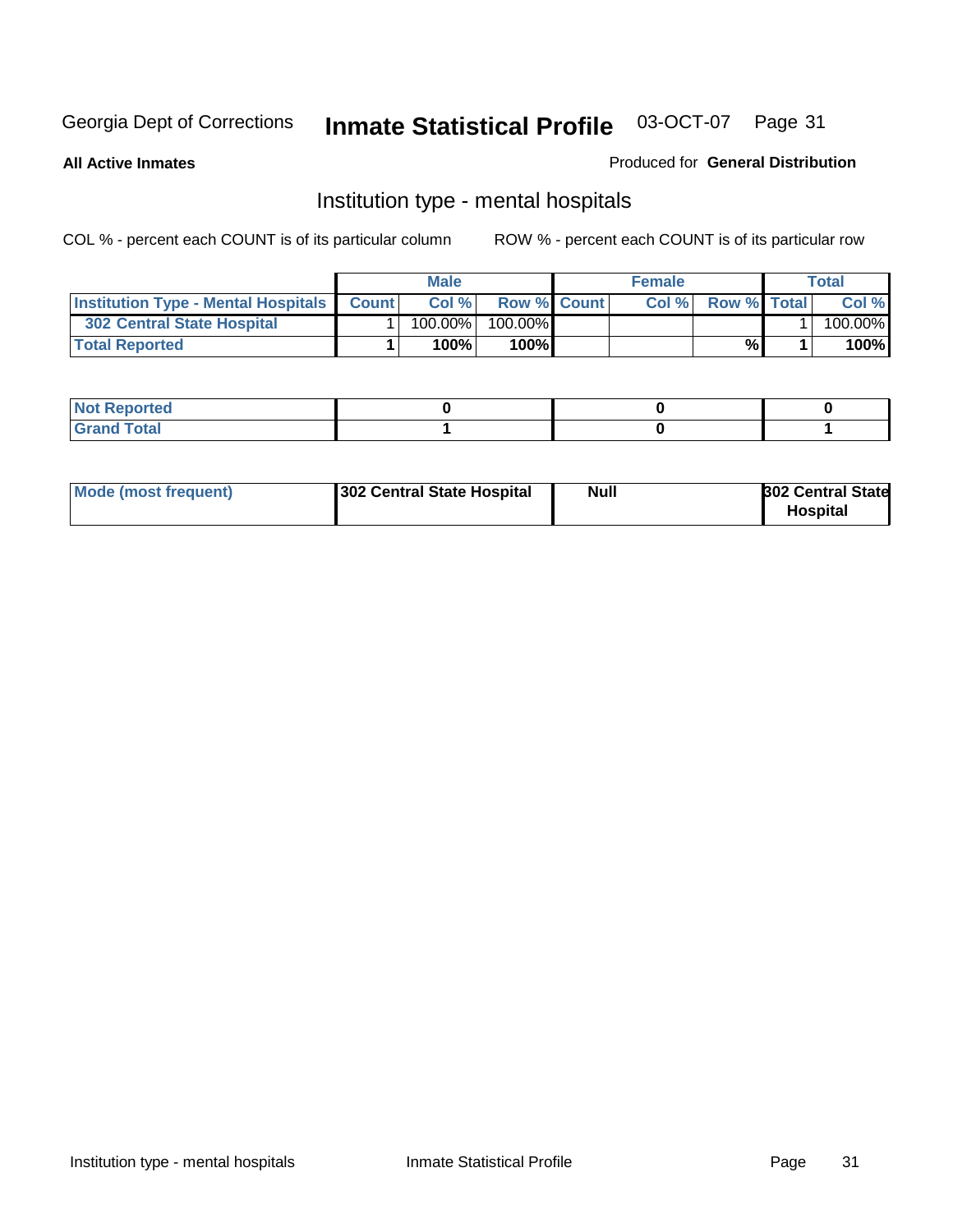Georgia Dept of Corrections **Inmate Statistical Profile** 03-OCT-07

**All Active Inmates** Produced for **General Distribution**

## Institution type - mental hospitals

COL % - percent each COUNT is of its particular column ROW % - percent each COUNT is of its particular row

| | Male | | | Female | | | Total | |
|---|---|---|---|---|---|---|---|---|
| **Institution Type - Mental Hospitals** | **Count** | **Col %** | **Row %** | **Count** | **Col %** | **Row %** | **Total** | **Col %** |
| **302 Central State Hospital** | 1 | 100.00% | 100.00% | | | | 1 | 100.00% |
| **Total Reported** | **1** | **100%** | **100%** | | | **%** | **1** | **100%** |

| | Male | Female | Total |
|---|---|---|---|
| **Not Reported** | **0** | **0** | **0** |
| **Grand Total** | **1** | **0** | **1** |

| | Male | Female | Total |
|---|---|---|---|
| **Mode (most frequent)** | **302 Central State Hospital** | **Null** | **302 Central State Hospital** |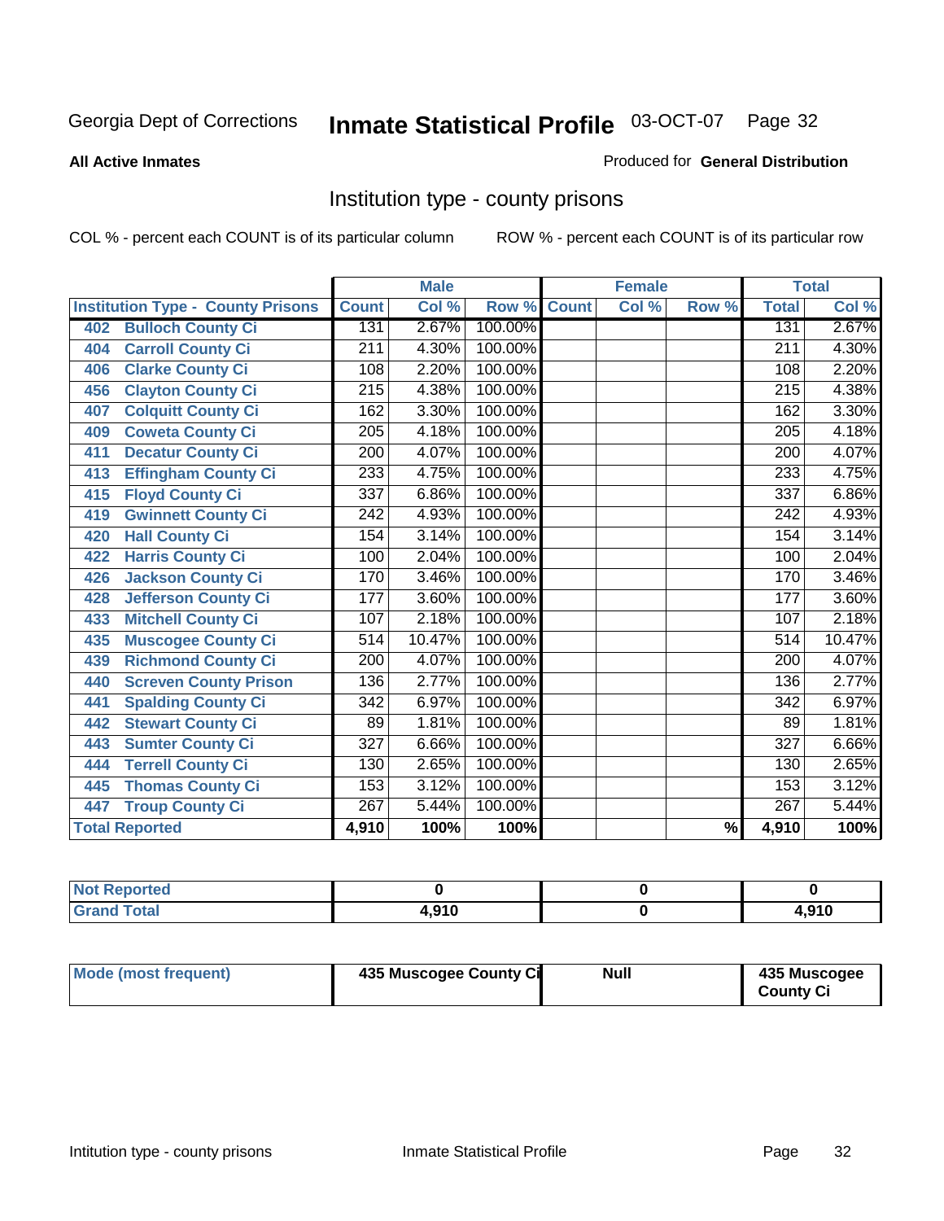Georgia Dept of Corrections **Inmate Statistical Profile** 03-OCT-07

**All Active Inmates**

Produced for **General Distribution**

## Institution type - county prisons

COL % - percent each COUNT is of its particular column

ROW % - percent each COUNT is of its particular row

| Institution Type - County Prisons | Male | | | Female | | | Total | |
|---|---|---|---|---|---|---|---|---|
| | Count | Col % | Row % | Count | Col % | Row % | Total | Col % |
| 402 Bulloch County Ci | 131 | 2.67% | 100.00% | | | | 131 | 2.67% |
| 404 Carroll County Ci | 211 | 4.30% | 100.00% | | | | 211 | 4.30% |
| 406 Clarke County Ci | 108 | 2.20% | 100.00% | | | | 108 | 2.20% |
| 456 Clayton County Ci | 215 | 4.38% | 100.00% | | | | 215 | 4.38% |
| 407 Colquitt County Ci | 162 | 3.30% | 100.00% | | | | 162 | 3.30% |
| 409 Coweta County Ci | 205 | 4.18% | 100.00% | | | | 205 | 4.18% |
| 411 Decatur County Ci | 200 | 4.07% | 100.00% | | | | 200 | 4.07% |
| 413 Effingham County Ci | 233 | 4.75% | 100.00% | | | | 233 | 4.75% |
| 415 Floyd County Ci | 337 | 6.86% | 100.00% | | | | 337 | 6.86% |
| 419 Gwinnett County Ci | 242 | 4.93% | 100.00% | | | | 242 | 4.93% |
| 420 Hall County Ci | 154 | 3.14% | 100.00% | | | | 154 | 3.14% |
| 422 Harris County Ci | 100 | 2.04% | 100.00% | | | | 100 | 2.04% |
| 426 Jackson County Ci | 170 | 3.46% | 100.00% | | | | 170 | 3.46% |
| 428 Jefferson County Ci | 177 | 3.60% | 100.00% | | | | 177 | 3.60% |
| 433 Mitchell County Ci | 107 | 2.18% | 100.00% | | | | 107 | 2.18% |
| 435 Muscogee County Ci | 514 | 10.47% | 100.00% | | | | 514 | 10.47% |
| 439 Richmond County Ci | 200 | 4.07% | 100.00% | | | | 200 | 4.07% |
| 440 Screven County Prison | 136 | 2.77% | 100.00% | | | | 136 | 2.77% |
| 441 Spalding County Ci | 342 | 6.97% | 100.00% | | | | 342 | 6.97% |
| 442 Stewart County Ci | 89 | 1.81% | 100.00% | | | | 89 | 1.81% |
| 443 Sumter County Ci | 327 | 6.66% | 100.00% | | | | 327 | 6.66% |
| 444 Terrell County Ci | 130 | 2.65% | 100.00% | | | | 130 | 2.65% |
| 445 Thomas County Ci | 153 | 3.12% | 100.00% | | | | 153 | 3.12% |
| 447 Troup County Ci | 267 | 5.44% | 100.00% | | | | 267 | 5.44% |
| **Total Reported** | **4,910** | **100%** | **100%** | | | **%** | **4,910** | **100%** |

| | Male | Female | Total |
|---|---|---|---|
| Not Reported | 0 | 0 | 0 |
| Grand Total | 4,910 | 0 | 4,910 |

| | Male | Female | Total |
|---|---|---|---|
| Mode (most frequent) | 435 Muscogee County Ci | Null | 435 Muscogee County Ci |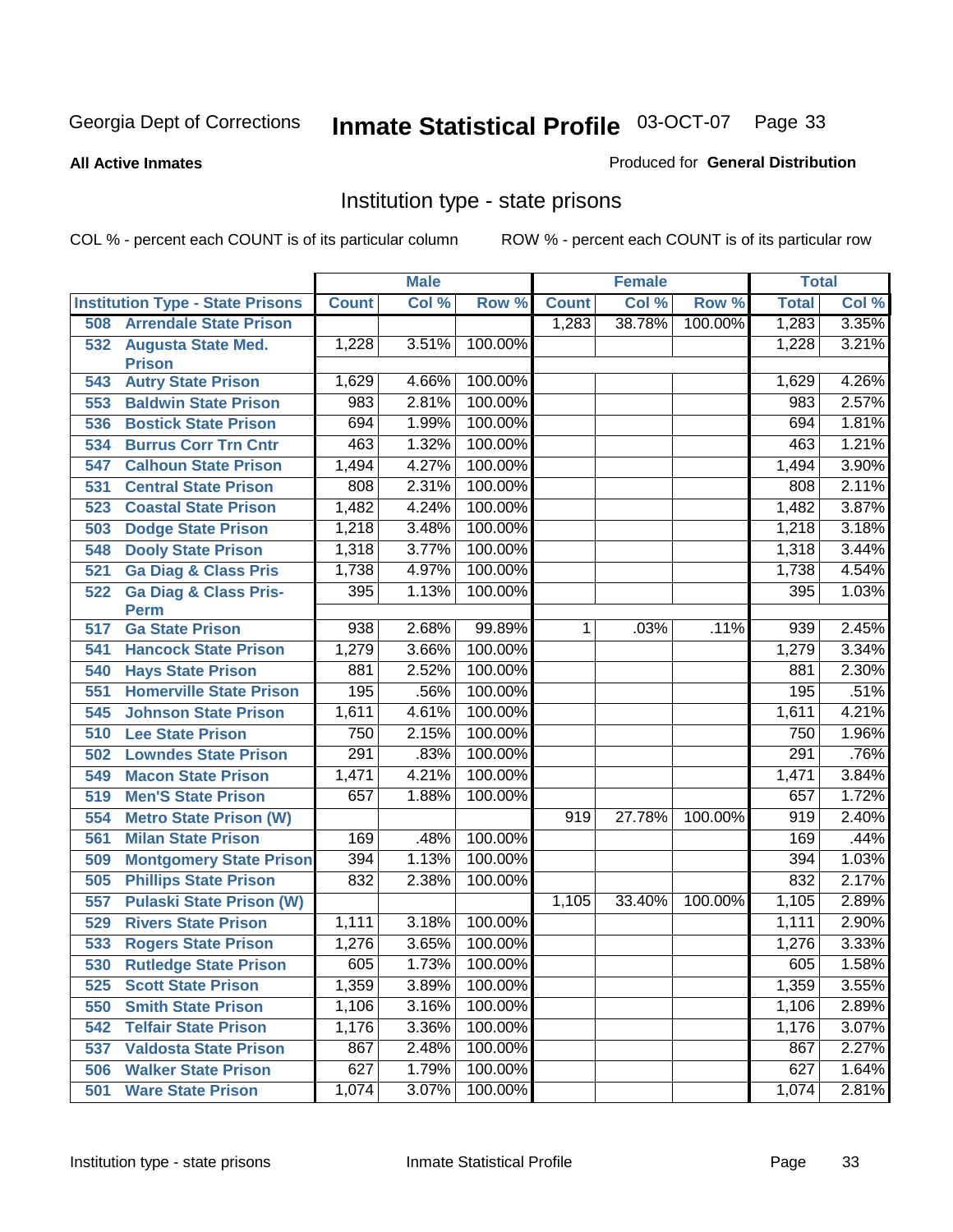Georgia Dept of Corrections **Inmate Statistical Profile** 03-OCT-07

**All Active Inmates**

Produced for **General Distribution**

## Institution type - state prisons

COL % - percent each COUNT is of its particular column ROW % - percent each COUNT is of its particular row

| Institution Type - State Prisons | Male | | | Female | | | Total | |
|---|---|---|---|---|---|---|---|---|
| | Count | Col % | Row % | Count | Col % | Row % | Total | Col % |
| 508 Arrendale State Prison | | | | 1,283 | 38.78% | 100.00% | 1,283 | 3.35% |
| 532 Augusta State Med. Prison | 1,228 | 3.51% | 100.00% | | | | 1,228 | 3.21% |
| 543 Autry State Prison | 1,629 | 4.66% | 100.00% | | | | 1,629 | 4.26% |
| 553 Baldwin State Prison | 983 | 2.81% | 100.00% | | | | 983 | 2.57% |
| 536 Bostick State Prison | 694 | 1.99% | 100.00% | | | | 694 | 1.81% |
| 534 Burrus Corr Trn Cntr | 463 | 1.32% | 100.00% | | | | 463 | 1.21% |
| 547 Calhoun State Prison | 1,494 | 4.27% | 100.00% | | | | 1,494 | 3.90% |
| 531 Central State Prison | 808 | 2.31% | 100.00% | | | | 808 | 2.11% |
| 523 Coastal State Prison | 1,482 | 4.24% | 100.00% | | | | 1,482 | 3.87% |
| 503 Dodge State Prison | 1,218 | 3.48% | 100.00% | | | | 1,218 | 3.18% |
| 548 Dooly State Prison | 1,318 | 3.77% | 100.00% | | | | 1,318 | 3.44% |
| 521 Ga Diag & Class Pris | 1,738 | 4.97% | 100.00% | | | | 1,738 | 4.54% |
| 522 Ga Diag & Class Pris-Perm | 395 | 1.13% | 100.00% | | | | 395 | 1.03% |
| 517 Ga State Prison | 938 | 2.68% | 99.89% | 1 | .03% | .11% | 939 | 2.45% |
| 541 Hancock State Prison | 1,279 | 3.66% | 100.00% | | | | 1,279 | 3.34% |
| 540 Hays State Prison | 881 | 2.52% | 100.00% | | | | 881 | 2.30% |
| 551 Homerville State Prison | 195 | .56% | 100.00% | | | | 195 | .51% |
| 545 Johnson State Prison | 1,611 | 4.61% | 100.00% | | | | 1,611 | 4.21% |
| 510 Lee State Prison | 750 | 2.15% | 100.00% | | | | 750 | 1.96% |
| 502 Lowndes State Prison | 291 | .83% | 100.00% | | | | 291 | .76% |
| 549 Macon State Prison | 1,471 | 4.21% | 100.00% | | | | 1,471 | 3.84% |
| 519 Men'S State Prison | 657 | 1.88% | 100.00% | | | | 657 | 1.72% |
| 554 Metro State Prison (W) | | | | 919 | 27.78% | 100.00% | 919 | 2.40% |
| 561 Milan State Prison | 169 | .48% | 100.00% | | | | 169 | .44% |
| 509 Montgomery State Prison | 394 | 1.13% | 100.00% | | | | 394 | 1.03% |
| 505 Phillips State Prison | 832 | 2.38% | 100.00% | | | | 832 | 2.17% |
| 557 Pulaski State Prison (W) | | | | 1,105 | 33.40% | 100.00% | 1,105 | 2.89% |
| 529 Rivers State Prison | 1,111 | 3.18% | 100.00% | | | | 1,111 | 2.90% |
| 533 Rogers State Prison | 1,276 | 3.65% | 100.00% | | | | 1,276 | 3.33% |
| 530 Rutledge State Prison | 605 | 1.73% | 100.00% | | | | 605 | 1.58% |
| 525 Scott State Prison | 1,359 | 3.89% | 100.00% | | | | 1,359 | 3.55% |
| 550 Smith State Prison | 1,106 | 3.16% | 100.00% | | | | 1,106 | 2.89% |
| 542 Telfair State Prison | 1,176 | 3.36% | 100.00% | | | | 1,176 | 3.07% |
| 537 Valdosta State Prison | 867 | 2.48% | 100.00% | | | | 867 | 2.27% |
| 506 Walker State Prison | 627 | 1.79% | 100.00% | | | | 627 | 1.64% |
| 501 Ware State Prison | 1,074 | 3.07% | 100.00% | | | | 1,074 | 2.81% |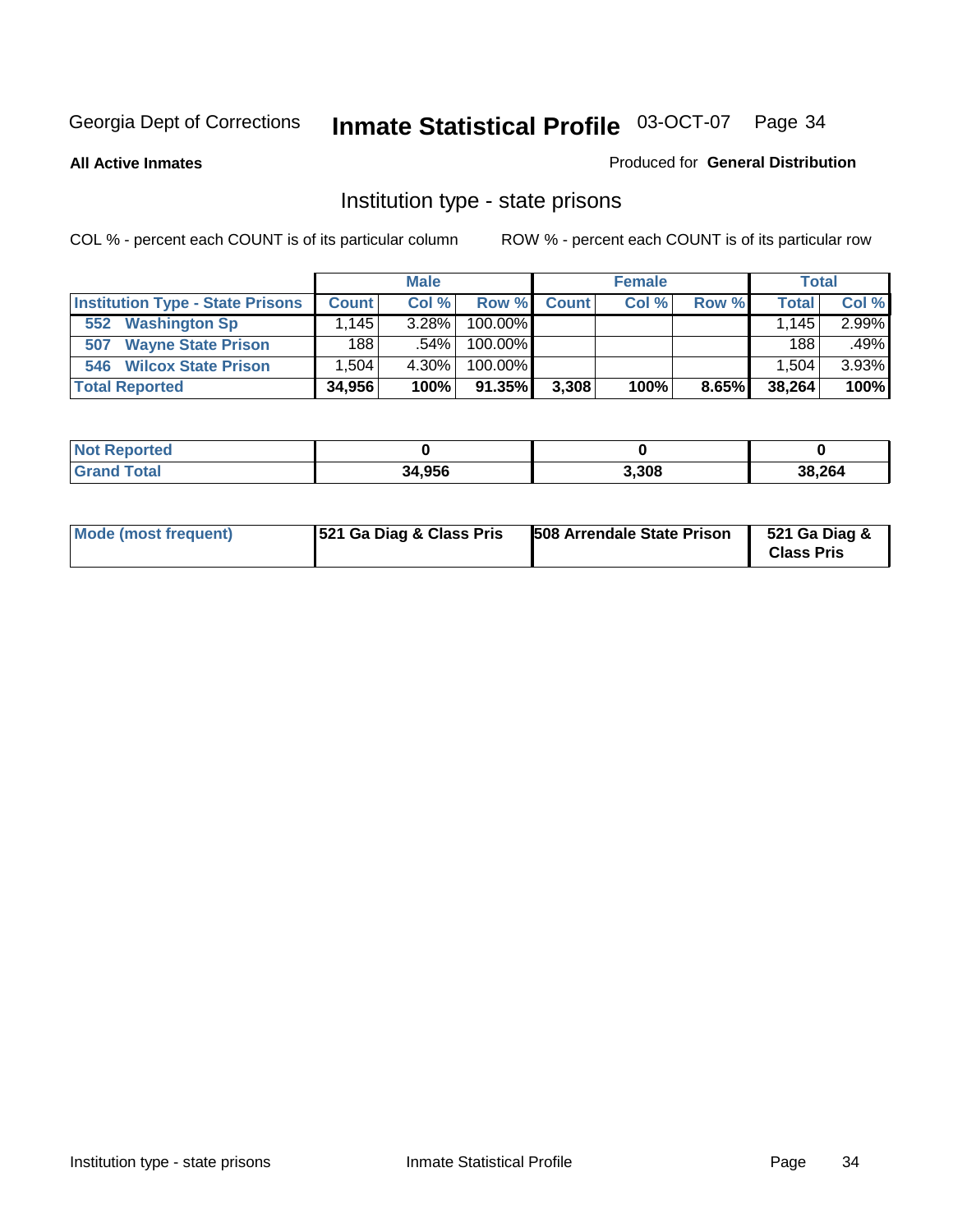Georgia Dept of Corrections **Inmate Statistical Profile** 03-OCT-07

**All Active Inmates**

Produced for **General Distribution**

## Institution type - state prisons

COL % - percent each COUNT is of its particular column

ROW % - percent each COUNT is of its particular row

| | Male | | | Female | | | Total | |
|---|---|---|---|---|---|---|---|---|
| **Institution Type - State Prisons** | **Count** | **Col %** | **Row %** | **Count** | **Col %** | **Row %** | **Total** | **Col %** |
| **552 Washington Sp** | 1,145 | 3.28% | 100.00% | | | | 1,145 | 2.99% |
| **507 Wayne State Prison** | 188 | .54% | 100.00% | | | | 188 | .49% |
| **546 Wilcox State Prison** | 1,504 | 4.30% | 100.00% | | | | 1,504 | 3.93% |
| **Total Reported** | **34,956** | **100%** | **91.35%** | **3,308** | **100%** | **8.65%** | **38,264** | **100%** |

| | Male | Female | Total |
|---|---|---|---|
| **Not Reported** | **0** | **0** | **0** |
| **Grand Total** | **34,956** | **3,308** | **38,264** |

| | Male | Female | Total |
|---|---|---|---|
| **Mode (most frequent)** | **521 Ga Diag & Class Pris** | **508 Arrendale State Prison** | **521 Ga Diag & Class Pris** |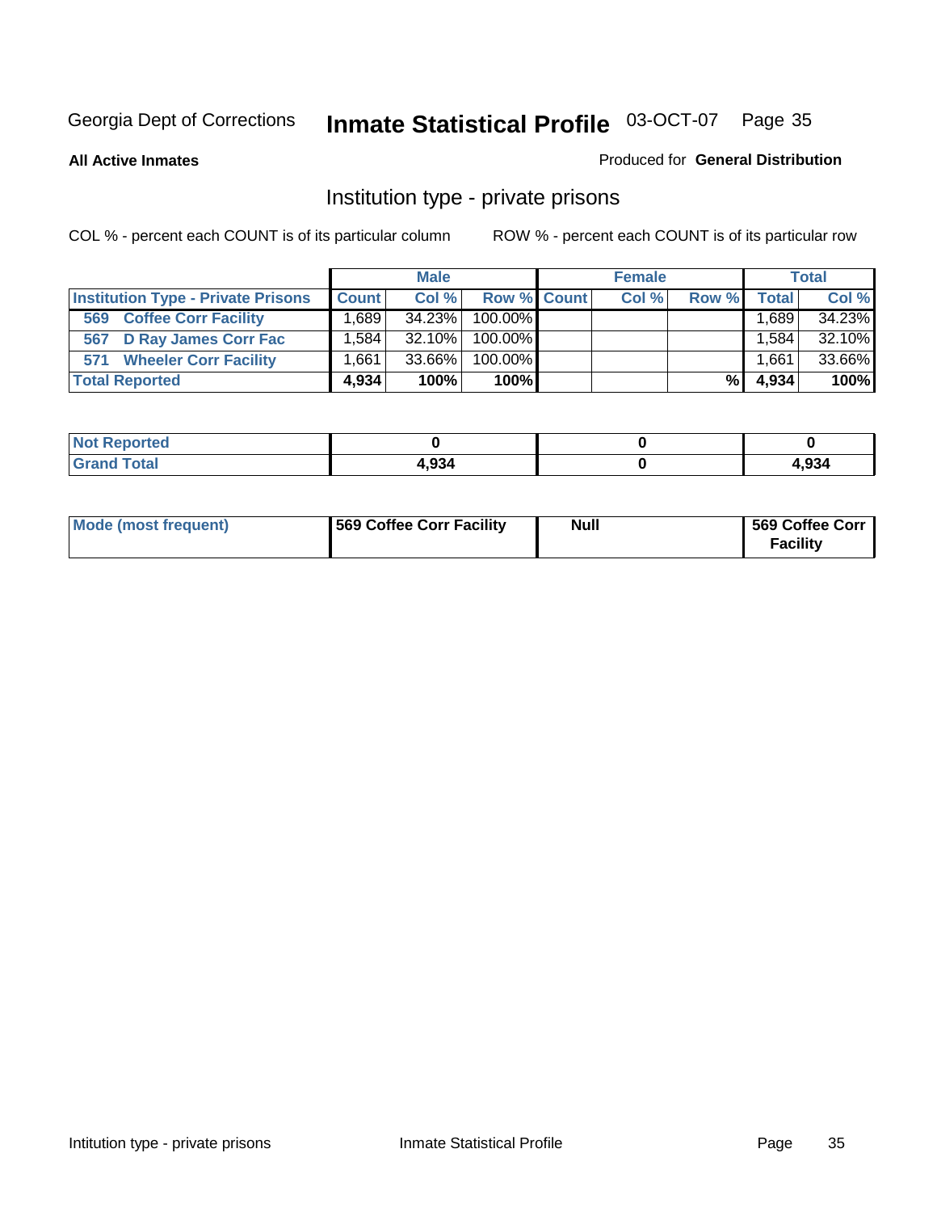Georgia Dept of Corrections **Inmate Statistical Profile** 03-OCT-07 Page 35

**All Active Inmates**

Produced for **General Distribution**

## Institution type - private prisons

COL % - percent each COUNT is of its particular column

ROW % - percent each COUNT is of its particular row

| | Male | | | Female | | | Total | |
|---|---|---|---|---|---|---|---|---|
| **Institution Type - Private Prisons** | **Count** | **Col %** | **Row %** | **Count** | **Col %** | **Row %** | **Total** | **Col %** |
| **569 Coffee Corr Facility** | 1,689 | 34.23% | 100.00% | | | | 1,689 | 34.23% |
| **567 D Ray James Corr Fac** | 1,584 | 32.10% | 100.00% | | | | 1,584 | 32.10% |
| **571 Wheeler Corr Facility** | 1,661 | 33.66% | 100.00% | | | | 1,661 | 33.66% |
| **Total Reported** | **4,934** | **100%** | **100%** | | | **%** | **4,934** | **100%** |

| | Male | Female | Total |
|---|---|---|---|
| **Not Reported** | **0** | **0** | **0** |
| **Grand Total** | **4,934** | **0** | **4,934** |

| | Male | Female | Total |
|---|---|---|---|
| **Mode (most frequent)** | **569 Coffee Corr Facility** | **Null** | **569 Coffee Corr Facility** |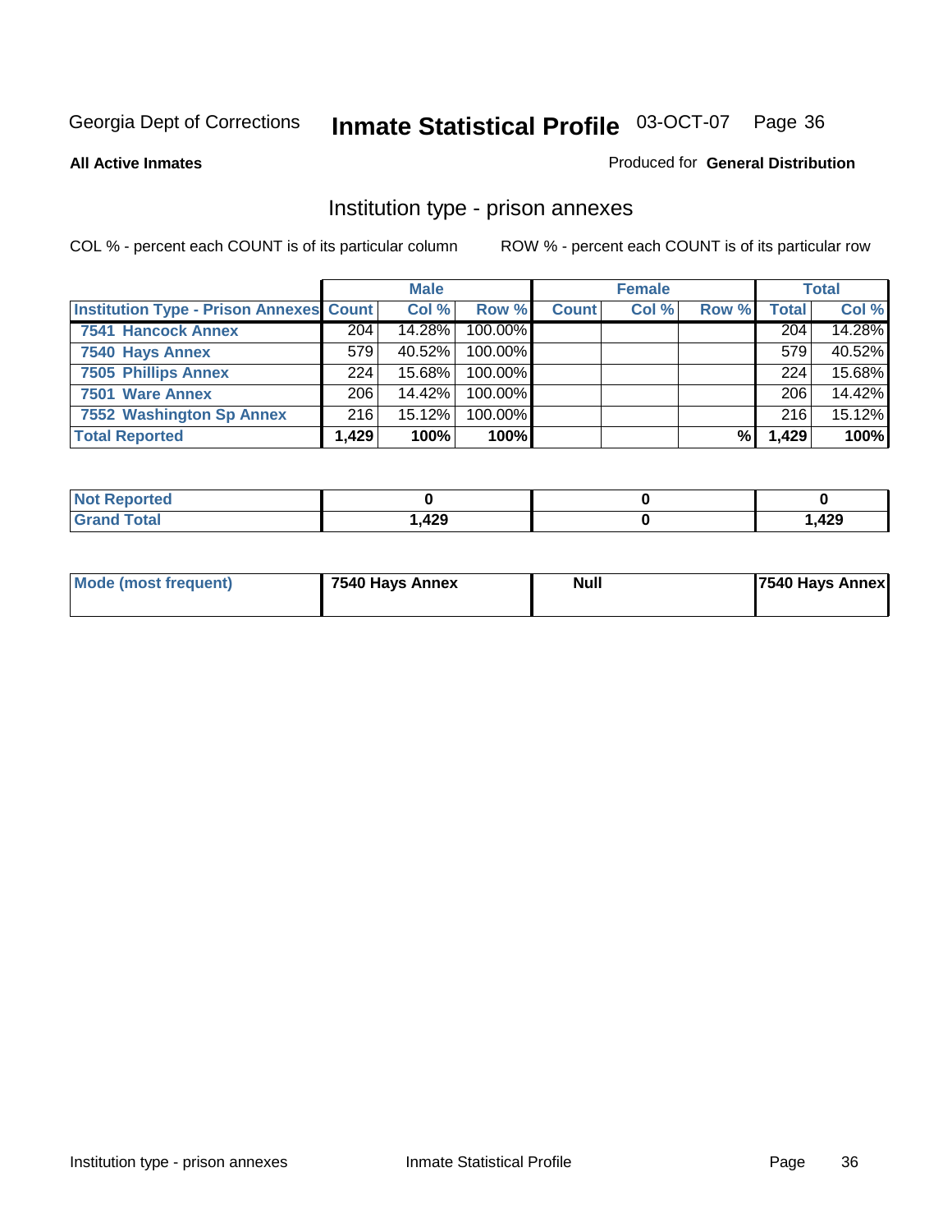Georgia Dept of Corrections **Inmate Statistical Profile** 03-OCT-07

**All Active Inmates**

Produced for **General Distribution**

## Institution type - prison annexes

COL % - percent each COUNT is of its particular column

ROW % - percent each COUNT is of its particular row

| | Male | | | Female | | | Total | |
|---|---|---|---|---|---|---|---|---|
| **Institution Type - Prison Annexes** | **Count** | **Col %** | **Row %** | **Count** | **Col %** | **Row %** | **Total** | **Col %** |
| **7541 Hancock Annex** | 204 | 14.28% | 100.00% | | | | 204 | 14.28% |
| **7540 Hays Annex** | 579 | 40.52% | 100.00% | | | | 579 | 40.52% |
| **7505 Phillips Annex** | 224 | 15.68% | 100.00% | | | | 224 | 15.68% |
| **7501 Ware Annex** | 206 | 14.42% | 100.00% | | | | 206 | 14.42% |
| **7552 Washington Sp Annex** | 216 | 15.12% | 100.00% | | | | 216 | 15.12% |
| **Total Reported** | **1,429** | **100%** | **100%** | | | **%** | **1,429** | **100%** |

| | Male | Female | Total |
|---|---|---|---|
| **Not Reported** | **0** | **0** | **0** |
| **Grand Total** | **1,429** | **0** | **1,429** |

| | Male | Female | Total |
|---|---|---|---|
| **Mode (most frequent)** | **7540 Hays Annex** | **Null** | **7540 Hays Annex** |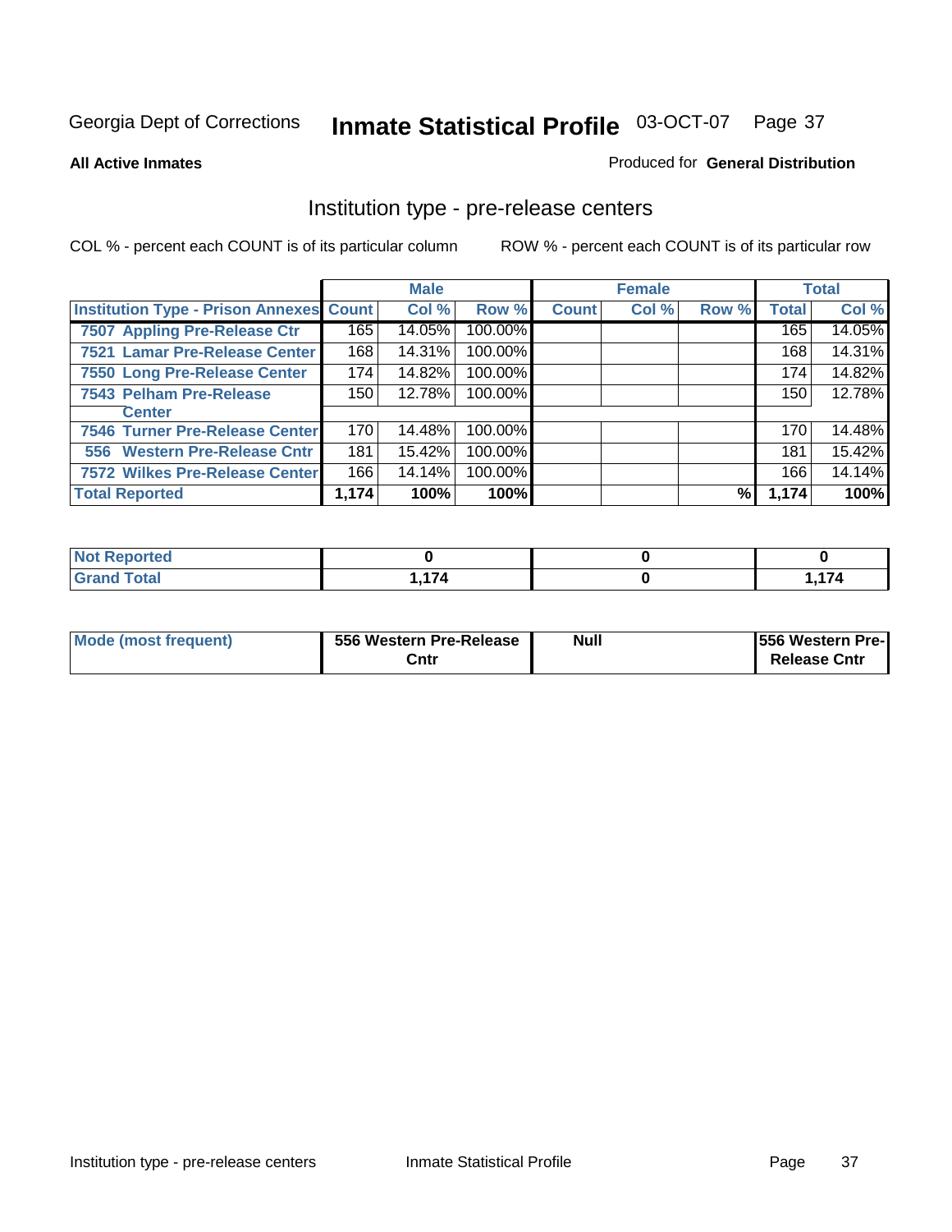Georgia Dept of Corrections **Inmate Statistical Profile** 03-OCT-07

**All Active Inmates** Produced for **General Distribution**

## Institution type - pre-release centers

COL % - percent each COUNT is of its particular column ROW % - percent each COUNT is of its particular row

| | Male | | | Female | | | Total | |
|---|---|---|---|---|---|---|---|---|
| Institution Type - Prison Annexes | Count | Col % | Row % | Count | Col % | Row % | Total | Col % |
| 7507 Appling Pre-Release Ctr | 165 | 14.05% | 100.00% | | | | 165 | 14.05% |
| 7521 Lamar Pre-Release Center | 168 | 14.31% | 100.00% | | | | 168 | 14.31% |
| 7550 Long Pre-Release Center | 174 | 14.82% | 100.00% | | | | 174 | 14.82% |
| 7543 Pelham Pre-Release Center | 150 | 12.78% | 100.00% | | | | 150 | 12.78% |
| 7546 Turner Pre-Release Center | 170 | 14.48% | 100.00% | | | | 170 | 14.48% |
| 556 Western Pre-Release Cntr | 181 | 15.42% | 100.00% | | | | 181 | 15.42% |
| 7572 Wilkes Pre-Release Center | 166 | 14.14% | 100.00% | | | | 166 | 14.14% |
| **Total Reported** | **1,174** | **100%** | **100%** | | | **%** | **1,174** | **100%** |

| | Male | Female | Total |
|---|---|---|---|
| Not Reported | 0 | 0 | 0 |
| Grand Total | 1,174 | 0 | 1,174 |

| | Male | Female | Total |
|---|---|---|---|
| Mode (most frequent) | 556 Western Pre-Release Cntr | Null | 556 Western Pre-Release Cntr |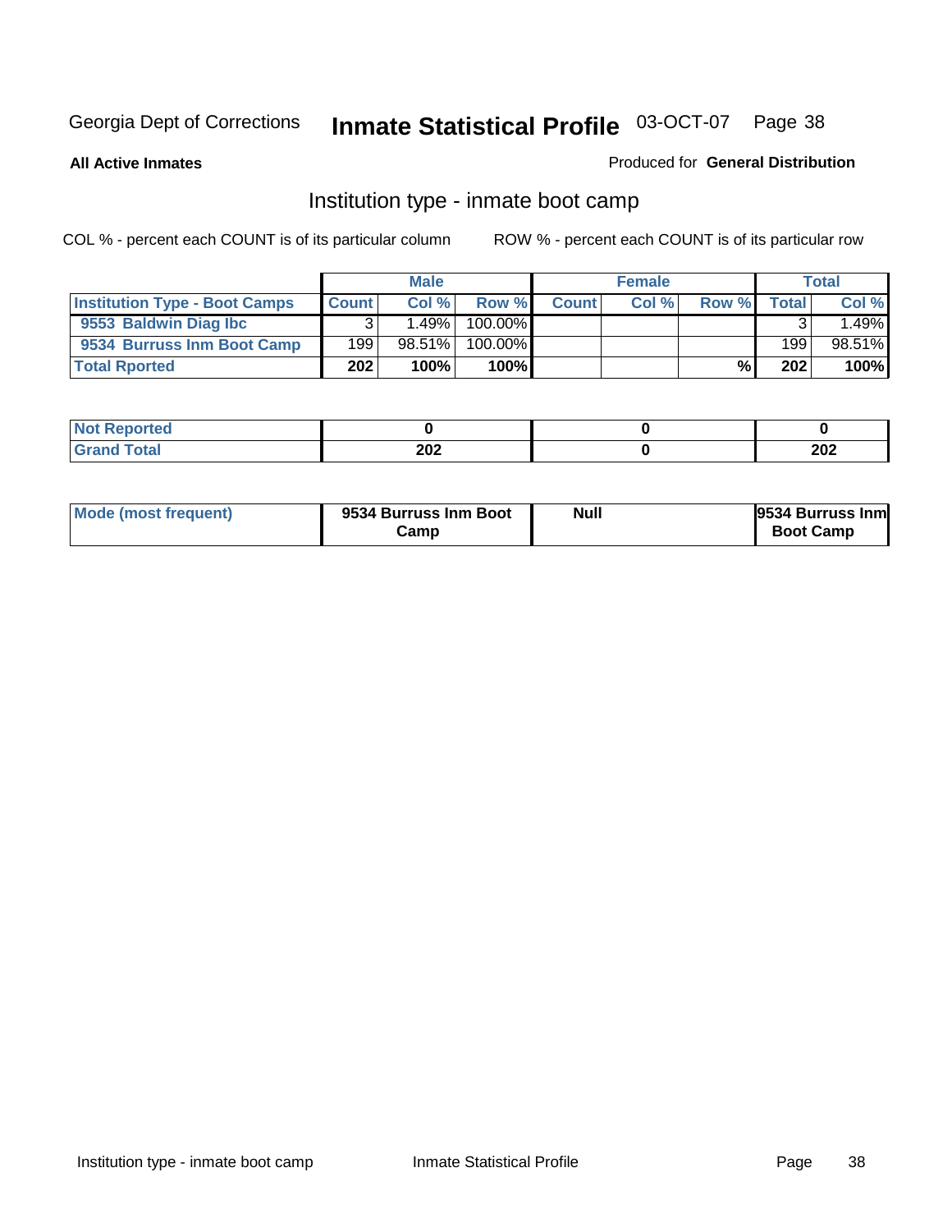Georgia Dept of Corrections **Inmate Statistical Profile** 03-OCT-07

**All Active Inmates**

Produced for **General Distribution**

## Institution type - inmate boot camp

COL % - percent each COUNT is of its particular column

ROW % - percent each COUNT is of its particular row

| | Male | | | Female | | | Total | |
|---|---|---|---|---|---|---|---|---|
| **Institution Type - Boot Camps** | **Count** | **Col %** | **Row %** | **Count** | **Col %** | **Row %** | **Total** | **Col %** |
| **9553 Baldwin Diag Ibc** | 3 | 1.49% | 100.00% | | | | 3 | 1.49% |
| **9534 Burruss Inm Boot Camp** | 199 | 98.51% | 100.00% | | | | 199 | 98.51% |
| **Total Rported** | **202** | **100%** | **100%** | | | **%** | **202** | **100%** |

| | Male | Female | Total |
|---|---|---|---|
| **Not Reported** | **0** | **0** | **0** |
| **Grand Total** | **202** | **0** | **202** |

| | Male | Female | Total |
|---|---|---|---|
| **Mode (most frequent)** | **9534 Burruss Inm Boot Camp** | **Null** | **9534 Burruss Inm Boot Camp** |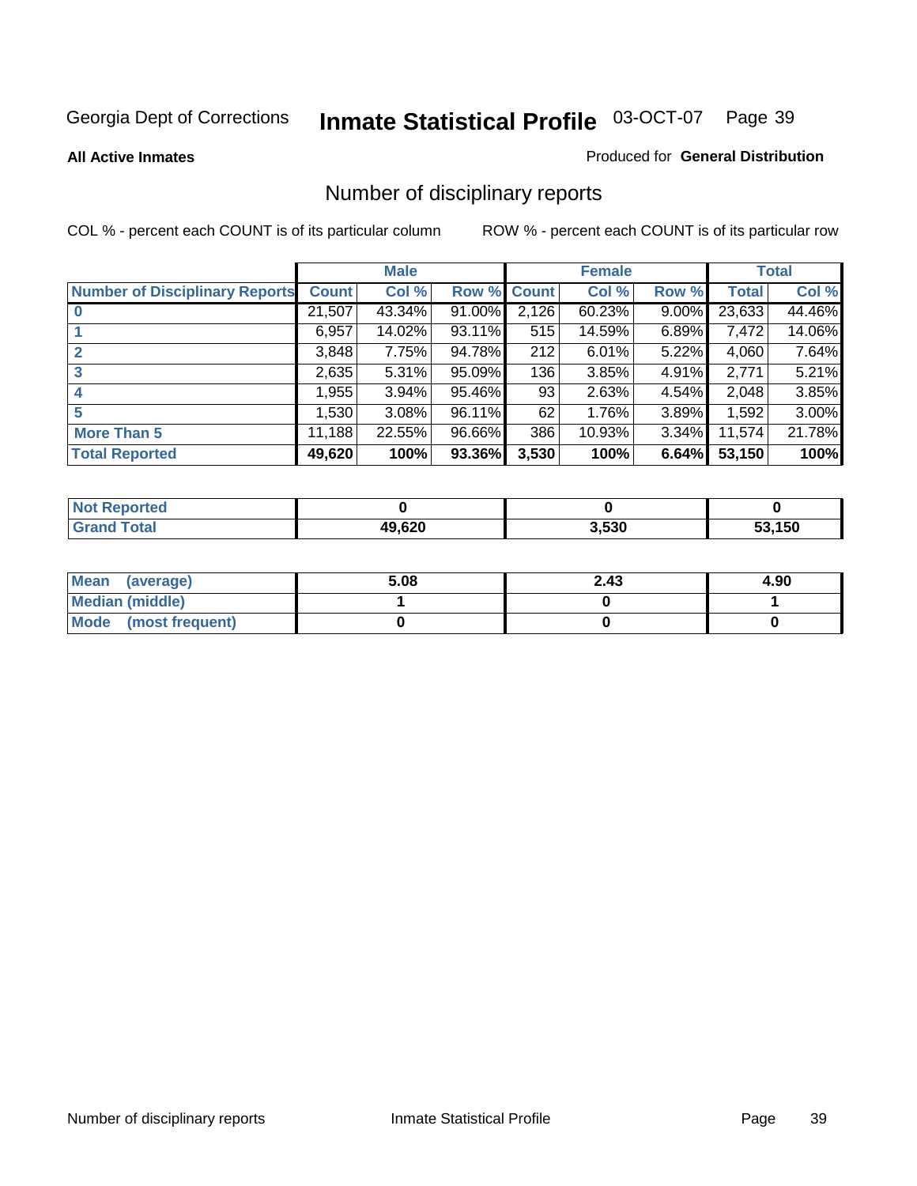Georgia Dept of Corrections **Inmate Statistical Profile** 03-OCT-07

**All Active Inmates**

Produced for **General Distribution**

## Number of disciplinary reports

COL % - percent each COUNT is of its particular column

ROW % - percent each COUNT is of its particular row

| | Male | | | Female | | | Total | |
|---|---|---|---|---|---|---|---|---|
| **Number of Disciplinary Reports** | **Count** | **Col %** | **Row %** | **Count** | **Col %** | **Row %** | **Total** | **Col %** |
| **0** | 21,507 | 43.34% | 91.00% | 2,126 | 60.23% | 9.00% | 23,633 | 44.46% |
| **1** | 6,957 | 14.02% | 93.11% | 515 | 14.59% | 6.89% | 7,472 | 14.06% |
| **2** | 3,848 | 7.75% | 94.78% | 212 | 6.01% | 5.22% | 4,060 | 7.64% |
| **3** | 2,635 | 5.31% | 95.09% | 136 | 3.85% | 4.91% | 2,771 | 5.21% |
| **4** | 1,955 | 3.94% | 95.46% | 93 | 2.63% | 4.54% | 2,048 | 3.85% |
| **5** | 1,530 | 3.08% | 96.11% | 62 | 1.76% | 3.89% | 1,592 | 3.00% |
| **More Than 5** | 11,188 | 22.55% | 96.66% | 386 | 10.93% | 3.34% | 11,574 | 21.78% |
| **Total Reported** | **49,620** | **100%** | **93.36%** | **3,530** | **100%** | **6.64%** | **53,150** | **100%** |

| | Male | Female | Total |
|---|---|---|---|
| **Not Reported** | **0** | **0** | **0** |
| **Grand Total** | **49,620** | **3,530** | **53,150** |

| | Male | Female | Total |
|---|---|---|---|
| **Mean (average)** | **5.08** | **2.43** | **4.90** |
| **Median (middle)** | **1** | **0** | **1** |
| **Mode (most frequent)** | **0** | **0** | **0** |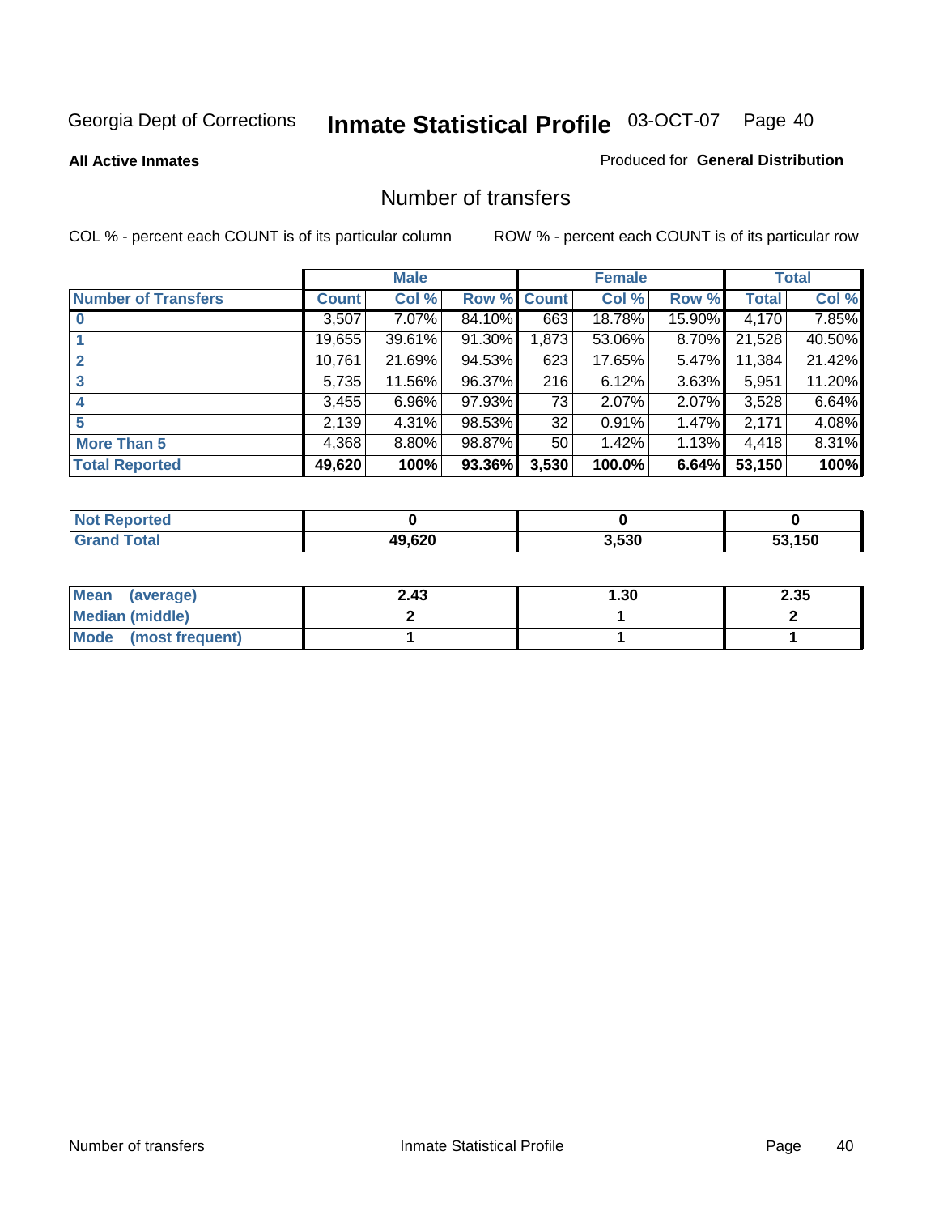Georgia Dept of Corrections **Inmate Statistical Profile** 03-OCT-07

**All Active Inmates**

Produced for **General Distribution**

## Number of transfers

COL % - percent each COUNT is of its particular column

ROW % - percent each COUNT is of its particular row

| | Male | | | Female | | | Total | |
|---|---|---|---|---|---|---|---|---|
| **Number of Transfers** | **Count** | **Col %** | **Row %** | **Count** | **Col %** | **Row %** | **Total** | **Col %** |
| **0** | 3,507 | 7.07% | 84.10% | 663 | 18.78% | 15.90% | 4,170 | 7.85% |
| **1** | 19,655 | 39.61% | 91.30% | 1,873 | 53.06% | 8.70% | 21,528 | 40.50% |
| **2** | 10,761 | 21.69% | 94.53% | 623 | 17.65% | 5.47% | 11,384 | 21.42% |
| **3** | 5,735 | 11.56% | 96.37% | 216 | 6.12% | 3.63% | 5,951 | 11.20% |
| **4** | 3,455 | 6.96% | 97.93% | 73 | 2.07% | 2.07% | 3,528 | 6.64% |
| **5** | 2,139 | 4.31% | 98.53% | 32 | 0.91% | 1.47% | 2,171 | 4.08% |
| **More Than 5** | 4,368 | 8.80% | 98.87% | 50 | 1.42% | 1.13% | 4,418 | 8.31% |
| **Total Reported** | **49,620** | **100%** | **93.36%** | **3,530** | **100.0%** | **6.64%** | **53,150** | **100%** |

| | Male | Female | Total |
|---|---|---|---|
| **Not Reported** | **0** | **0** | **0** |
| **Grand Total** | **49,620** | **3,530** | **53,150** |

| | Male | Female | Total |
|---|---|---|---|
| **Mean (average)** | **2.43** | **1.30** | **2.35** |
| **Median (middle)** | **2** | **1** | **2** |
| **Mode (most frequent)** | **1** | **1** | **1** |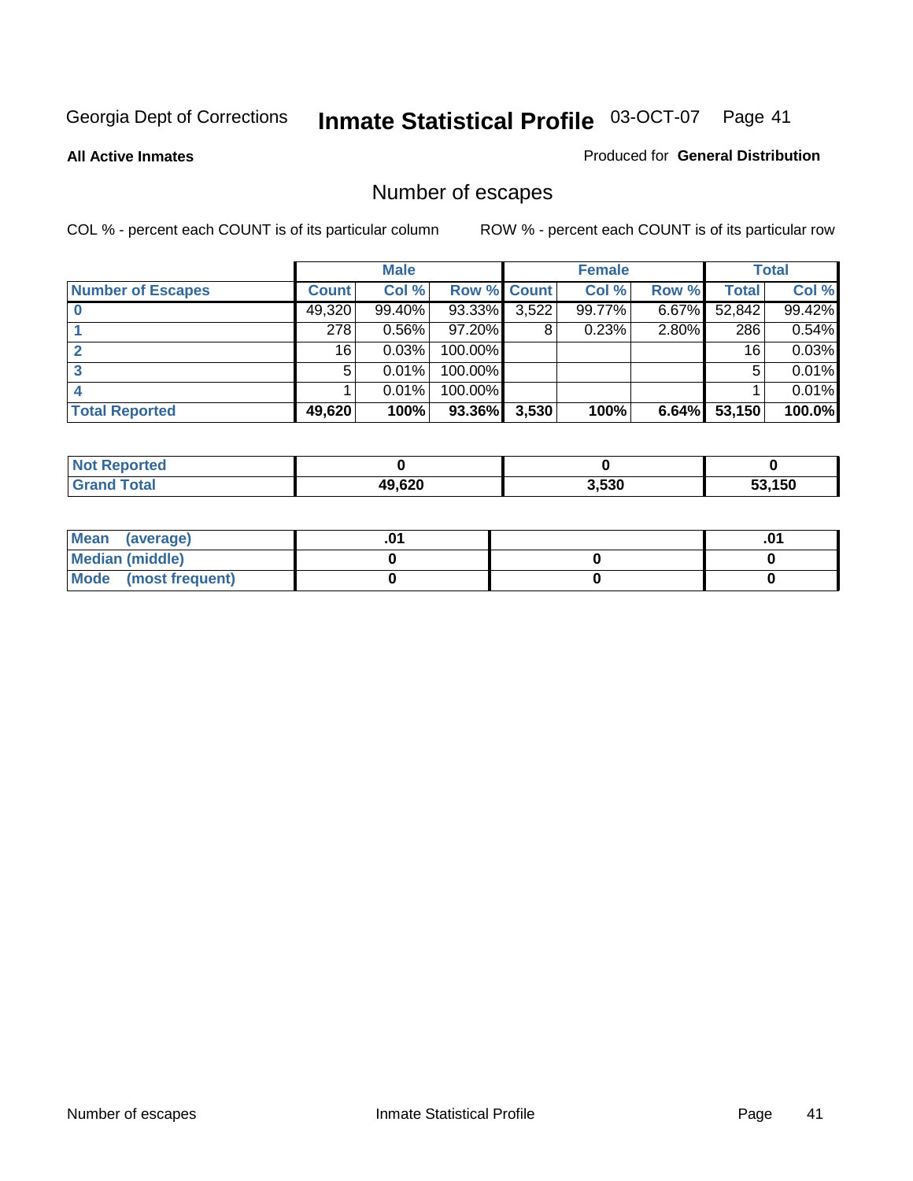Georgia Dept of Corrections **Inmate Statistical Profile** 03-OCT-07

**All Active Inmates**

Produced for **General Distribution**

## Number of escapes

COL % - percent each COUNT is of its particular column

ROW % - percent each COUNT is of its particular row

| | Male | | | Female | | | Total | |
|---|---|---|---|---|---|---|---|---|
| **Number of Escapes** | **Count** | **Col %** | **Row %** | **Count** | **Col %** | **Row %** | **Total** | **Col %** |
| **0** | 49,320 | 99.40% | 93.33% | 3,522 | 99.77% | 6.67% | 52,842 | 99.42% |
| **1** | 278 | 0.56% | 97.20% | 8 | 0.23% | 2.80% | 286 | 0.54% |
| **2** | 16 | 0.03% | 100.00% | | | | 16 | 0.03% |
| **3** | 5 | 0.01% | 100.00% | | | | 5 | 0.01% |
| **4** | 1 | 0.01% | 100.00% | | | | 1 | 0.01% |
| **Total Reported** | **49,620** | **100%** | **93.36%** | **3,530** | **100%** | **6.64%** | **53,150** | **100.0%** |

| | Male | Female | Total |
|---|---|---|---|
| **Not Reported** | **0** | **0** | **0** |
| **Grand Total** | **49,620** | **3,530** | **53,150** |

| | Male | Female | Total |
|---|---|---|---|
| **Mean (average)** | **.01** | | **.01** |
| **Median (middle)** | **0** | **0** | **0** |
| **Mode (most frequent)** | **0** | **0** | **0** |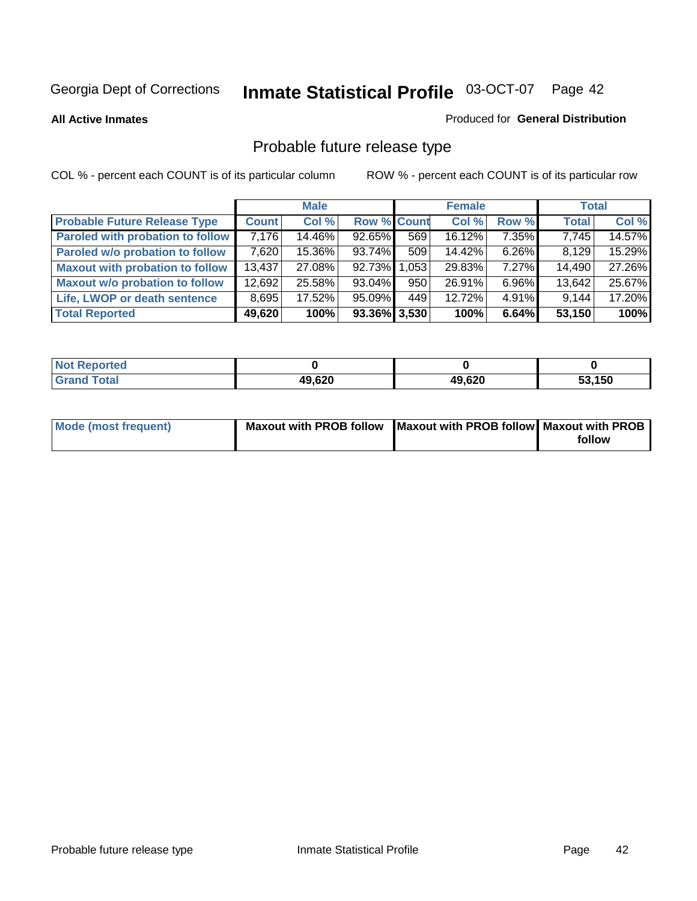Georgia Dept of Corrections **Inmate Statistical Profile** 03-OCT-07 Page 42

**All Active Inmates**

Produced for **General Distribution**

## Probable future release type

COL % - percent each COUNT is of its particular column

ROW % - percent each COUNT is of its particular row

| | Male | | | Female | | | Total | |
|---|---|---|---|---|---|---|---|---|
| **Probable Future Release Type** | **Count** | **Col %** | **Row %** | **Count** | **Col %** | **Row %** | **Total** | **Col %** |
| **Paroled with probation to follow** | 7,176 | 14.46% | 92.65% | 569 | 16.12% | 7.35% | 7,745 | 14.57% |
| **Paroled w/o probation to follow** | 7,620 | 15.36% | 93.74% | 509 | 14.42% | 6.26% | 8,129 | 15.29% |
| **Maxout with probation to follow** | 13,437 | 27.08% | 92.73% | 1,053 | 29.83% | 7.27% | 14,490 | 27.26% |
| **Maxout w/o probation to follow** | 12,692 | 25.58% | 93.04% | 950 | 26.91% | 6.96% | 13,642 | 25.67% |
| **Life, LWOP or death sentence** | 8,695 | 17.52% | 95.09% | 449 | 12.72% | 4.91% | 9,144 | 17.20% |
| **Total Reported** | **49,620** | **100%** | **93.36%** | **3,530** | **100%** | **6.64%** | **53,150** | **100%** |

| | Male | Female | Total |
|---|---|---|---|
| **Not Reported** | **0** | **0** | **0** |
| **Grand Total** | **49,620** | **49,620** | **53,150** |

| | Male | Female | Total |
|---|---|---|---|
| **Mode (most frequent)** | **Maxout with PROB follow** | **Maxout with PROB follow** | **Maxout with PROB follow** |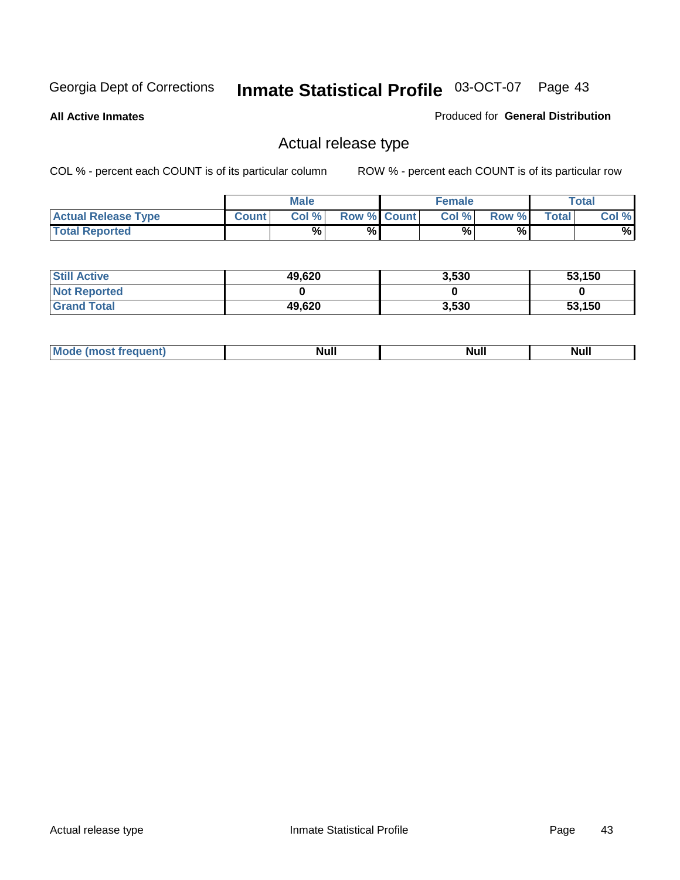Georgia Dept of Corrections **Inmate Statistical Profile** 03-OCT-07

**All Active Inmates**

Produced for **General Distribution**

## Actual release type

COL % - percent each COUNT is of its particular column

ROW % - percent each COUNT is of its particular row

| | Male | | | Female | | | Total | |
|---|---|---|---|---|---|---|---|---|
| **Actual Release Type** | **Count** | **Col %** | **Row %** | **Count** | **Col %** | **Row %** | **Total** | **Col %** |
| **Total Reported** | | % | % | | % | % | | % |

| | Male | Female | Total |
|---|---|---|---|
| **Still Active** | 49,620 | 3,530 | 53,150 |
| **Not Reported** | 0 | 0 | 0 |
| **Grand Total** | 49,620 | 3,530 | 53,150 |

| | Male | Female | Total |
|---|---|---|---|
| **Mode (most frequent)** | Null | Null | Null |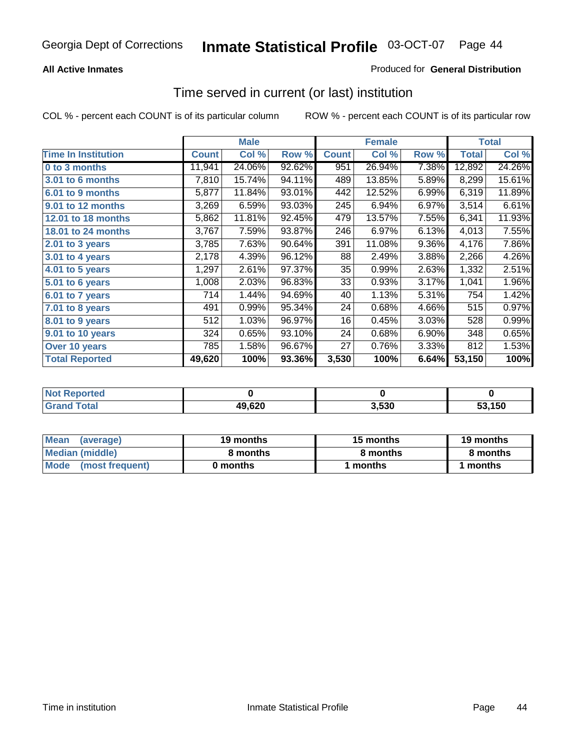Georgia Dept of Corrections **Inmate Statistical Profile** 03-OCT-07

**All Active Inmates**

Produced for **General Distribution**

## Time served in current (or last) institution

COL % - percent each COUNT is of its particular column

ROW % - percent each COUNT is of its particular row

| | Male | | | Female | | | Total | |
|---|---|---|---|---|---|---|---|---|
| **Time In Institution** | **Count** | **Col %** | **Row %** | **Count** | **Col %** | **Row %** | **Total** | **Col %** |
| **0 to 3 months** | 11,941 | 24.06% | 92.62% | 951 | 26.94% | 7.38% | 12,892 | 24.26% |
| **3.01 to 6 months** | 7,810 | 15.74% | 94.11% | 489 | 13.85% | 5.89% | 8,299 | 15.61% |
| **6.01 to 9 months** | 5,877 | 11.84% | 93.01% | 442 | 12.52% | 6.99% | 6,319 | 11.89% |
| **9.01 to 12 months** | 3,269 | 6.59% | 93.03% | 245 | 6.94% | 6.97% | 3,514 | 6.61% |
| **12.01 to 18 months** | 5,862 | 11.81% | 92.45% | 479 | 13.57% | 7.55% | 6,341 | 11.93% |
| **18.01 to 24 months** | 3,767 | 7.59% | 93.87% | 246 | 6.97% | 6.13% | 4,013 | 7.55% |
| **2.01 to 3 years** | 3,785 | 7.63% | 90.64% | 391 | 11.08% | 9.36% | 4,176 | 7.86% |
| **3.01 to 4 years** | 2,178 | 4.39% | 96.12% | 88 | 2.49% | 3.88% | 2,266 | 4.26% |
| **4.01 to 5 years** | 1,297 | 2.61% | 97.37% | 35 | 0.99% | 2.63% | 1,332 | 2.51% |
| **5.01 to 6 years** | 1,008 | 2.03% | 96.83% | 33 | 0.93% | 3.17% | 1,041 | 1.96% |
| **6.01 to 7 years** | 714 | 1.44% | 94.69% | 40 | 1.13% | 5.31% | 754 | 1.42% |
| **7.01 to 8 years** | 491 | 0.99% | 95.34% | 24 | 0.68% | 4.66% | 515 | 0.97% |
| **8.01 to 9 years** | 512 | 1.03% | 96.97% | 16 | 0.45% | 3.03% | 528 | 0.99% |
| **9.01 to 10 years** | 324 | 0.65% | 93.10% | 24 | 0.68% | 6.90% | 348 | 0.65% |
| **Over 10 years** | 785 | 1.58% | 96.67% | 27 | 0.76% | 3.33% | 812 | 1.53% |
| **Total Reported** | **49,620** | **100%** | **93.36%** | **3,530** | **100%** | **6.64%** | **53,150** | **100%** |

| | Male | Female | Total |
|---|---|---|---|
| **Not Reported** | **0** | **0** | **0** |
| **Grand Total** | **49,620** | **3,530** | **53,150** |

| | Male | Female | Total |
|---|---|---|---|
| **Mean (average)** | **19 months** | **15 months** | **19 months** |
| **Median (middle)** | **8 months** | **8 months** | **8 months** |
| **Mode (most frequent)** | **0 months** | **1 months** | **1 months** |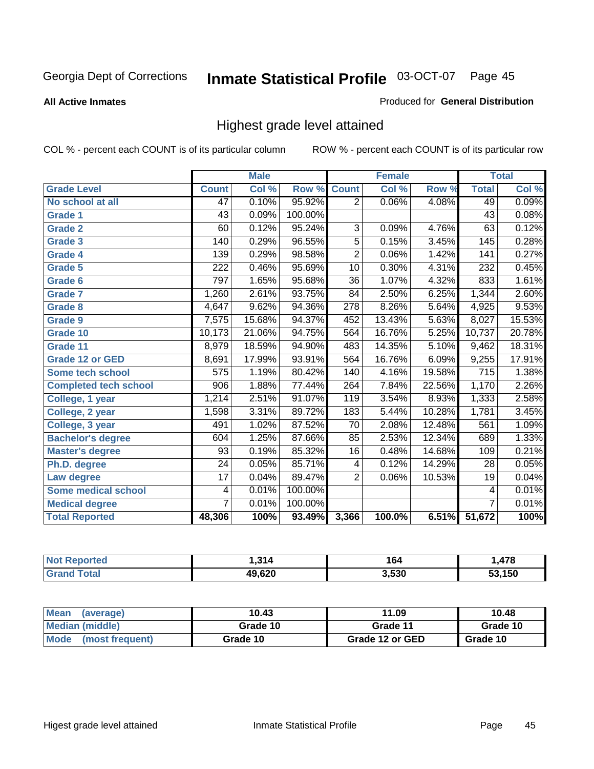Georgia Dept of Corrections **Inmate Statistical Profile** 03-OCT-07

**All Active Inmates**

Produced for **General Distribution**

## Highest grade level attained

COL % - percent each COUNT is of its particular column

ROW % - percent each COUNT is of its particular row

| | Male | | | Female | | | Total | |
|---|---|---|---|---|---|---|---|---|
| **Grade Level** | **Count** | **Col %** | **Row %** | **Count** | **Col %** | **Row %** | **Total** | **Col %** |
| No school at all | 47 | 0.10% | 95.92% | 2 | 0.06% | 4.08% | 49 | 0.09% |
| Grade 1 | 43 | 0.09% | 100.00% | | | | 43 | 0.08% |
| Grade 2 | 60 | 0.12% | 95.24% | 3 | 0.09% | 4.76% | 63 | 0.12% |
| Grade 3 | 140 | 0.29% | 96.55% | 5 | 0.15% | 3.45% | 145 | 0.28% |
| Grade 4 | 139 | 0.29% | 98.58% | 2 | 0.06% | 1.42% | 141 | 0.27% |
| Grade 5 | 222 | 0.46% | 95.69% | 10 | 0.30% | 4.31% | 232 | 0.45% |
| Grade 6 | 797 | 1.65% | 95.68% | 36 | 1.07% | 4.32% | 833 | 1.61% |
| Grade 7 | 1,260 | 2.61% | 93.75% | 84 | 2.50% | 6.25% | 1,344 | 2.60% |
| Grade 8 | 4,647 | 9.62% | 94.36% | 278 | 8.26% | 5.64% | 4,925 | 9.53% |
| Grade 9 | 7,575 | 15.68% | 94.37% | 452 | 13.43% | 5.63% | 8,027 | 15.53% |
| Grade 10 | 10,173 | 21.06% | 94.75% | 564 | 16.76% | 5.25% | 10,737 | 20.78% |
| Grade 11 | 8,979 | 18.59% | 94.90% | 483 | 14.35% | 5.10% | 9,462 | 18.31% |
| Grade 12 or GED | 8,691 | 17.99% | 93.91% | 564 | 16.76% | 6.09% | 9,255 | 17.91% |
| Some tech school | 575 | 1.19% | 80.42% | 140 | 4.16% | 19.58% | 715 | 1.38% |
| Completed tech school | 906 | 1.88% | 77.44% | 264 | 7.84% | 22.56% | 1,170 | 2.26% |
| College, 1 year | 1,214 | 2.51% | 91.07% | 119 | 3.54% | 8.93% | 1,333 | 2.58% |
| College, 2 year | 1,598 | 3.31% | 89.72% | 183 | 5.44% | 10.28% | 1,781 | 3.45% |
| College, 3 year | 491 | 1.02% | 87.52% | 70 | 2.08% | 12.48% | 561 | 1.09% |
| Bachelor's degree | 604 | 1.25% | 87.66% | 85 | 2.53% | 12.34% | 689 | 1.33% |
| Master's degree | 93 | 0.19% | 85.32% | 16 | 0.48% | 14.68% | 109 | 0.21% |
| Ph.D. degree | 24 | 0.05% | 85.71% | 4 | 0.12% | 14.29% | 28 | 0.05% |
| Law degree | 17 | 0.04% | 89.47% | 2 | 0.06% | 10.53% | 19 | 0.04% |
| Some medical school | 4 | 0.01% | 100.00% | | | | 4 | 0.01% |
| Medical degree | 7 | 0.01% | 100.00% | | | | 7 | 0.01% |
| **Total Reported** | **48,306** | **100%** | **93.49%** | **3,366** | **100.0%** | **6.51%** | **51,672** | **100%** |

| | Male | Female | Total |
|---|---|---|---|
| Not Reported | 1,314 | 164 | 1,478 |
| Grand Total | 49,620 | 3,530 | 53,150 |

| | Male | Female | Total |
|---|---|---|---|
| Mean (average) | 10.43 | 11.09 | 10.48 |
| Median (middle) | Grade 10 | Grade 11 | Grade 10 |
| Mode (most frequent) | Grade 10 | Grade 12 or GED | Grade 10 |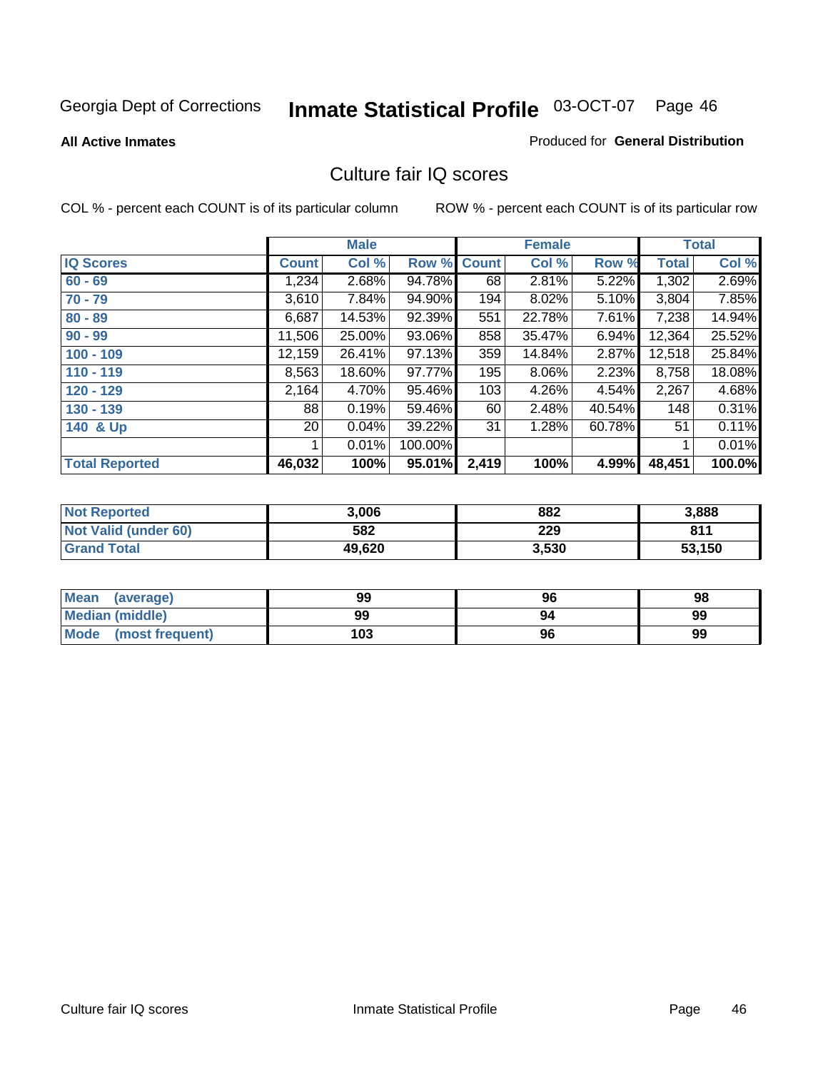Georgia Dept of Corrections **Inmate Statistical Profile** 03-OCT-07

**All Active Inmates**

Produced for **General Distribution**

## Culture fair IQ scores

COL % - percent each COUNT is of its particular column

ROW % - percent each COUNT is of its particular row

| | Male | | | Female | | | Total | |
|---|---|---|---|---|---|---|---|---|
| **IQ Scores** | **Count** | **Col %** | **Row %** | **Count** | **Col %** | **Row %** | **Total** | **Col %** |
| **60 - 69** | 1,234 | 2.68% | 94.78% | 68 | 2.81% | 5.22% | 1,302 | 2.69% |
| **70 - 79** | 3,610 | 7.84% | 94.90% | 194 | 8.02% | 5.10% | 3,804 | 7.85% |
| **80 - 89** | 6,687 | 14.53% | 92.39% | 551 | 22.78% | 7.61% | 7,238 | 14.94% |
| **90 - 99** | 11,506 | 25.00% | 93.06% | 858 | 35.47% | 6.94% | 12,364 | 25.52% |
| **100 - 109** | 12,159 | 26.41% | 97.13% | 359 | 14.84% | 2.87% | 12,518 | 25.84% |
| **110 - 119** | 8,563 | 18.60% | 97.77% | 195 | 8.06% | 2.23% | 8,758 | 18.08% |
| **120 - 129** | 2,164 | 4.70% | 95.46% | 103 | 4.26% | 4.54% | 2,267 | 4.68% |
| **130 - 139** | 88 | 0.19% | 59.46% | 60 | 2.48% | 40.54% | 148 | 0.31% |
| **140 & Up** | 20 | 0.04% | 39.22% | 31 | 1.28% | 60.78% | 51 | 0.11% |
| | 1 | 0.01% | 100.00% | | | | 1 | 0.01% |
| **Total Reported** | **46,032** | **100%** | **95.01%** | **2,419** | **100%** | **4.99%** | **48,451** | **100.0%** |

| | Male | Female | Total |
|---|---|---|---|
| **Not Reported** | **3,006** | **882** | **3,888** |
| **Not Valid (under 60)** | **582** | **229** | **811** |
| **Grand Total** | **49,620** | **3,530** | **53,150** |

| | Male | Female | Total |
|---|---|---|---|
| **Mean (average)** | **99** | **96** | **98** |
| **Median (middle)** | **99** | **94** | **99** |
| **Mode (most frequent)** | **103** | **96** | **99** |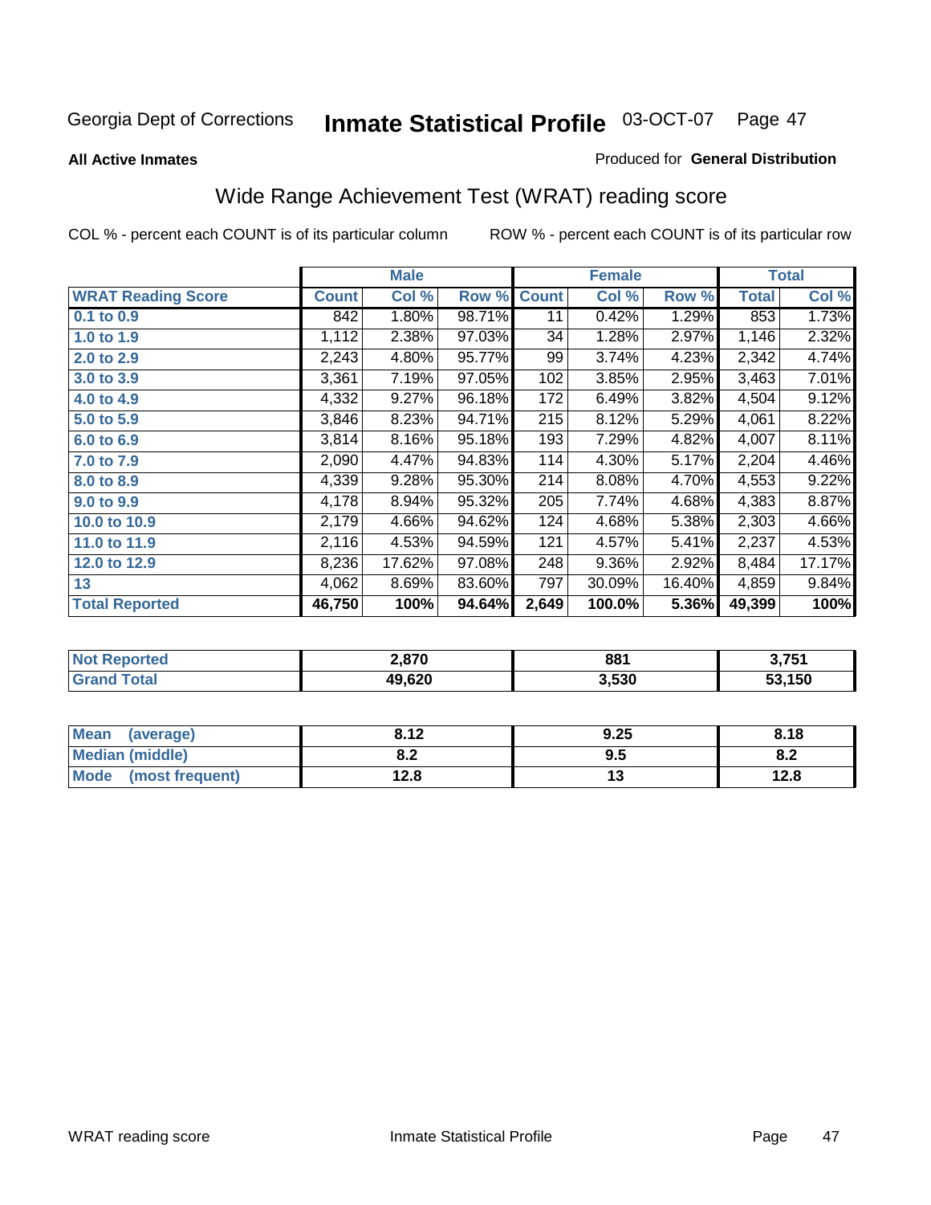Georgia Dept of Corrections **Inmate Statistical Profile** 03-OCT-07

**All Active Inmates**

Produced for **General Distribution**

## Wide Range Achievement Test (WRAT) reading score

COL % - percent each COUNT is of its particular column

ROW % - percent each COUNT is of its particular row

| | Male | | | Female | | | Total | |
|---|---|---|---|---|---|---|---|---|
| **WRAT Reading Score** | **Count** | **Col %** | **Row %** | **Count** | **Col %** | **Row %** | **Total** | **Col %** |
| **0.1 to 0.9** | 842 | 1.80% | 98.71% | 11 | 0.42% | 1.29% | 853 | 1.73% |
| **1.0 to 1.9** | 1,112 | 2.38% | 97.03% | 34 | 1.28% | 2.97% | 1,146 | 2.32% |
| **2.0 to 2.9** | 2,243 | 4.80% | 95.77% | 99 | 3.74% | 4.23% | 2,342 | 4.74% |
| **3.0 to 3.9** | 3,361 | 7.19% | 97.05% | 102 | 3.85% | 2.95% | 3,463 | 7.01% |
| **4.0 to 4.9** | 4,332 | 9.27% | 96.18% | 172 | 6.49% | 3.82% | 4,504 | 9.12% |
| **5.0 to 5.9** | 3,846 | 8.23% | 94.71% | 215 | 8.12% | 5.29% | 4,061 | 8.22% |
| **6.0 to 6.9** | 3,814 | 8.16% | 95.18% | 193 | 7.29% | 4.82% | 4,007 | 8.11% |
| **7.0 to 7.9** | 2,090 | 4.47% | 94.83% | 114 | 4.30% | 5.17% | 2,204 | 4.46% |
| **8.0 to 8.9** | 4,339 | 9.28% | 95.30% | 214 | 8.08% | 4.70% | 4,553 | 9.22% |
| **9.0 to 9.9** | 4,178 | 8.94% | 95.32% | 205 | 7.74% | 4.68% | 4,383 | 8.87% |
| **10.0 to 10.9** | 2,179 | 4.66% | 94.62% | 124 | 4.68% | 5.38% | 2,303 | 4.66% |
| **11.0 to 11.9** | 2,116 | 4.53% | 94.59% | 121 | 4.57% | 5.41% | 2,237 | 4.53% |
| **12.0 to 12.9** | 8,236 | 17.62% | 97.08% | 248 | 9.36% | 2.92% | 8,484 | 17.17% |
| **13** | 4,062 | 8.69% | 83.60% | 797 | 30.09% | 16.40% | 4,859 | 9.84% |
| **Total Reported** | **46,750** | **100%** | **94.64%** | **2,649** | **100.0%** | **5.36%** | **49,399** | **100%** |

| | Male | Female | Total |
|---|---|---|---|
| **Not Reported** | **2,870** | **881** | **3,751** |
| **Grand Total** | **49,620** | **3,530** | **53,150** |

| | Male | Female | Total |
|---|---|---|---|
| **Mean (average)** | **8.12** | **9.25** | **8.18** |
| **Median (middle)** | **8.2** | **9.5** | **8.2** |
| **Mode (most frequent)** | **12.8** | **13** | **12.8** |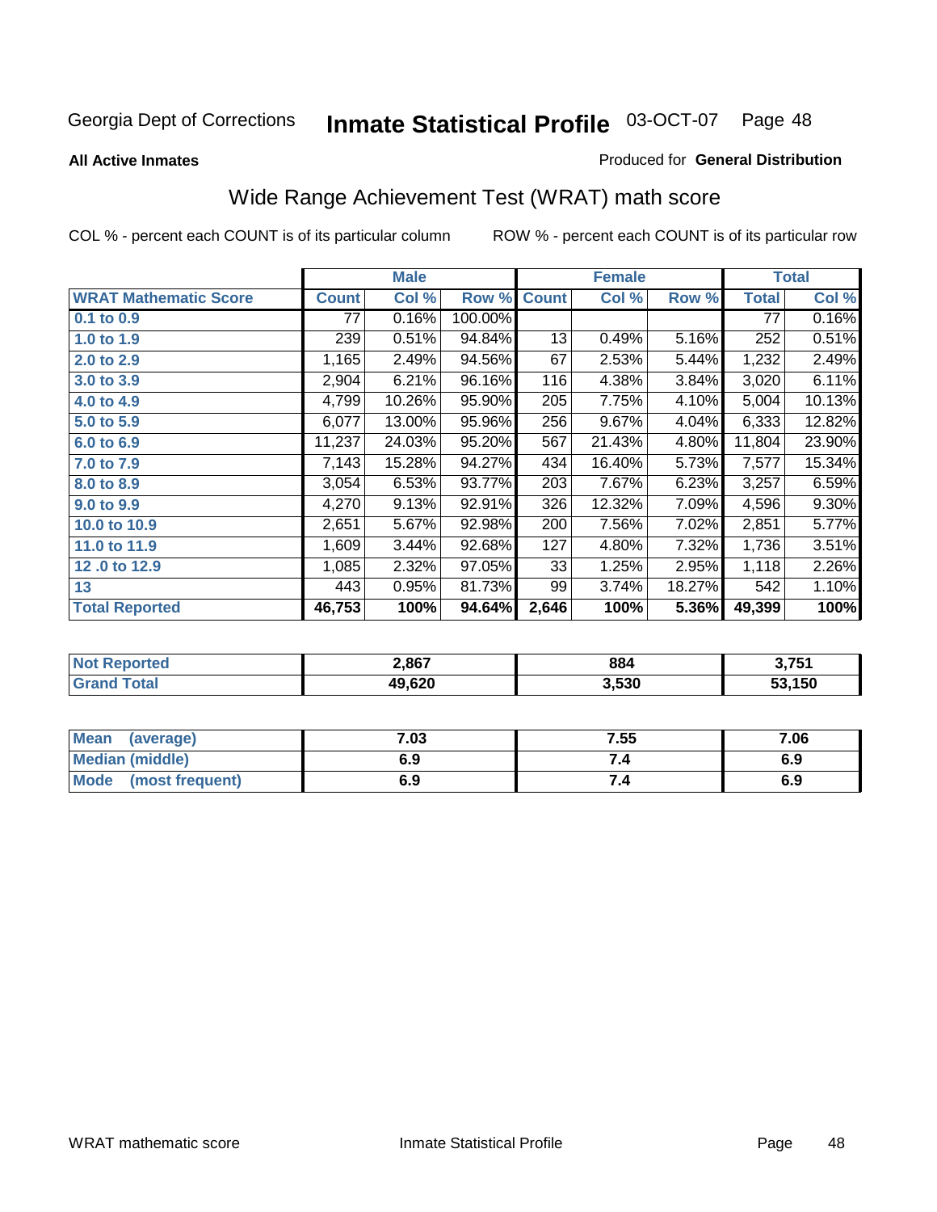**All Active Inmates**

Produced for **General Distribution**

## Wide Range Achievement Test (WRAT) math score

COL % - percent each COUNT is of its particular column

ROW % - percent each COUNT is of its particular row

| | Male | | | Female | | | Total | |
|---|---|---|---|---|---|---|---|---|
| **WRAT Mathematic Score** | **Count** | **Col %** | **Row %** | **Count** | **Col %** | **Row %** | **Total** | **Col %** |
| 0.1 to 0.9 | 77 | 0.16% | 100.00% | | | | 77 | 0.16% |
| 1.0 to 1.9 | 239 | 0.51% | 94.84% | 13 | 0.49% | 5.16% | 252 | 0.51% |
| 2.0 to 2.9 | 1,165 | 2.49% | 94.56% | 67 | 2.53% | 5.44% | 1,232 | 2.49% |
| 3.0 to 3.9 | 2,904 | 6.21% | 96.16% | 116 | 4.38% | 3.84% | 3,020 | 6.11% |
| 4.0 to 4.9 | 4,799 | 10.26% | 95.90% | 205 | 7.75% | 4.10% | 5,004 | 10.13% |
| 5.0 to 5.9 | 6,077 | 13.00% | 95.96% | 256 | 9.67% | 4.04% | 6,333 | 12.82% |
| 6.0 to 6.9 | 11,237 | 24.03% | 95.20% | 567 | 21.43% | 4.80% | 11,804 | 23.90% |
| 7.0 to 7.9 | 7,143 | 15.28% | 94.27% | 434 | 16.40% | 5.73% | 7,577 | 15.34% |
| 8.0 to 8.9 | 3,054 | 6.53% | 93.77% | 203 | 7.67% | 6.23% | 3,257 | 6.59% |
| 9.0 to 9.9 | 4,270 | 9.13% | 92.91% | 326 | 12.32% | 7.09% | 4,596 | 9.30% |
| 10.0 to 10.9 | 2,651 | 5.67% | 92.98% | 200 | 7.56% | 7.02% | 2,851 | 5.77% |
| 11.0 to 11.9 | 1,609 | 3.44% | 92.68% | 127 | 4.80% | 7.32% | 1,736 | 3.51% |
| 12 .0 to 12.9 | 1,085 | 2.32% | 97.05% | 33 | 1.25% | 2.95% | 1,118 | 2.26% |
| 13 | 443 | 0.95% | 81.73% | 99 | 3.74% | 18.27% | 542 | 1.10% |
| **Total Reported** | **46,753** | **100%** | **94.64%** | **2,646** | **100%** | **5.36%** | **49,399** | **100%** |

| | Male | Female | Total |
|---|---|---|---|
| Not Reported | 2,867 | 884 | 3,751 |
| Grand Total | 49,620 | 3,530 | 53,150 |

| | Male | Female | Total |
|---|---|---|---|
| Mean (average) | 7.03 | 7.55 | 7.06 |
| Median (middle) | 6.9 | 7.4 | 6.9 |
| Mode (most frequent) | 6.9 | 7.4 | 6.9 |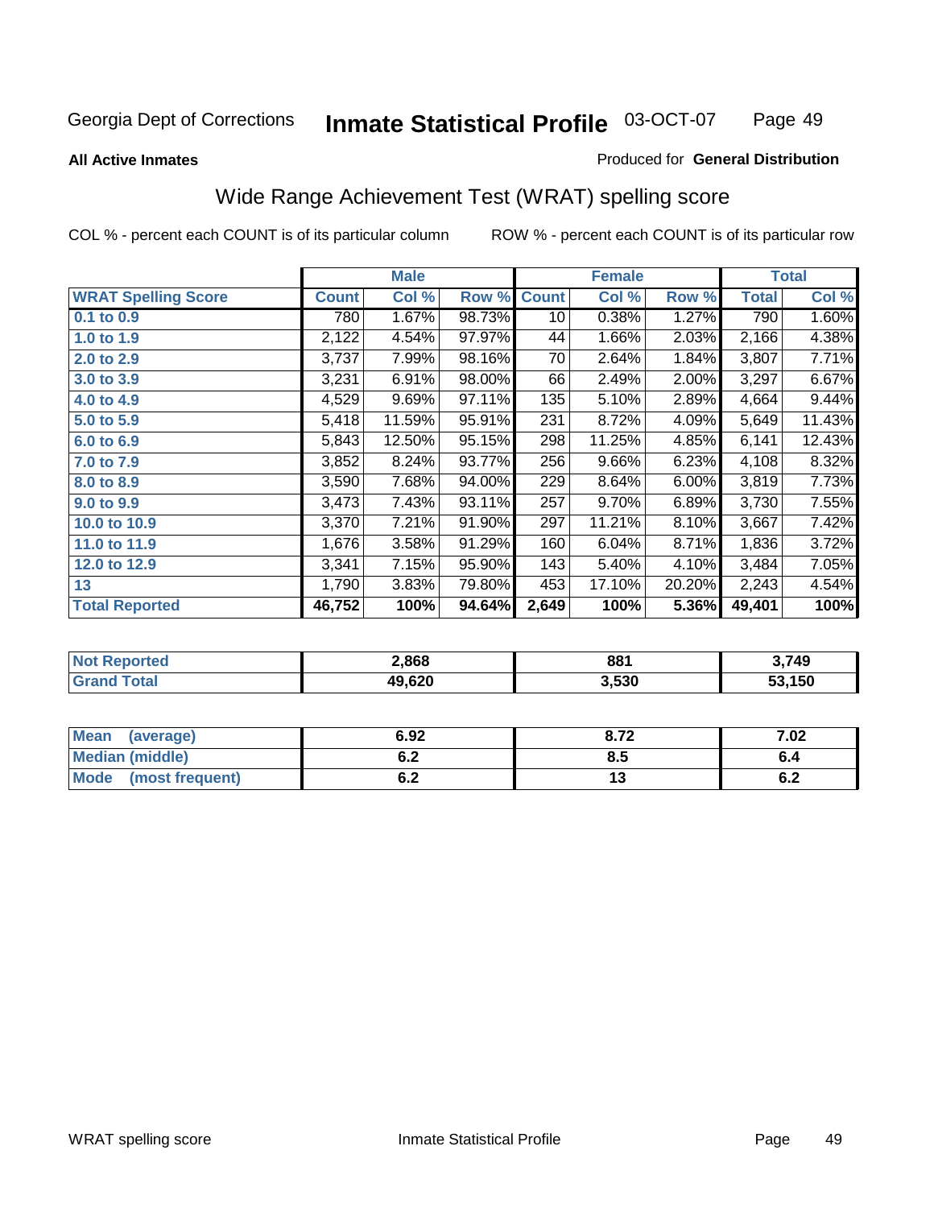**All Active Inmates**

Produced for **General Distribution**

## Wide Range Achievement Test (WRAT) spelling score

COL % - percent each COUNT is of its particular column

ROW % - percent each COUNT is of its particular row

| | Male | | | Female | | | Total | |
|---|---|---|---|---|---|---|---|---|
| **WRAT Spelling Score** | **Count** | **Col %** | **Row %** | **Count** | **Col %** | **Row %** | **Total** | **Col %** |
| **0.1 to 0.9** | 780 | 1.67% | 98.73% | 10 | 0.38% | 1.27% | 790 | 1.60% |
| **1.0 to 1.9** | 2,122 | 4.54% | 97.97% | 44 | 1.66% | 2.03% | 2,166 | 4.38% |
| **2.0 to 2.9** | 3,737 | 7.99% | 98.16% | 70 | 2.64% | 1.84% | 3,807 | 7.71% |
| **3.0 to 3.9** | 3,231 | 6.91% | 98.00% | 66 | 2.49% | 2.00% | 3,297 | 6.67% |
| **4.0 to 4.9** | 4,529 | 9.69% | 97.11% | 135 | 5.10% | 2.89% | 4,664 | 9.44% |
| **5.0 to 5.9** | 5,418 | 11.59% | 95.91% | 231 | 8.72% | 4.09% | 5,649 | 11.43% |
| **6.0 to 6.9** | 5,843 | 12.50% | 95.15% | 298 | 11.25% | 4.85% | 6,141 | 12.43% |
| **7.0 to 7.9** | 3,852 | 8.24% | 93.77% | 256 | 9.66% | 6.23% | 4,108 | 8.32% |
| **8.0 to 8.9** | 3,590 | 7.68% | 94.00% | 229 | 8.64% | 6.00% | 3,819 | 7.73% |
| **9.0 to 9.9** | 3,473 | 7.43% | 93.11% | 257 | 9.70% | 6.89% | 3,730 | 7.55% |
| **10.0 to 10.9** | 3,370 | 7.21% | 91.90% | 297 | 11.21% | 8.10% | 3,667 | 7.42% |
| **11.0 to 11.9** | 1,676 | 3.58% | 91.29% | 160 | 6.04% | 8.71% | 1,836 | 3.72% |
| **12.0 to 12.9** | 3,341 | 7.15% | 95.90% | 143 | 5.40% | 4.10% | 3,484 | 7.05% |
| **13** | 1,790 | 3.83% | 79.80% | 453 | 17.10% | 20.20% | 2,243 | 4.54% |
| **Total Reported** | **46,752** | **100%** | **94.64%** | **2,649** | **100%** | **5.36%** | **49,401** | **100%** |

| | Male | Female | Total |
|---|---|---|---|
| **Not Reported** | **2,868** | **881** | **3,749** |
| **Grand Total** | **49,620** | **3,530** | **53,150** |

| | Male | Female | Total |
|---|---|---|---|
| **Mean (average)** | **6.92** | **8.72** | **7.02** |
| **Median (middle)** | **6.2** | **8.5** | **6.4** |
| **Mode (most frequent)** | **6.2** | **13** | **6.2** |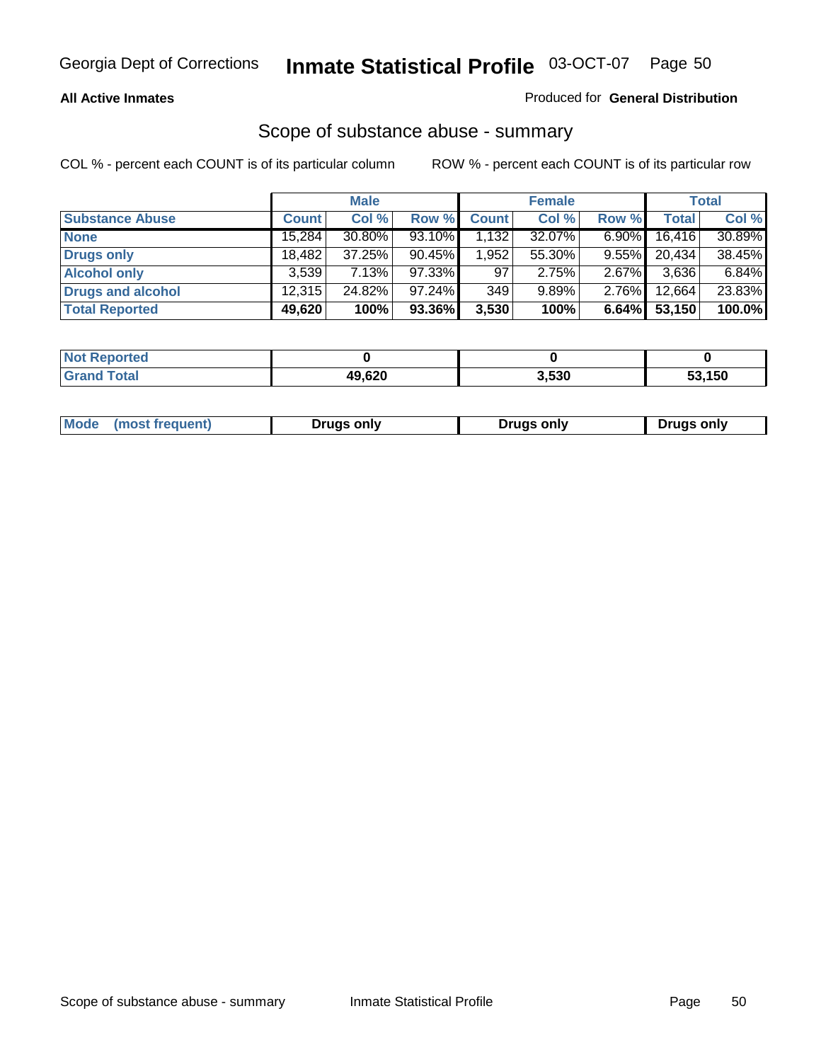Georgia Dept of Corrections **Inmate Statistical Profile** 03-OCT-07

**All Active Inmates**

Produced for **General Distribution**

## Scope of substance abuse - summary

COL % - percent each COUNT is of its particular column ROW % - percent each COUNT is of its particular row

| | Male | | | Female | | | Total | |
|---|---|---|---|---|---|---|---|---|
| **Substance Abuse** | **Count** | **Col %** | **Row %** | **Count** | **Col %** | **Row %** | **Total** | **Col %** |
| **None** | 15,284 | 30.80% | 93.10% | 1,132 | 32.07% | 6.90% | 16,416 | 30.89% |
| **Drugs only** | 18,482 | 37.25% | 90.45% | 1,952 | 55.30% | 9.55% | 20,434 | 38.45% |
| **Alcohol only** | 3,539 | 7.13% | 97.33% | 97 | 2.75% | 2.67% | 3,636 | 6.84% |
| **Drugs and alcohol** | 12,315 | 24.82% | 97.24% | 349 | 9.89% | 2.76% | 12,664 | 23.83% |
| **Total Reported** | **49,620** | **100%** | **93.36%** | **3,530** | **100%** | **6.64%** | **53,150** | **100.0%** |

| | Male | Female | Total |
|---|---|---|---|
| **Not Reported** | **0** | **0** | **0** |
| **Grand Total** | **49,620** | **3,530** | **53,150** |

| | Male | Female | Total |
|---|---|---|---|
| **Mode (most frequent)** | **Drugs only** | **Drugs only** | **Drugs only** |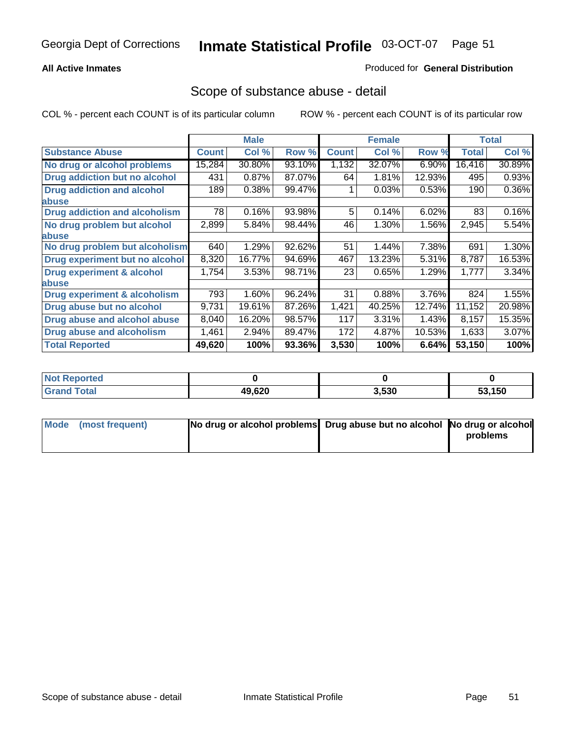Georgia Dept of Corrections **Inmate Statistical Profile** 03-OCT-07

**All Active Inmates**

Produced for **General Distribution**

## Scope of substance abuse - detail

COL % - percent each COUNT is of its particular column ROW % - percent each COUNT is of its particular row

| | Male | | | Female | | | Total | |
|---|---|---|---|---|---|---|---|---|
| **Substance Abuse** | **Count** | **Col %** | **Row %** | **Count** | **Col %** | **Row %** | **Total** | **Col %** |
| **No drug or alcohol problems** | 15,284 | 30.80% | 93.10% | 1,132 | 32.07% | 6.90% | 16,416 | 30.89% |
| **Drug addiction but no alcohol** | 431 | 0.87% | 87.07% | 64 | 1.81% | 12.93% | 495 | 0.93% |
| **Drug addiction and alcohol abuse** | 189 | 0.38% | 99.47% | 1 | 0.03% | 0.53% | 190 | 0.36% |
| **Drug addiction and alcoholism** | 78 | 0.16% | 93.98% | 5 | 0.14% | 6.02% | 83 | 0.16% |
| **No drug problem but alcohol abuse** | 2,899 | 5.84% | 98.44% | 46 | 1.30% | 1.56% | 2,945 | 5.54% |
| **No drug problem but alcoholism** | 640 | 1.29% | 92.62% | 51 | 1.44% | 7.38% | 691 | 1.30% |
| **Drug experiment but no alcohol** | 8,320 | 16.77% | 94.69% | 467 | 13.23% | 5.31% | 8,787 | 16.53% |
| **Drug experiment & alcohol abuse** | 1,754 | 3.53% | 98.71% | 23 | 0.65% | 1.29% | 1,777 | 3.34% |
| **Drug experiment & alcoholism** | 793 | 1.60% | 96.24% | 31 | 0.88% | 3.76% | 824 | 1.55% |
| **Drug abuse but no alcohol** | 9,731 | 19.61% | 87.26% | 1,421 | 40.25% | 12.74% | 11,152 | 20.98% |
| **Drug abuse and alcohol abuse** | 8,040 | 16.20% | 98.57% | 117 | 3.31% | 1.43% | 8,157 | 15.35% |
| **Drug abuse and alcoholism** | 1,461 | 2.94% | 89.47% | 172 | 4.87% | 10.53% | 1,633 | 3.07% |
| **Total Reported** | **49,620** | **100%** | **93.36%** | **3,530** | **100%** | **6.64%** | **53,150** | **100%** |

| | Male | Female | Total |
|---|---|---|---|
| **Not Reported** | **0** | **0** | **0** |
| **Grand Total** | **49,620** | **3,530** | **53,150** |

| | Male | Female | Total |
|---|---|---|---|
| **Mode (most frequent)** | **No drug or alcohol problems** | **Drug abuse but no alcohol** | **No drug or alcohol problems** |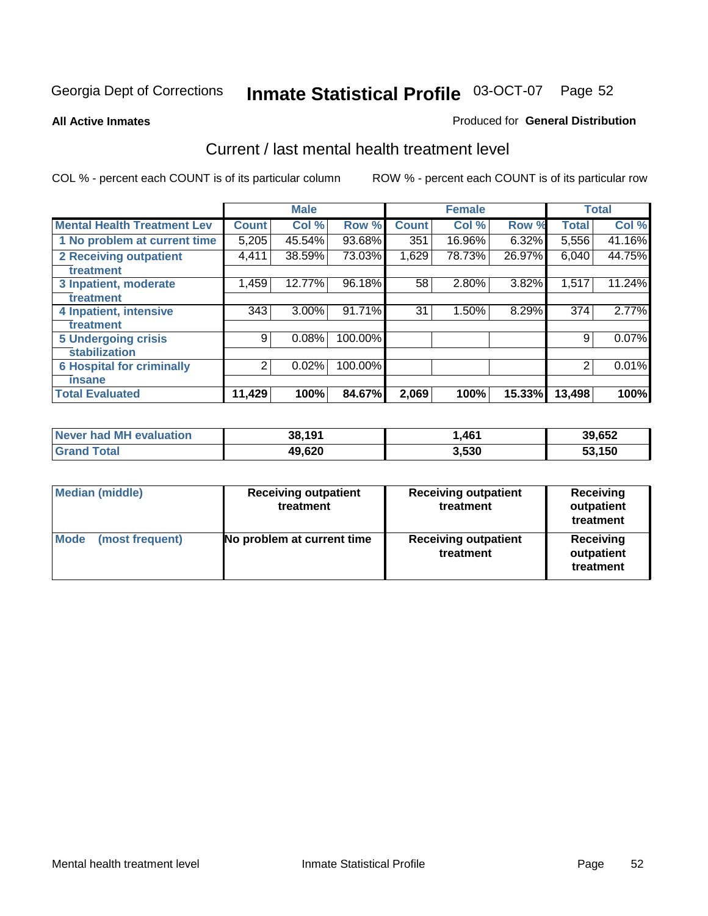Georgia Dept of Corrections **Inmate Statistical Profile** 03-OCT-07 Page 52

**All Active Inmates**

Produced for **General Distribution**

## Current / last mental health treatment level

COL % - percent each COUNT is of its particular column

ROW % - percent each COUNT is of its particular row

| | Male | | | Female | | | Total | |
|---|---|---|---|---|---|---|---|---|
| **Mental Health Treatment Lev** | **Count** | **Col %** | **Row %** | **Count** | **Col %** | **Row %** | **Total** | **Col %** |
| **1 No problem at current time** | 5,205 | 45.54% | 93.68% | 351 | 16.96% | 6.32% | 5,556 | 41.16% |
| **2 Receiving outpatient treatment** | 4,411 | 38.59% | 73.03% | 1,629 | 78.73% | 26.97% | 6,040 | 44.75% |
| **3 Inpatient, moderate treatment** | 1,459 | 12.77% | 96.18% | 58 | 2.80% | 3.82% | 1,517 | 11.24% |
| **4 Inpatient, intensive treatment** | 343 | 3.00% | 91.71% | 31 | 1.50% | 8.29% | 374 | 2.77% |
| **5 Undergoing crisis stabilization** | 9 | 0.08% | 100.00% | | | | 9 | 0.07% |
| **6 Hospital for criminally insane** | 2 | 0.02% | 100.00% | | | | 2 | 0.01% |
| **Total Evaluated** | **11,429** | **100%** | **84.67%** | **2,069** | **100%** | **15.33%** | **13,498** | **100%** |

| | Male | Female | Total |
|---|---|---|---|
| **Never had MH evaluation** | **38,191** | **1,461** | **39,652** |
| **Grand Total** | **49,620** | **3,530** | **53,150** |

| | Male | Female | Total |
|---|---|---|---|
| **Median (middle)** | **Receiving outpatient treatment** | **Receiving outpatient treatment** | **Receiving outpatient treatment** |
| **Mode (most frequent)** | **No problem at current time** | **Receiving outpatient treatment** | **Receiving outpatient treatment** |

Mental health treatment level Inmate Statistical Profile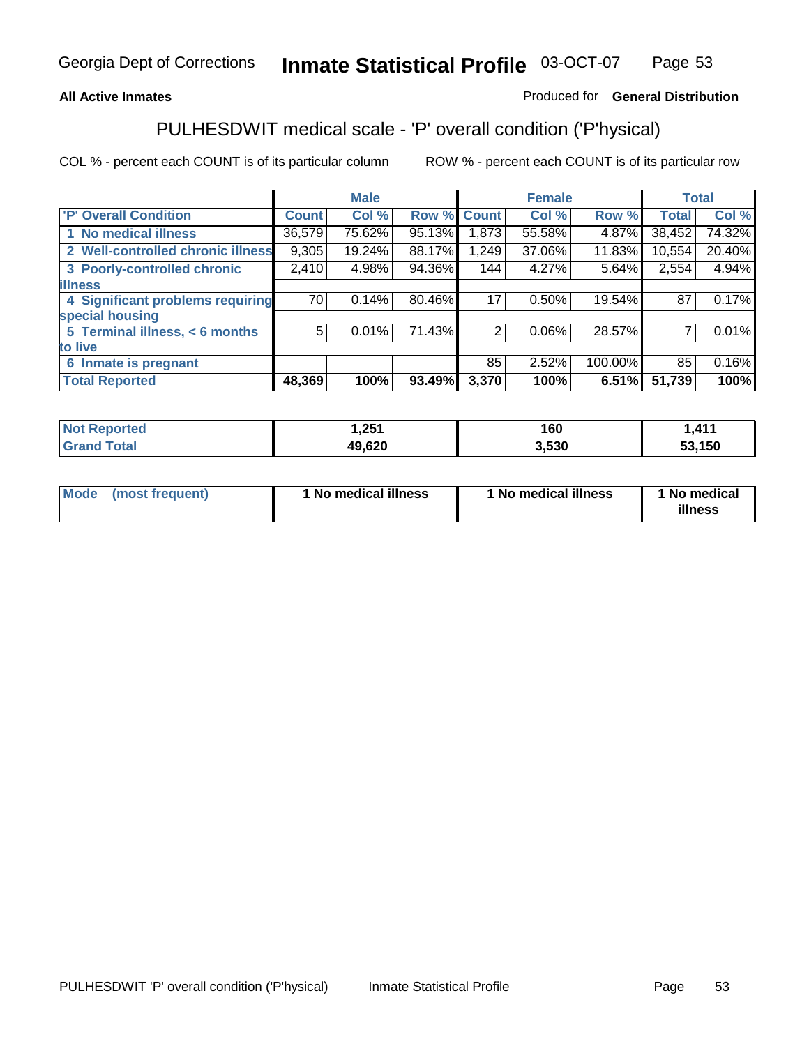**All Active Inmates** Produced for **General Distribution**

## PULHESDWIT medical scale - 'P' overall condition ('P'hysical)

COL % - percent each COUNT is of its particular column ROW % - percent each COUNT is of its particular row

| | Male | | | Female | | | Total | |
|---|---|---|---|---|---|---|---|---|
| 'P' Overall Condition | Count | Col % | Row % | Count | Col % | Row % | Total | Col % |
| 1 No medical illness | 36,579 | 75.62% | 95.13% | 1,873 | 55.58% | 4.87% | 38,452 | 74.32% |
| 2 Well-controlled chronic illness | 9,305 | 19.24% | 88.17% | 1,249 | 37.06% | 11.83% | 10,554 | 20.40% |
| 3 Poorly-controlled chronic illness | 2,410 | 4.98% | 94.36% | 144 | 4.27% | 5.64% | 2,554 | 4.94% |
| 4 Significant problems requiring special housing | 70 | 0.14% | 80.46% | 17 | 0.50% | 19.54% | 87 | 0.17% |
| 5 Terminal illness, < 6 months to live | 5 | 0.01% | 71.43% | 2 | 0.06% | 28.57% | 7 | 0.01% |
| 6 Inmate is pregnant | | | | 85 | 2.52% | 100.00% | 85 | 0.16% |
| **Total Reported** | **48,369** | **100%** | **93.49%** | **3,370** | **100%** | **6.51%** | **51,739** | **100%** |

| | Male | Female | Total |
|---|---|---|---|
| Not Reported | 1,251 | 160 | 1,411 |
| Grand Total | 49,620 | 3,530 | 53,150 |

| | Male | Female | Total |
|---|---|---|---|
| Mode (most frequent) | 1 No medical illness | 1 No medical illness | 1 No medical illness |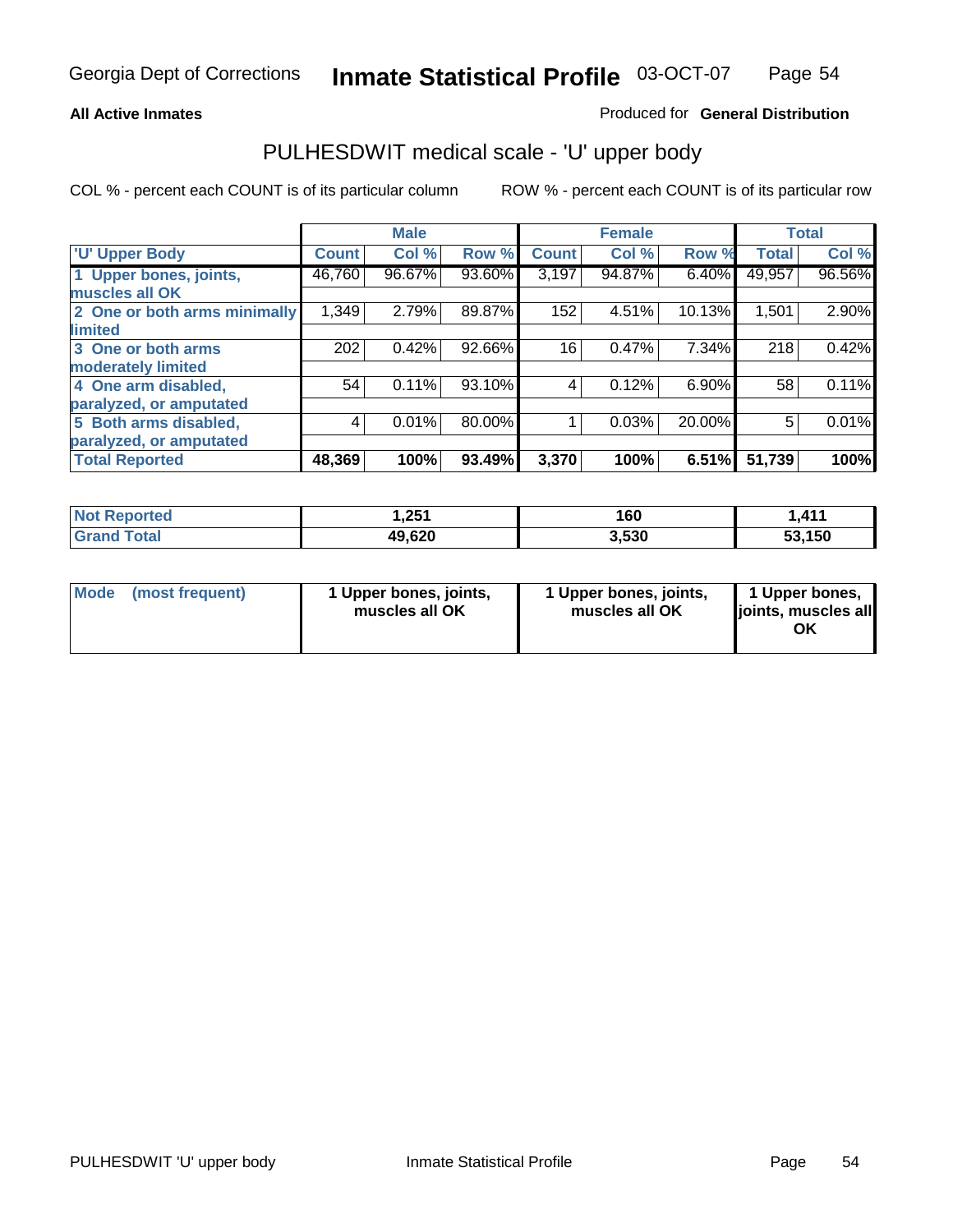Georgia Dept of Corrections **Inmate Statistical Profile** 03-OCT-07

**All Active Inmates**

Produced for **General Distribution**

## PULHESDWIT medical scale - 'U' upper body

COL % - percent each COUNT is of its particular column

ROW % - percent each COUNT is of its particular row

| | Male | | | Female | | | Total | |
|---|---|---|---|---|---|---|---|---|
| **'U' Upper Body** | **Count** | **Col %** | **Row %** | **Count** | **Col %** | **Row %** | **Total** | **Col %** |
| **1 Upper bones, joints, muscles all OK** | 46,760 | 96.67% | 93.60% | 3,197 | 94.87% | 6.40% | 49,957 | 96.56% |
| **2 One or both arms minimally limited** | 1,349 | 2.79% | 89.87% | 152 | 4.51% | 10.13% | 1,501 | 2.90% |
| **3 One or both arms moderately limited** | 202 | 0.42% | 92.66% | 16 | 0.47% | 7.34% | 218 | 0.42% |
| **4 One arm disabled, paralyzed, or amputated** | 54 | 0.11% | 93.10% | 4 | 0.12% | 6.90% | 58 | 0.11% |
| **5 Both arms disabled, paralyzed, or amputated** | 4 | 0.01% | 80.00% | 1 | 0.03% | 20.00% | 5 | 0.01% |
| **Total Reported** | **48,369** | **100%** | **93.49%** | **3,370** | **100%** | **6.51%** | **51,739** | **100%** |

| | Male | Female | Total |
|---|---|---|---|
| **Not Reported** | **1,251** | **160** | **1,411** |
| **Grand Total** | **49,620** | **3,530** | **53,150** |

| | Male | Female | Total |
|---|---|---|---|
| **Mode (most frequent)** | **1 Upper bones, joints, muscles all OK** | **1 Upper bones, joints, muscles all OK** | **1 Upper bones, joints, muscles all OK** |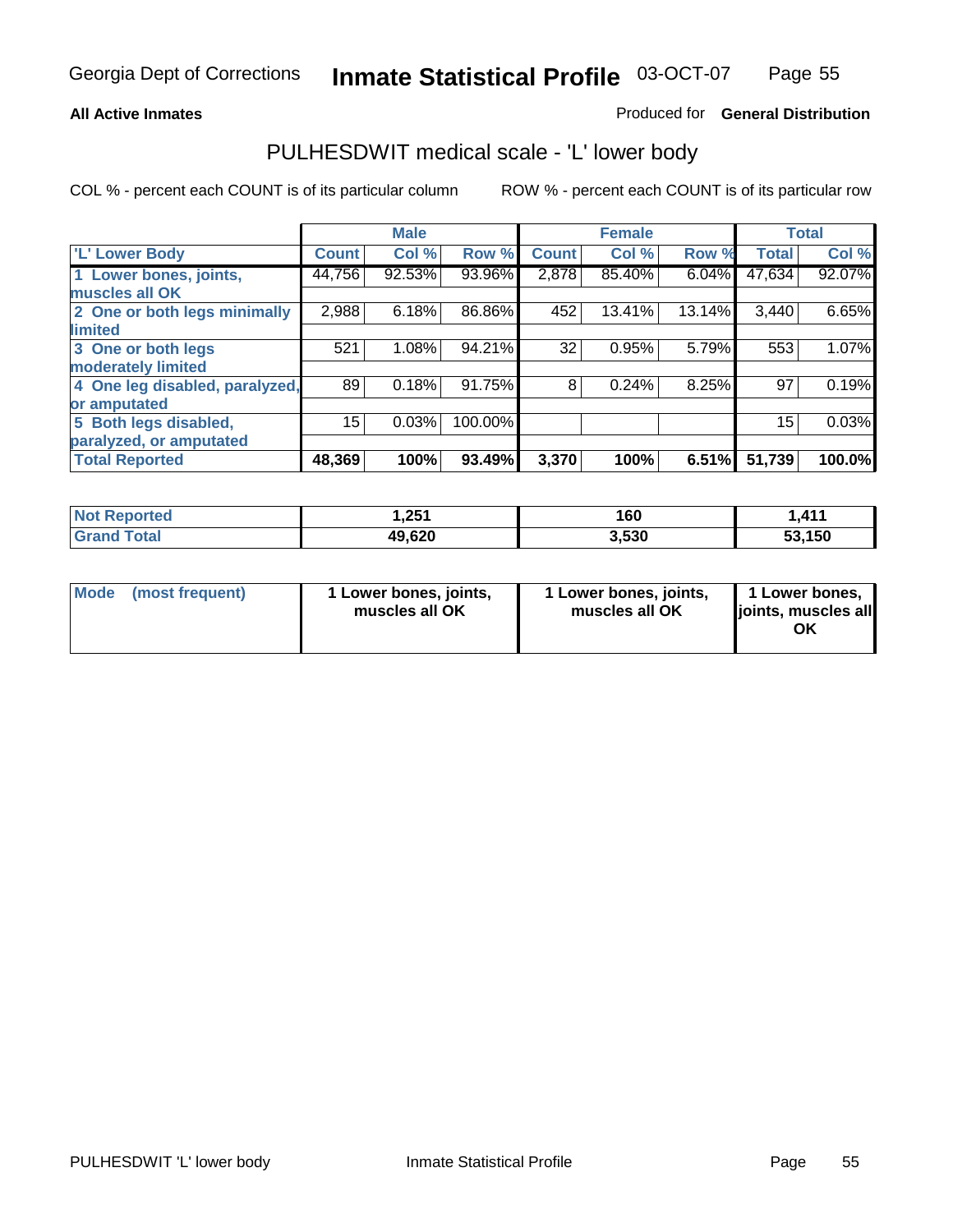**All Active Inmates**

Produced for **General Distribution**

## PULHESDWIT medical scale - 'L' lower body

COL % - percent each COUNT is of its particular column

ROW % - percent each COUNT is of its particular row

| | Male | | | Female | | | Total | |
|---|---|---|---|---|---|---|---|---|
| 'L' Lower Body | Count | Col % | Row % | Count | Col % | Row % | Total | Col % |
| 1 Lower bones, joints, muscles all OK | 44,756 | 92.53% | 93.96% | 2,878 | 85.40% | 6.04% | 47,634 | 92.07% |
| 2 One or both legs minimally limited | 2,988 | 6.18% | 86.86% | 452 | 13.41% | 13.14% | 3,440 | 6.65% |
| 3 One or both legs moderately limited | 521 | 1.08% | 94.21% | 32 | 0.95% | 5.79% | 553 | 1.07% |
| 4 One leg disabled, paralyzed, or amputated | 89 | 0.18% | 91.75% | 8 | 0.24% | 8.25% | 97 | 0.19% |
| 5 Both legs disabled, paralyzed, or amputated | 15 | 0.03% | 100.00% | | | | 15 | 0.03% |
| **Total Reported** | **48,369** | **100%** | **93.49%** | **3,370** | **100%** | **6.51%** | **51,739** | **100.0%** |

| | Male | Female | Total |
|---|---|---|---|
| Not Reported | 1,251 | 160 | 1,411 |
| Grand Total | 49,620 | 3,530 | 53,150 |

| | Male | Female | Total |
|---|---|---|---|
| Mode (most frequent) | 1 Lower bones, joints, muscles all OK | 1 Lower bones, joints, muscles all OK | 1 Lower bones, joints, muscles all OK |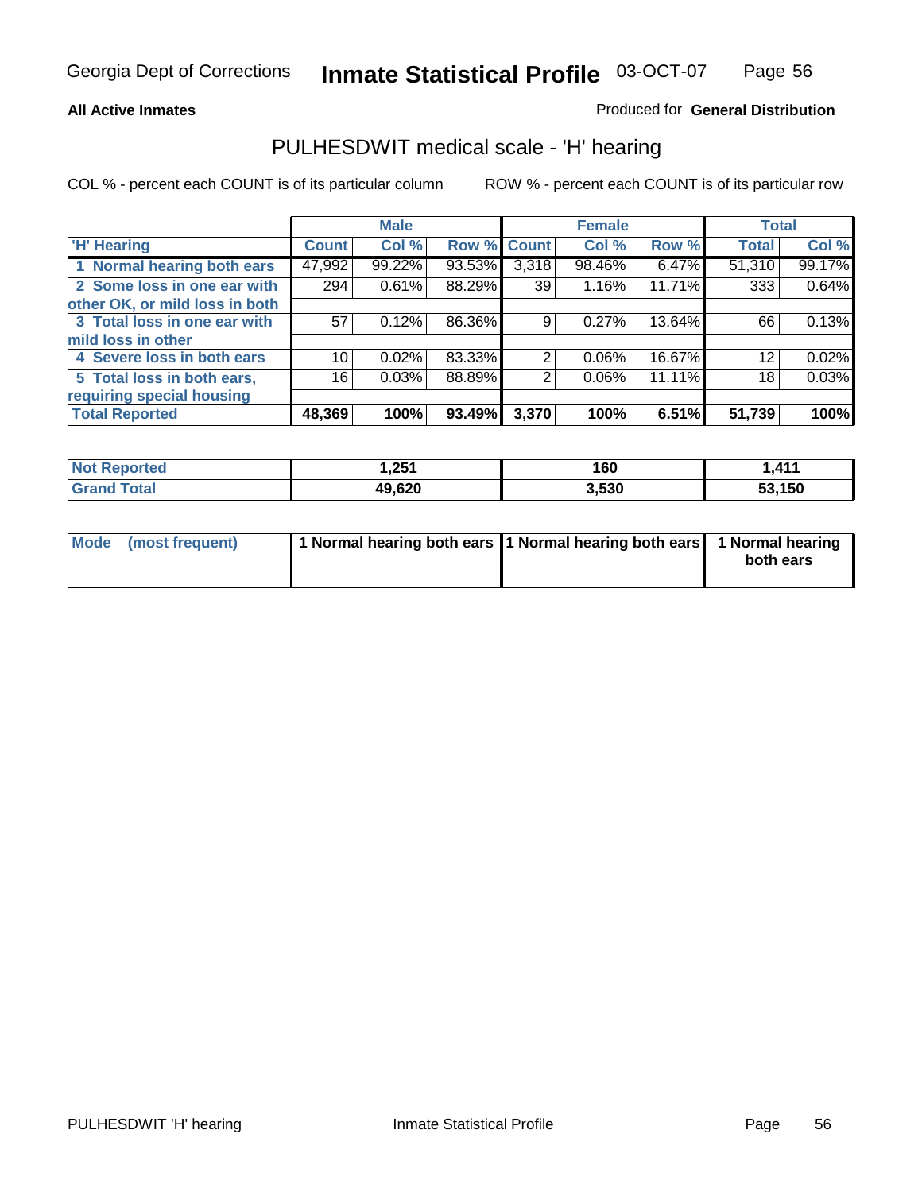**All Active Inmates**

Produced for **General Distribution**

## PULHESDWIT medical scale - 'H' hearing

COL % - percent each COUNT is of its particular column

ROW % - percent each COUNT is of its particular row

| | Male | | | Female | | | Total | |
|---|---|---|---|---|---|---|---|---|
| 'H' Hearing | Count | Col % | Row % | Count | Col % | Row % | Total | Col % |
| 1 Normal hearing both ears | 47,992 | 99.22% | 93.53% | 3,318 | 98.46% | 6.47% | 51,310 | 99.17% |
| 2 Some loss in one ear with other OK, or mild loss in both | 294 | 0.61% | 88.29% | 39 | 1.16% | 11.71% | 333 | 0.64% |
| 3 Total loss in one ear with mild loss in other | 57 | 0.12% | 86.36% | 9 | 0.27% | 13.64% | 66 | 0.13% |
| 4 Severe loss in both ears | 10 | 0.02% | 83.33% | 2 | 0.06% | 16.67% | 12 | 0.02% |
| 5 Total loss in both ears, requiring special housing | 16 | 0.03% | 88.89% | 2 | 0.06% | 11.11% | 18 | 0.03% |
| **Total Reported** | **48,369** | **100%** | **93.49%** | **3,370** | **100%** | **6.51%** | **51,739** | **100%** |

| | Male | Female | Total |
|---|---|---|---|
| **Not Reported** | **1,251** | **160** | **1,411** |
| **Grand Total** | **49,620** | **3,530** | **53,150** |

| | Male | Female | Total |
|---|---|---|---|
| **Mode (most frequent)** | **1 Normal hearing both ears** | **1 Normal hearing both ears** | **1 Normal hearing both ears** |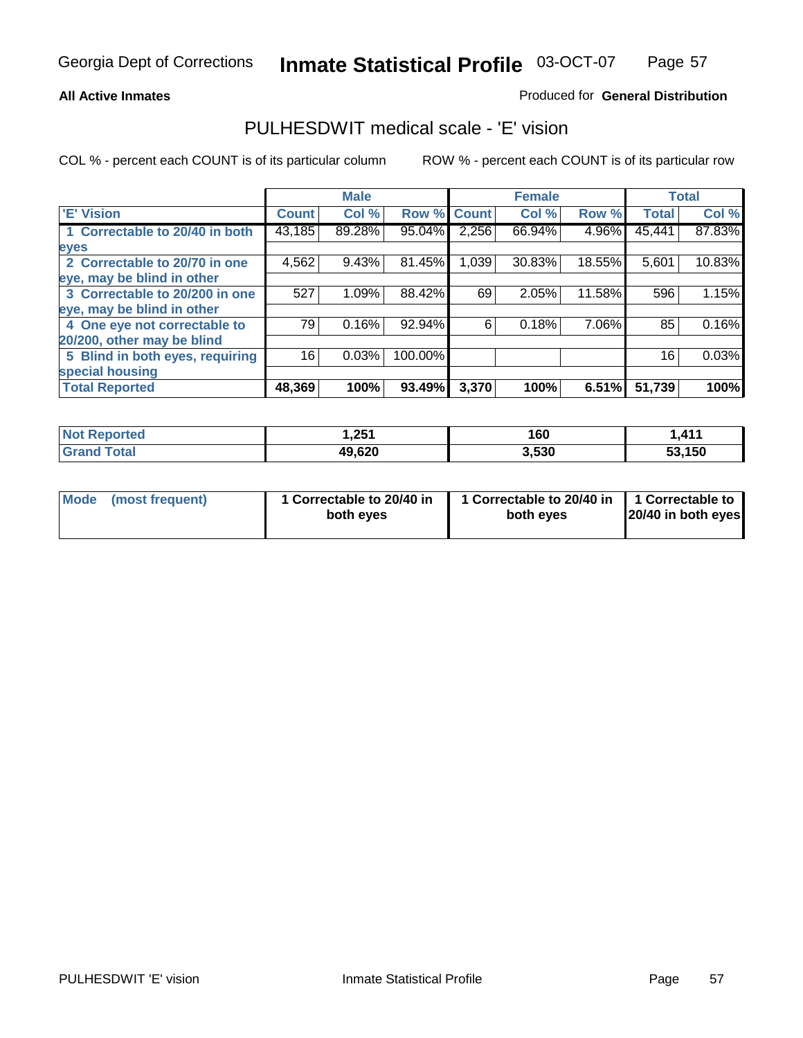Georgia Dept of Corrections **Inmate Statistical Profile** 03-OCT-07

**All Active Inmates**

Produced for **General Distribution**

## PULHESDWIT medical scale - 'E' vision

COL % - percent each COUNT is of its particular column

ROW % - percent each COUNT is of its particular row

| | Male | | | Female | | | Total | |
|---|---|---|---|---|---|---|---|---|
| 'E' Vision | Count | Col % | Row % | Count | Col % | Row % | Total | Col % |
| 1 Correctable to 20/40 in both eyes | 43,185 | 89.28% | 95.04% | 2,256 | 66.94% | 4.96% | 45,441 | 87.83% |
| 2 Correctable to 20/70 in one eye, may be blind in other | 4,562 | 9.43% | 81.45% | 1,039 | 30.83% | 18.55% | 5,601 | 10.83% |
| 3 Correctable to 20/200 in one eye, may be blind in other | 527 | 1.09% | 88.42% | 69 | 2.05% | 11.58% | 596 | 1.15% |
| 4 One eye not correctable to 20/200, other may be blind | 79 | 0.16% | 92.94% | 6 | 0.18% | 7.06% | 85 | 0.16% |
| 5 Blind in both eyes, requiring special housing | 16 | 0.03% | 100.00% | | | | 16 | 0.03% |
| **Total Reported** | **48,369** | **100%** | **93.49%** | **3,370** | **100%** | **6.51%** | **51,739** | **100%** |

| | Male | Female | Total |
|---|---|---|---|
| Not Reported | 1,251 | 160 | 1,411 |
| Grand Total | 49,620 | 3,530 | 53,150 |

| | Male | Female | Total |
|---|---|---|---|
| Mode (most frequent) | 1 Correctable to 20/40 in both eyes | 1 Correctable to 20/40 in both eyes | 1 Correctable to 20/40 in both eyes |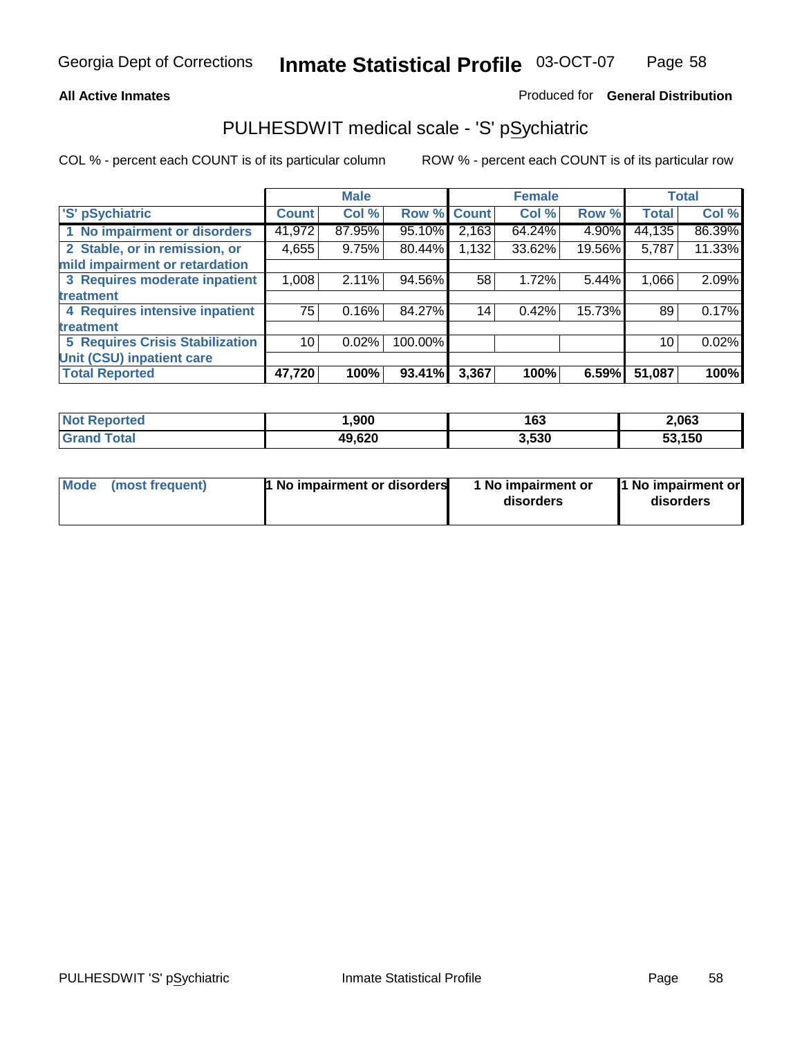**All Active Inmates** Produced for **General Distribution**

## PULHESDWIT medical scale - 'S' pSychiatric

COL % - percent each COUNT is of its particular column    ROW % - percent each COUNT is of its particular row

| | Male | | | Female | | | Total | |
|---|---|---|---|---|---|---|---|---|
| 'S' pSychiatric | Count | Col % | Row % | Count | Col % | Row % | Total | Col % |
| 1 No impairment or disorders | 41,972 | 87.95% | 95.10% | 2,163 | 64.24% | 4.90% | 44,135 | 86.39% |
| 2 Stable, or in remission, or mild impairment or retardation | 4,655 | 9.75% | 80.44% | 1,132 | 33.62% | 19.56% | 5,787 | 11.33% |
| 3 Requires moderate inpatient treatment | 1,008 | 2.11% | 94.56% | 58 | 1.72% | 5.44% | 1,066 | 2.09% |
| 4 Requires intensive inpatient treatment | 75 | 0.16% | 84.27% | 14 | 0.42% | 15.73% | 89 | 0.17% |
| 5 Requires Crisis Stabilization Unit (CSU) inpatient care | 10 | 0.02% | 100.00% | | | | 10 | 0.02% |
| **Total Reported** | **47,720** | **100%** | **93.41%** | **3,367** | **100%** | **6.59%** | **51,087** | **100%** |

| | Male | Female | Total |
|---|---|---|---|
| Not Reported | 1,900 | 163 | 2,063 |
| Grand Total | 49,620 | 3,530 | 53,150 |

| | Male | Female | Total |
|---|---|---|---|
| Mode (most frequent) | 1 No impairment or disorders | 1 No impairment or disorders | 1 No impairment or disorders |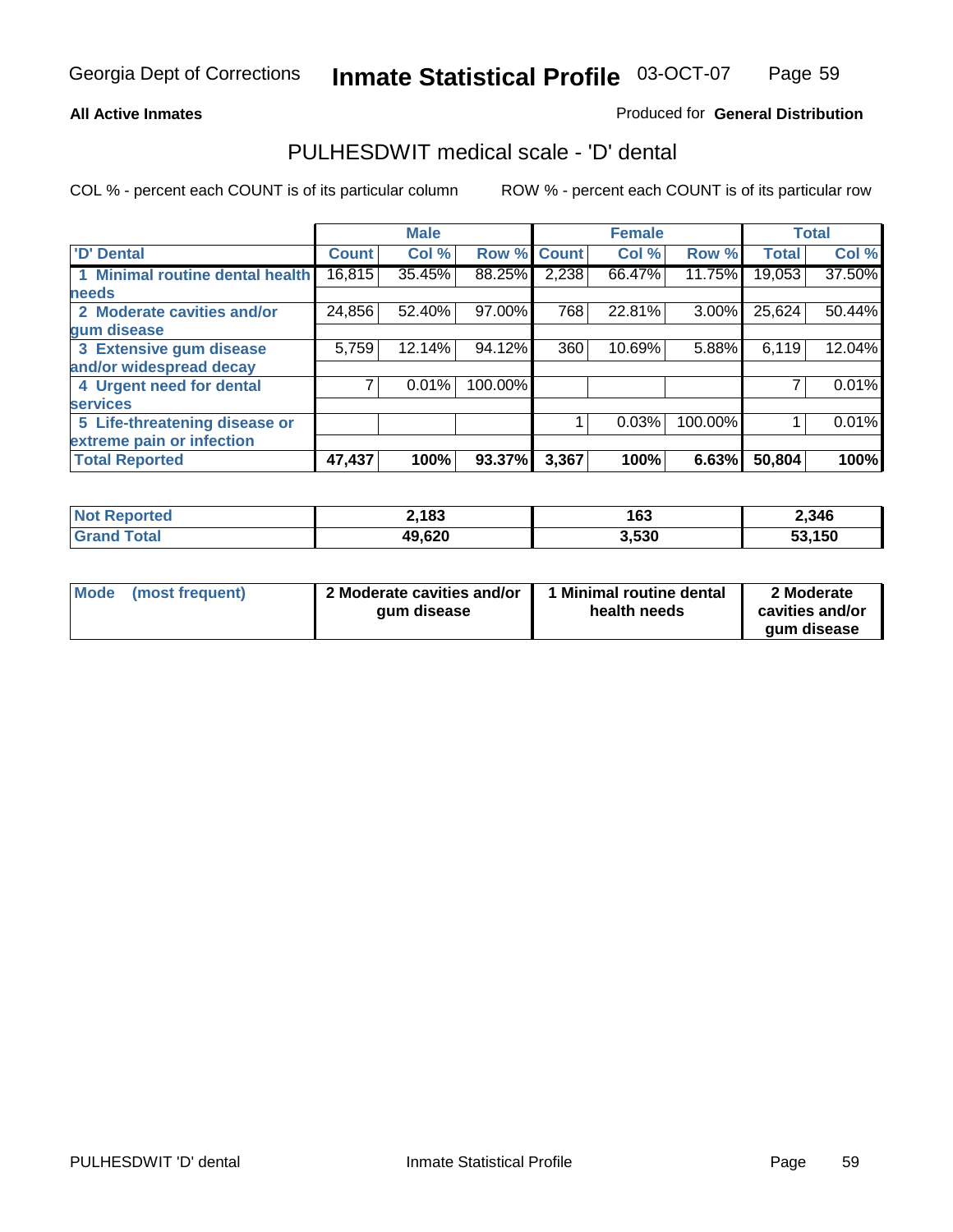Georgia Dept of Corrections **Inmate Statistical Profile** 03-OCT-07

**All Active Inmates** Produced for **General Distribution**

## PULHESDWIT medical scale - 'D' dental

COL % - percent each COUNT is of its particular column ROW % - percent each COUNT is of its particular row

| | Male | | | Female | | | Total | |
|---|---|---|---|---|---|---|---|---|
| 'D' Dental | Count | Col % | Row % | Count | Col % | Row % | Total | Col % |
| 1 Minimal routine dental health needs | 16,815 | 35.45% | 88.25% | 2,238 | 66.47% | 11.75% | 19,053 | 37.50% |
| 2 Moderate cavities and/or gum disease | 24,856 | 52.40% | 97.00% | 768 | 22.81% | 3.00% | 25,624 | 50.44% |
| 3 Extensive gum disease and/or widespread decay | 5,759 | 12.14% | 94.12% | 360 | 10.69% | 5.88% | 6,119 | 12.04% |
| 4 Urgent need for dental services | 7 | 0.01% | 100.00% | | | | 7 | 0.01% |
| 5 Life-threatening disease or extreme pain or infection | | | | 1 | 0.03% | 100.00% | 1 | 0.01% |
| **Total Reported** | **47,437** | **100%** | **93.37%** | **3,367** | **100%** | **6.63%** | **50,804** | **100%** |

| | Male | Female | Total |
|---|---|---|---|
| Not Reported | 2,183 | 163 | 2,346 |
| Grand Total | 49,620 | 3,530 | 53,150 |

| | Male | Female | Total |
|---|---|---|---|
| Mode (most frequent) | 2 Moderate cavities and/or gum disease | 1 Minimal routine dental health needs | 2 Moderate cavities and/or gum disease |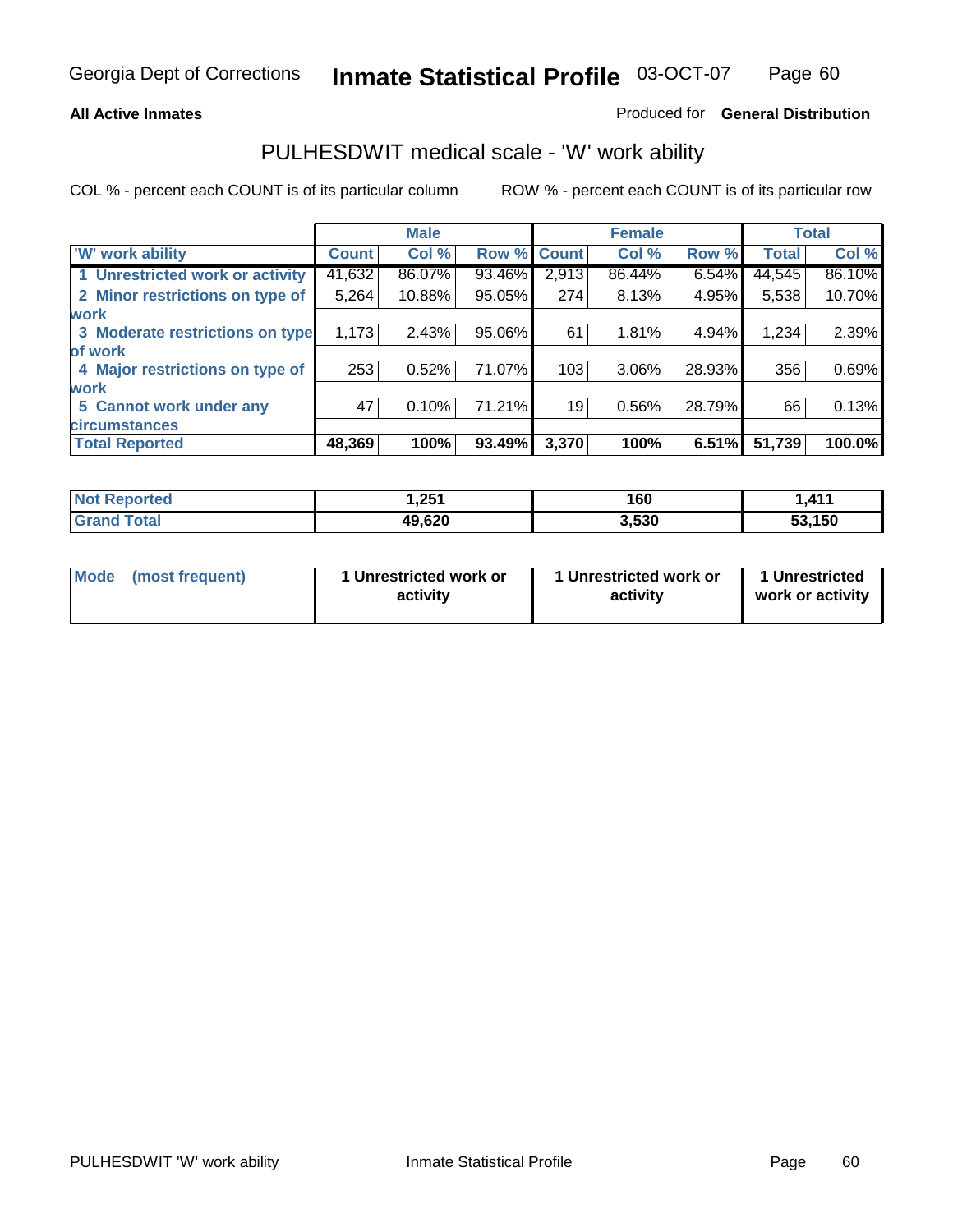**All Active Inmates**

Produced for **General Distribution**

## PULHESDWIT medical scale - 'W' work ability

COL % - percent each COUNT is of its particular column

ROW % - percent each COUNT is of its particular row

| | Male | | | Female | | | Total | |
|---|---|---|---|---|---|---|---|---|
| 'W' work ability | Count | Col % | Row % | Count | Col % | Row % | Total | Col % |
| 1 Unrestricted work or activity | 41,632 | 86.07% | 93.46% | 2,913 | 86.44% | 6.54% | 44,545 | 86.10% |
| 2 Minor restrictions on type of work | 5,264 | 10.88% | 95.05% | 274 | 8.13% | 4.95% | 5,538 | 10.70% |
| 3 Moderate restrictions on type of work | 1,173 | 2.43% | 95.06% | 61 | 1.81% | 4.94% | 1,234 | 2.39% |
| 4 Major restrictions on type of work | 253 | 0.52% | 71.07% | 103 | 3.06% | 28.93% | 356 | 0.69% |
| 5 Cannot work under any circumstances | 47 | 0.10% | 71.21% | 19 | 0.56% | 28.79% | 66 | 0.13% |
| **Total Reported** | **48,369** | **100%** | **93.49%** | **3,370** | **100%** | **6.51%** | **51,739** | **100.0%** |

| | Male | Female | Total |
|---|---|---|---|
| Not Reported | 1,251 | 160 | 1,411 |
| Grand Total | 49,620 | 3,530 | 53,150 |

| | Male | Female | Total |
|---|---|---|---|
| Mode (most frequent) | 1 Unrestricted work or activity | 1 Unrestricted work or activity | 1 Unrestricted work or activity |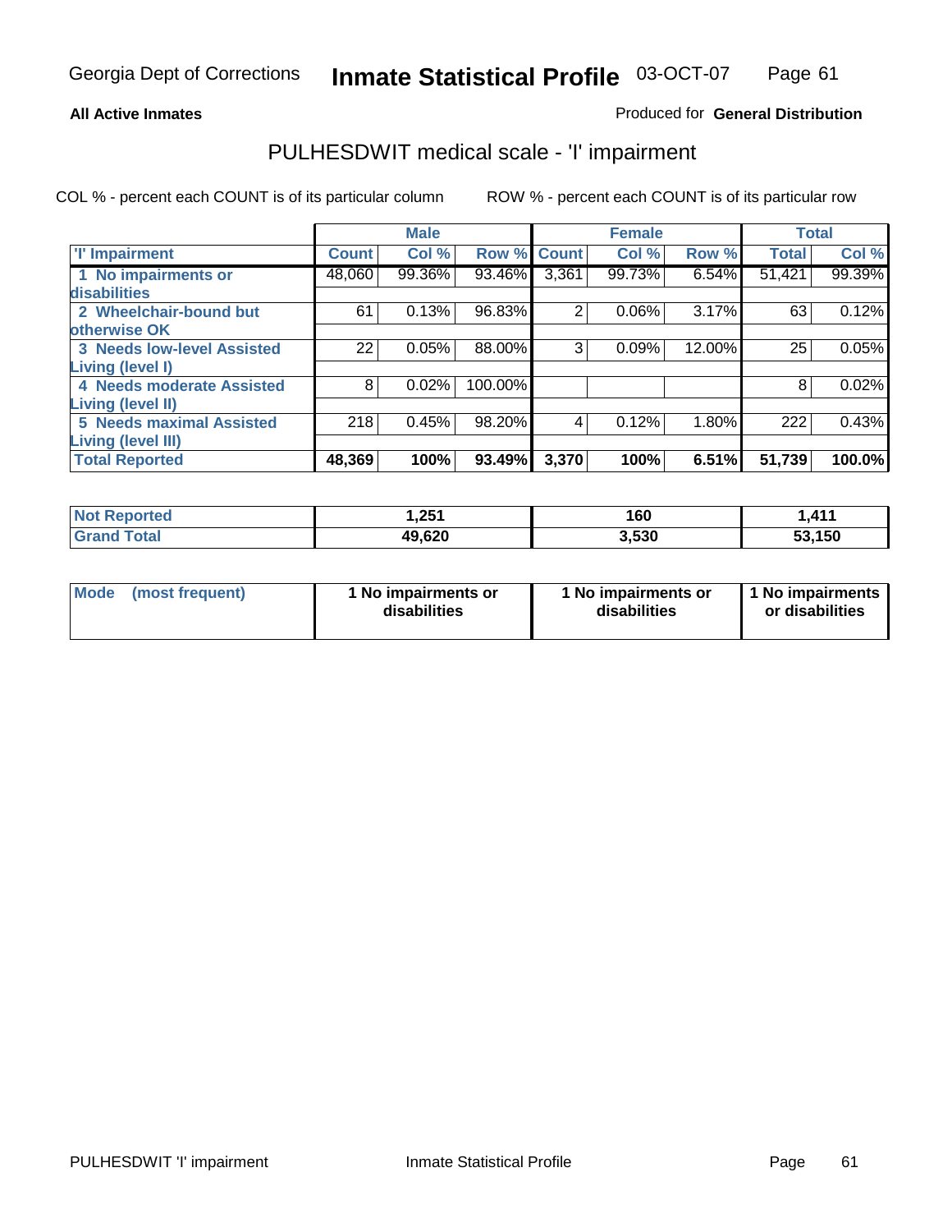Georgia Dept of Corrections **Inmate Statistical Profile** 03-OCT-07

**All Active Inmates**

Produced for **General Distribution**

## PULHESDWIT medical scale - 'I' impairment

COL % - percent each COUNT is of its particular column ROW % - percent each COUNT is of its particular row

| | Male | | | Female | | | Total | |
|---|---|---|---|---|---|---|---|---|
| 'I' Impairment | Count | Col % | Row % | Count | Col % | Row % | Total | Col % |
| 1 No impairments or disabilities | 48,060 | 99.36% | 93.46% | 3,361 | 99.73% | 6.54% | 51,421 | 99.39% |
| 2 Wheelchair-bound but otherwise OK | 61 | 0.13% | 96.83% | 2 | 0.06% | 3.17% | 63 | 0.12% |
| 3 Needs low-level Assisted Living (level I) | 22 | 0.05% | 88.00% | 3 | 0.09% | 12.00% | 25 | 0.05% |
| 4 Needs moderate Assisted Living (level II) | 8 | 0.02% | 100.00% | | | | 8 | 0.02% |
| 5 Needs maximal Assisted Living (level III) | 218 | 0.45% | 98.20% | 4 | 0.12% | 1.80% | 222 | 0.43% |
| **Total Reported** | **48,369** | **100%** | **93.49%** | **3,370** | **100%** | **6.51%** | **51,739** | **100.0%** |

| | Male | Female | Total |
|---|---|---|---|
| Not Reported | 1,251 | 160 | 1,411 |
| Grand Total | 49,620 | 3,530 | 53,150 |

| | Male | Female | Total |
|---|---|---|---|
| Mode (most frequent) | 1 No impairments or disabilities | 1 No impairments or disabilities | 1 No impairments or disabilities |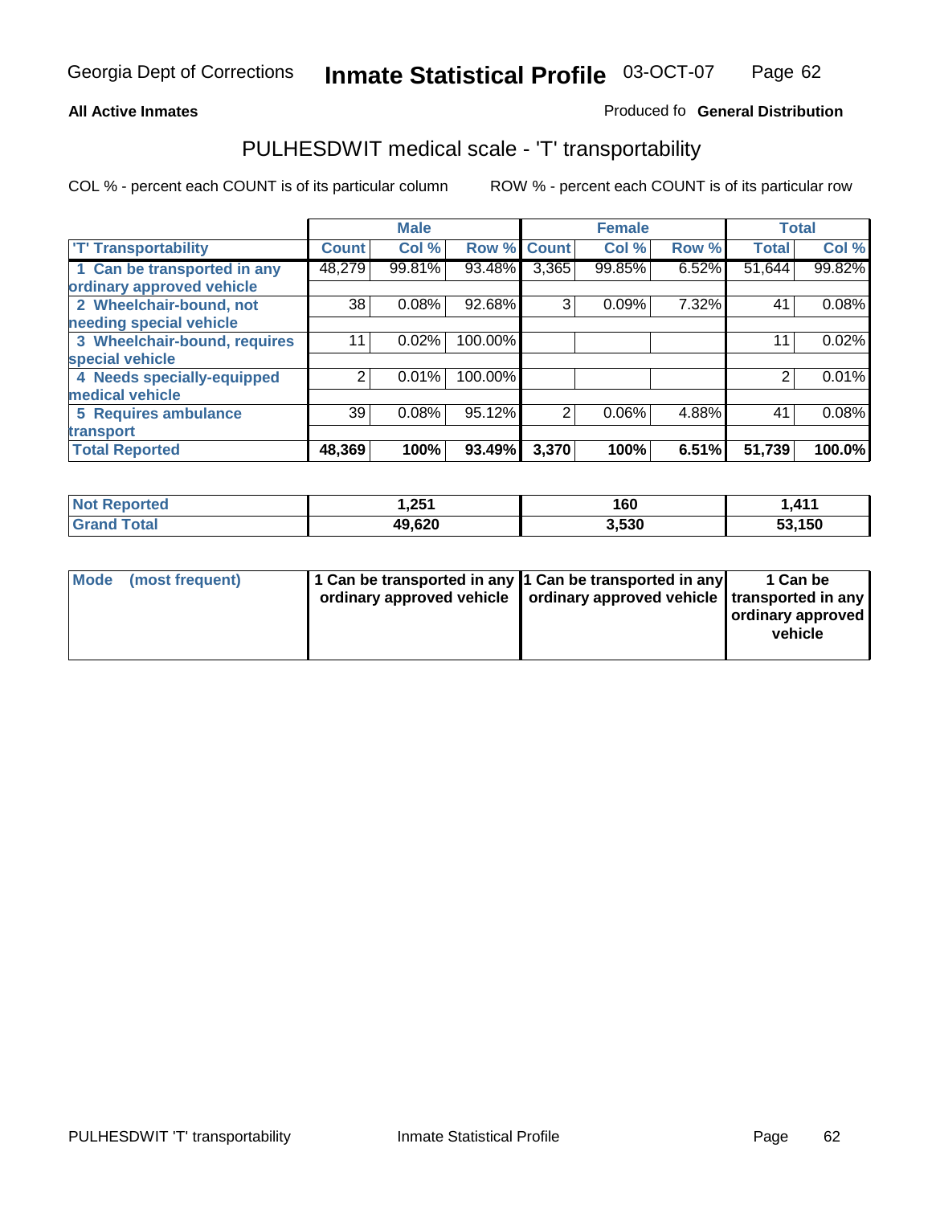**All Active Inmates**

Produced fo **General Distribution**

## PULHESDWIT medical scale - 'T' transportability

COL % - percent each COUNT is of its particular column

ROW % - percent each COUNT is of its particular row

| | Male | | | Female | | | Total | |
|---|---|---|---|---|---|---|---|---|
| 'T' Transportability | Count | Col % | Row % | Count | Col % | Row % | Total | Col % |
| 1 Can be transported in any ordinary approved vehicle | 48,279 | 99.81% | 93.48% | 3,365 | 99.85% | 6.52% | 51,644 | 99.82% |
| 2 Wheelchair-bound, not needing special vehicle | 38 | 0.08% | 92.68% | 3 | 0.09% | 7.32% | 41 | 0.08% |
| 3 Wheelchair-bound, requires special vehicle | 11 | 0.02% | 100.00% | | | | 11 | 0.02% |
| 4 Needs specially-equipped medical vehicle | 2 | 0.01% | 100.00% | | | | 2 | 0.01% |
| 5 Requires ambulance transport | 39 | 0.08% | 95.12% | 2 | 0.06% | 4.88% | 41 | 0.08% |
| **Total Reported** | **48,369** | **100%** | **93.49%** | **3,370** | **100%** | **6.51%** | **51,739** | **100.0%** |

| | Male | Female | Total |
|---|---|---|---|
| Not Reported | 1,251 | 160 | 1,411 |
| Grand Total | 49,620 | 3,530 | 53,150 |

| | Male | Female | Total |
|---|---|---|---|
| Mode (most frequent) | 1 Can be transported in any ordinary approved vehicle | 1 Can be transported in any ordinary approved vehicle | 1 Can be transported in any ordinary approved vehicle |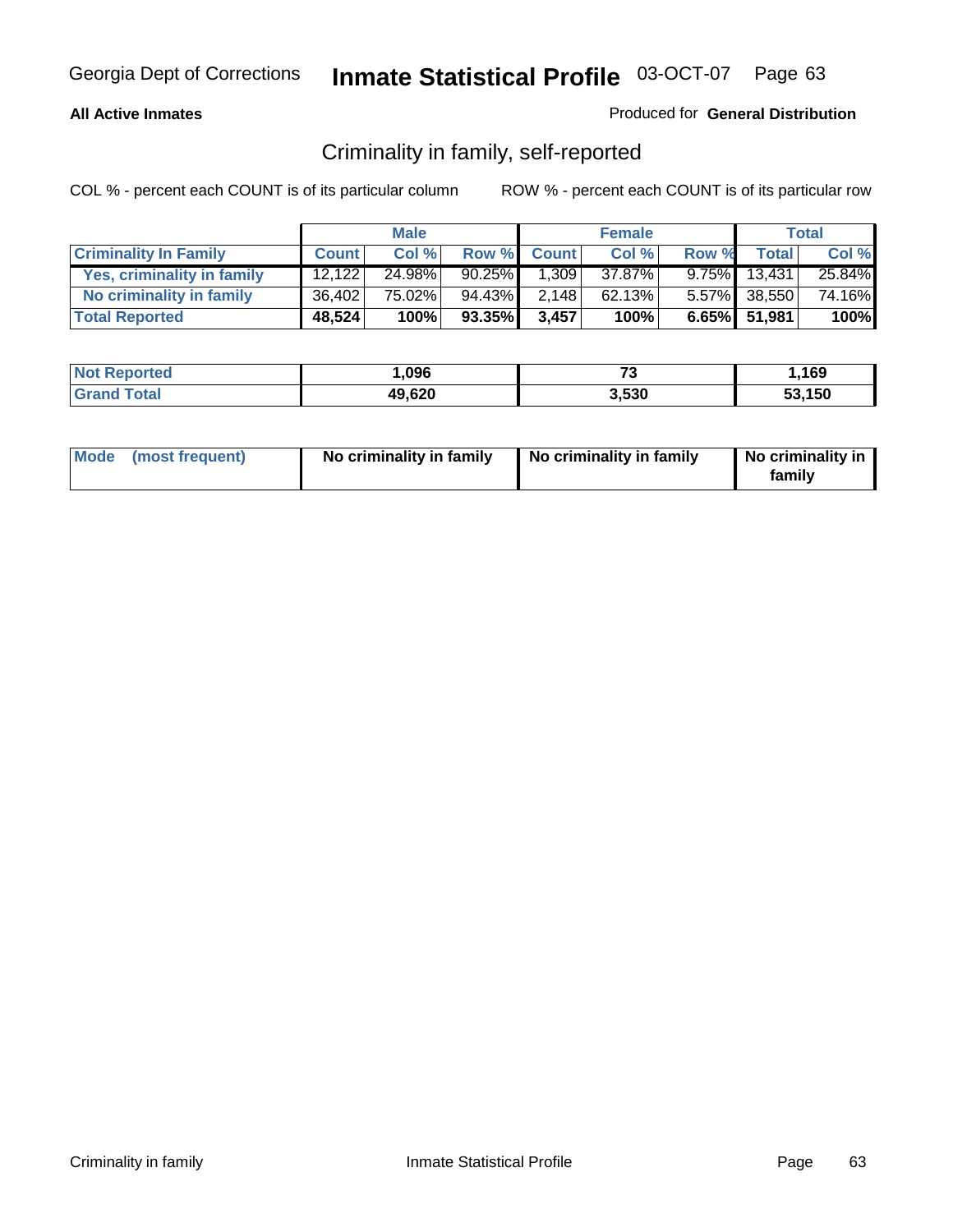Georgia Dept of Corrections **Inmate Statistical Profile** 03-OCT-07

**All Active Inmates**

Produced for **General Distribution**

## Criminality in family, self-reported

COL % - percent each COUNT is of its particular column

ROW % - percent each COUNT is of its particular row

| | Male | | | Female | | | Total | |
|---|---|---|---|---|---|---|---|---|
| **Criminality In Family** | **Count** | **Col %** | **Row %** | **Count** | **Col %** | **Row %** | **Total** | **Col %** |
| Yes, criminality in family | 12,122 | 24.98% | 90.25% | 1,309 | 37.87% | 9.75% | 13,431 | 25.84% |
| No criminality in family | 36,402 | 75.02% | 94.43% | 2,148 | 62.13% | 5.57% | 38,550 | 74.16% |
| **Total Reported** | **48,524** | **100%** | **93.35%** | **3,457** | **100%** | **6.65%** | **51,981** | **100%** |

| | Male | Female | Total |
|---|---|---|---|
| **Not Reported** | **1,096** | **73** | **1,169** |
| **Grand Total** | **49,620** | **3,530** | **53,150** |

| | Male | Female | Total |
|---|---|---|---|
| **Mode (most frequent)** | **No criminality in family** | **No criminality in family** | **No criminality in family** |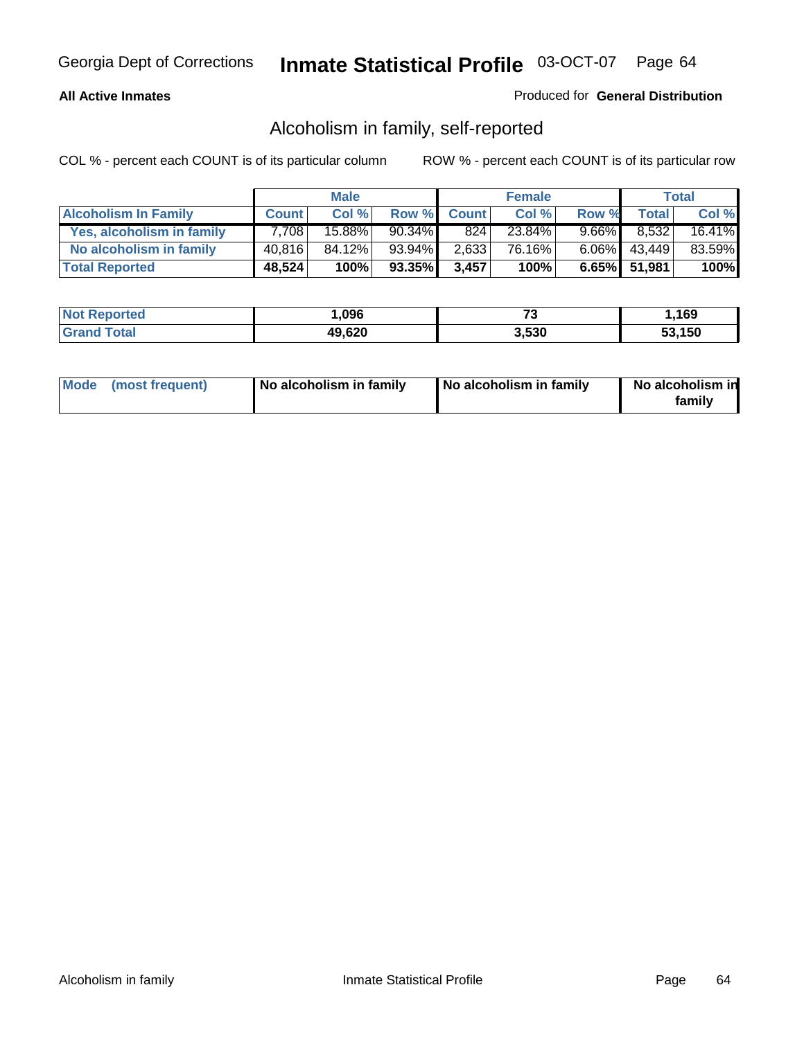# Inmate Statistical Profile

Georgia Dept of Corrections — 03-OCT-07

**All Active Inmates**

Produced for **General Distribution**

## Alcoholism in family, self-reported

COL % - percent each COUNT is of its particular column

ROW % - percent each COUNT is of its particular row

| | Male | | | Female | | | Total | |
|---|---|---|---|---|---|---|---|---|
| **Alcoholism In Family** | **Count** | **Col %** | **Row %** | **Count** | **Col %** | **Row %** | **Total** | **Col %** |
| **Yes, alcoholism in family** | 7,708 | 15.88% | 90.34% | 824 | 23.84% | 9.66% | 8,532 | 16.41% |
| **No alcoholism in family** | 40,816 | 84.12% | 93.94% | 2,633 | 76.16% | 6.06% | 43,449 | 83.59% |
| **Total Reported** | **48,524** | **100%** | **93.35%** | **3,457** | **100%** | **6.65%** | **51,981** | **100%** |

| | Male | Female | Total |
|---|---|---|---|
| **Not Reported** | **1,096** | **73** | **1,169** |
| **Grand Total** | **49,620** | **3,530** | **53,150** |

| | Male | Female | Total |
|---|---|---|---|
| **Mode (most frequent)** | **No alcoholism in family** | **No alcoholism in family** | **No alcoholism in family** |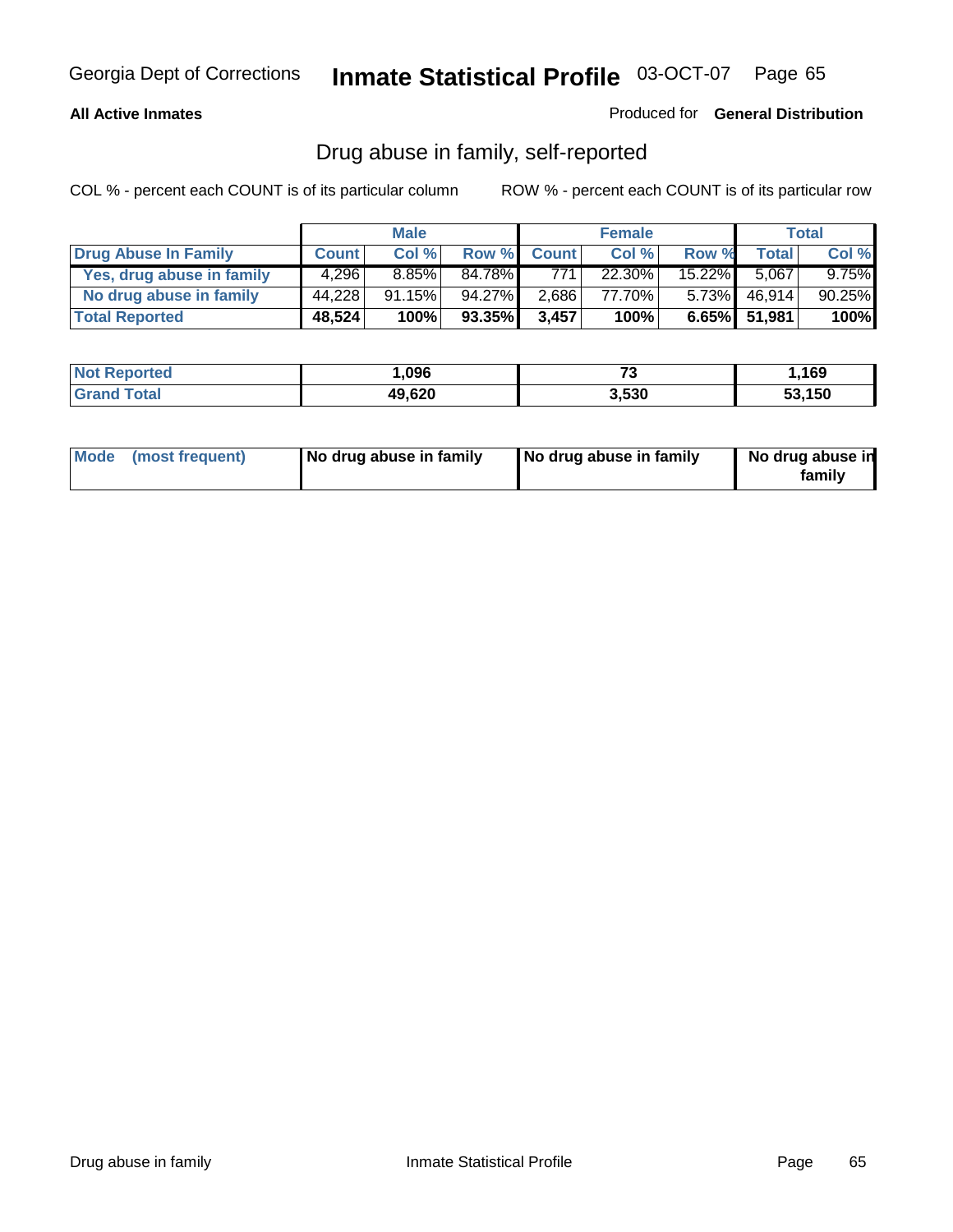**All Active Inmates** Produced for **General Distribution**

## Drug abuse in family, self-reported

COL % - percent each COUNT is of its particular column ROW % - percent each COUNT is of its particular row

| | Male | | | Female | | | Total | |
|---|---|---|---|---|---|---|---|---|
| **Drug Abuse In Family** | **Count** | **Col %** | **Row %** | **Count** | **Col %** | **Row %** | **Total** | **Col %** |
| **Yes, drug abuse in family** | 4,296 | 8.85% | 84.78% | 771 | 22.30% | 15.22% | 5,067 | 9.75% |
| **No drug abuse in family** | 44,228 | 91.15% | 94.27% | 2,686 | 77.70% | 5.73% | 46,914 | 90.25% |
| **Total Reported** | **48,524** | **100%** | **93.35%** | **3,457** | **100%** | **6.65%** | **51,981** | **100%** |

| | Male | Female | Total |
|---|---|---|---|
| **Not Reported** | **1,096** | **73** | **1,169** |
| **Grand Total** | **49,620** | **3,530** | **53,150** |

| | Male | Female | Total |
|---|---|---|---|
| **Mode (most frequent)** | **No drug abuse in family** | **No drug abuse in family** | **No drug abuse in family** |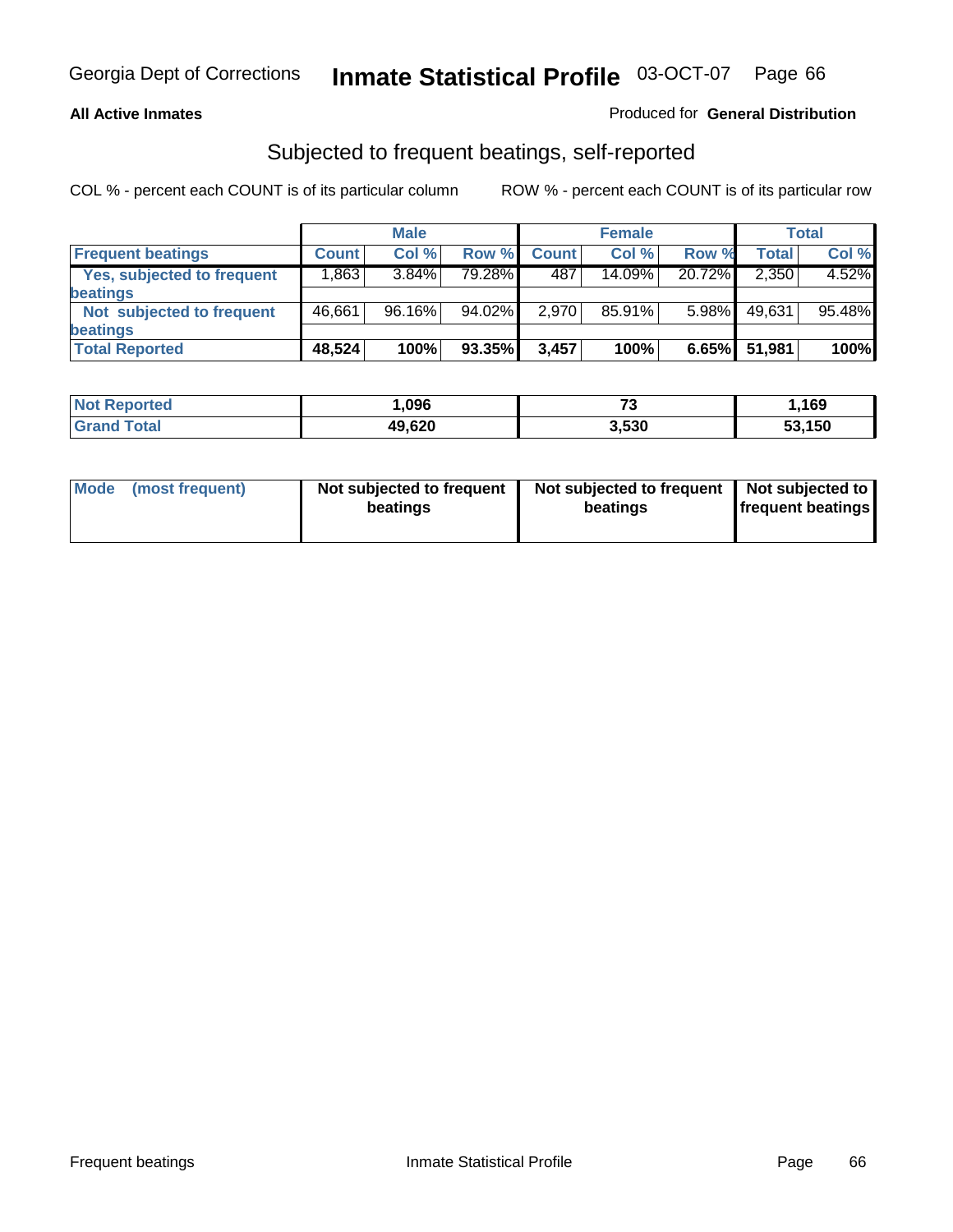Georgia Dept of Corrections **Inmate Statistical Profile** 03-OCT-07

**All Active Inmates**

Produced for **General Distribution**

## Subjected to frequent beatings, self-reported

COL % - percent each COUNT is of its particular column

ROW % - percent each COUNT is of its particular row

| | Male | | | Female | | | Total | |
|---|---|---|---|---|---|---|---|---|
| **Frequent beatings** | **Count** | **Col %** | **Row %** | **Count** | **Col %** | **Row %** | **Total** | **Col %** |
| **Yes, subjected to frequent beatings** | 1,863 | 3.84% | 79.28% | 487 | 14.09% | 20.72% | 2,350 | 4.52% |
| **Not subjected to frequent beatings** | 46,661 | 96.16% | 94.02% | 2,970 | 85.91% | 5.98% | 49,631 | 95.48% |
| **Total Reported** | **48,524** | **100%** | **93.35%** | **3,457** | **100%** | **6.65%** | **51,981** | **100%** |

| | Male | Female | Total |
|---|---|---|---|
| **Not Reported** | **1,096** | **73** | **1,169** |
| **Grand Total** | **49,620** | **3,530** | **53,150** |

| **Mode (most frequent)** | **Not subjected to frequent beatings** | **Not subjected to frequent beatings** | **Not subjected to frequent beatings** |
|---|---|---|---|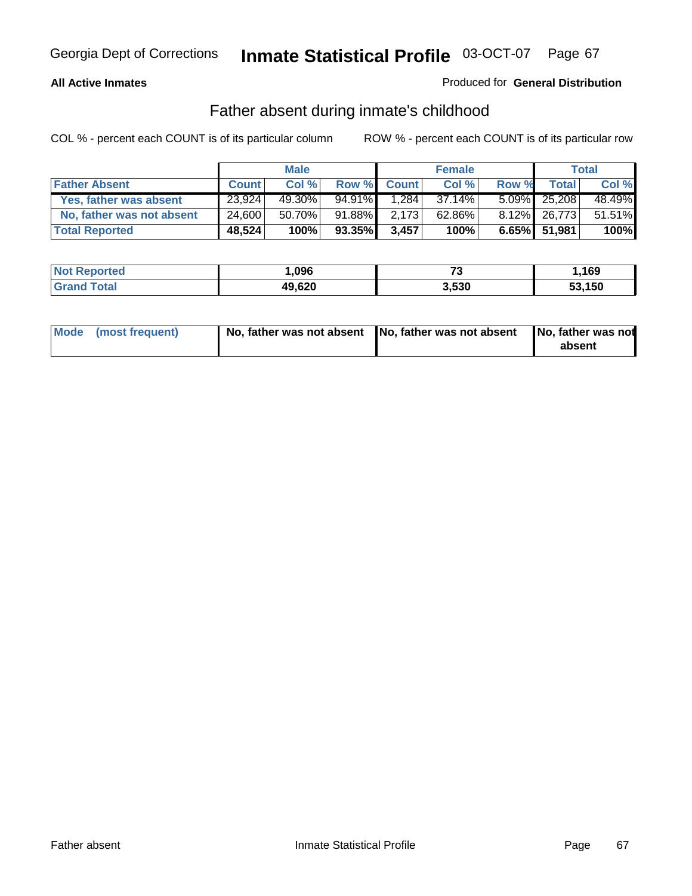**All Active Inmates**

Produced for **General Distribution**

## Father absent during inmate's childhood

COL % - percent each COUNT is of its particular column

ROW % - percent each COUNT is of its particular row

| | Male | | | Female | | | Total | |
|---|---|---|---|---|---|---|---|---|
| **Father Absent** | **Count** | **Col %** | **Row %** | **Count** | **Col %** | **Row %** | **Total** | **Col %** |
| Yes, father was absent | 23,924 | 49.30% | 94.91% | 1,284 | 37.14% | 5.09% | 25,208 | 48.49% |
| No, father was not absent | 24,600 | 50.70% | 91.88% | 2,173 | 62.86% | 8.12% | 26,773 | 51.51% |
| **Total Reported** | **48,524** | **100%** | **93.35%** | **3,457** | **100%** | **6.65%** | **51,981** | **100%** |

| | Male | Female | Total |
|---|---|---|---|
| **Not Reported** | **1,096** | **73** | **1,169** |
| **Grand Total** | **49,620** | **3,530** | **53,150** |

| | Male | Female | Total |
|---|---|---|---|
| **Mode (most frequent)** | **No, father was not absent** | **No, father was not absent** | **No, father was not absent** |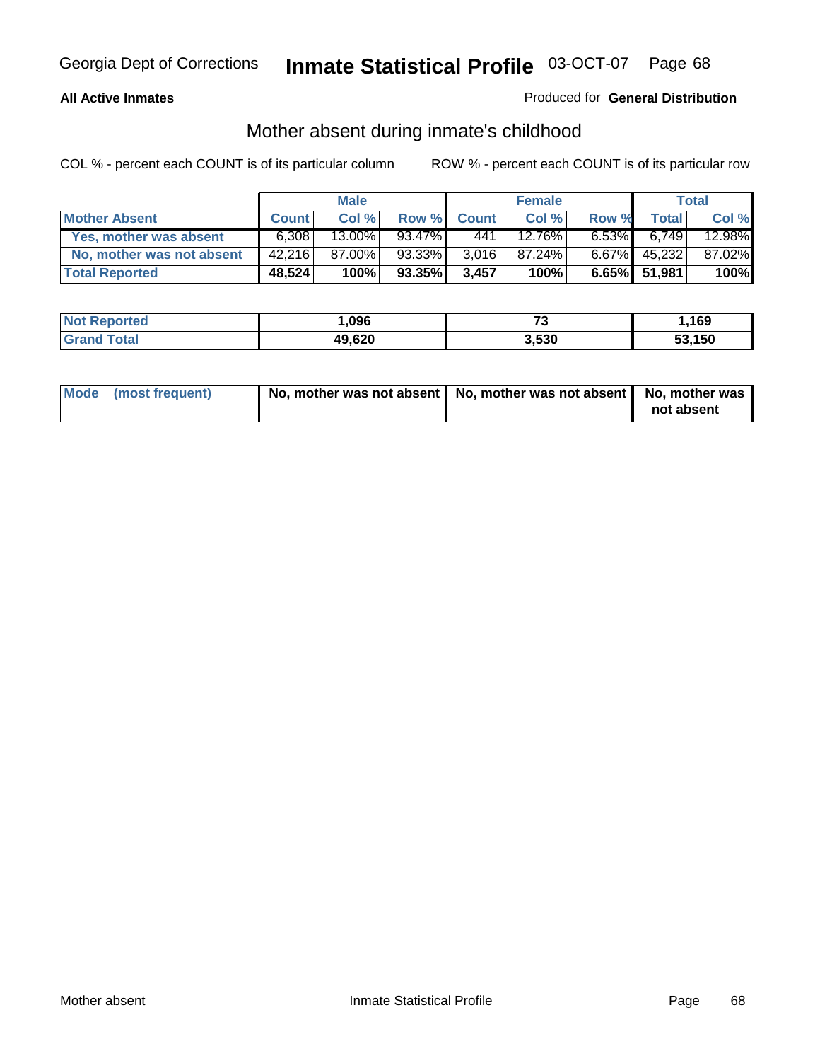**All Active Inmates**

Produced for **General Distribution**

## Mother absent during inmate's childhood

COL % - percent each COUNT is of its particular column

ROW % - percent each COUNT is of its particular row

| | Male | | | Female | | | Total | |
|---|---|---|---|---|---|---|---|---|
| **Mother Absent** | **Count** | **Col %** | **Row %** | **Count** | **Col %** | **Row %** | **Total** | **Col %** |
| **Yes, mother was absent** | 6,308 | 13.00% | 93.47% | 441 | 12.76% | 6.53% | 6,749 | 12.98% |
| **No, mother was not absent** | 42,216 | 87.00% | 93.33% | 3,016 | 87.24% | 6.67% | 45,232 | 87.02% |
| **Total Reported** | **48,524** | **100%** | **93.35%** | **3,457** | **100%** | **6.65%** | **51,981** | **100%** |

| | Male | Female | Total |
|---|---|---|---|
| **Not Reported** | **1,096** | **73** | **1,169** |
| **Grand Total** | **49,620** | **3,530** | **53,150** |

| | Male | Female | Total |
|---|---|---|---|
| **Mode (most frequent)** | **No, mother was not absent** | **No, mother was not absent** | **No, mother was not absent** |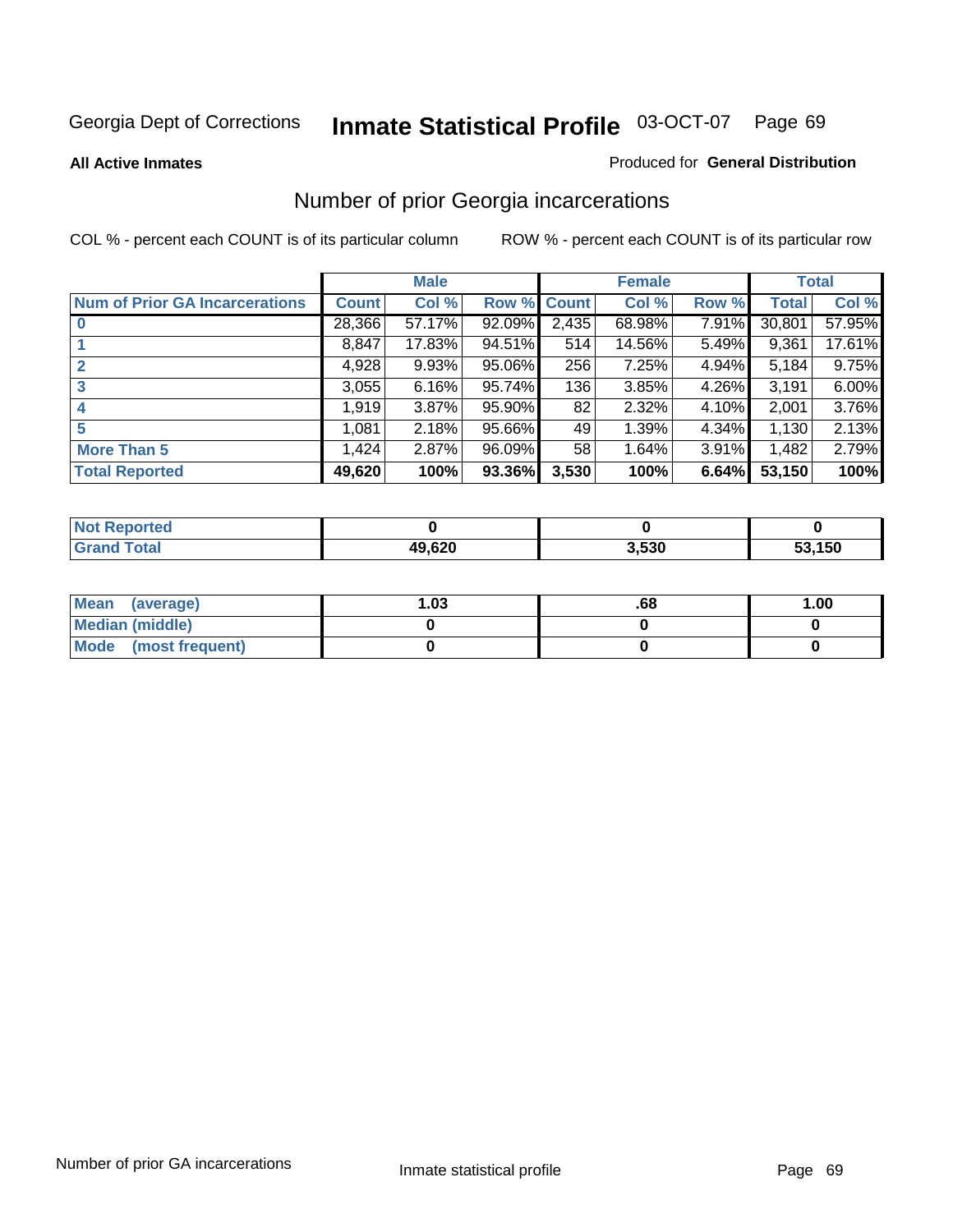Georgia Dept of Corrections **Inmate Statistical Profile** 03-OCT-07

**All Active Inmates**

Produced for **General Distribution**

## Number of prior Georgia incarcerations

COL % - percent each COUNT is of its particular column ROW % - percent each COUNT is of its particular row

| | Male | | | Female | | | Total | |
|---|---|---|---|---|---|---|---|---|
| **Num of Prior GA Incarcerations** | **Count** | **Col %** | **Row %** | **Count** | **Col %** | **Row %** | **Total** | **Col %** |
| **0** | 28,366 | 57.17% | 92.09% | 2,435 | 68.98% | 7.91% | 30,801 | 57.95% |
| **1** | 8,847 | 17.83% | 94.51% | 514 | 14.56% | 5.49% | 9,361 | 17.61% |
| **2** | 4,928 | 9.93% | 95.06% | 256 | 7.25% | 4.94% | 5,184 | 9.75% |
| **3** | 3,055 | 6.16% | 95.74% | 136 | 3.85% | 4.26% | 3,191 | 6.00% |
| **4** | 1,919 | 3.87% | 95.90% | 82 | 2.32% | 4.10% | 2,001 | 3.76% |
| **5** | 1,081 | 2.18% | 95.66% | 49 | 1.39% | 4.34% | 1,130 | 2.13% |
| **More Than 5** | 1,424 | 2.87% | 96.09% | 58 | 1.64% | 3.91% | 1,482 | 2.79% |
| **Total Reported** | **49,620** | **100%** | **93.36%** | **3,530** | **100%** | **6.64%** | **53,150** | **100%** |

| | Male | Female | Total |
|---|---|---|---|
| **Not Reported** | **0** | **0** | **0** |
| **Grand Total** | **49,620** | **3,530** | **53,150** |

| | Male | Female | Total |
|---|---|---|---|
| **Mean (average)** | **1.03** | **.68** | **1.00** |
| **Median (middle)** | **0** | **0** | **0** |
| **Mode (most frequent)** | **0** | **0** | **0** |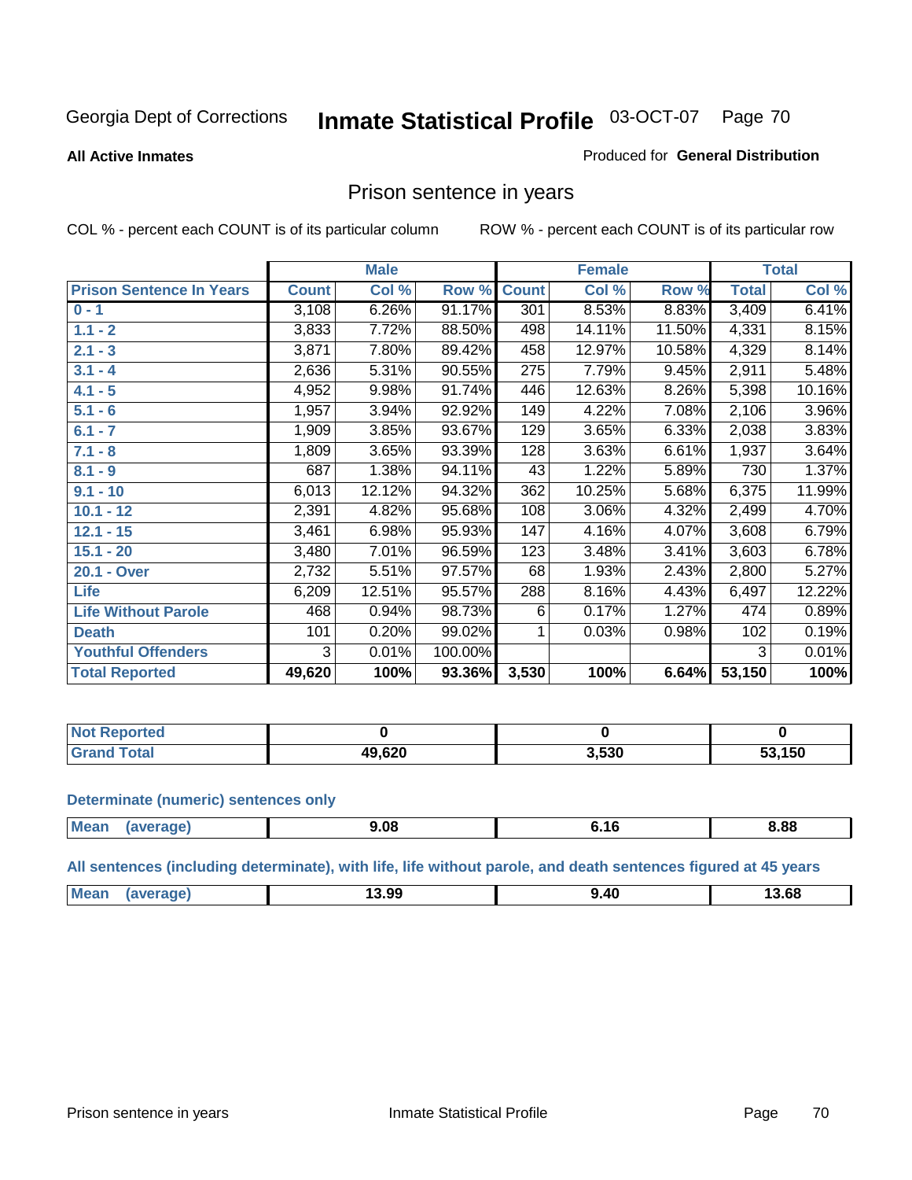Georgia Dept of Corrections **Inmate Statistical Profile** 03-OCT-07

**All Active Inmates**

Produced for **General Distribution**

## Prison sentence in years

COL % - percent each COUNT is of its particular column ROW % - percent each COUNT is of its particular row

| | Male | | | Female | | | Total | |
|---|---|---|---|---|---|---|---|---|
| **Prison Sentence In Years** | **Count** | **Col %** | **Row %** | **Count** | **Col %** | **Row %** | **Total** | **Col %** |
| **0 - 1** | 3,108 | 6.26% | 91.17% | 301 | 8.53% | 8.83% | 3,409 | 6.41% |
| **1.1 - 2** | 3,833 | 7.72% | 88.50% | 498 | 14.11% | 11.50% | 4,331 | 8.15% |
| **2.1 - 3** | 3,871 | 7.80% | 89.42% | 458 | 12.97% | 10.58% | 4,329 | 8.14% |
| **3.1 - 4** | 2,636 | 5.31% | 90.55% | 275 | 7.79% | 9.45% | 2,911 | 5.48% |
| **4.1 - 5** | 4,952 | 9.98% | 91.74% | 446 | 12.63% | 8.26% | 5,398 | 10.16% |
| **5.1 - 6** | 1,957 | 3.94% | 92.92% | 149 | 4.22% | 7.08% | 2,106 | 3.96% |
| **6.1 - 7** | 1,909 | 3.85% | 93.67% | 129 | 3.65% | 6.33% | 2,038 | 3.83% |
| **7.1 - 8** | 1,809 | 3.65% | 93.39% | 128 | 3.63% | 6.61% | 1,937 | 3.64% |
| **8.1 - 9** | 687 | 1.38% | 94.11% | 43 | 1.22% | 5.89% | 730 | 1.37% |
| **9.1 - 10** | 6,013 | 12.12% | 94.32% | 362 | 10.25% | 5.68% | 6,375 | 11.99% |
| **10.1 - 12** | 2,391 | 4.82% | 95.68% | 108 | 3.06% | 4.32% | 2,499 | 4.70% |
| **12.1 - 15** | 3,461 | 6.98% | 95.93% | 147 | 4.16% | 4.07% | 3,608 | 6.79% |
| **15.1 - 20** | 3,480 | 7.01% | 96.59% | 123 | 3.48% | 3.41% | 3,603 | 6.78% |
| **20.1 - Over** | 2,732 | 5.51% | 97.57% | 68 | 1.93% | 2.43% | 2,800 | 5.27% |
| **Life** | 6,209 | 12.51% | 95.57% | 288 | 8.16% | 4.43% | 6,497 | 12.22% |
| **Life Without Parole** | 468 | 0.94% | 98.73% | 6 | 0.17% | 1.27% | 474 | 0.89% |
| **Death** | 101 | 0.20% | 99.02% | 1 | 0.03% | 0.98% | 102 | 0.19% |
| **Youthful Offenders** | 3 | 0.01% | 100.00% | | | | 3 | 0.01% |
| **Total Reported** | **49,620** | **100%** | **93.36%** | **3,530** | **100%** | **6.64%** | **53,150** | **100%** |

| | Male | Female | Total |
|---|---|---|---|
| **Not Reported** | **0** | **0** | **0** |
| **Grand Total** | **49,620** | **3,530** | **53,150** |

**Determinate (numeric) sentences only**

| | Male | Female | Total |
|---|---|---|---|
| **Mean (average)** | **9.08** | **6.16** | **8.88** |

**All sentences (including determinate), with life, life without parole, and death sentences figured at 45 years**

| | Male | Female | Total |
|---|---|---|---|
| **Mean (average)** | **13.99** | **9.40** | **13.68** |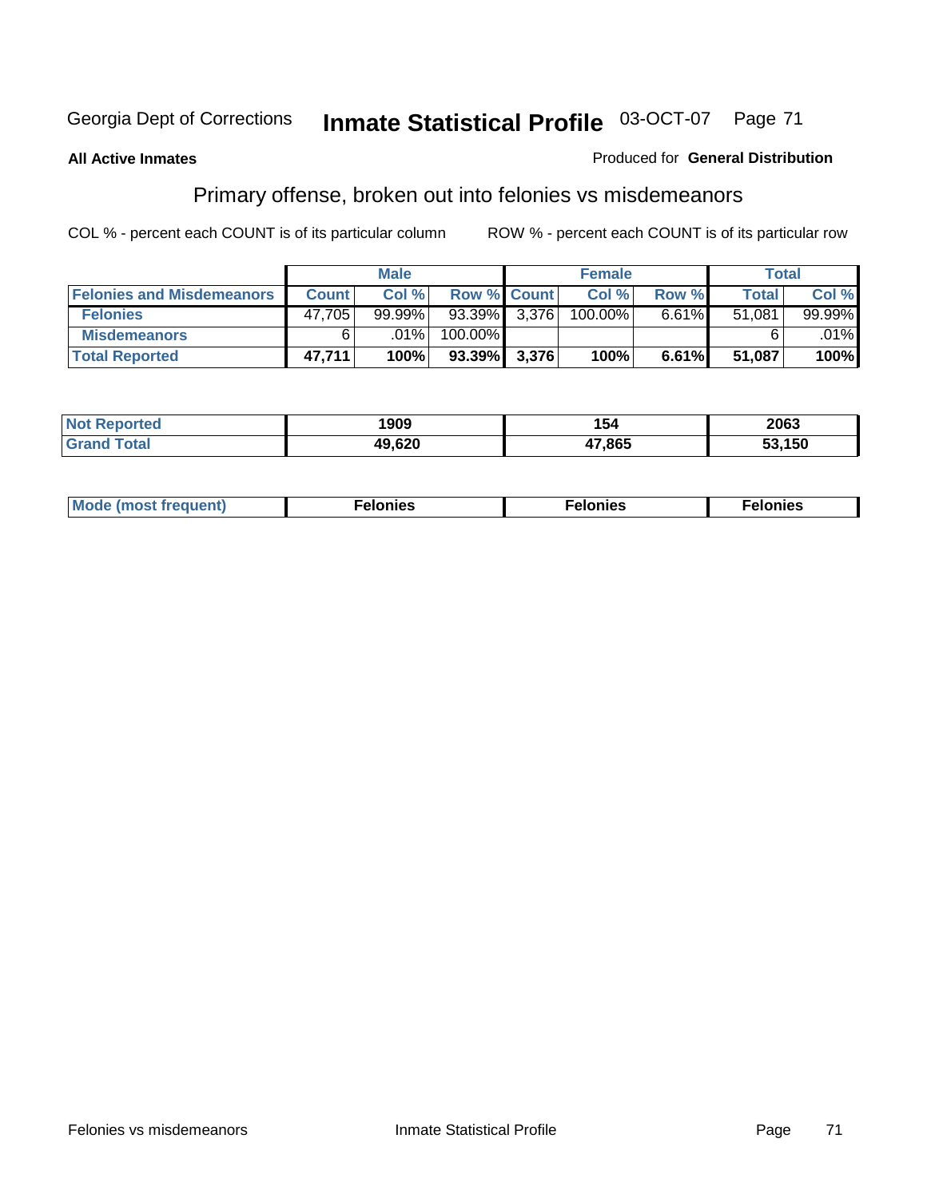Georgia Dept of Corrections **Inmate Statistical Profile** 03-OCT-07

**All Active Inmates**

Produced for **General Distribution**

## Primary offense, broken out into felonies vs misdemeanors

COL % - percent each COUNT is of its particular column

ROW % - percent each COUNT is of its particular row

| | Male | | | Female | | | Total | |
|---|---|---|---|---|---|---|---|---|
| **Felonies and Misdemeanors** | **Count** | **Col %** | **Row %** | **Count** | **Col %** | **Row %** | **Total** | **Col %** |
| **Felonies** | 47,705 | 99.99% | 93.39% | 3,376 | 100.00% | 6.61% | 51,081 | 99.99% |
| **Misdemeanors** | 6 | .01% | 100.00% | | | | 6 | .01% |
| **Total Reported** | **47,711** | **100%** | **93.39%** | **3,376** | **100%** | **6.61%** | **51,087** | **100%** |

| | Male | Female | Total |
|---|---|---|---|
| **Not Reported** | **1909** | **154** | **2063** |
| **Grand Total** | **49,620** | **47,865** | **53,150** |

| | Male | Female | Total |
|---|---|---|---|
| **Mode (most frequent)** | **Felonies** | **Felonies** | **Felonies** |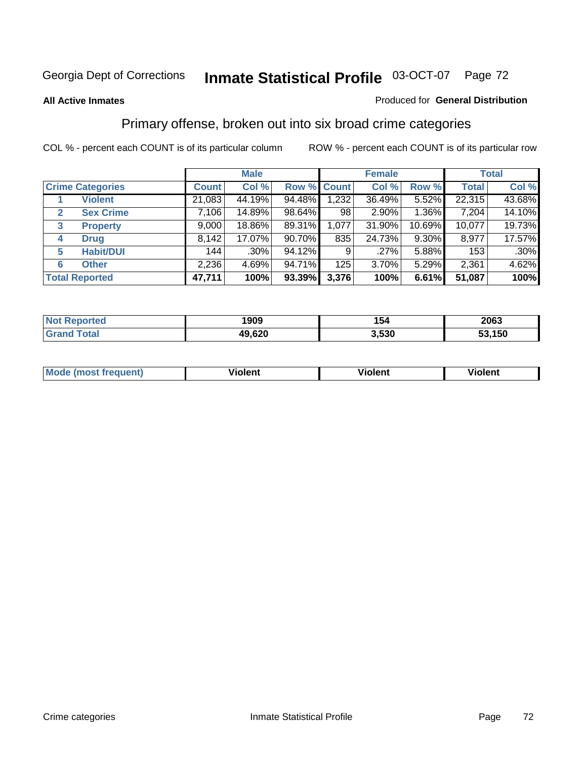Georgia Dept of Corrections **Inmate Statistical Profile** 03-OCT-07

**All Active Inmates**

Produced for **General Distribution**

## Primary offense, broken out into six broad crime categories

COL % - percent each COUNT is of its particular column

ROW % - percent each COUNT is of its particular row

| | | Male | | | Female | | | Total | |
|---|---|---|---|---|---|---|---|---|---|
| **Crime Categories** | | **Count** | **Col %** | **Row %** | **Count** | **Col %** | **Row %** | **Total** | **Col %** |
| 1 | **Violent** | 21,083 | 44.19% | 94.48% | 1,232 | 36.49% | 5.52% | 22,315 | 43.68% |
| 2 | **Sex Crime** | 7,106 | 14.89% | 98.64% | 98 | 2.90% | 1.36% | 7,204 | 14.10% |
| 3 | **Property** | 9,000 | 18.86% | 89.31% | 1,077 | 31.90% | 10.69% | 10,077 | 19.73% |
| 4 | **Drug** | 8,142 | 17.07% | 90.70% | 835 | 24.73% | 9.30% | 8,977 | 17.57% |
| 5 | **Habit/DUI** | 144 | .30% | 94.12% | 9 | .27% | 5.88% | 153 | .30% |
| 6 | **Other** | 2,236 | 4.69% | 94.71% | 125 | 3.70% | 5.29% | 2,361 | 4.62% |
| **Total Reported** | | **47,711** | **100%** | **93.39%** | **3,376** | **100%** | **6.61%** | **51,087** | **100%** |

| | Male | Female | Total |
|---|---|---|---|
| **Not Reported** | **1909** | **154** | **2063** |
| **Grand Total** | **49,620** | **3,530** | **53,150** |

| | Male | Female | Total |
|---|---|---|---|
| **Mode (most frequent)** | **Violent** | **Violent** | **Violent** |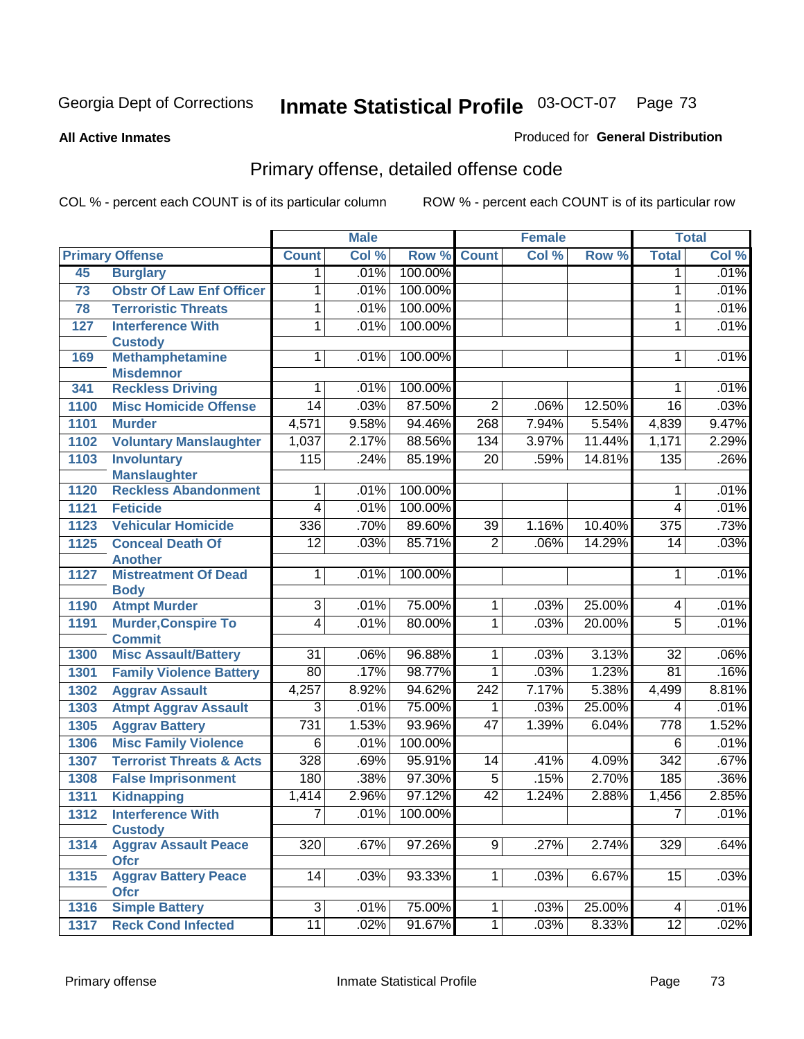Georgia Dept of Corrections **Inmate Statistical Profile** 03-OCT-07

**All Active Inmates**

Produced for **General Distribution**

## Primary offense, detailed offense code

COL % - percent each COUNT is of its particular column ROW % - percent each COUNT is of its particular row

| Primary Offense | | Male | | | Female | | | Total | |
|---|---|---|---|---|---|---|---|---|---|
| | | Count | Col % | Row % | Count | Col % | Row % | Total | Col % |
| 45 | Burglary | 1 | .01% | 100.00% | | | | 1 | .01% |
| 73 | Obstr Of Law Enf Officer | 1 | .01% | 100.00% | | | | 1 | .01% |
| 78 | Terroristic Threats | 1 | .01% | 100.00% | | | | 1 | .01% |
| 127 | Interference With Custody | 1 | .01% | 100.00% | | | | 1 | .01% |
| 169 | Methamphetamine Misdemnor | 1 | .01% | 100.00% | | | | 1 | .01% |
| 341 | Reckless Driving | 1 | .01% | 100.00% | | | | 1 | .01% |
| 1100 | Misc Homicide Offense | 14 | .03% | 87.50% | 2 | .06% | 12.50% | 16 | .03% |
| 1101 | Murder | 4,571 | 9.58% | 94.46% | 268 | 7.94% | 5.54% | 4,839 | 9.47% |
| 1102 | Voluntary Manslaughter | 1,037 | 2.17% | 88.56% | 134 | 3.97% | 11.44% | 1,171 | 2.29% |
| 1103 | Involuntary Manslaughter | 115 | .24% | 85.19% | 20 | .59% | 14.81% | 135 | .26% |
| 1120 | Reckless Abandonment | 1 | .01% | 100.00% | | | | 1 | .01% |
| 1121 | Feticide | 4 | .01% | 100.00% | | | | 4 | .01% |
| 1123 | Vehicular Homicide | 336 | .70% | 89.60% | 39 | 1.16% | 10.40% | 375 | .73% |
| 1125 | Conceal Death Of Another | 12 | .03% | 85.71% | 2 | .06% | 14.29% | 14 | .03% |
| 1127 | Mistreatment Of Dead Body | 1 | .01% | 100.00% | | | | 1 | .01% |
| 1190 | Atmpt Murder | 3 | .01% | 75.00% | 1 | .03% | 25.00% | 4 | .01% |
| 1191 | Murder,Conspire To Commit | 4 | .01% | 80.00% | 1 | .03% | 20.00% | 5 | .01% |
| 1300 | Misc Assault/Battery | 31 | .06% | 96.88% | 1 | .03% | 3.13% | 32 | .06% |
| 1301 | Family Violence Battery | 80 | .17% | 98.77% | 1 | .03% | 1.23% | 81 | .16% |
| 1302 | Aggrav Assault | 4,257 | 8.92% | 94.62% | 242 | 7.17% | 5.38% | 4,499 | 8.81% |
| 1303 | Atmpt Aggrav Assault | 3 | .01% | 75.00% | 1 | .03% | 25.00% | 4 | .01% |
| 1305 | Aggrav Battery | 731 | 1.53% | 93.96% | 47 | 1.39% | 6.04% | 778 | 1.52% |
| 1306 | Misc Family Violence | 6 | .01% | 100.00% | | | | 6 | .01% |
| 1307 | Terrorist Threats & Acts | 328 | .69% | 95.91% | 14 | .41% | 4.09% | 342 | .67% |
| 1308 | False Imprisonment | 180 | .38% | 97.30% | 5 | .15% | 2.70% | 185 | .36% |
| 1311 | Kidnapping | 1,414 | 2.96% | 97.12% | 42 | 1.24% | 2.88% | 1,456 | 2.85% |
| 1312 | Interference With Custody | 7 | .01% | 100.00% | | | | 7 | .01% |
| 1314 | Aggrav Assault Peace Ofcr | 320 | .67% | 97.26% | 9 | .27% | 2.74% | 329 | .64% |
| 1315 | Aggrav Battery Peace Ofcr | 14 | .03% | 93.33% | 1 | .03% | 6.67% | 15 | .03% |
| 1316 | Simple Battery | 3 | .01% | 75.00% | 1 | .03% | 25.00% | 4 | .01% |
| 1317 | Reck Cond Infected | 11 | .02% | 91.67% | 1 | .03% | 8.33% | 12 | .02% |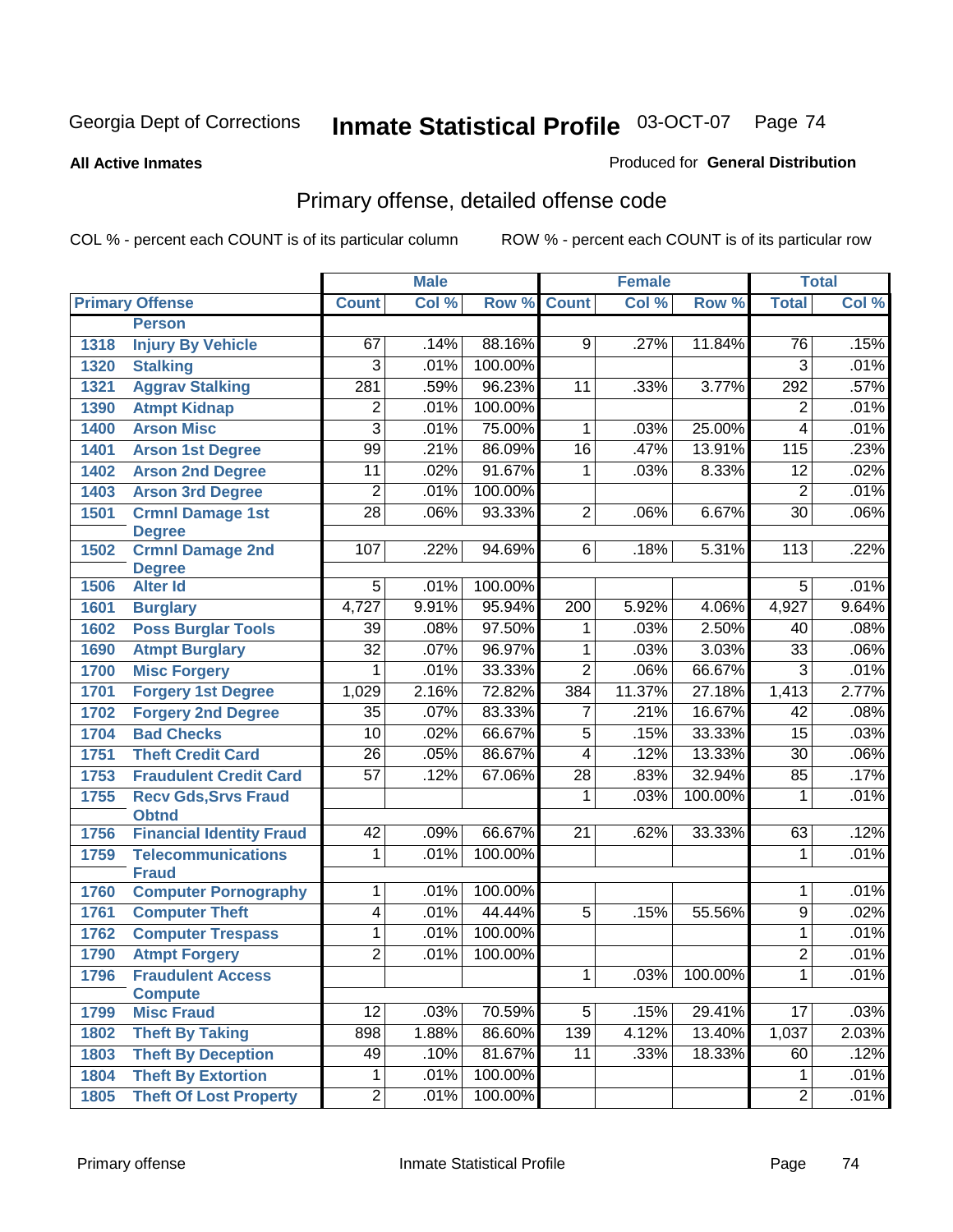# Inmate Statistical Profile

Georgia Dept of Corrections 03-OCT-07

**All Active Inmates**

Produced for **General Distribution**

## Primary offense, detailed offense code

COL % - percent each COUNT is of its particular column

ROW % - percent each COUNT is of its particular row

| Primary Offense | | Male | | | Female | | | Total | |
|---|---|---|---|---|---|---|---|---|---|
| | | Count | Col % | Row % | Count | Col % | Row % | Total | Col % |
| | **Person** | | | | | | | | |
| 1318 | Injury By Vehicle | 67 | .14% | 88.16% | 9 | .27% | 11.84% | 76 | .15% |
| 1320 | Stalking | 3 | .01% | 100.00% | | | | 3 | .01% |
| 1321 | Aggrav Stalking | 281 | .59% | 96.23% | 11 | .33% | 3.77% | 292 | .57% |
| 1390 | Atmpt Kidnap | 2 | .01% | 100.00% | | | | 2 | .01% |
| 1400 | Arson Misc | 3 | .01% | 75.00% | 1 | .03% | 25.00% | 4 | .01% |
| 1401 | Arson 1st Degree | 99 | .21% | 86.09% | 16 | .47% | 13.91% | 115 | .23% |
| 1402 | Arson 2nd Degree | 11 | .02% | 91.67% | 1 | .03% | 8.33% | 12 | .02% |
| 1403 | Arson 3rd Degree | 2 | .01% | 100.00% | | | | 2 | .01% |
| 1501 | Crmnl Damage 1st Degree | 28 | .06% | 93.33% | 2 | .06% | 6.67% | 30 | .06% |
| 1502 | Crmnl Damage 2nd Degree | 107 | .22% | 94.69% | 6 | .18% | 5.31% | 113 | .22% |
| 1506 | Alter Id | 5 | .01% | 100.00% | | | | 5 | .01% |
| 1601 | Burglary | 4,727 | 9.91% | 95.94% | 200 | 5.92% | 4.06% | 4,927 | 9.64% |
| 1602 | Poss Burglar Tools | 39 | .08% | 97.50% | 1 | .03% | 2.50% | 40 | .08% |
| 1690 | Atmpt Burglary | 32 | .07% | 96.97% | 1 | .03% | 3.03% | 33 | .06% |
| 1700 | Misc Forgery | 1 | .01% | 33.33% | 2 | .06% | 66.67% | 3 | .01% |
| 1701 | Forgery 1st Degree | 1,029 | 2.16% | 72.82% | 384 | 11.37% | 27.18% | 1,413 | 2.77% |
| 1702 | Forgery 2nd Degree | 35 | .07% | 83.33% | 7 | .21% | 16.67% | 42 | .08% |
| 1704 | Bad Checks | 10 | .02% | 66.67% | 5 | .15% | 33.33% | 15 | .03% |
| 1751 | Theft Credit Card | 26 | .05% | 86.67% | 4 | .12% | 13.33% | 30 | .06% |
| 1753 | Fraudulent Credit Card | 57 | .12% | 67.06% | 28 | .83% | 32.94% | 85 | .17% |
| 1755 | Recv Gds,Srvs Fraud Obtnd | | | | 1 | .03% | 100.00% | 1 | .01% |
| 1756 | Financial Identity Fraud | 42 | .09% | 66.67% | 21 | .62% | 33.33% | 63 | .12% |
| 1759 | Telecommunications Fraud | 1 | .01% | 100.00% | | | | 1 | .01% |
| 1760 | Computer Pornography | 1 | .01% | 100.00% | | | | 1 | .01% |
| 1761 | Computer Theft | 4 | .01% | 44.44% | 5 | .15% | 55.56% | 9 | .02% |
| 1762 | Computer Trespass | 1 | .01% | 100.00% | | | | 1 | .01% |
| 1790 | Atmpt Forgery | 2 | .01% | 100.00% | | | | 2 | .01% |
| 1796 | Fraudulent Access Compute | | | | 1 | .03% | 100.00% | 1 | .01% |
| 1799 | Misc Fraud | 12 | .03% | 70.59% | 5 | .15% | 29.41% | 17 | .03% |
| 1802 | Theft By Taking | 898 | 1.88% | 86.60% | 139 | 4.12% | 13.40% | 1,037 | 2.03% |
| 1803 | Theft By Deception | 49 | .10% | 81.67% | 11 | .33% | 18.33% | 60 | .12% |
| 1804 | Theft By Extortion | 1 | .01% | 100.00% | | | | 1 | .01% |
| 1805 | Theft Of Lost Property | 2 | .01% | 100.00% | | | | 2 | .01% |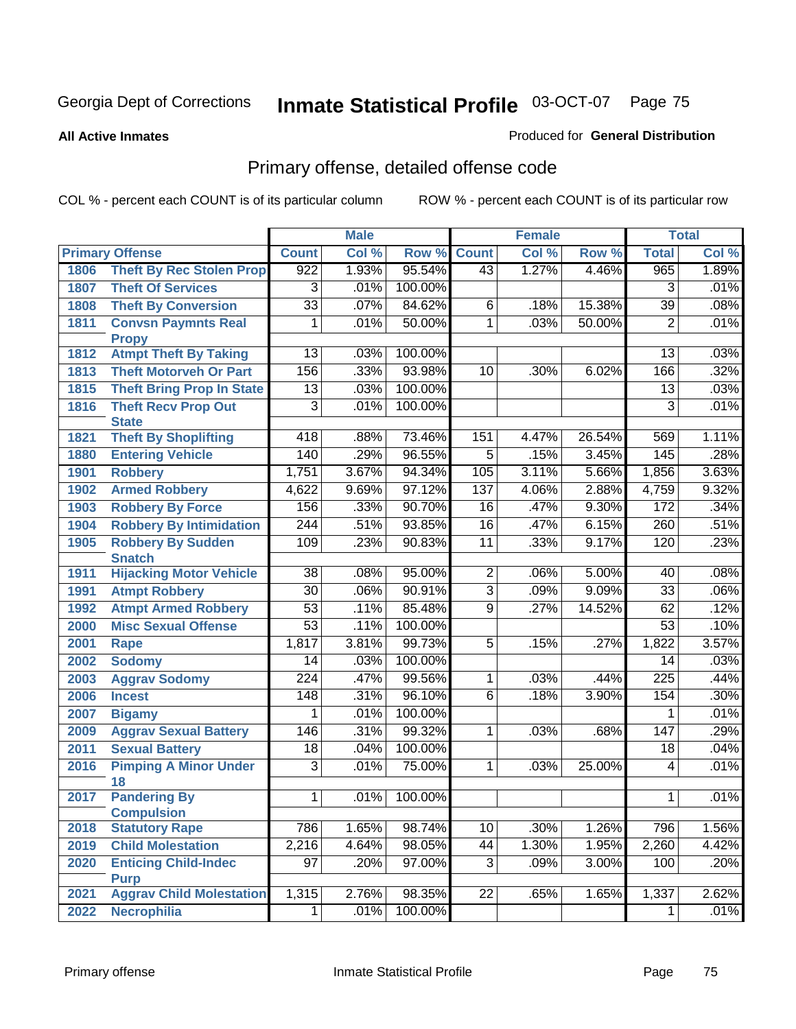Georgia Dept of Corrections

# Inmate Statistical Profile 03-OCT-07

**All Active Inmates**

Produced for **General Distribution**

## Primary offense, detailed offense code

COL % - percent each COUNT is of its particular column

ROW % - percent each COUNT is of its particular row

| Primary Offense | | Male | | | Female | | | Total | |
|---|---|---|---|---|---|---|---|---|---|
| | | Count | Col % | Row % | Count | Col % | Row % | Total | Col % |
| 1806 | Theft By Rec Stolen Prop | 922 | 1.93% | 95.54% | 43 | 1.27% | 4.46% | 965 | 1.89% |
| 1807 | Theft Of Services | 3 | .01% | 100.00% | | | | 3 | .01% |
| 1808 | Theft By Conversion | 33 | .07% | 84.62% | 6 | .18% | 15.38% | 39 | .08% |
| 1811 | Convsn Paymnts Real Propy | 1 | .01% | 50.00% | 1 | .03% | 50.00% | 2 | .01% |
| 1812 | Atmpt Theft By Taking | 13 | .03% | 100.00% | | | | 13 | .03% |
| 1813 | Theft Motorveh Or Part | 156 | .33% | 93.98% | 10 | .30% | 6.02% | 166 | .32% |
| 1815 | Theft Bring Prop In State | 13 | .03% | 100.00% | | | | 13 | .03% |
| 1816 | Theft Recv Prop Out State | 3 | .01% | 100.00% | | | | 3 | .01% |
| 1821 | Theft By Shoplifting | 418 | .88% | 73.46% | 151 | 4.47% | 26.54% | 569 | 1.11% |
| 1880 | Entering Vehicle | 140 | .29% | 96.55% | 5 | .15% | 3.45% | 145 | .28% |
| 1901 | Robbery | 1,751 | 3.67% | 94.34% | 105 | 3.11% | 5.66% | 1,856 | 3.63% |
| 1902 | Armed Robbery | 4,622 | 9.69% | 97.12% | 137 | 4.06% | 2.88% | 4,759 | 9.32% |
| 1903 | Robbery By Force | 156 | .33% | 90.70% | 16 | .47% | 9.30% | 172 | .34% |
| 1904 | Robbery By Intimidation | 244 | .51% | 93.85% | 16 | .47% | 6.15% | 260 | .51% |
| 1905 | Robbery By Sudden Snatch | 109 | .23% | 90.83% | 11 | .33% | 9.17% | 120 | .23% |
| 1911 | Hijacking Motor Vehicle | 38 | .08% | 95.00% | 2 | .06% | 5.00% | 40 | .08% |
| 1991 | Atmpt Robbery | 30 | .06% | 90.91% | 3 | .09% | 9.09% | 33 | .06% |
| 1992 | Atmpt Armed Robbery | 53 | .11% | 85.48% | 9 | .27% | 14.52% | 62 | .12% |
| 2000 | Misc Sexual Offense | 53 | .11% | 100.00% | | | | 53 | .10% |
| 2001 | Rape | 1,817 | 3.81% | 99.73% | 5 | .15% | .27% | 1,822 | 3.57% |
| 2002 | Sodomy | 14 | .03% | 100.00% | | | | 14 | .03% |
| 2003 | Aggrav Sodomy | 224 | .47% | 99.56% | 1 | .03% | .44% | 225 | .44% |
| 2006 | Incest | 148 | .31% | 96.10% | 6 | .18% | 3.90% | 154 | .30% |
| 2007 | Bigamy | 1 | .01% | 100.00% | | | | 1 | .01% |
| 2009 | Aggrav Sexual Battery | 146 | .31% | 99.32% | 1 | .03% | .68% | 147 | .29% |
| 2011 | Sexual Battery | 18 | .04% | 100.00% | | | | 18 | .04% |
| 2016 | Pimping A Minor Under 18 | 3 | .01% | 75.00% | 1 | .03% | 25.00% | 4 | .01% |
| 2017 | Pandering By Compulsion | 1 | .01% | 100.00% | | | | 1 | .01% |
| 2018 | Statutory Rape | 786 | 1.65% | 98.74% | 10 | .30% | 1.26% | 796 | 1.56% |
| 2019 | Child Molestation | 2,216 | 4.64% | 98.05% | 44 | 1.30% | 1.95% | 2,260 | 4.42% |
| 2020 | Enticing Child-Indec Purp | 97 | .20% | 97.00% | 3 | .09% | 3.00% | 100 | .20% |
| 2021 | Aggrav Child Molestation | 1,315 | 2.76% | 98.35% | 22 | .65% | 1.65% | 1,337 | 2.62% |
| 2022 | Necrophilia | 1 | .01% | 100.00% | | | | 1 | .01% |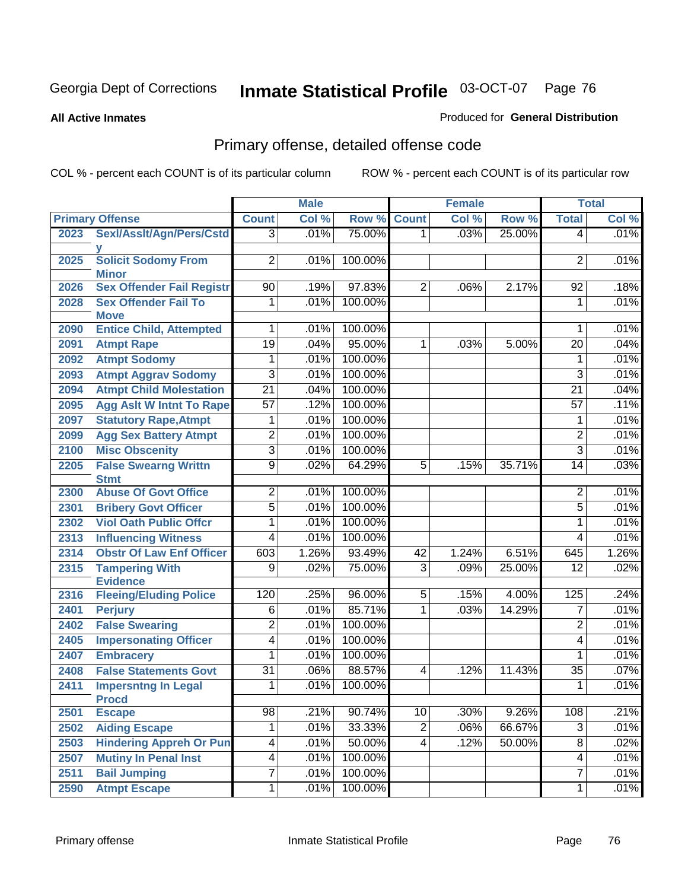Georgia Dept of Corrections

# Inmate Statistical Profile 03-OCT-07

**All Active Inmates**

Produced for **General Distribution**

## Primary offense, detailed offense code

COL % - percent each COUNT is of its particular column

ROW % - percent each COUNT is of its particular row

| Primary Offense | | Male | | | Female | | | Total | |
|---|---|---|---|---|---|---|---|---|---|
| | | Count | Col % | Row % | Count | Col % | Row % | Total | Col % |
| 2023 | Sexl/Asslt/Agn/Pers/Cstdy | 3 | .01% | 75.00% | 1 | .03% | 25.00% | 4 | .01% |
| 2025 | Solicit Sodomy From Minor | 2 | .01% | 100.00% | | | | 2 | .01% |
| 2026 | Sex Offender Fail Registr | 90 | .19% | 97.83% | 2 | .06% | 2.17% | 92 | .18% |
| 2028 | Sex Offender Fail To Move | 1 | .01% | 100.00% | | | | 1 | .01% |
| 2090 | Entice Child, Attempted | 1 | .01% | 100.00% | | | | 1 | .01% |
| 2091 | Atmpt Rape | 19 | .04% | 95.00% | 1 | .03% | 5.00% | 20 | .04% |
| 2092 | Atmpt Sodomy | 1 | .01% | 100.00% | | | | 1 | .01% |
| 2093 | Atmpt Aggrav Sodomy | 3 | .01% | 100.00% | | | | 3 | .01% |
| 2094 | Atmpt Child Molestation | 21 | .04% | 100.00% | | | | 21 | .04% |
| 2095 | Agg Aslt W Intnt To Rape | 57 | .12% | 100.00% | | | | 57 | .11% |
| 2097 | Statutory Rape,Atmpt | 1 | .01% | 100.00% | | | | 1 | .01% |
| 2099 | Agg Sex Battery Atmpt | 2 | .01% | 100.00% | | | | 2 | .01% |
| 2100 | Misc Obscenity | 3 | .01% | 100.00% | | | | 3 | .01% |
| 2205 | False Swearng Writtn Stmt | 9 | .02% | 64.29% | 5 | .15% | 35.71% | 14 | .03% |
| 2300 | Abuse Of Govt Office | 2 | .01% | 100.00% | | | | 2 | .01% |
| 2301 | Bribery Govt Officer | 5 | .01% | 100.00% | | | | 5 | .01% |
| 2302 | Viol Oath Public Offcr | 1 | .01% | 100.00% | | | | 1 | .01% |
| 2313 | Influencing Witness | 4 | .01% | 100.00% | | | | 4 | .01% |
| 2314 | Obstr Of Law Enf Officer | 603 | 1.26% | 93.49% | 42 | 1.24% | 6.51% | 645 | 1.26% |
| 2315 | Tampering With Evidence | 9 | .02% | 75.00% | 3 | .09% | 25.00% | 12 | .02% |
| 2316 | Fleeing/Eluding Police | 120 | .25% | 96.00% | 5 | .15% | 4.00% | 125 | .24% |
| 2401 | Perjury | 6 | .01% | 85.71% | 1 | .03% | 14.29% | 7 | .01% |
| 2402 | False Swearing | 2 | .01% | 100.00% | | | | 2 | .01% |
| 2405 | Impersonating Officer | 4 | .01% | 100.00% | | | | 4 | .01% |
| 2407 | Embracery | 1 | .01% | 100.00% | | | | 1 | .01% |
| 2408 | False Statements Govt | 31 | .06% | 88.57% | 4 | .12% | 11.43% | 35 | .07% |
| 2411 | Impersntng In Legal Procd | 1 | .01% | 100.00% | | | | 1 | .01% |
| 2501 | Escape | 98 | .21% | 90.74% | 10 | .30% | 9.26% | 108 | .21% |
| 2502 | Aiding Escape | 1 | .01% | 33.33% | 2 | .06% | 66.67% | 3 | .01% |
| 2503 | Hindering Appreh Or Pun | 4 | .01% | 50.00% | 4 | .12% | 50.00% | 8 | .02% |
| 2507 | Mutiny In Penal Inst | 4 | .01% | 100.00% | | | | 4 | .01% |
| 2511 | Bail Jumping | 7 | .01% | 100.00% | | | | 7 | .01% |
| 2590 | Atmpt Escape | 1 | .01% | 100.00% | | | | 1 | .01% |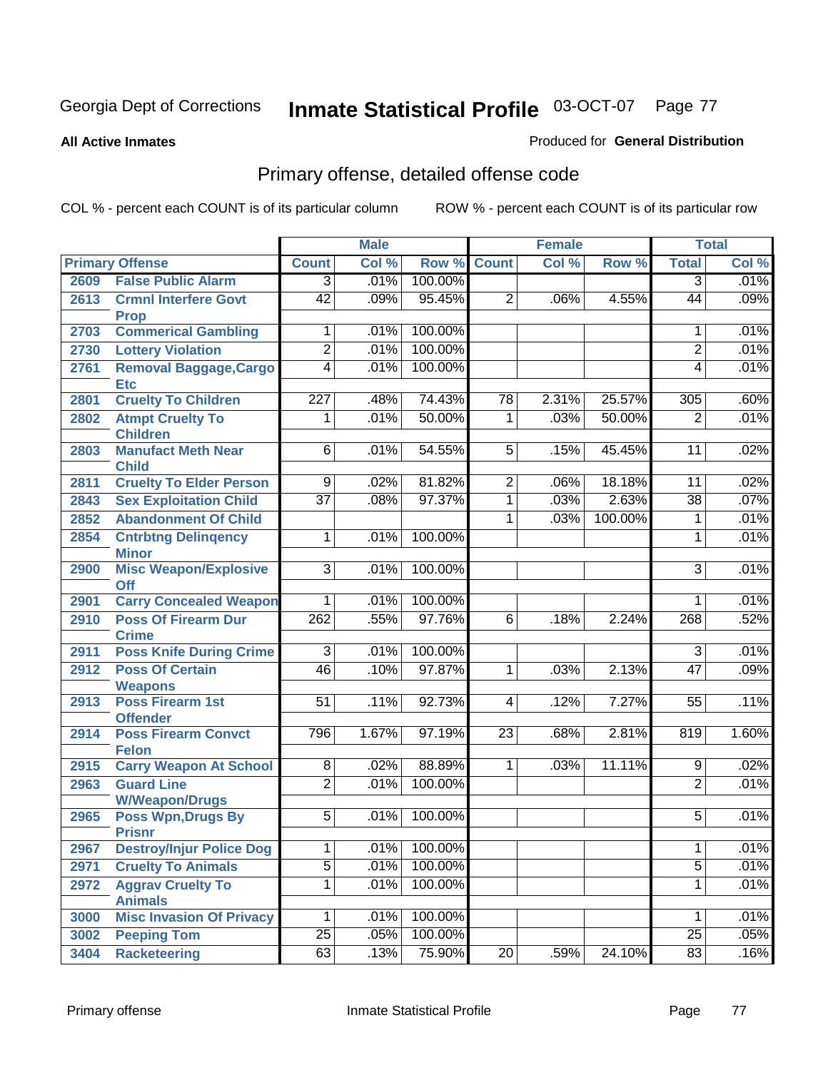Georgia Dept of Corrections **Inmate Statistical Profile** 03-OCT-07

**All Active Inmates** Produced for **General Distribution**

## Primary offense, detailed offense code

COL % - percent each COUNT is of its particular column ROW % - percent each COUNT is of its particular row

| Primary Offense | | Male | | | Female | | | Total | |
|---|---|---|---|---|---|---|---|---|---|
| | | Count | Col % | Row % | Count | Col % | Row % | Total | Col % |
| 2609 | False Public Alarm | 3 | .01% | 100.00% | | | | 3 | .01% |
| 2613 | Crmnl Interfere Govt Prop | 42 | .09% | 95.45% | 2 | .06% | 4.55% | 44 | .09% |
| 2703 | Commerical Gambling | 1 | .01% | 100.00% | | | | 1 | .01% |
| 2730 | Lottery Violation | 2 | .01% | 100.00% | | | | 2 | .01% |
| 2761 | Removal Baggage,Cargo Etc | 4 | .01% | 100.00% | | | | 4 | .01% |
| 2801 | Cruelty To Children | 227 | .48% | 74.43% | 78 | 2.31% | 25.57% | 305 | .60% |
| 2802 | Atmpt Cruelty To Children | 1 | .01% | 50.00% | 1 | .03% | 50.00% | 2 | .01% |
| 2803 | Manufact Meth Near Child | 6 | .01% | 54.55% | 5 | .15% | 45.45% | 11 | .02% |
| 2811 | Cruelty To Elder Person | 9 | .02% | 81.82% | 2 | .06% | 18.18% | 11 | .02% |
| 2843 | Sex Exploitation Child | 37 | .08% | 97.37% | 1 | .03% | 2.63% | 38 | .07% |
| 2852 | Abandonment Of Child | | | | 1 | .03% | 100.00% | 1 | .01% |
| 2854 | Cntrbtng Delinqency Minor | 1 | .01% | 100.00% | | | | 1 | .01% |
| 2900 | Misc Weapon/Explosive Off | 3 | .01% | 100.00% | | | | 3 | .01% |
| 2901 | Carry Concealed Weapon | 1 | .01% | 100.00% | | | | 1 | .01% |
| 2910 | Poss Of Firearm Dur Crime | 262 | .55% | 97.76% | 6 | .18% | 2.24% | 268 | .52% |
| 2911 | Poss Knife During Crime | 3 | .01% | 100.00% | | | | 3 | .01% |
| 2912 | Poss Of Certain Weapons | 46 | .10% | 97.87% | 1 | .03% | 2.13% | 47 | .09% |
| 2913 | Poss Firearm 1st Offender | 51 | .11% | 92.73% | 4 | .12% | 7.27% | 55 | .11% |
| 2914 | Poss Firearm Convct Felon | 796 | 1.67% | 97.19% | 23 | .68% | 2.81% | 819 | 1.60% |
| 2915 | Carry Weapon At School | 8 | .02% | 88.89% | 1 | .03% | 11.11% | 9 | .02% |
| 2963 | Guard Line W/Weapon/Drugs | 2 | .01% | 100.00% | | | | 2 | .01% |
| 2965 | Poss Wpn,Drugs By Prisnr | 5 | .01% | 100.00% | | | | 5 | .01% |
| 2967 | Destroy/Injur Police Dog | 1 | .01% | 100.00% | | | | 1 | .01% |
| 2971 | Cruelty To Animals | 5 | .01% | 100.00% | | | | 5 | .01% |
| 2972 | Aggrav Cruelty To Animals | 1 | .01% | 100.00% | | | | 1 | .01% |
| 3000 | Misc Invasion Of Privacy | 1 | .01% | 100.00% | | | | 1 | .01% |
| 3002 | Peeping Tom | 25 | .05% | 100.00% | | | | 25 | .05% |
| 3404 | Racketeering | 63 | .13% | 75.90% | 20 | .59% | 24.10% | 83 | .16% |

Primary offense Inmate Statistical Profile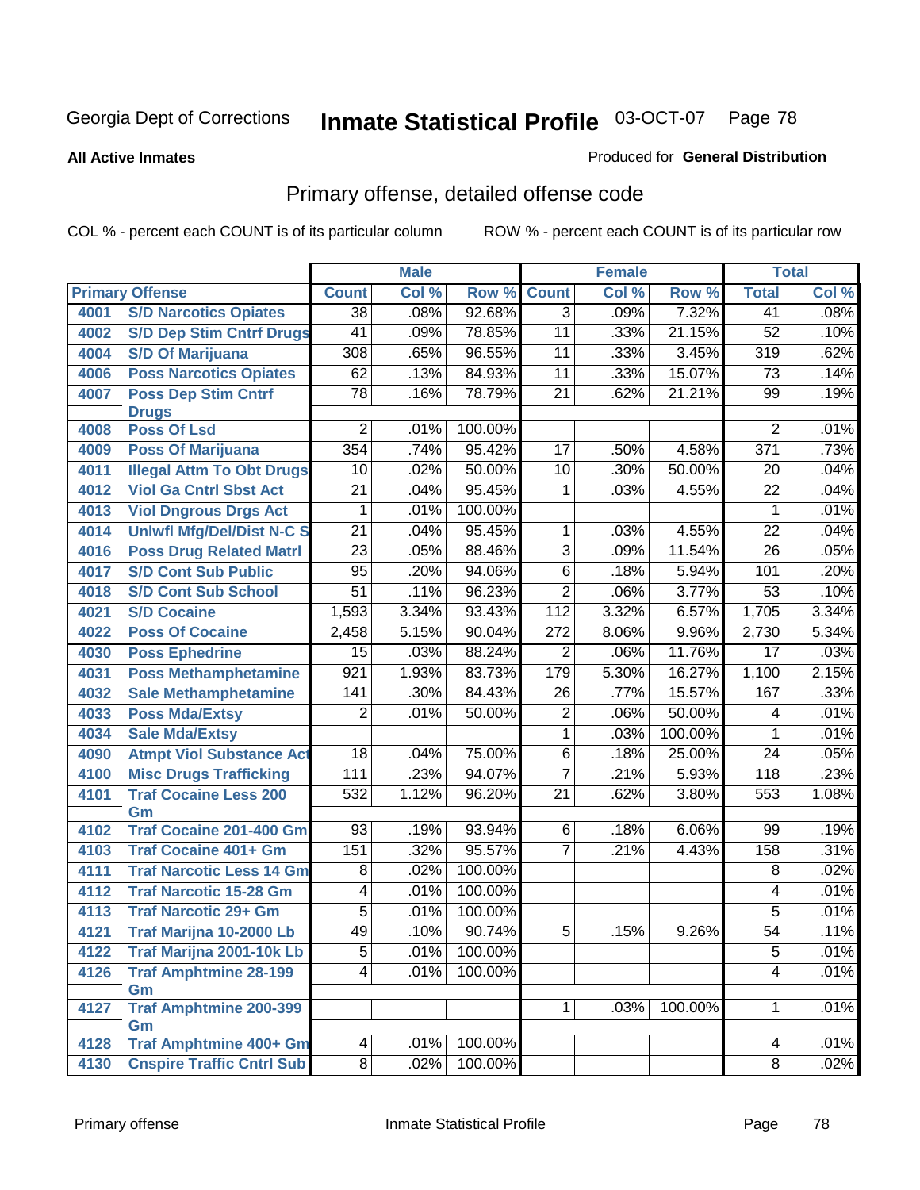Georgia Dept of Corrections **Inmate Statistical Profile** 03-OCT-07

**All Active Inmates** Produced for **General Distribution**

## Primary offense, detailed offense code

COL % - percent each COUNT is of its particular column ROW % - percent each COUNT is of its particular row

| Primary Offense | | Male | | | Female | | | Total | |
|---|---|---|---|---|---|---|---|---|---|
| | | Count | Col % | Row % | Count | Col % | Row % | Total | Col % |
| 4001 | S/D Narcotics Opiates | 38 | .08% | 92.68% | 3 | .09% | 7.32% | 41 | .08% |
| 4002 | S/D Dep Stim Cntrf Drugs | 41 | .09% | 78.85% | 11 | .33% | 21.15% | 52 | .10% |
| 4004 | S/D Of Marijuana | 308 | .65% | 96.55% | 11 | .33% | 3.45% | 319 | .62% |
| 4006 | Poss Narcotics Opiates | 62 | .13% | 84.93% | 11 | .33% | 15.07% | 73 | .14% |
| 4007 | Poss Dep Stim Cntrf Drugs | 78 | .16% | 78.79% | 21 | .62% | 21.21% | 99 | .19% |
| 4008 | Poss Of Lsd | 2 | .01% | 100.00% | | | | 2 | .01% |
| 4009 | Poss Of Marijuana | 354 | .74% | 95.42% | 17 | .50% | 4.58% | 371 | .73% |
| 4011 | Illegal Attm To Obt Drugs | 10 | .02% | 50.00% | 10 | .30% | 50.00% | 20 | .04% |
| 4012 | Viol Ga Cntrl Sbst Act | 21 | .04% | 95.45% | 1 | .03% | 4.55% | 22 | .04% |
| 4013 | Viol Dngrous Drgs Act | 1 | .01% | 100.00% | | | | 1 | .01% |
| 4014 | Unlwfl Mfg/Del/Dist N-C S | 21 | .04% | 95.45% | 1 | .03% | 4.55% | 22 | .04% |
| 4016 | Poss Drug Related Matrl | 23 | .05% | 88.46% | 3 | .09% | 11.54% | 26 | .05% |
| 4017 | S/D Cont Sub Public | 95 | .20% | 94.06% | 6 | .18% | 5.94% | 101 | .20% |
| 4018 | S/D Cont Sub School | 51 | .11% | 96.23% | 2 | .06% | 3.77% | 53 | .10% |
| 4021 | S/D Cocaine | 1,593 | 3.34% | 93.43% | 112 | 3.32% | 6.57% | 1,705 | 3.34% |
| 4022 | Poss Of Cocaine | 2,458 | 5.15% | 90.04% | 272 | 8.06% | 9.96% | 2,730 | 5.34% |
| 4030 | Poss Ephedrine | 15 | .03% | 88.24% | 2 | .06% | 11.76% | 17 | .03% |
| 4031 | Poss Methamphetamine | 921 | 1.93% | 83.73% | 179 | 5.30% | 16.27% | 1,100 | 2.15% |
| 4032 | Sale Methamphetamine | 141 | .30% | 84.43% | 26 | .77% | 15.57% | 167 | .33% |
| 4033 | Poss Mda/Extsy | 2 | .01% | 50.00% | 2 | .06% | 50.00% | 4 | .01% |
| 4034 | Sale Mda/Extsy | | | | 1 | .03% | 100.00% | 1 | .01% |
| 4090 | Atmpt Viol Substance Act | 18 | .04% | 75.00% | 6 | .18% | 25.00% | 24 | .05% |
| 4100 | Misc Drugs Trafficking | 111 | .23% | 94.07% | 7 | .21% | 5.93% | 118 | .23% |
| 4101 | Traf Cocaine Less 200 Gm | 532 | 1.12% | 96.20% | 21 | .62% | 3.80% | 553 | 1.08% |
| 4102 | Traf Cocaine 201-400 Gm | 93 | .19% | 93.94% | 6 | .18% | 6.06% | 99 | .19% |
| 4103 | Traf Cocaine 401+ Gm | 151 | .32% | 95.57% | 7 | .21% | 4.43% | 158 | .31% |
| 4111 | Traf Narcotic Less 14 Gm | 8 | .02% | 100.00% | | | | 8 | .02% |
| 4112 | Traf Narcotic 15-28 Gm | 4 | .01% | 100.00% | | | | 4 | .01% |
| 4113 | Traf Narcotic 29+ Gm | 5 | .01% | 100.00% | | | | 5 | .01% |
| 4121 | Traf Marijna 10-2000 Lb | 49 | .10% | 90.74% | 5 | .15% | 9.26% | 54 | .11% |
| 4122 | Traf Marijna 2001-10k Lb | 5 | .01% | 100.00% | | | | 5 | .01% |
| 4126 | Traf Amphtmine 28-199 Gm | 4 | .01% | 100.00% | | | | 4 | .01% |
| 4127 | Traf Amphtmine 200-399 Gm | | | | 1 | .03% | 100.00% | 1 | .01% |
| 4128 | Traf Amphtmine 400+ Gm | 4 | .01% | 100.00% | | | | 4 | .01% |
| 4130 | Cnspire Traffic Cntrl Sub | 8 | .02% | 100.00% | | | | 8 | .02% |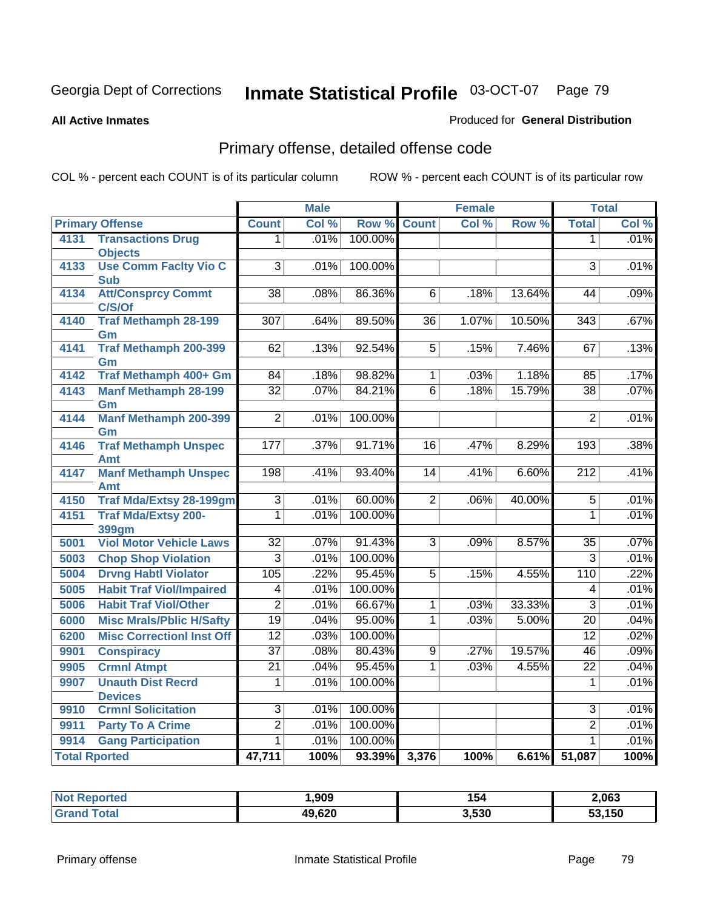Georgia Dept of Corrections **Inmate Statistical Profile** 03-OCT-07

**All Active Inmates**

Produced for **General Distribution**

## Primary offense, detailed offense code

COL % - percent each COUNT is of its particular column

ROW % - percent each COUNT is of its particular row

| Primary Offense | | Male | | | Female | | | Total | |
|---|---|---|---|---|---|---|---|---|---|
| | | Count | Col % | Row % | Count | Col % | Row % | Total | Col % |
| 4131 | Transactions Drug Objects | 1 | .01% | 100.00% | | | | 1 | .01% |
| 4133 | Use Comm Faclty Vio C Sub | 3 | .01% | 100.00% | | | | 3 | .01% |
| 4134 | Att/Consprcy Commt C/S/Of | 38 | .08% | 86.36% | 6 | .18% | 13.64% | 44 | .09% |
| 4140 | Traf Methamph 28-199 Gm | 307 | .64% | 89.50% | 36 | 1.07% | 10.50% | 343 | .67% |
| 4141 | Traf Methamph 200-399 Gm | 62 | .13% | 92.54% | 5 | .15% | 7.46% | 67 | .13% |
| 4142 | Traf Methamph 400+ Gm | 84 | .18% | 98.82% | 1 | .03% | 1.18% | 85 | .17% |
| 4143 | Manf Methamph 28-199 Gm | 32 | .07% | 84.21% | 6 | .18% | 15.79% | 38 | .07% |
| 4144 | Manf Methamph 200-399 Gm | 2 | .01% | 100.00% | | | | 2 | .01% |
| 4146 | Traf Methamph Unspec Amt | 177 | .37% | 91.71% | 16 | .47% | 8.29% | 193 | .38% |
| 4147 | Manf Methamph Unspec Amt | 198 | .41% | 93.40% | 14 | .41% | 6.60% | 212 | .41% |
| 4150 | Traf Mda/Extsy 28-199gm | 3 | .01% | 60.00% | 2 | .06% | 40.00% | 5 | .01% |
| 4151 | Traf Mda/Extsy 200-399gm | 1 | .01% | 100.00% | | | | 1 | .01% |
| 5001 | Viol Motor Vehicle Laws | 32 | .07% | 91.43% | 3 | .09% | 8.57% | 35 | .07% |
| 5003 | Chop Shop Violation | 3 | .01% | 100.00% | | | | 3 | .01% |
| 5004 | Drvng Habtl Violator | 105 | .22% | 95.45% | 5 | .15% | 4.55% | 110 | .22% |
| 5005 | Habit Traf Viol/Impaired | 4 | .01% | 100.00% | | | | 4 | .01% |
| 5006 | Habit Traf Viol/Other | 2 | .01% | 66.67% | 1 | .03% | 33.33% | 3 | .01% |
| 6000 | Misc Mrals/Pblic H/Safty | 19 | .04% | 95.00% | 1 | .03% | 5.00% | 20 | .04% |
| 6200 | Misc Correctionl Inst Off | 12 | .03% | 100.00% | | | | 12 | .02% |
| 9901 | Conspiracy | 37 | .08% | 80.43% | 9 | .27% | 19.57% | 46 | .09% |
| 9905 | Crmnl Atmpt | 21 | .04% | 95.45% | 1 | .03% | 4.55% | 22 | .04% |
| 9907 | Unauth Dist Recrd Devices | 1 | .01% | 100.00% | | | | 1 | .01% |
| 9910 | Crmnl Solicitation | 3 | .01% | 100.00% | | | | 3 | .01% |
| 9911 | Party To A Crime | 2 | .01% | 100.00% | | | | 2 | .01% |
| 9914 | Gang Participation | 1 | .01% | 100.00% | | | | 1 | .01% |
| Total Rported | | 47,711 | 100% | 93.39% | 3,376 | 100% | 6.61% | 51,087 | 100% |

| | Male | Female | Total |
|---|---|---|---|
| Not Reported | 1,909 | 154 | 2,063 |
| Grand Total | 49,620 | 3,530 | 53,150 |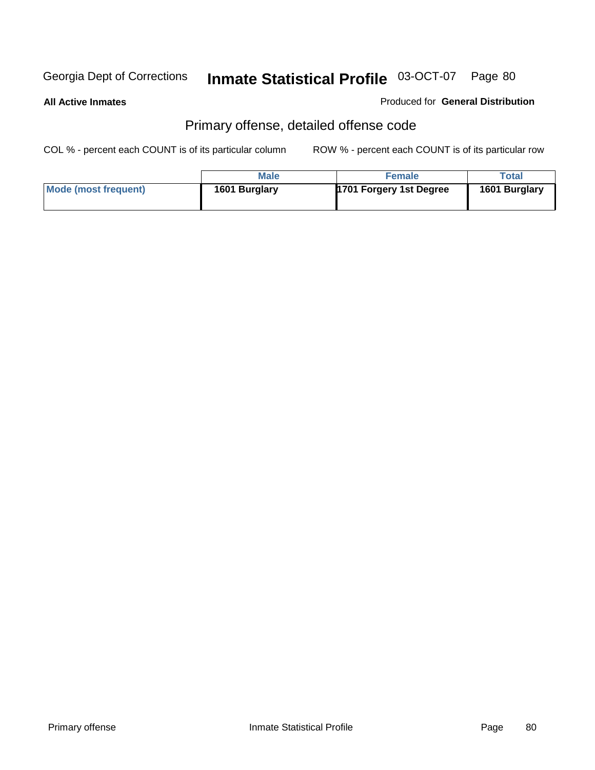Georgia Dept of Corrections **Inmate Statistical Profile** 03-OCT-07

**All Active Inmates**

Produced for **General Distribution**

## Primary offense, detailed offense code

COL % - percent each COUNT is of its particular column

ROW % - percent each COUNT is of its particular row

| | Male | Female | Total |
|---|---|---|---|
| **Mode (most frequent)** | **1601 Burglary** | **1701 Forgery 1st Degree** | **1601 Burglary** |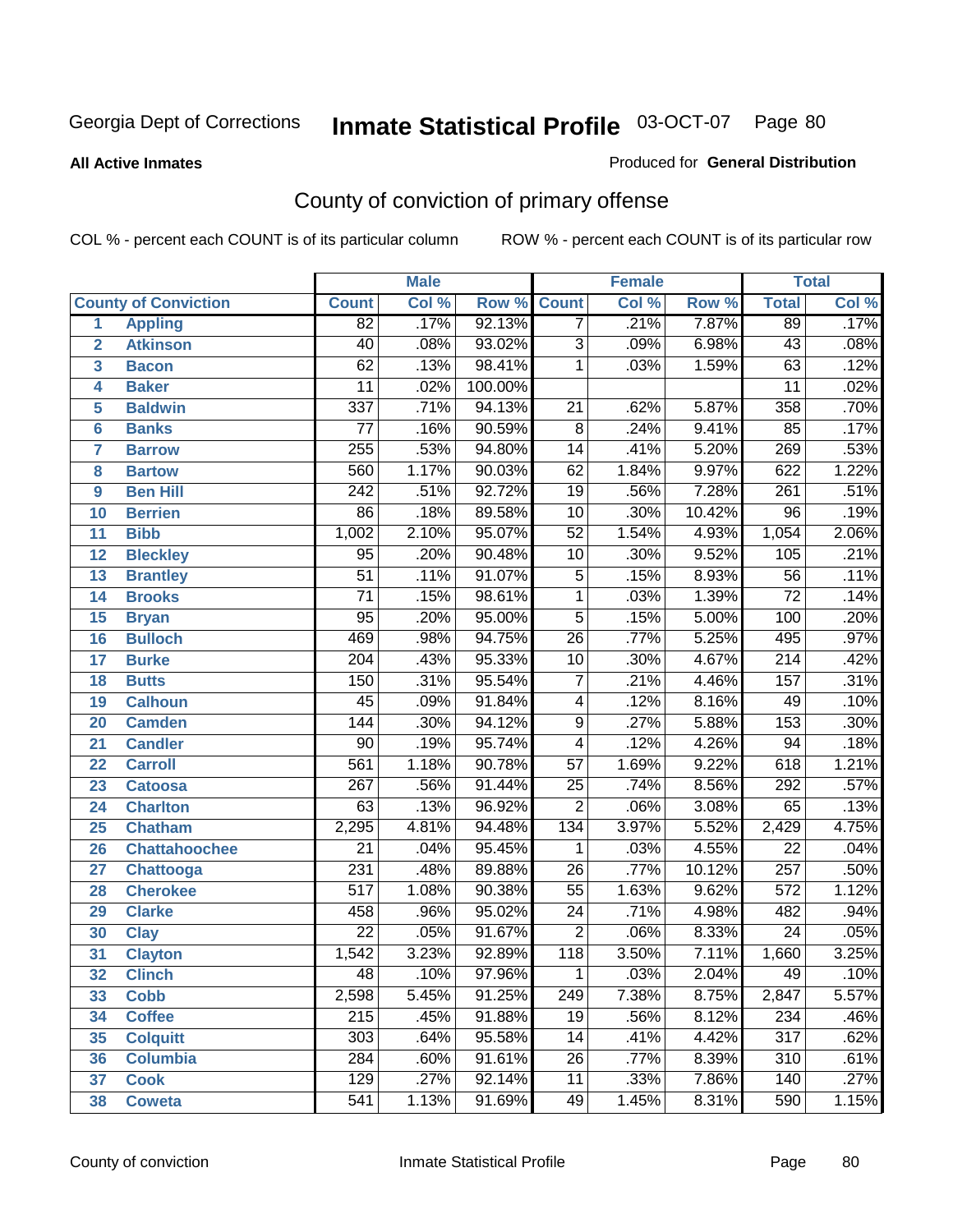Georgia Dept of Corrections **Inmate Statistical Profile** 03-OCT-07

**All Active Inmates**

Produced for **General Distribution**

## County of conviction of primary offense

COL % - percent each COUNT is of its particular column ROW % - percent each COUNT is of its particular row

| County of Conviction | | Male | | | Female | | | Total | |
|---|---|---|---|---|---|---|---|---|---|
| | | Count | Col % | Row % | Count | Col % | Row % | Total | Col % |
| 1 | Appling | 82 | .17% | 92.13% | 7 | .21% | 7.87% | 89 | .17% |
| 2 | Atkinson | 40 | .08% | 93.02% | 3 | .09% | 6.98% | 43 | .08% |
| 3 | Bacon | 62 | .13% | 98.41% | 1 | .03% | 1.59% | 63 | .12% |
| 4 | Baker | 11 | .02% | 100.00% | | | | 11 | .02% |
| 5 | Baldwin | 337 | .71% | 94.13% | 21 | .62% | 5.87% | 358 | .70% |
| 6 | Banks | 77 | .16% | 90.59% | 8 | .24% | 9.41% | 85 | .17% |
| 7 | Barrow | 255 | .53% | 94.80% | 14 | .41% | 5.20% | 269 | .53% |
| 8 | Bartow | 560 | 1.17% | 90.03% | 62 | 1.84% | 9.97% | 622 | 1.22% |
| 9 | Ben Hill | 242 | .51% | 92.72% | 19 | .56% | 7.28% | 261 | .51% |
| 10 | Berrien | 86 | .18% | 89.58% | 10 | .30% | 10.42% | 96 | .19% |
| 11 | Bibb | 1,002 | 2.10% | 95.07% | 52 | 1.54% | 4.93% | 1,054 | 2.06% |
| 12 | Bleckley | 95 | .20% | 90.48% | 10 | .30% | 9.52% | 105 | .21% |
| 13 | Brantley | 51 | .11% | 91.07% | 5 | .15% | 8.93% | 56 | .11% |
| 14 | Brooks | 71 | .15% | 98.61% | 1 | .03% | 1.39% | 72 | .14% |
| 15 | Bryan | 95 | .20% | 95.00% | 5 | .15% | 5.00% | 100 | .20% |
| 16 | Bulloch | 469 | .98% | 94.75% | 26 | .77% | 5.25% | 495 | .97% |
| 17 | Burke | 204 | .43% | 95.33% | 10 | .30% | 4.67% | 214 | .42% |
| 18 | Butts | 150 | .31% | 95.54% | 7 | .21% | 4.46% | 157 | .31% |
| 19 | Calhoun | 45 | .09% | 91.84% | 4 | .12% | 8.16% | 49 | .10% |
| 20 | Camden | 144 | .30% | 94.12% | 9 | .27% | 5.88% | 153 | .30% |
| 21 | Candler | 90 | .19% | 95.74% | 4 | .12% | 4.26% | 94 | .18% |
| 22 | Carroll | 561 | 1.18% | 90.78% | 57 | 1.69% | 9.22% | 618 | 1.21% |
| 23 | Catoosa | 267 | .56% | 91.44% | 25 | .74% | 8.56% | 292 | .57% |
| 24 | Charlton | 63 | .13% | 96.92% | 2 | .06% | 3.08% | 65 | .13% |
| 25 | Chatham | 2,295 | 4.81% | 94.48% | 134 | 3.97% | 5.52% | 2,429 | 4.75% |
| 26 | Chattahoochee | 21 | .04% | 95.45% | 1 | .03% | 4.55% | 22 | .04% |
| 27 | Chattooga | 231 | .48% | 89.88% | 26 | .77% | 10.12% | 257 | .50% |
| 28 | Cherokee | 517 | 1.08% | 90.38% | 55 | 1.63% | 9.62% | 572 | 1.12% |
| 29 | Clarke | 458 | .96% | 95.02% | 24 | .71% | 4.98% | 482 | .94% |
| 30 | Clay | 22 | .05% | 91.67% | 2 | .06% | 8.33% | 24 | .05% |
| 31 | Clayton | 1,542 | 3.23% | 92.89% | 118 | 3.50% | 7.11% | 1,660 | 3.25% |
| 32 | Clinch | 48 | .10% | 97.96% | 1 | .03% | 2.04% | 49 | .10% |
| 33 | Cobb | 2,598 | 5.45% | 91.25% | 249 | 7.38% | 8.75% | 2,847 | 5.57% |
| 34 | Coffee | 215 | .45% | 91.88% | 19 | .56% | 8.12% | 234 | .46% |
| 35 | Colquitt | 303 | .64% | 95.58% | 14 | .41% | 4.42% | 317 | .62% |
| 36 | Columbia | 284 | .60% | 91.61% | 26 | .77% | 8.39% | 310 | .61% |
| 37 | Cook | 129 | .27% | 92.14% | 11 | .33% | 7.86% | 140 | .27% |
| 38 | Coweta | 541 | 1.13% | 91.69% | 49 | 1.45% | 8.31% | 590 | 1.15% |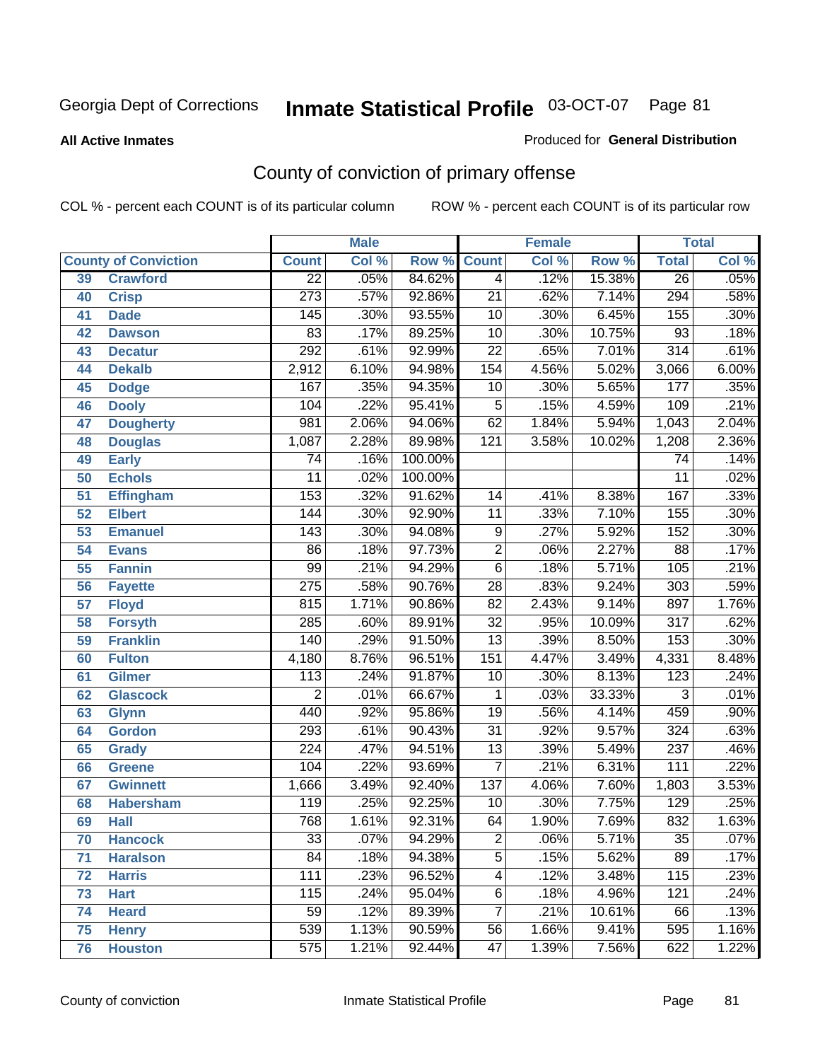Georgia Dept of Corrections **Inmate Statistical Profile** 03-OCT-07

**All Active Inmates** Produced for **General Distribution**

## County of conviction of primary offense

COL % - percent each COUNT is of its particular column ROW % - percent each COUNT is of its particular row

| County of Conviction | | Male | | | Female | | | Total | |
|---|---|---|---|---|---|---|---|---|---|
| | | Count | Col % | Row % | Count | Col % | Row % | Total | Col % |
| 39 | Crawford | 22 | .05% | 84.62% | 4 | .12% | 15.38% | 26 | .05% |
| 40 | Crisp | 273 | .57% | 92.86% | 21 | .62% | 7.14% | 294 | .58% |
| 41 | Dade | 145 | .30% | 93.55% | 10 | .30% | 6.45% | 155 | .30% |
| 42 | Dawson | 83 | .17% | 89.25% | 10 | .30% | 10.75% | 93 | .18% |
| 43 | Decatur | 292 | .61% | 92.99% | 22 | .65% | 7.01% | 314 | .61% |
| 44 | Dekalb | 2,912 | 6.10% | 94.98% | 154 | 4.56% | 5.02% | 3,066 | 6.00% |
| 45 | Dodge | 167 | .35% | 94.35% | 10 | .30% | 5.65% | 177 | .35% |
| 46 | Dooly | 104 | .22% | 95.41% | 5 | .15% | 4.59% | 109 | .21% |
| 47 | Dougherty | 981 | 2.06% | 94.06% | 62 | 1.84% | 5.94% | 1,043 | 2.04% |
| 48 | Douglas | 1,087 | 2.28% | 89.98% | 121 | 3.58% | 10.02% | 1,208 | 2.36% |
| 49 | Early | 74 | .16% | 100.00% | | | | 74 | .14% |
| 50 | Echols | 11 | .02% | 100.00% | | | | 11 | .02% |
| 51 | Effingham | 153 | .32% | 91.62% | 14 | .41% | 8.38% | 167 | .33% |
| 52 | Elbert | 144 | .30% | 92.90% | 11 | .33% | 7.10% | 155 | .30% |
| 53 | Emanuel | 143 | .30% | 94.08% | 9 | .27% | 5.92% | 152 | .30% |
| 54 | Evans | 86 | .18% | 97.73% | 2 | .06% | 2.27% | 88 | .17% |
| 55 | Fannin | 99 | .21% | 94.29% | 6 | .18% | 5.71% | 105 | .21% |
| 56 | Fayette | 275 | .58% | 90.76% | 28 | .83% | 9.24% | 303 | .59% |
| 57 | Floyd | 815 | 1.71% | 90.86% | 82 | 2.43% | 9.14% | 897 | 1.76% |
| 58 | Forsyth | 285 | .60% | 89.91% | 32 | .95% | 10.09% | 317 | .62% |
| 59 | Franklin | 140 | .29% | 91.50% | 13 | .39% | 8.50% | 153 | .30% |
| 60 | Fulton | 4,180 | 8.76% | 96.51% | 151 | 4.47% | 3.49% | 4,331 | 8.48% |
| 61 | Gilmer | 113 | .24% | 91.87% | 10 | .30% | 8.13% | 123 | .24% |
| 62 | Glascock | 2 | .01% | 66.67% | 1 | .03% | 33.33% | 3 | .01% |
| 63 | Glynn | 440 | .92% | 95.86% | 19 | .56% | 4.14% | 459 | .90% |
| 64 | Gordon | 293 | .61% | 90.43% | 31 | .92% | 9.57% | 324 | .63% |
| 65 | Grady | 224 | .47% | 94.51% | 13 | .39% | 5.49% | 237 | .46% |
| 66 | Greene | 104 | .22% | 93.69% | 7 | .21% | 6.31% | 111 | .22% |
| 67 | Gwinnett | 1,666 | 3.49% | 92.40% | 137 | 4.06% | 7.60% | 1,803 | 3.53% |
| 68 | Habersham | 119 | .25% | 92.25% | 10 | .30% | 7.75% | 129 | .25% |
| 69 | Hall | 768 | 1.61% | 92.31% | 64 | 1.90% | 7.69% | 832 | 1.63% |
| 70 | Hancock | 33 | .07% | 94.29% | 2 | .06% | 5.71% | 35 | .07% |
| 71 | Haralson | 84 | .18% | 94.38% | 5 | .15% | 5.62% | 89 | .17% |
| 72 | Harris | 111 | .23% | 96.52% | 4 | .12% | 3.48% | 115 | .23% |
| 73 | Hart | 115 | .24% | 95.04% | 6 | .18% | 4.96% | 121 | .24% |
| 74 | Heard | 59 | .12% | 89.39% | 7 | .21% | 10.61% | 66 | .13% |
| 75 | Henry | 539 | 1.13% | 90.59% | 56 | 1.66% | 9.41% | 595 | 1.16% |
| 76 | Houston | 575 | 1.21% | 92.44% | 47 | 1.39% | 7.56% | 622 | 1.22% |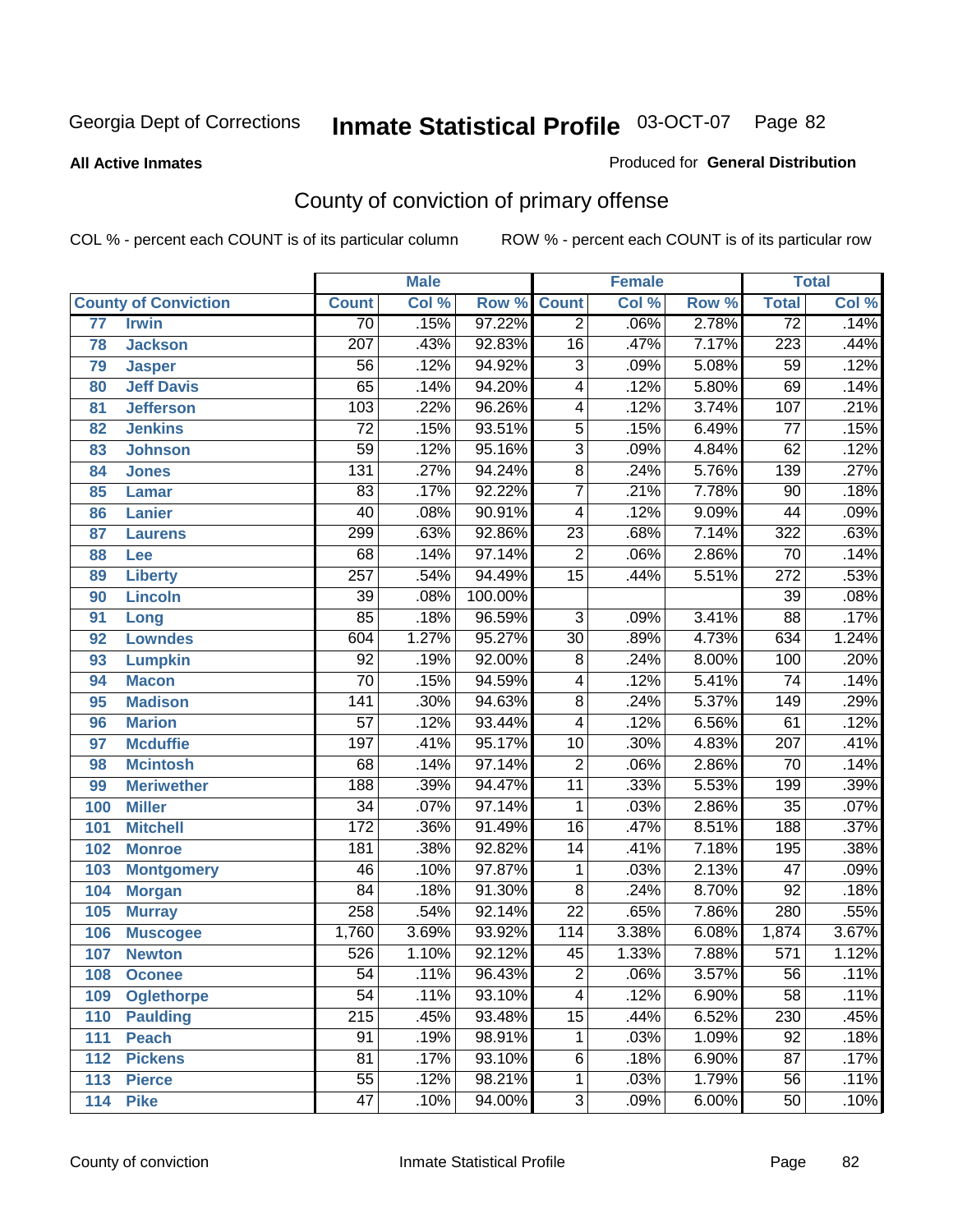Georgia Dept of Corrections **Inmate Statistical Profile** 03-OCT-07

**All Active Inmates** Produced for **General Distribution**

## County of conviction of primary offense

COL % - percent each COUNT is of its particular column ROW % - percent each COUNT is of its particular row

| County of Conviction | | Male | | | Female | | | Total | |
|---|---|---|---|---|---|---|---|---|---|
| | | Count | Col % | Row % | Count | Col % | Row % | Total | Col % |
| 77 | Irwin | 70 | .15% | 97.22% | 2 | .06% | 2.78% | 72 | .14% |
| 78 | Jackson | 207 | .43% | 92.83% | 16 | .47% | 7.17% | 223 | .44% |
| 79 | Jasper | 56 | .12% | 94.92% | 3 | .09% | 5.08% | 59 | .12% |
| 80 | Jeff Davis | 65 | .14% | 94.20% | 4 | .12% | 5.80% | 69 | .14% |
| 81 | Jefferson | 103 | .22% | 96.26% | 4 | .12% | 3.74% | 107 | .21% |
| 82 | Jenkins | 72 | .15% | 93.51% | 5 | .15% | 6.49% | 77 | .15% |
| 83 | Johnson | 59 | .12% | 95.16% | 3 | .09% | 4.84% | 62 | .12% |
| 84 | Jones | 131 | .27% | 94.24% | 8 | .24% | 5.76% | 139 | .27% |
| 85 | Lamar | 83 | .17% | 92.22% | 7 | .21% | 7.78% | 90 | .18% |
| 86 | Lanier | 40 | .08% | 90.91% | 4 | .12% | 9.09% | 44 | .09% |
| 87 | Laurens | 299 | .63% | 92.86% | 23 | .68% | 7.14% | 322 | .63% |
| 88 | Lee | 68 | .14% | 97.14% | 2 | .06% | 2.86% | 70 | .14% |
| 89 | Liberty | 257 | .54% | 94.49% | 15 | .44% | 5.51% | 272 | .53% |
| 90 | Lincoln | 39 | .08% | 100.00% | | | | 39 | .08% |
| 91 | Long | 85 | .18% | 96.59% | 3 | .09% | 3.41% | 88 | .17% |
| 92 | Lowndes | 604 | 1.27% | 95.27% | 30 | .89% | 4.73% | 634 | 1.24% |
| 93 | Lumpkin | 92 | .19% | 92.00% | 8 | .24% | 8.00% | 100 | .20% |
| 94 | Macon | 70 | .15% | 94.59% | 4 | .12% | 5.41% | 74 | .14% |
| 95 | Madison | 141 | .30% | 94.63% | 8 | .24% | 5.37% | 149 | .29% |
| 96 | Marion | 57 | .12% | 93.44% | 4 | .12% | 6.56% | 61 | .12% |
| 97 | Mcduffie | 197 | .41% | 95.17% | 10 | .30% | 4.83% | 207 | .41% |
| 98 | Mcintosh | 68 | .14% | 97.14% | 2 | .06% | 2.86% | 70 | .14% |
| 99 | Meriwether | 188 | .39% | 94.47% | 11 | .33% | 5.53% | 199 | .39% |
| 100 | Miller | 34 | .07% | 97.14% | 1 | .03% | 2.86% | 35 | .07% |
| 101 | Mitchell | 172 | .36% | 91.49% | 16 | .47% | 8.51% | 188 | .37% |
| 102 | Monroe | 181 | .38% | 92.82% | 14 | .41% | 7.18% | 195 | .38% |
| 103 | Montgomery | 46 | .10% | 97.87% | 1 | .03% | 2.13% | 47 | .09% |
| 104 | Morgan | 84 | .18% | 91.30% | 8 | .24% | 8.70% | 92 | .18% |
| 105 | Murray | 258 | .54% | 92.14% | 22 | .65% | 7.86% | 280 | .55% |
| 106 | Muscogee | 1,760 | 3.69% | 93.92% | 114 | 3.38% | 6.08% | 1,874 | 3.67% |
| 107 | Newton | 526 | 1.10% | 92.12% | 45 | 1.33% | 7.88% | 571 | 1.12% |
| 108 | Oconee | 54 | .11% | 96.43% | 2 | .06% | 3.57% | 56 | .11% |
| 109 | Oglethorpe | 54 | .11% | 93.10% | 4 | .12% | 6.90% | 58 | .11% |
| 110 | Paulding | 215 | .45% | 93.48% | 15 | .44% | 6.52% | 230 | .45% |
| 111 | Peach | 91 | .19% | 98.91% | 1 | .03% | 1.09% | 92 | .18% |
| 112 | Pickens | 81 | .17% | 93.10% | 6 | .18% | 6.90% | 87 | .17% |
| 113 | Pierce | 55 | .12% | 98.21% | 1 | .03% | 1.79% | 56 | .11% |
| 114 | Pike | 47 | .10% | 94.00% | 3 | .09% | 6.00% | 50 | .10% |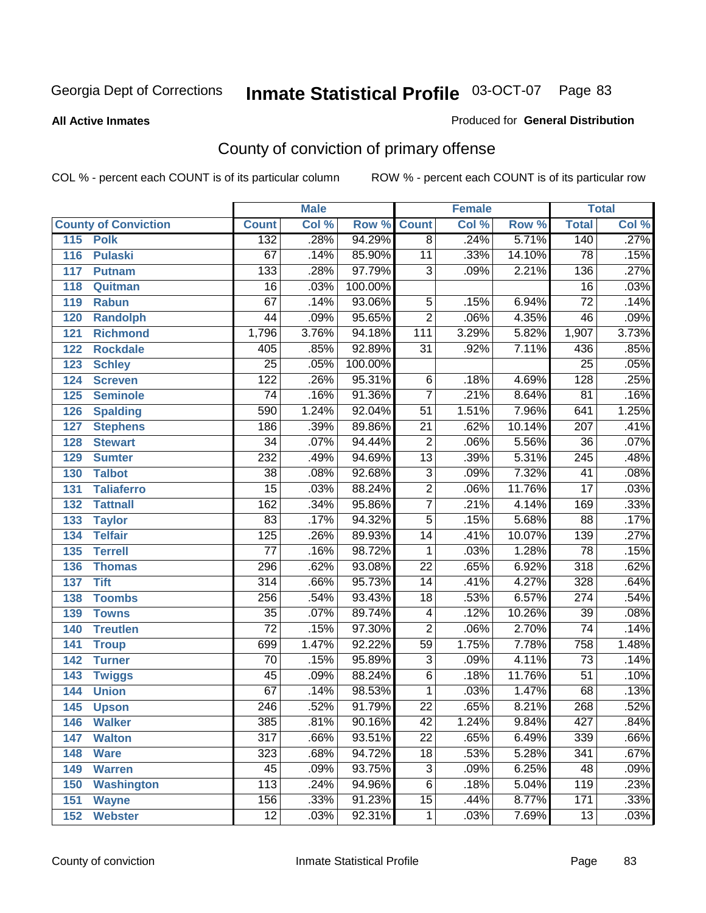Georgia Dept of Corrections **Inmate Statistical Profile** 03-OCT-07 Page 83

**All Active Inmates** Produced for **General Distribution**

## County of conviction of primary offense

COL % - percent each COUNT is of its particular column ROW % - percent each COUNT is of its particular row

| County of Conviction | Male | | | Female | | | Total | |
|---|---|---|---|---|---|---|---|---|
| | Count | Col % | Row % | Count | Col % | Row % | Total | Col % |
| 115 Polk | 132 | .28% | 94.29% | 8 | .24% | 5.71% | 140 | .27% |
| 116 Pulaski | 67 | .14% | 85.90% | 11 | .33% | 14.10% | 78 | .15% |
| 117 Putnam | 133 | .28% | 97.79% | 3 | .09% | 2.21% | 136 | .27% |
| 118 Quitman | 16 | .03% | 100.00% | | | | 16 | .03% |
| 119 Rabun | 67 | .14% | 93.06% | 5 | .15% | 6.94% | 72 | .14% |
| 120 Randolph | 44 | .09% | 95.65% | 2 | .06% | 4.35% | 46 | .09% |
| 121 Richmond | 1,796 | 3.76% | 94.18% | 111 | 3.29% | 5.82% | 1,907 | 3.73% |
| 122 Rockdale | 405 | .85% | 92.89% | 31 | .92% | 7.11% | 436 | .85% |
| 123 Schley | 25 | .05% | 100.00% | | | | 25 | .05% |
| 124 Screven | 122 | .26% | 95.31% | 6 | .18% | 4.69% | 128 | .25% |
| 125 Seminole | 74 | .16% | 91.36% | 7 | .21% | 8.64% | 81 | .16% |
| 126 Spalding | 590 | 1.24% | 92.04% | 51 | 1.51% | 7.96% | 641 | 1.25% |
| 127 Stephens | 186 | .39% | 89.86% | 21 | .62% | 10.14% | 207 | .41% |
| 128 Stewart | 34 | .07% | 94.44% | 2 | .06% | 5.56% | 36 | .07% |
| 129 Sumter | 232 | .49% | 94.69% | 13 | .39% | 5.31% | 245 | .48% |
| 130 Talbot | 38 | .08% | 92.68% | 3 | .09% | 7.32% | 41 | .08% |
| 131 Taliaferro | 15 | .03% | 88.24% | 2 | .06% | 11.76% | 17 | .03% |
| 132 Tattnall | 162 | .34% | 95.86% | 7 | .21% | 4.14% | 169 | .33% |
| 133 Taylor | 83 | .17% | 94.32% | 5 | .15% | 5.68% | 88 | .17% |
| 134 Telfair | 125 | .26% | 89.93% | 14 | .41% | 10.07% | 139 | .27% |
| 135 Terrell | 77 | .16% | 98.72% | 1 | .03% | 1.28% | 78 | .15% |
| 136 Thomas | 296 | .62% | 93.08% | 22 | .65% | 6.92% | 318 | .62% |
| 137 Tift | 314 | .66% | 95.73% | 14 | .41% | 4.27% | 328 | .64% |
| 138 Toombs | 256 | .54% | 93.43% | 18 | .53% | 6.57% | 274 | .54% |
| 139 Towns | 35 | .07% | 89.74% | 4 | .12% | 10.26% | 39 | .08% |
| 140 Treutlen | 72 | .15% | 97.30% | 2 | .06% | 2.70% | 74 | .14% |
| 141 Troup | 699 | 1.47% | 92.22% | 59 | 1.75% | 7.78% | 758 | 1.48% |
| 142 Turner | 70 | .15% | 95.89% | 3 | .09% | 4.11% | 73 | .14% |
| 143 Twiggs | 45 | .09% | 88.24% | 6 | .18% | 11.76% | 51 | .10% |
| 144 Union | 67 | .14% | 98.53% | 1 | .03% | 1.47% | 68 | .13% |
| 145 Upson | 246 | .52% | 91.79% | 22 | .65% | 8.21% | 268 | .52% |
| 146 Walker | 385 | .81% | 90.16% | 42 | 1.24% | 9.84% | 427 | .84% |
| 147 Walton | 317 | .66% | 93.51% | 22 | .65% | 6.49% | 339 | .66% |
| 148 Ware | 323 | .68% | 94.72% | 18 | .53% | 5.28% | 341 | .67% |
| 149 Warren | 45 | .09% | 93.75% | 3 | .09% | 6.25% | 48 | .09% |
| 150 Washington | 113 | .24% | 94.96% | 6 | .18% | 5.04% | 119 | .23% |
| 151 Wayne | 156 | .33% | 91.23% | 15 | .44% | 8.77% | 171 | .33% |
| 152 Webster | 12 | .03% | 92.31% | 1 | .03% | 7.69% | 13 | .03% |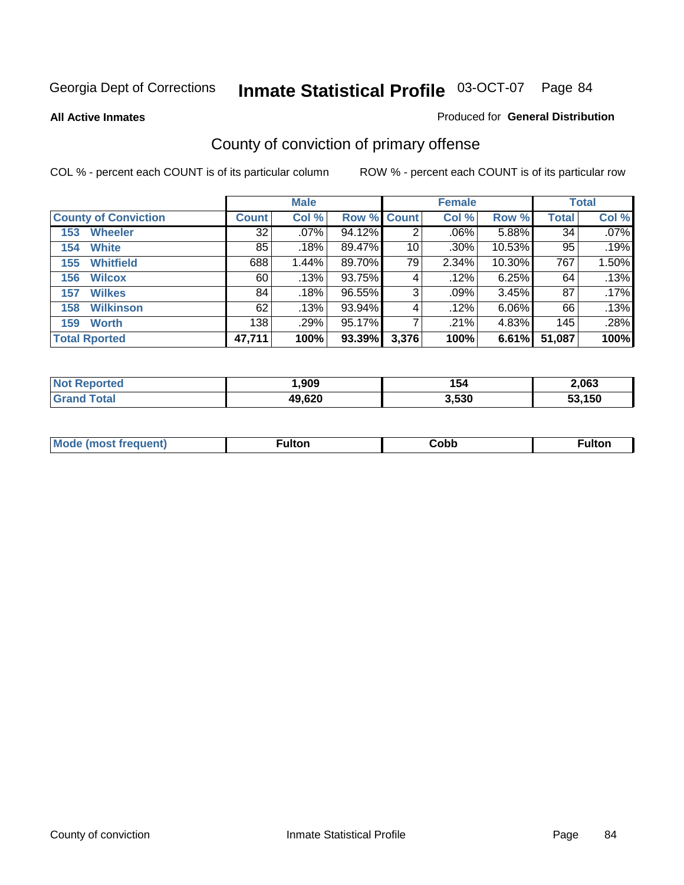Georgia Dept of Corrections **Inmate Statistical Profile** 03-OCT-07

**All Active Inmates**

Produced for **General Distribution**

## County of conviction of primary offense

COL % - percent each COUNT is of its particular column    ROW % - percent each COUNT is of its particular row

| | Male | | | Female | | | Total | |
|---|---|---|---|---|---|---|---|---|
| **County of Conviction** | **Count** | **Col %** | **Row %** | **Count** | **Col %** | **Row %** | **Total** | **Col %** |
| 153 Wheeler | 32 | .07% | 94.12% | 2 | .06% | 5.88% | 34 | .07% |
| 154 White | 85 | .18% | 89.47% | 10 | .30% | 10.53% | 95 | .19% |
| 155 Whitfield | 688 | 1.44% | 89.70% | 79 | 2.34% | 10.30% | 767 | 1.50% |
| 156 Wilcox | 60 | .13% | 93.75% | 4 | .12% | 6.25% | 64 | .13% |
| 157 Wilkes | 84 | .18% | 96.55% | 3 | .09% | 3.45% | 87 | .17% |
| 158 Wilkinson | 62 | .13% | 93.94% | 4 | .12% | 6.06% | 66 | .13% |
| 159 Worth | 138 | .29% | 95.17% | 7 | .21% | 4.83% | 145 | .28% |
| **Total Rported** | **47,711** | **100%** | **93.39%** | **3,376** | **100%** | **6.61%** | **51,087** | **100%** |

| | Male | Female | Total |
|---|---|---|---|
| Not Reported | **1,909** | **154** | **2,063** |
| Grand Total | **49,620** | **3,530** | **53,150** |

| | Male | Female | Total |
|---|---|---|---|
| Mode (most frequent) | **Fulton** | **Cobb** | **Fulton** |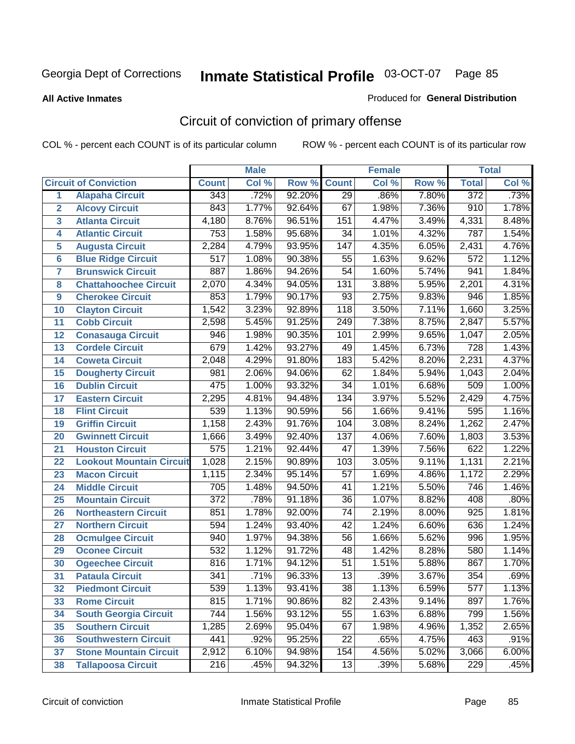# Inmate Statistical Profile

Georgia Dept of Corrections — 03-OCT-07

**All Active Inmates**

Produced for **General Distribution**

## Circuit of conviction of primary offense

COL % - percent each COUNT is of its particular column

ROW % - percent each COUNT is of its particular row

| | | Male | | | Female | | | Total | |
|---|---|---|---|---|---|---|---|---|---|
| **Circuit of Conviction** | | **Count** | **Col %** | **Row %** | **Count** | **Col %** | **Row %** | **Total** | **Col %** |
| 1 | Alapaha Circuit | 343 | .72% | 92.20% | 29 | .86% | 7.80% | 372 | .73% |
| 2 | Alcovy Circuit | 843 | 1.77% | 92.64% | 67 | 1.98% | 7.36% | 910 | 1.78% |
| 3 | Atlanta Circuit | 4,180 | 8.76% | 96.51% | 151 | 4.47% | 3.49% | 4,331 | 8.48% |
| 4 | Atlantic Circuit | 753 | 1.58% | 95.68% | 34 | 1.01% | 4.32% | 787 | 1.54% |
| 5 | Augusta Circuit | 2,284 | 4.79% | 93.95% | 147 | 4.35% | 6.05% | 2,431 | 4.76% |
| 6 | Blue Ridge Circuit | 517 | 1.08% | 90.38% | 55 | 1.63% | 9.62% | 572 | 1.12% |
| 7 | Brunswick Circuit | 887 | 1.86% | 94.26% | 54 | 1.60% | 5.74% | 941 | 1.84% |
| 8 | Chattahoochee Circuit | 2,070 | 4.34% | 94.05% | 131 | 3.88% | 5.95% | 2,201 | 4.31% |
| 9 | Cherokee Circuit | 853 | 1.79% | 90.17% | 93 | 2.75% | 9.83% | 946 | 1.85% |
| 10 | Clayton Circuit | 1,542 | 3.23% | 92.89% | 118 | 3.50% | 7.11% | 1,660 | 3.25% |
| 11 | Cobb Circuit | 2,598 | 5.45% | 91.25% | 249 | 7.38% | 8.75% | 2,847 | 5.57% |
| 12 | Conasauga Circuit | 946 | 1.98% | 90.35% | 101 | 2.99% | 9.65% | 1,047 | 2.05% |
| 13 | Cordele Circuit | 679 | 1.42% | 93.27% | 49 | 1.45% | 6.73% | 728 | 1.43% |
| 14 | Coweta Circuit | 2,048 | 4.29% | 91.80% | 183 | 5.42% | 8.20% | 2,231 | 4.37% |
| 15 | Dougherty Circuit | 981 | 2.06% | 94.06% | 62 | 1.84% | 5.94% | 1,043 | 2.04% |
| 16 | Dublin Circuit | 475 | 1.00% | 93.32% | 34 | 1.01% | 6.68% | 509 | 1.00% |
| 17 | Eastern Circuit | 2,295 | 4.81% | 94.48% | 134 | 3.97% | 5.52% | 2,429 | 4.75% |
| 18 | Flint Circuit | 539 | 1.13% | 90.59% | 56 | 1.66% | 9.41% | 595 | 1.16% |
| 19 | Griffin Circuit | 1,158 | 2.43% | 91.76% | 104 | 3.08% | 8.24% | 1,262 | 2.47% |
| 20 | Gwinnett Circuit | 1,666 | 3.49% | 92.40% | 137 | 4.06% | 7.60% | 1,803 | 3.53% |
| 21 | Houston Circuit | 575 | 1.21% | 92.44% | 47 | 1.39% | 7.56% | 622 | 1.22% |
| 22 | Lookout Mountain Circuit | 1,028 | 2.15% | 90.89% | 103 | 3.05% | 9.11% | 1,131 | 2.21% |
| 23 | Macon Circuit | 1,115 | 2.34% | 95.14% | 57 | 1.69% | 4.86% | 1,172 | 2.29% |
| 24 | Middle Circuit | 705 | 1.48% | 94.50% | 41 | 1.21% | 5.50% | 746 | 1.46% |
| 25 | Mountain Circuit | 372 | .78% | 91.18% | 36 | 1.07% | 8.82% | 408 | .80% |
| 26 | Northeastern Circuit | 851 | 1.78% | 92.00% | 74 | 2.19% | 8.00% | 925 | 1.81% |
| 27 | Northern Circuit | 594 | 1.24% | 93.40% | 42 | 1.24% | 6.60% | 636 | 1.24% |
| 28 | Ocmulgee Circuit | 940 | 1.97% | 94.38% | 56 | 1.66% | 5.62% | 996 | 1.95% |
| 29 | Oconee Circuit | 532 | 1.12% | 91.72% | 48 | 1.42% | 8.28% | 580 | 1.14% |
| 30 | Ogeechee Circuit | 816 | 1.71% | 94.12% | 51 | 1.51% | 5.88% | 867 | 1.70% |
| 31 | Pataula Circuit | 341 | .71% | 96.33% | 13 | .39% | 3.67% | 354 | .69% |
| 32 | Piedmont Circuit | 539 | 1.13% | 93.41% | 38 | 1.13% | 6.59% | 577 | 1.13% |
| 33 | Rome Circuit | 815 | 1.71% | 90.86% | 82 | 2.43% | 9.14% | 897 | 1.76% |
| 34 | South Georgia Circuit | 744 | 1.56% | 93.12% | 55 | 1.63% | 6.88% | 799 | 1.56% |
| 35 | Southern Circuit | 1,285 | 2.69% | 95.04% | 67 | 1.98% | 4.96% | 1,352 | 2.65% |
| 36 | Southwestern Circuit | 441 | .92% | 95.25% | 22 | .65% | 4.75% | 463 | .91% |
| 37 | Stone Mountain Circuit | 2,912 | 6.10% | 94.98% | 154 | 4.56% | 5.02% | 3,066 | 6.00% |
| 38 | Tallapoosa Circuit | 216 | .45% | 94.32% | 13 | .39% | 5.68% | 229 | .45% |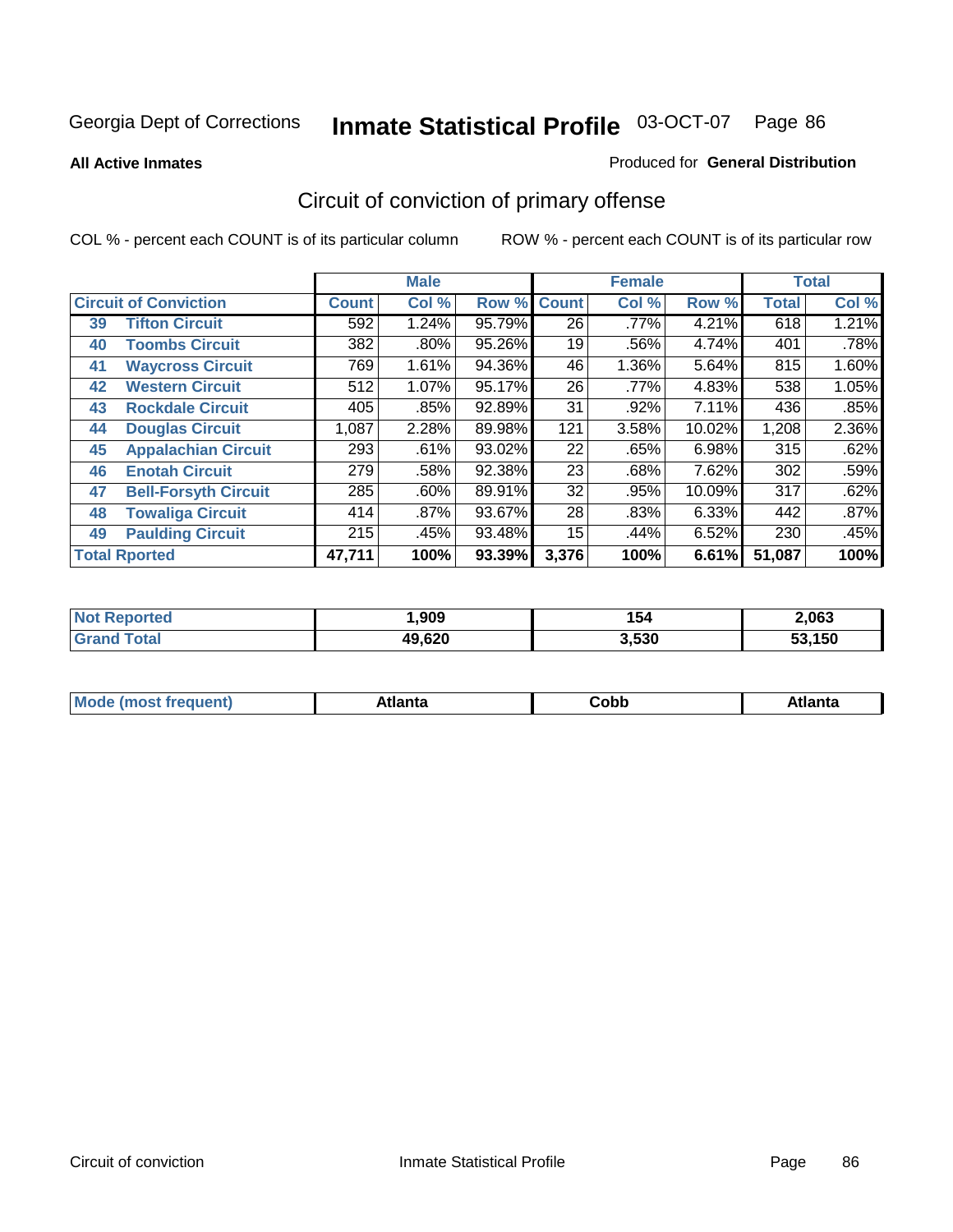# Circuit of conviction of primary offense

**All Active Inmates** — Produced for **General Distribution**

COL % - percent each COUNT is of its particular column  ROW % - percent each COUNT is of its particular row

| Circuit of Conviction | | Male | | | Female | | | Total | |
|---|---|---|---|---|---|---|---|---|---|
| | | Count | Col % | Row % | Count | Col % | Row % | Total | Col % |
| 39 | Tifton Circuit | 592 | 1.24% | 95.79% | 26 | .77% | 4.21% | 618 | 1.21% |
| 40 | Toombs Circuit | 382 | .80% | 95.26% | 19 | .56% | 4.74% | 401 | .78% |
| 41 | Waycross Circuit | 769 | 1.61% | 94.36% | 46 | 1.36% | 5.64% | 815 | 1.60% |
| 42 | Western Circuit | 512 | 1.07% | 95.17% | 26 | .77% | 4.83% | 538 | 1.05% |
| 43 | Rockdale Circuit | 405 | .85% | 92.89% | 31 | .92% | 7.11% | 436 | .85% |
| 44 | Douglas Circuit | 1,087 | 2.28% | 89.98% | 121 | 3.58% | 10.02% | 1,208 | 2.36% |
| 45 | Appalachian Circuit | 293 | .61% | 93.02% | 22 | .65% | 6.98% | 315 | .62% |
| 46 | Enotah Circuit | 279 | .58% | 92.38% | 23 | .68% | 7.62% | 302 | .59% |
| 47 | Bell-Forsyth Circuit | 285 | .60% | 89.91% | 32 | .95% | 10.09% | 317 | .62% |
| 48 | Towaliga Circuit | 414 | .87% | 93.67% | 28 | .83% | 6.33% | 442 | .87% |
| 49 | Paulding Circuit | 215 | .45% | 93.48% | 15 | .44% | 6.52% | 230 | .45% |
| **Total Rported** | | **47,711** | **100%** | **93.39%** | **3,376** | **100%** | **6.61%** | **51,087** | **100%** |

| | Male | Female | Total |
|---|---|---|---|
| Not Reported | 1,909 | 154 | 2,063 |
| Grand Total | 49,620 | 3,530 | 53,150 |

| | Male | Female | Total |
|---|---|---|---|
| Mode (most frequent) | Atlanta | Cobb | Atlanta |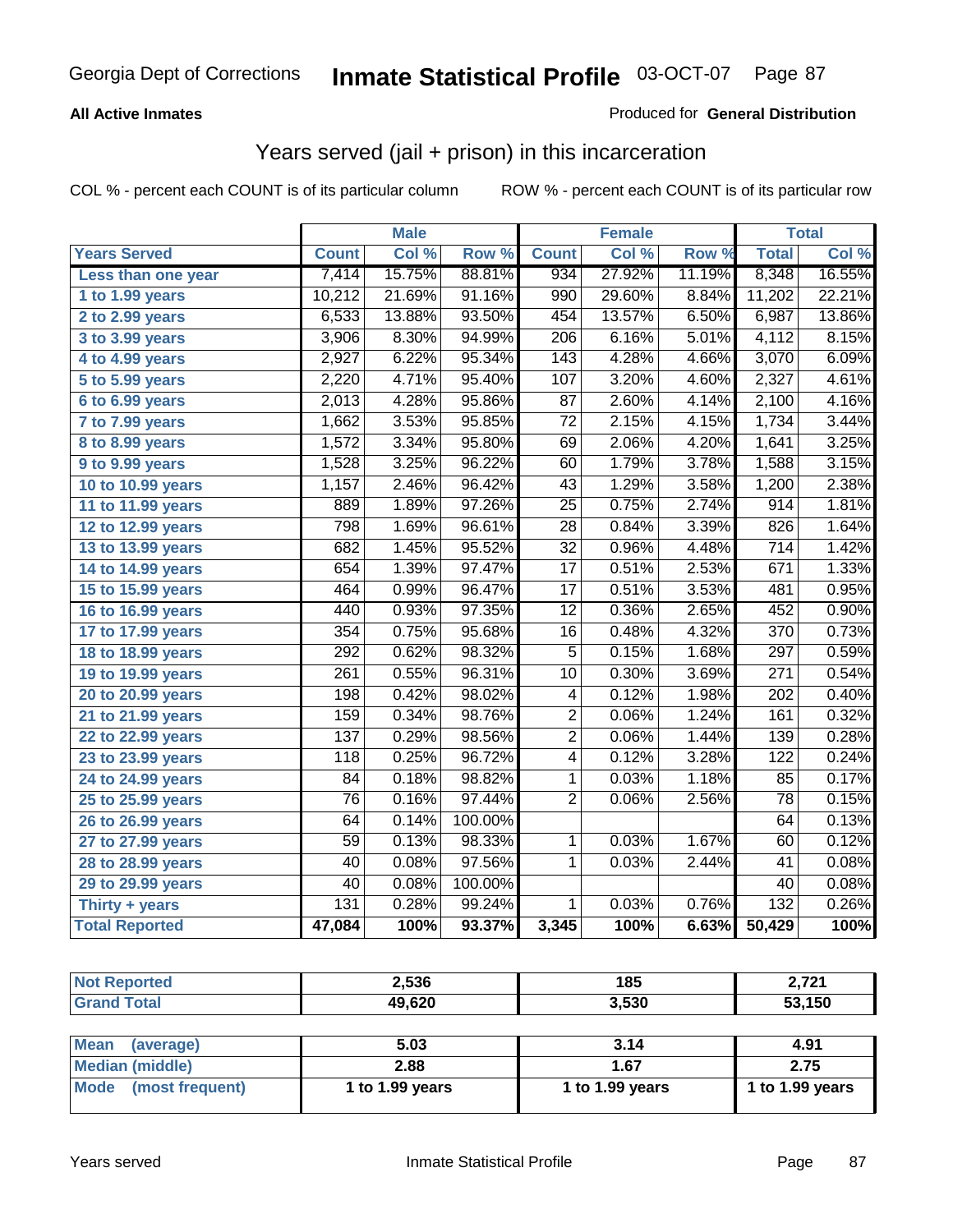# Georgia Dept of Corrections — Inmate Statistical Profile — 03-OCT-07

**All Active Inmates**

Produced for **General Distribution**

## Years served (jail + prison) in this incarceration

COL % - percent each COUNT is of its particular column

ROW % - percent each COUNT is of its particular row

| | Male | | | Female | | | Total | |
|---|---|---|---|---|---|---|---|---|
| **Years Served** | **Count** | **Col %** | **Row %** | **Count** | **Col %** | **Row %** | **Total** | **Col %** |
| Less than one year | 7,414 | 15.75% | 88.81% | 934 | 27.92% | 11.19% | 8,348 | 16.55% |
| 1 to 1.99 years | 10,212 | 21.69% | 91.16% | 990 | 29.60% | 8.84% | 11,202 | 22.21% |
| 2 to 2.99 years | 6,533 | 13.88% | 93.50% | 454 | 13.57% | 6.50% | 6,987 | 13.86% |
| 3 to 3.99 years | 3,906 | 8.30% | 94.99% | 206 | 6.16% | 5.01% | 4,112 | 8.15% |
| 4 to 4.99 years | 2,927 | 6.22% | 95.34% | 143 | 4.28% | 4.66% | 3,070 | 6.09% |
| 5 to 5.99 years | 2,220 | 4.71% | 95.40% | 107 | 3.20% | 4.60% | 2,327 | 4.61% |
| 6 to 6.99 years | 2,013 | 4.28% | 95.86% | 87 | 2.60% | 4.14% | 2,100 | 4.16% |
| 7 to 7.99 years | 1,662 | 3.53% | 95.85% | 72 | 2.15% | 4.15% | 1,734 | 3.44% |
| 8 to 8.99 years | 1,572 | 3.34% | 95.80% | 69 | 2.06% | 4.20% | 1,641 | 3.25% |
| 9 to 9.99 years | 1,528 | 3.25% | 96.22% | 60 | 1.79% | 3.78% | 1,588 | 3.15% |
| 10 to 10.99 years | 1,157 | 2.46% | 96.42% | 43 | 1.29% | 3.58% | 1,200 | 2.38% |
| 11 to 11.99 years | 889 | 1.89% | 97.26% | 25 | 0.75% | 2.74% | 914 | 1.81% |
| 12 to 12.99 years | 798 | 1.69% | 96.61% | 28 | 0.84% | 3.39% | 826 | 1.64% |
| 13 to 13.99 years | 682 | 1.45% | 95.52% | 32 | 0.96% | 4.48% | 714 | 1.42% |
| 14 to 14.99 years | 654 | 1.39% | 97.47% | 17 | 0.51% | 2.53% | 671 | 1.33% |
| 15 to 15.99 years | 464 | 0.99% | 96.47% | 17 | 0.51% | 3.53% | 481 | 0.95% |
| 16 to 16.99 years | 440 | 0.93% | 97.35% | 12 | 0.36% | 2.65% | 452 | 0.90% |
| 17 to 17.99 years | 354 | 0.75% | 95.68% | 16 | 0.48% | 4.32% | 370 | 0.73% |
| 18 to 18.99 years | 292 | 0.62% | 98.32% | 5 | 0.15% | 1.68% | 297 | 0.59% |
| 19 to 19.99 years | 261 | 0.55% | 96.31% | 10 | 0.30% | 3.69% | 271 | 0.54% |
| 20 to 20.99 years | 198 | 0.42% | 98.02% | 4 | 0.12% | 1.98% | 202 | 0.40% |
| 21 to 21.99 years | 159 | 0.34% | 98.76% | 2 | 0.06% | 1.24% | 161 | 0.32% |
| 22 to 22.99 years | 137 | 0.29% | 98.56% | 2 | 0.06% | 1.44% | 139 | 0.28% |
| 23 to 23.99 years | 118 | 0.25% | 96.72% | 4 | 0.12% | 3.28% | 122 | 0.24% |
| 24 to 24.99 years | 84 | 0.18% | 98.82% | 1 | 0.03% | 1.18% | 85 | 0.17% |
| 25 to 25.99 years | 76 | 0.16% | 97.44% | 2 | 0.06% | 2.56% | 78 | 0.15% |
| 26 to 26.99 years | 64 | 0.14% | 100.00% | | | | 64 | 0.13% |
| 27 to 27.99 years | 59 | 0.13% | 98.33% | 1 | 0.03% | 1.67% | 60 | 0.12% |
| 28 to 28.99 years | 40 | 0.08% | 97.56% | 1 | 0.03% | 2.44% | 41 | 0.08% |
| 29 to 29.99 years | 40 | 0.08% | 100.00% | | | | 40 | 0.08% |
| Thirty + years | 131 | 0.28% | 99.24% | 1 | 0.03% | 0.76% | 132 | 0.26% |
| **Total Reported** | **47,084** | **100%** | **93.37%** | **3,345** | **100%** | **6.63%** | **50,429** | **100%** |

| | Male | Female | Total |
|---|---|---|---|
| Not Reported | 2,536 | 185 | 2,721 |
| Grand Total | 49,620 | 3,530 | 53,150 |

| | Male | Female | Total |
|---|---|---|---|
| Mean (average) | 5.03 | 3.14 | 4.91 |
| Median (middle) | 2.88 | 1.67 | 2.75 |
| Mode (most frequent) | 1 to 1.99 years | 1 to 1.99 years | 1 to 1.99 years |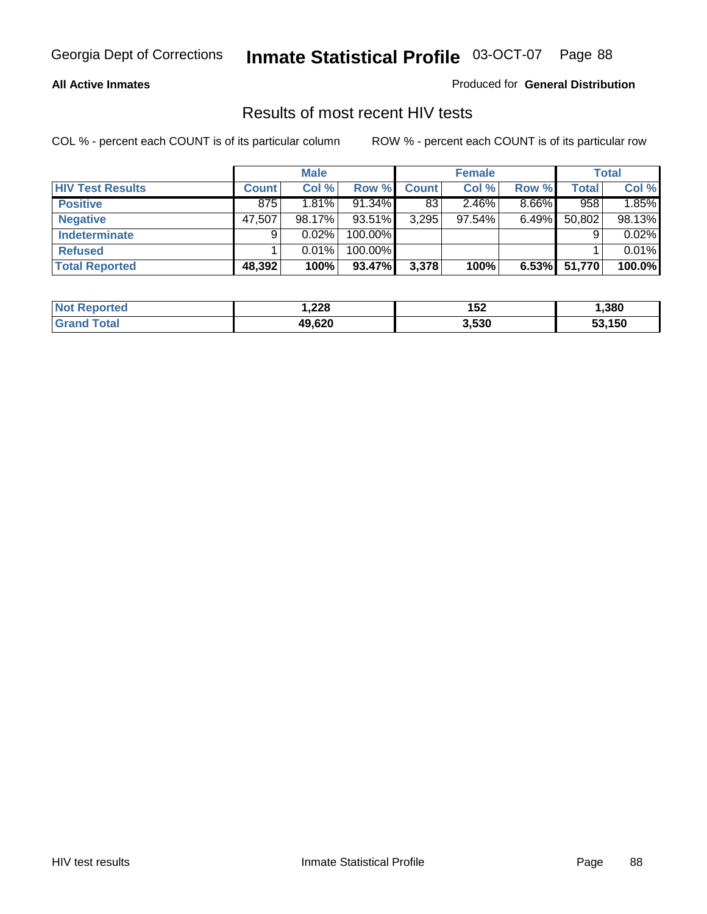Georgia Dept of Corrections **Inmate Statistical Profile** 03-OCT-07

**All Active Inmates**

Produced for **General Distribution**

## Results of most recent HIV tests

COL % - percent each COUNT is of its particular column ROW % - percent each COUNT is of its particular row

| | Male | | | Female | | | Total | |
|---|---|---|---|---|---|---|---|---|
| **HIV Test Results** | **Count** | **Col %** | **Row %** | **Count** | **Col %** | **Row %** | **Total** | **Col %** |
| **Positive** | 875 | 1.81% | 91.34% | 83 | 2.46% | 8.66% | 958 | 1.85% |
| **Negative** | 47,507 | 98.17% | 93.51% | 3,295 | 97.54% | 6.49% | 50,802 | 98.13% |
| **Indeterminate** | 9 | 0.02% | 100.00% | | | | 9 | 0.02% |
| **Refused** | 1 | 0.01% | 100.00% | | | | 1 | 0.01% |
| **Total Reported** | **48,392** | **100%** | **93.47%** | **3,378** | **100%** | **6.53%** | **51,770** | **100.0%** |

| | Male | Female | Total |
|---|---|---|---|
| **Not Reported** | **1,228** | **152** | **1,380** |
| **Grand Total** | **49,620** | **3,530** | **53,150** |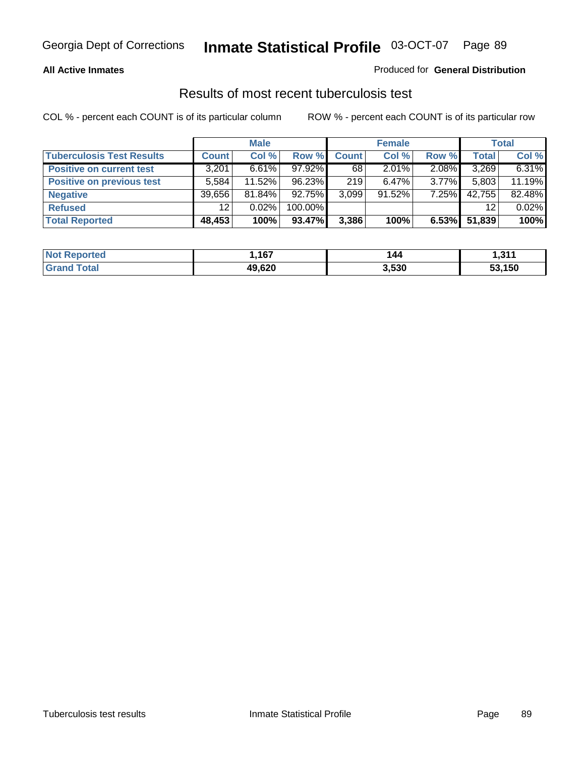**All Active Inmates** Produced for **General Distribution**

## Results of most recent tuberculosis test

COL % - percent each COUNT is of its particular column ROW % - percent each COUNT is of its particular row

| | Male | | | Female | | | Total | |
|---|---|---|---|---|---|---|---|---|
| **Tuberculosis Test Results** | **Count** | **Col %** | **Row %** | **Count** | **Col %** | **Row %** | **Total** | **Col %** |
| **Positive on current test** | 3,201 | 6.61% | 97.92% | 68 | 2.01% | 2.08% | 3,269 | 6.31% |
| **Positive on previous test** | 5,584 | 11.52% | 96.23% | 219 | 6.47% | 3.77% | 5,803 | 11.19% |
| **Negative** | 39,656 | 81.84% | 92.75% | 3,099 | 91.52% | 7.25% | 42,755 | 82.48% |
| **Refused** | 12 | 0.02% | 100.00% | | | | 12 | 0.02% |
| **Total Reported** | **48,453** | **100%** | **93.47%** | **3,386** | **100%** | **6.53%** | **51,839** | **100%** |

| | Male | Female | Total |
|---|---|---|---|
| **Not Reported** | **1,167** | **144** | **1,311** |
| **Grand Total** | **49,620** | **3,530** | **53,150** |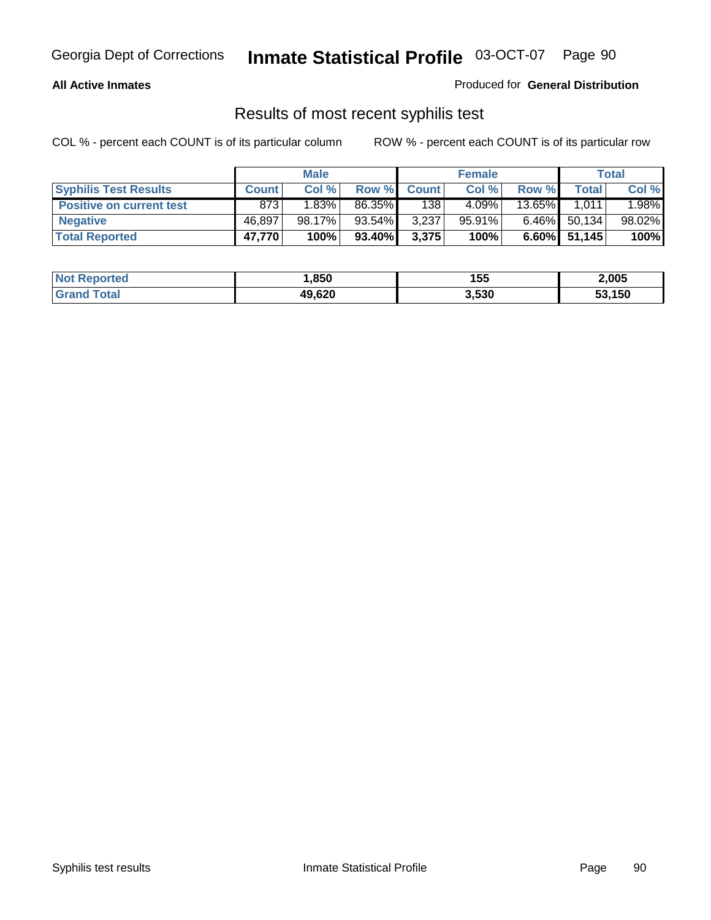**All Active Inmates**

Produced for **General Distribution**

## Results of most recent syphilis test

COL % - percent each COUNT is of its particular column

ROW % - percent each COUNT is of its particular row

| | Male | | | Female | | | Total | |
|---|---|---|---|---|---|---|---|---|
| **Syphilis Test Results** | **Count** | **Col %** | **Row %** | **Count** | **Col %** | **Row %** | **Total** | **Col %** |
| **Positive on current test** | 873 | 1.83% | 86.35% | 138 | 4.09% | 13.65% | 1,011 | 1.98% |
| **Negative** | 46,897 | 98.17% | 93.54% | 3,237 | 95.91% | 6.46% | 50,134 | 98.02% |
| **Total Reported** | **47,770** | **100%** | **93.40%** | **3,375** | **100%** | **6.60%** | **51,145** | **100%** |

| | Male | Female | Total |
|---|---|---|---|
| **Not Reported** | **1,850** | **155** | **2,005** |
| **Grand Total** | **49,620** | **3,530** | **53,150** |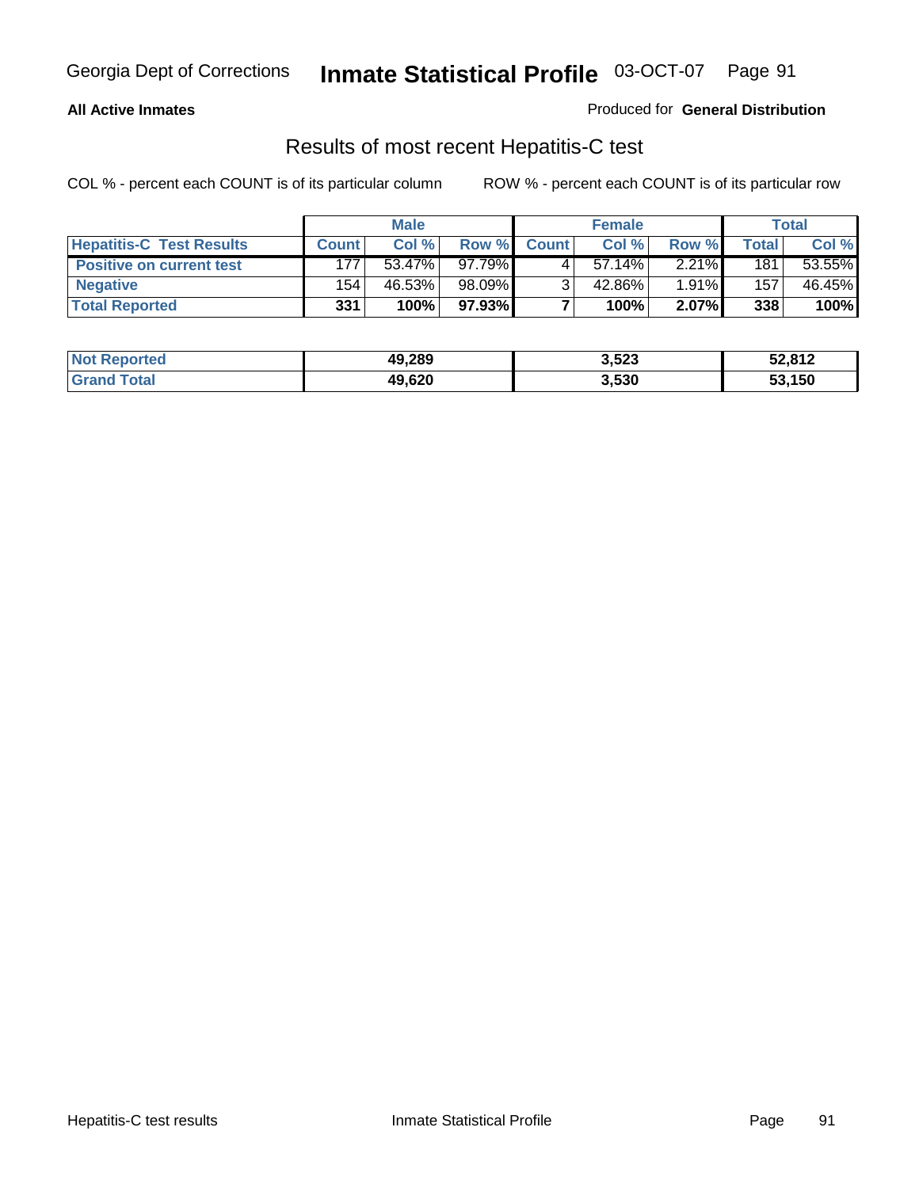**All Active Inmates**

Produced for **General Distribution**

## Results of most recent Hepatitis-C test

COL % - percent each COUNT is of its particular column    ROW % - percent each COUNT is of its particular row

| | Male | | | Female | | | Total | |
|---|---|---|---|---|---|---|---|---|
| **Hepatitis-C Test Results** | **Count** | **Col %** | **Row %** | **Count** | **Col %** | **Row %** | **Total** | **Col %** |
| **Positive on current test** | 177 | 53.47% | 97.79% | 4 | 57.14% | 2.21% | 181 | 53.55% |
| **Negative** | 154 | 46.53% | 98.09% | 3 | 42.86% | 1.91% | 157 | 46.45% |
| **Total Reported** | **331** | **100%** | **97.93%** | **7** | **100%** | **2.07%** | **338** | **100%** |

| | Male | Female | Total |
|---|---|---|---|
| **Not Reported** | **49,289** | **3,523** | **52,812** |
| **Grand Total** | **49,620** | **3,530** | **53,150** |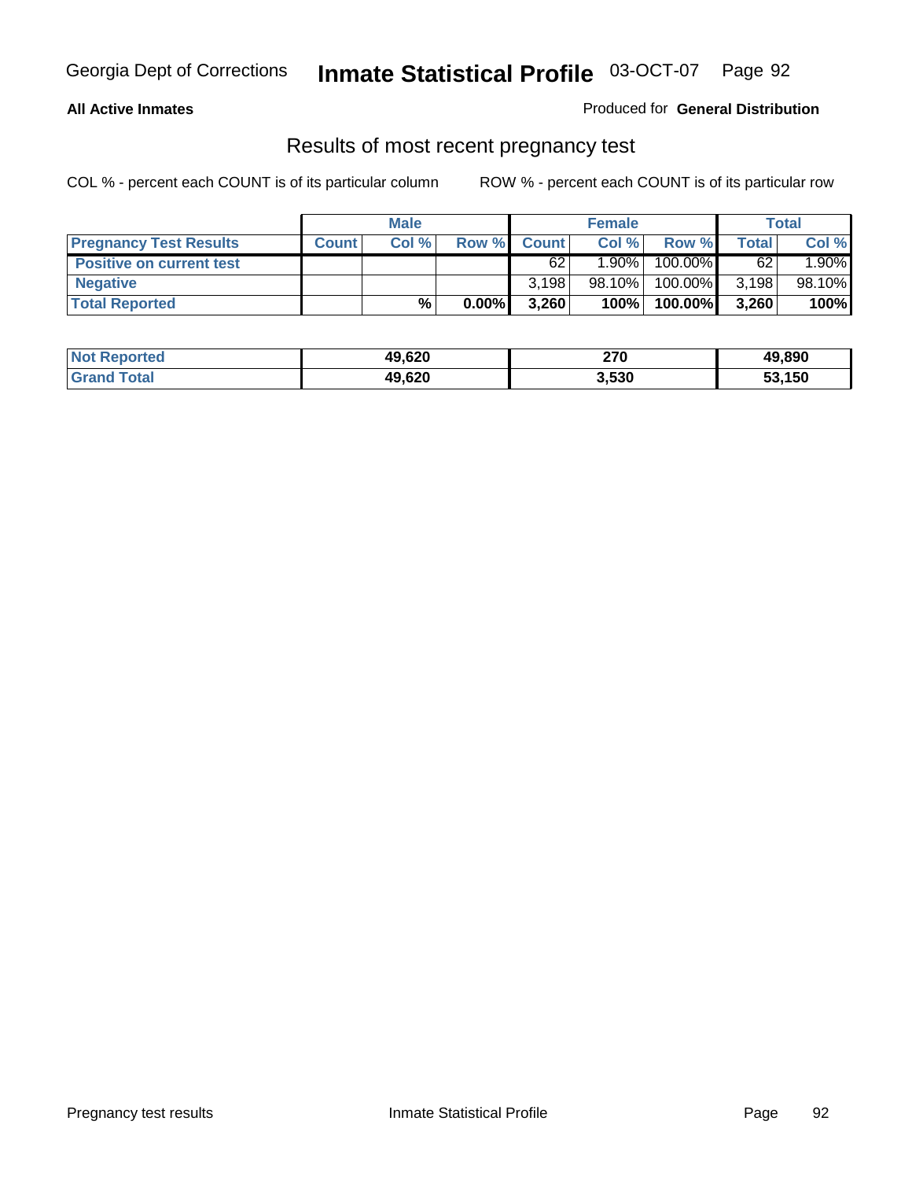## All Active Inmates

Produced for **General Distribution**

# Results of most recent pregnancy test

COL % - percent each COUNT is of its particular column    ROW % - percent each COUNT is of its particular row

| | Male | | | Female | | | Total | |
|---|---|---|---|---|---|---|---|---|
| **Pregnancy Test Results** | **Count** | **Col %** | **Row %** | **Count** | **Col %** | **Row %** | **Total** | **Col %** |
| **Positive on current test** | | | | 62 | 1.90% | 100.00% | 62 | 1.90% |
| **Negative** | | | | 3,198 | 98.10% | 100.00% | 3,198 | 98.10% |
| **Total Reported** | | **%** | **0.00%** | **3,260** | **100%** | **100.00%** | **3,260** | **100%** |

| | Male | Female | Total |
|---|---|---|---|
| **Not Reported** | **49,620** | **270** | **49,890** |
| **Grand Total** | **49,620** | **3,530** | **53,150** |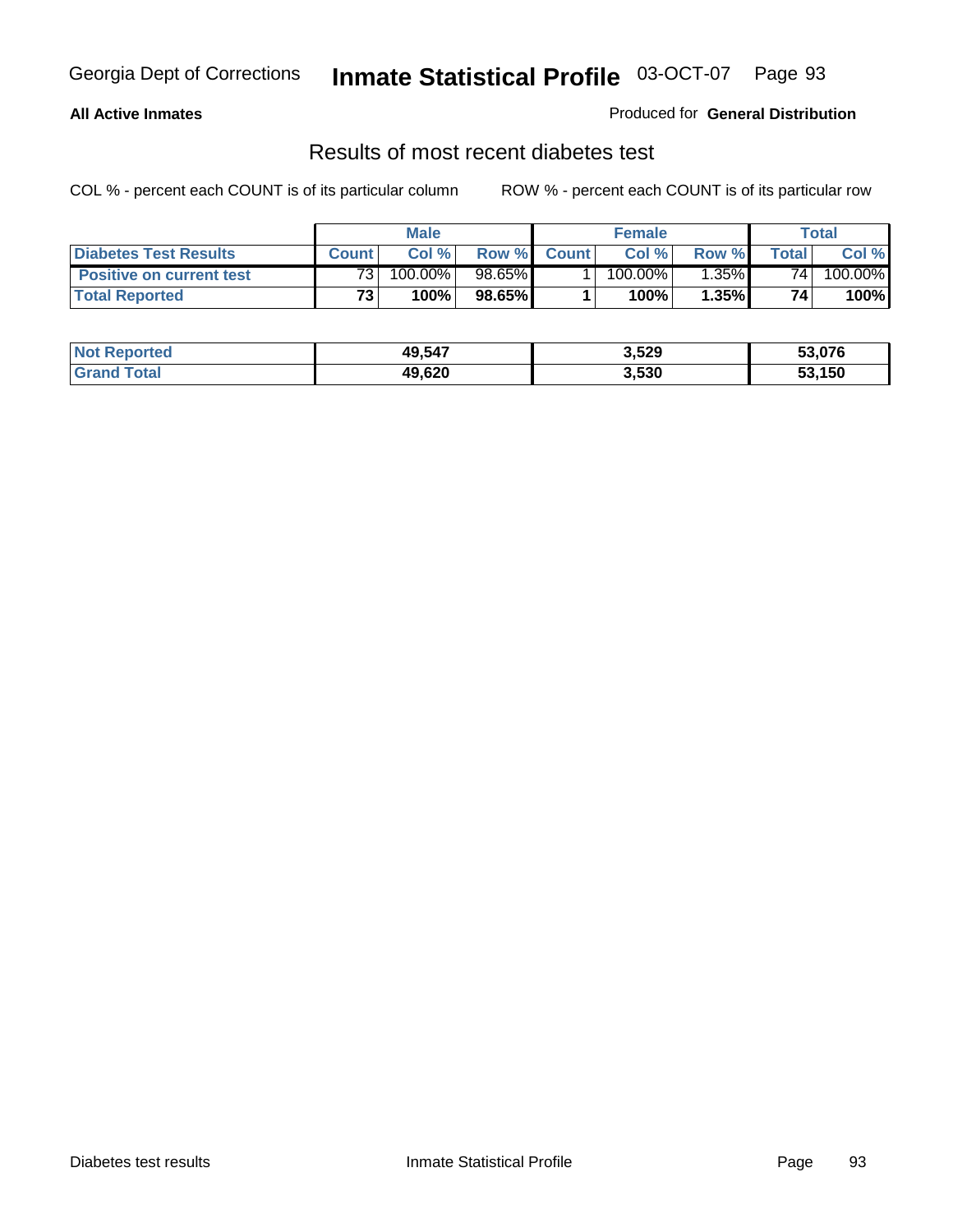**All Active Inmates** Produced for **General Distribution**

## Results of most recent diabetes test

COL % - percent each COUNT is of its particular column ROW % - percent each COUNT is of its particular row

| | Male | | | Female | | | Total | |
|---|---|---|---|---|---|---|---|---|
| **Diabetes Test Results** | **Count** | **Col %** | **Row %** | **Count** | **Col %** | **Row %** | **Total** | **Col %** |
| **Positive on current test** | 73 | 100.00% | 98.65% | 1 | 100.00% | 1.35% | 74 | 100.00% |
| **Total Reported** | **73** | **100%** | **98.65%** | **1** | **100%** | **1.35%** | **74** | **100%** |

| | Male | Female | Total |
|---|---|---|---|
| **Not Reported** | **49,547** | **3,529** | **53,076** |
| **Grand Total** | **49,620** | **3,530** | **53,150** |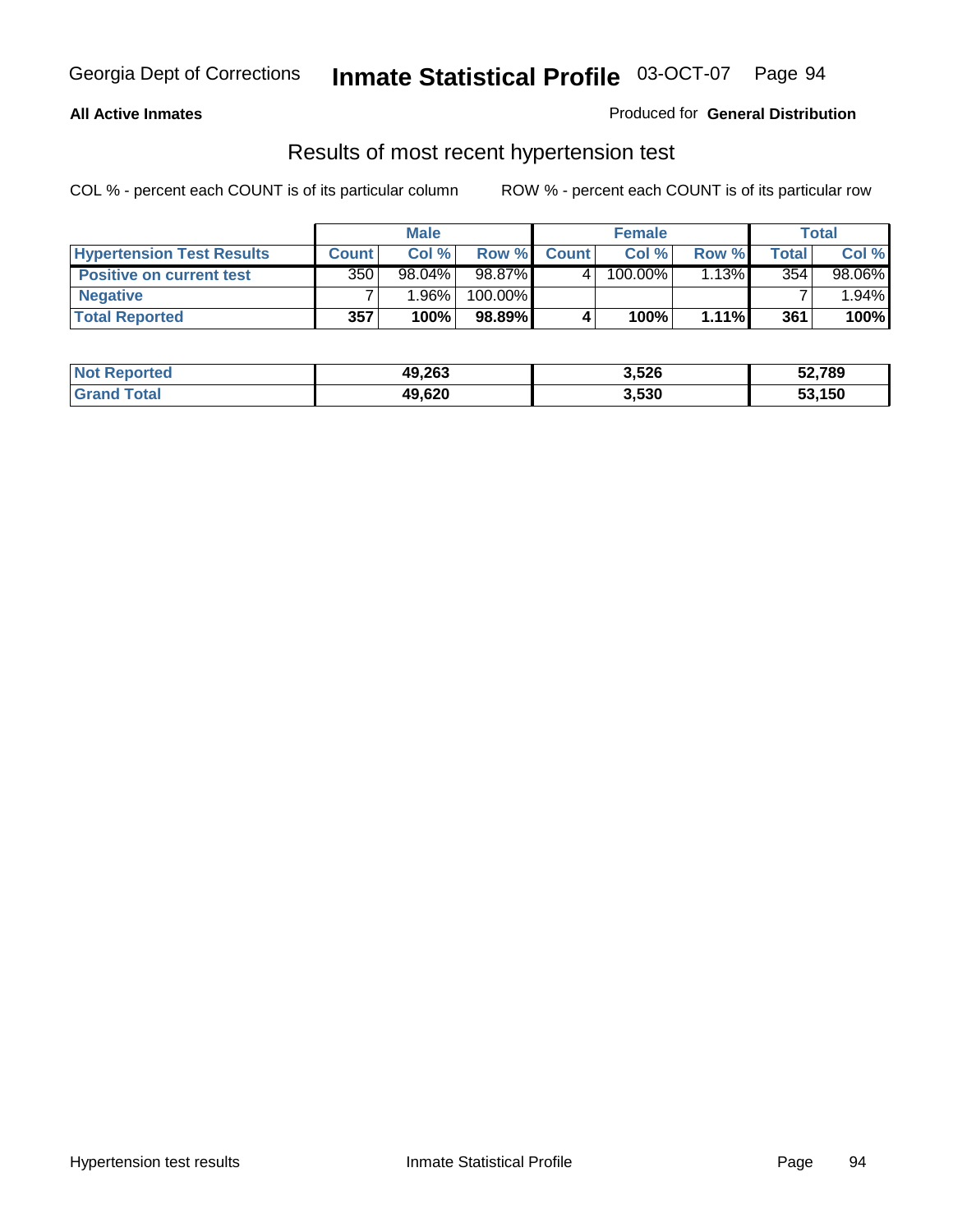Georgia Dept of Corrections **Inmate Statistical Profile** 03-OCT-07

**All Active Inmates** Produced for **General Distribution**

## Results of most recent hypertension test

COL % - percent each COUNT is of its particular column ROW % - percent each COUNT is of its particular row

| | Male | | | Female | | | Total | |
|---|---|---|---|---|---|---|---|---|
| **Hypertension Test Results** | **Count** | **Col %** | **Row %** | **Count** | **Col %** | **Row %** | **Total** | **Col %** |
| **Positive on current test** | 350 | 98.04% | 98.87% | 4 | 100.00% | 1.13% | 354 | 98.06% |
| **Negative** | 7 | 1.96% | 100.00% | | | | 7 | 1.94% |
| **Total Reported** | **357** | **100%** | **98.89%** | **4** | **100%** | **1.11%** | **361** | **100%** |

| | Male | Female | Total |
|---|---|---|---|
| **Not Reported** | **49,263** | **3,526** | **52,789** |
| **Grand Total** | **49,620** | **3,530** | **53,150** |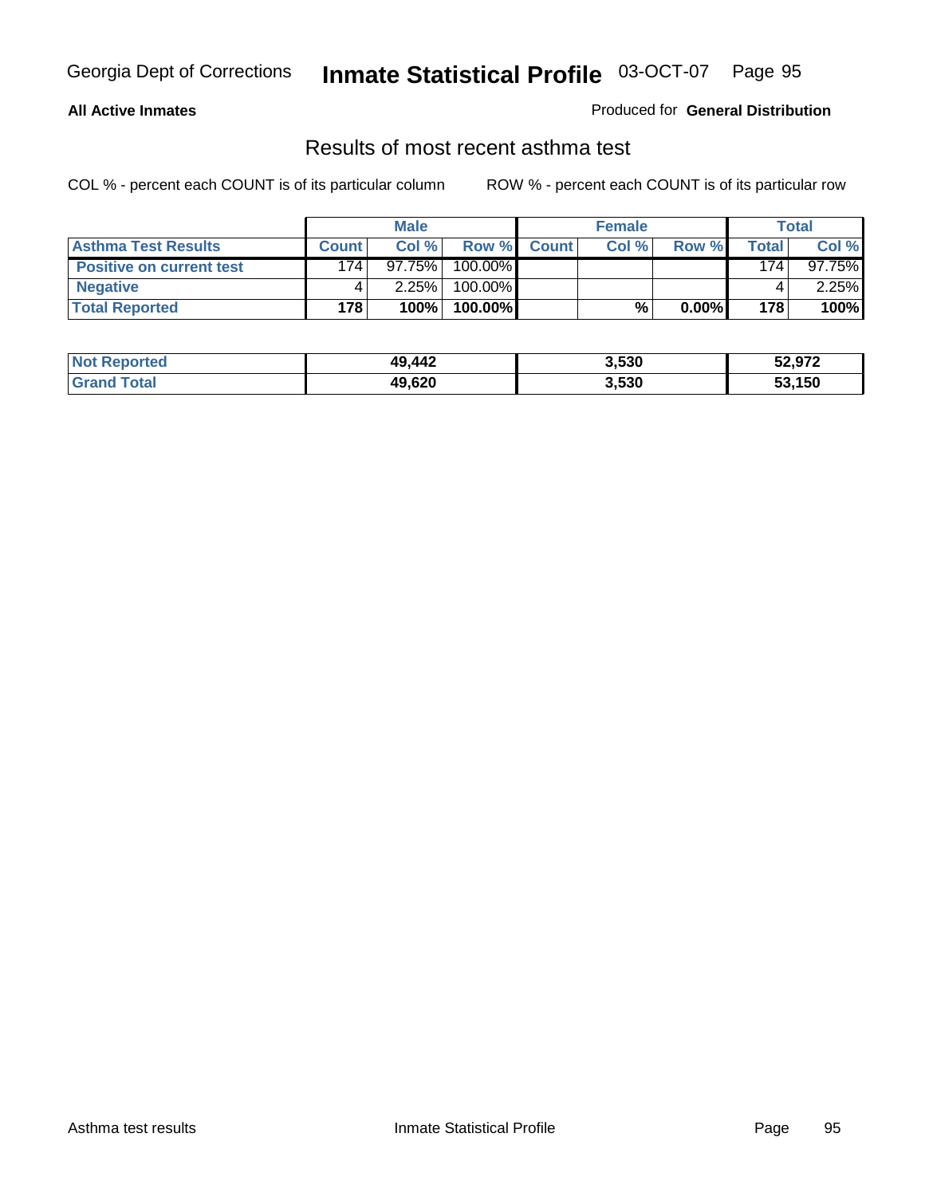Georgia Dept of Corrections **Inmate Statistical Profile** 03-OCT-07

**All Active Inmates**

Produced for **General Distribution**

## Results of most recent asthma test

COL % - percent each COUNT is of its particular column ROW % - percent each COUNT is of its particular row

| | Male | | | Female | | | Total | |
|---|---|---|---|---|---|---|---|---|
| **Asthma Test Results** | **Count** | **Col %** | **Row %** | **Count** | **Col %** | **Row %** | **Total** | **Col %** |
| **Positive on current test** | 174 | 97.75% | 100.00% | | | | 174 | 97.75% |
| **Negative** | 4 | 2.25% | 100.00% | | | | 4 | 2.25% |
| **Total Reported** | **178** | **100%** | **100.00%** | | **%** | **0.00%** | **178** | **100%** |

| | Male | Female | Total |
|---|---|---|---|
| **Not Reported** | **49,442** | **3,530** | **52,972** |
| **Grand Total** | **49,620** | **3,530** | **53,150** |

Asthma test results Inmate Statistical Profile